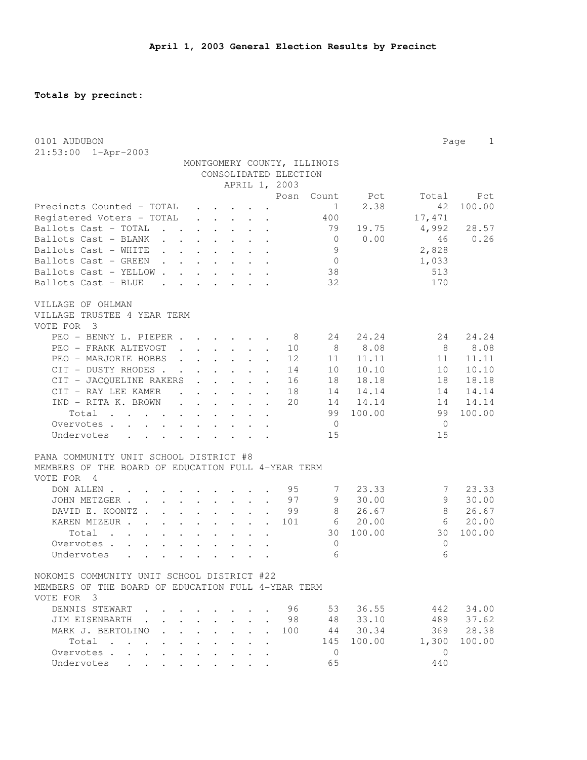# April 1, 2003 General Election Results by Precinct

**Totals by precinct:**

0101 AUDUBON
21:53:00 1-Apr-2003

MONTGOMERY COUNTY, ILLINOIS
CONSOLIDATED ELECTION
APRIL 1, 2003

| | Posn | Count | Pct | Total | Pct |
|---|---|---|---|---|---|
| Precincts Counted - TOTAL | | 1 | 2.38 | 42 | 100.00 |
| Registered Voters - TOTAL | | 400 | | 17,471 | |
| Ballots Cast - TOTAL | | 79 | 19.75 | 4,992 | 28.57 |
| Ballots Cast - BLANK | | 0 | 0.00 | 46 | 0.26 |
| Ballots Cast - WHITE | | 9 | | 2,828 | |
| Ballots Cast - GREEN | | 0 | | 1,033 | |
| Ballots Cast - YELLOW | | 38 | | 513 | |
| Ballots Cast - BLUE | | 32 | | 170 | |

VILLAGE OF OHLMAN
VILLAGE TRUSTEE 4 YEAR TERM
VOTE FOR 3

| | Posn | Count | Pct | Total | Pct |
|---|---|---|---|---|---|
| PEO - BENNY L. PIEPER | 8 | 24 | 24.24 | 24 | 24.24 |
| PEO - FRANK ALTEVOGT | 10 | 8 | 8.08 | 8 | 8.08 |
| PEO - MARJORIE HOBBS | 12 | 11 | 11.11 | 11 | 11.11 |
| CIT - DUSTY RHODES | 14 | 10 | 10.10 | 10 | 10.10 |
| CIT - JACQUELINE RAKERS | 16 | 18 | 18.18 | 18 | 18.18 |
| CIT - RAY LEE KAMER | 18 | 14 | 14.14 | 14 | 14.14 |
| IND - RITA K. BROWN | 20 | 14 | 14.14 | 14 | 14.14 |
| Total | | 99 | 100.00 | 99 | 100.00 |
| Overvotes | | 0 | | 0 | |
| Undervotes | | 15 | | 15 | |

PANA COMMUNITY UNIT SCHOOL DISTRICT #8
MEMBERS OF THE BOARD OF EDUCATION FULL 4-YEAR TERM
VOTE FOR 4

| | Posn | Count | Pct | Total | Pct |
|---|---|---|---|---|---|
| DON ALLEN | 95 | 7 | 23.33 | 7 | 23.33 |
| JOHN METZGER | 97 | 9 | 30.00 | 9 | 30.00 |
| DAVID E. KOONTZ | 99 | 8 | 26.67 | 8 | 26.67 |
| KAREN MIZEUR | 101 | 6 | 20.00 | 6 | 20.00 |
| Total | | 30 | 100.00 | 30 | 100.00 |
| Overvotes | | 0 | | 0 | |
| Undervotes | | 6 | | 6 | |

NOKOMIS COMMUNITY UNIT SCHOOL DISTRICT #22
MEMBERS OF THE BOARD OF EDUCATION FULL 4-YEAR TERM
VOTE FOR 3

| | Posn | Count | Pct | Total | Pct |
|---|---|---|---|---|---|
| DENNIS STEWART | 96 | 53 | 36.55 | 442 | 34.00 |
| JIM EISENBARTH | 98 | 48 | 33.10 | 489 | 37.62 |
| MARK J. BERTOLINO | 100 | 44 | 30.34 | 369 | 28.38 |
| Total | | 145 | 100.00 | 1,300 | 100.00 |
| Overvotes | | 0 | | 0 | |
| Undervotes | | 65 | | 440 | |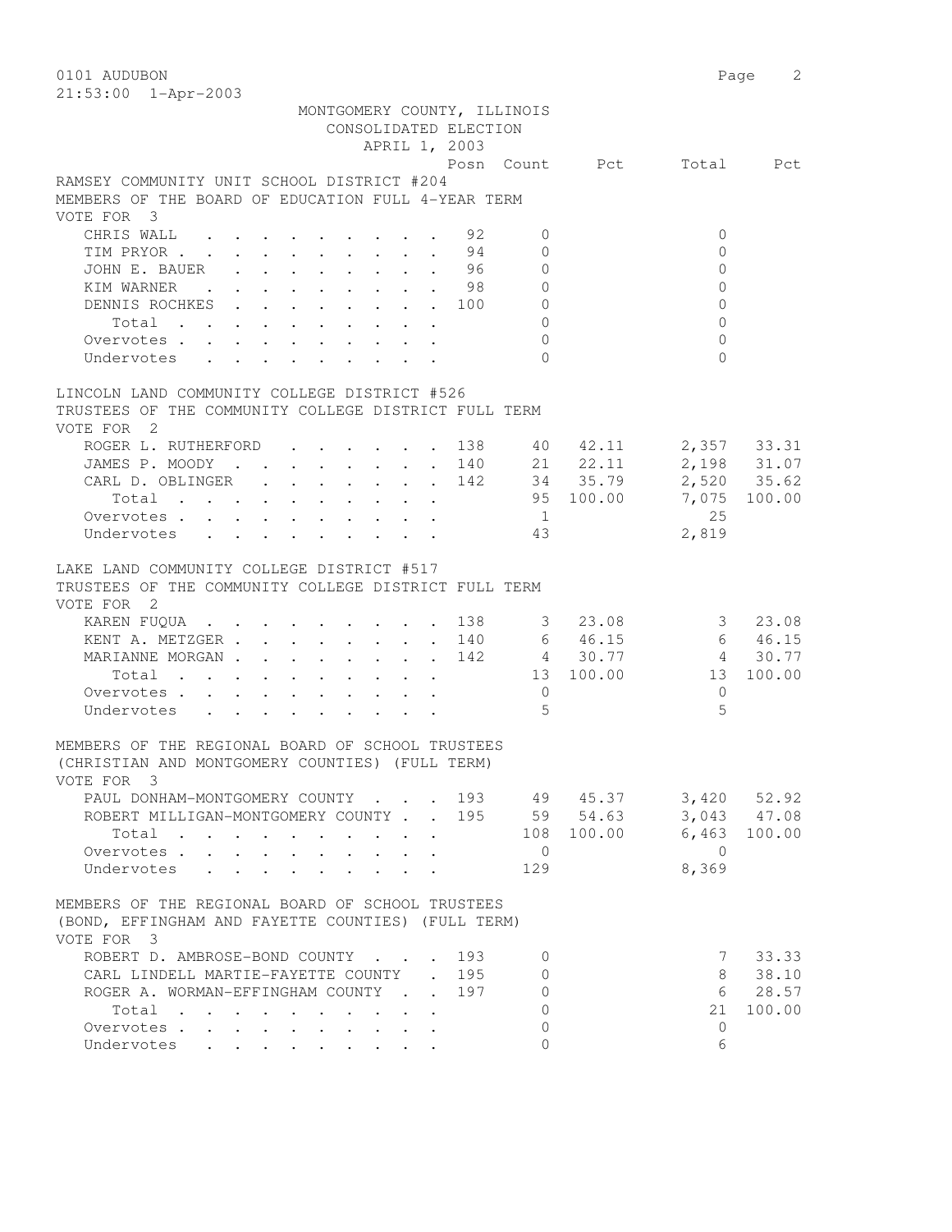0101 AUDUBON
21:53:00 1-Apr-2003

MONTGOMERY COUNTY, ILLINOIS
CONSOLIDATED ELECTION
APRIL 1, 2003

## RAMSEY COMMUNITY UNIT SCHOOL DISTRICT #204
MEMBERS OF THE BOARD OF EDUCATION FULL 4-YEAR TERM
VOTE FOR 3

| | Posn | Count | Pct | Total | Pct |
|---|---|---|---|---|---|
| CHRIS WALL | 92 | 0 | | 0 | |
| TIM PRYOR | 94 | 0 | | 0 | |
| JOHN E. BAUER | 96 | 0 | | 0 | |
| KIM WARNER | 98 | 0 | | 0 | |
| DENNIS ROCHKES | 100 | 0 | | 0 | |
| Total | | 0 | | 0 | |
| Overvotes | | 0 | | 0 | |
| Undervotes | | 0 | | 0 | |

## LINCOLN LAND COMMUNITY COLLEGE DISTRICT #526
TRUSTEES OF THE COMMUNITY COLLEGE DISTRICT FULL TERM
VOTE FOR 2

| | Posn | Count | Pct | Total | Pct |
|---|---|---|---|---|---|
| ROGER L. RUTHERFORD | 138 | 40 | 42.11 | 2,357 | 33.31 |
| JAMES P. MOODY | 140 | 21 | 22.11 | 2,198 | 31.07 |
| CARL D. OBLINGER | 142 | 34 | 35.79 | 2,520 | 35.62 |
| Total | | 95 | 100.00 | 7,075 | 100.00 |
| Overvotes | | 1 | | 25 | |
| Undervotes | | 43 | | 2,819 | |

## LAKE LAND COMMUNITY COLLEGE DISTRICT #517
TRUSTEES OF THE COMMUNITY COLLEGE DISTRICT FULL TERM
VOTE FOR 2

| | Posn | Count | Pct | Total | Pct |
|---|---|---|---|---|---|
| KAREN FUQUA | 138 | 3 | 23.08 | 3 | 23.08 |
| KENT A. METZGER | 140 | 6 | 46.15 | 6 | 46.15 |
| MARIANNE MORGAN | 142 | 4 | 30.77 | 4 | 30.77 |
| Total | | 13 | 100.00 | 13 | 100.00 |
| Overvotes | | 0 | | 0 | |
| Undervotes | | 5 | | 5 | |

## MEMBERS OF THE REGIONAL BOARD OF SCHOOL TRUSTEES
(CHRISTIAN AND MONTGOMERY COUNTIES) (FULL TERM)
VOTE FOR 3

| | Posn | Count | Pct | Total | Pct |
|---|---|---|---|---|---|
| PAUL DONHAM-MONTGOMERY COUNTY | 193 | 49 | 45.37 | 3,420 | 52.92 |
| ROBERT MILLIGAN-MONTGOMERY COUNTY | 195 | 59 | 54.63 | 3,043 | 47.08 |
| Total | | 108 | 100.00 | 6,463 | 100.00 |
| Overvotes | | 0 | | 0 | |
| Undervotes | | 129 | | 8,369 | |

## MEMBERS OF THE REGIONAL BOARD OF SCHOOL TRUSTEES
(BOND, EFFINGHAM AND FAYETTE COUNTIES) (FULL TERM)
VOTE FOR 3

| | Posn | Count | Pct | Total | Pct |
|---|---|---|---|---|---|
| ROBERT D. AMBROSE-BOND COUNTY | 193 | 0 | | 7 | 33.33 |
| CARL LINDELL MARTIE-FAYETTE COUNTY | 195 | 0 | | 8 | 38.10 |
| ROGER A. WORMAN-EFFINGHAM COUNTY | 197 | 0 | | 6 | 28.57 |
| Total | | 0 | | 21 | 100.00 |
| Overvotes | | 0 | | 0 | |
| Undervotes | | 0 | | 6 | |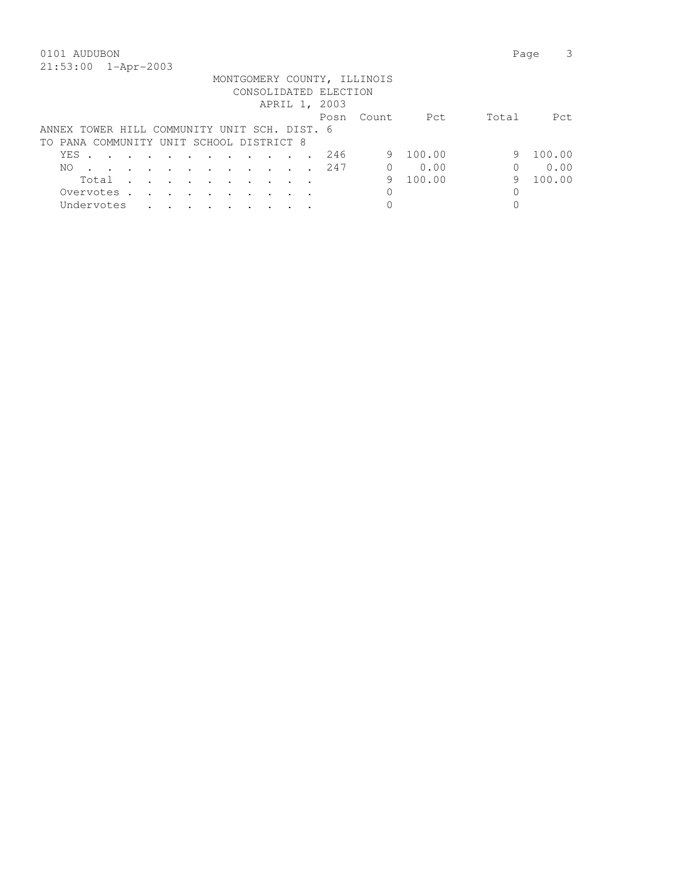0101 AUDUBON

21:53:00 1-Apr-2003

MONTGOMERY COUNTY, ILLINOIS
CONSOLIDATED ELECTION
APRIL 1, 2003

ANNEX TOWER HILL COMMUNITY UNIT SCH. DIST. 6
TO PANA COMMUNITY UNIT SCHOOL DISTRICT 8

| | Posn | Count | Pct | Total | Pct |
|---|---|---|---|---|---|
| YES | 246 | 9 | 100.00 | 9 | 100.00 |
| NO | 247 | 0 | 0.00 | 0 | 0.00 |
| Total | | 9 | 100.00 | 9 | 100.00 |
| Overvotes | | 0 | | 0 | |
| Undervotes | | 0 | | 0 | |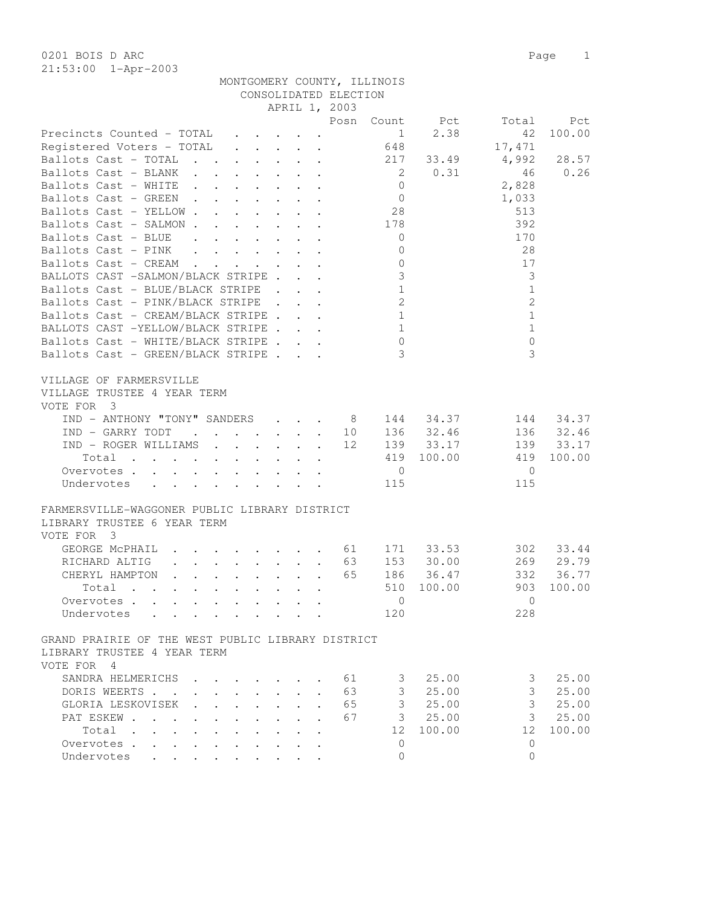0201 BOIS D ARC
21:53:00 1-Apr-2003

MONTGOMERY COUNTY, ILLINOIS
CONSOLIDATED ELECTION
APRIL 1, 2003

| | Posn | Count | Pct | Total | Pct |
|---|---|---|---|---|---|
| Precincts Counted - TOTAL | | 1 | 2.38 | 42 | 100.00 |
| Registered Voters - TOTAL | | 648 | | 17,471 | |
| Ballots Cast - TOTAL | | 217 | 33.49 | 4,992 | 28.57 |
| Ballots Cast - BLANK | | 2 | 0.31 | 46 | 0.26 |
| Ballots Cast - WHITE | | 0 | | 2,828 | |
| Ballots Cast - GREEN | | 0 | | 1,033 | |
| Ballots Cast - YELLOW | | 28 | | 513 | |
| Ballots Cast - SALMON | | 178 | | 392 | |
| Ballots Cast - BLUE | | 0 | | 170 | |
| Ballots Cast - PINK | | 0 | | 28 | |
| Ballots Cast - CREAM | | 0 | | 17 | |
| BALLOTS CAST -SALMON/BLACK STRIPE | | 3 | | 3 | |
| Ballots Cast - BLUE/BLACK STRIPE | | 1 | | 1 | |
| Ballots Cast - PINK/BLACK STRIPE | | 2 | | 2 | |
| Ballots Cast - CREAM/BLACK STRIPE | | 1 | | 1 | |
| BALLOTS CAST -YELLOW/BLACK STRIPE | | 1 | | 1 | |
| Ballots Cast - WHITE/BLACK STRIPE | | 0 | | 0 | |
| Ballots Cast - GREEN/BLACK STRIPE | | 3 | | 3 | |

VILLAGE OF FARMERSVILLE
VILLAGE TRUSTEE 4 YEAR TERM
VOTE FOR 3

| | Posn | Count | Pct | Total | Pct |
|---|---|---|---|---|---|
| IND - ANTHONY "TONY" SANDERS | 8 | 144 | 34.37 | 144 | 34.37 |
| IND - GARRY TODT | 10 | 136 | 32.46 | 136 | 32.46 |
| IND - ROGER WILLIAMS | 12 | 139 | 33.17 | 139 | 33.17 |
| Total | | 419 | 100.00 | 419 | 100.00 |
| Overvotes | | 0 | | 0 | |
| Undervotes | | 115 | | 115 | |

FARMERSVILLE-WAGGONER PUBLIC LIBRARY DISTRICT
LIBRARY TRUSTEE 6 YEAR TERM
VOTE FOR 3

| | Posn | Count | Pct | Total | Pct |
|---|---|---|---|---|---|
| GEORGE McPHAIL | 61 | 171 | 33.53 | 302 | 33.44 |
| RICHARD ALTIG | 63 | 153 | 30.00 | 269 | 29.79 |
| CHERYL HAMPTON | 65 | 186 | 36.47 | 332 | 36.77 |
| Total | | 510 | 100.00 | 903 | 100.00 |
| Overvotes | | 0 | | 0 | |
| Undervotes | | 120 | | 228 | |

GRAND PRAIRIE OF THE WEST PUBLIC LIBRARY DISTRICT
LIBRARY TRUSTEE 4 YEAR TERM
VOTE FOR 4

| | Posn | Count | Pct | Total | Pct |
|---|---|---|---|---|---|
| SANDRA HELMERICHS | 61 | 3 | 25.00 | 3 | 25.00 |
| DORIS WEERTS | 63 | 3 | 25.00 | 3 | 25.00 |
| GLORIA LESKOVISEK | 65 | 3 | 25.00 | 3 | 25.00 |
| PAT ESKEW | 67 | 3 | 25.00 | 3 | 25.00 |
| Total | | 12 | 100.00 | 12 | 100.00 |
| Overvotes | | 0 | | 0 | |
| Undervotes | | 0 | | 0 | |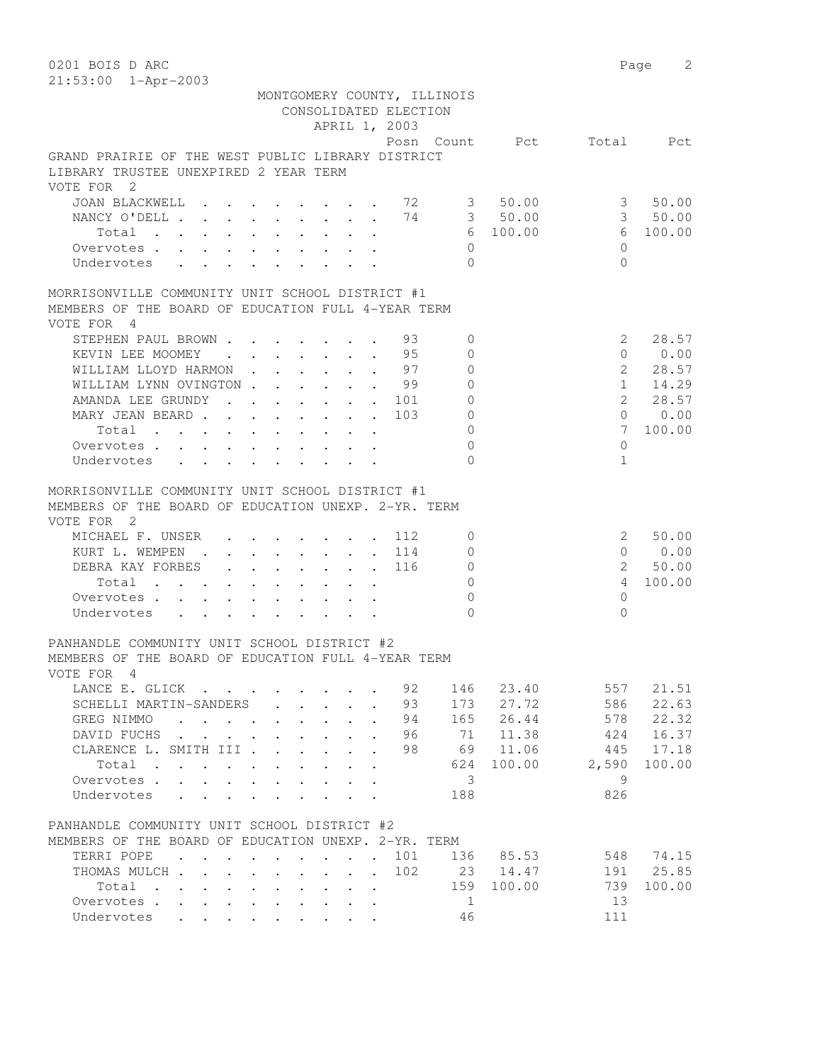0201 BOIS D ARC
21:53:00 1-Apr-2003

MONTGOMERY COUNTY, ILLINOIS
CONSOLIDATED ELECTION
APRIL 1, 2003

## GRAND PRAIRIE OF THE WEST PUBLIC LIBRARY DISTRICT
LIBRARY TRUSTEE UNEXPIRED 2 YEAR TERM
VOTE FOR 2

| | Posn | Count | Pct | Total | Pct |
|---|---|---|---|---|---|
| JOAN BLACKWELL | 72 | 3 | 50.00 | 3 | 50.00 |
| NANCY O'DELL | 74 | 3 | 50.00 | 3 | 50.00 |
| Total | | 6 | 100.00 | 6 | 100.00 |
| Overvotes | | 0 | | 0 | |
| Undervotes | | 0 | | 0 | |

## MORRISONVILLE COMMUNITY UNIT SCHOOL DISTRICT #1
MEMBERS OF THE BOARD OF EDUCATION FULL 4-YEAR TERM
VOTE FOR 4

| | Posn | Count | Pct | Total | Pct |
|---|---|---|---|---|---|
| STEPHEN PAUL BROWN | 93 | 0 | | 2 | 28.57 |
| KEVIN LEE MOOMEY | 95 | 0 | | 0 | 0.00 |
| WILLIAM LLOYD HARMON | 97 | 0 | | 2 | 28.57 |
| WILLIAM LYNN OVINGTON | 99 | 0 | | 1 | 14.29 |
| AMANDA LEE GRUNDY | 101 | 0 | | 2 | 28.57 |
| MARY JEAN BEARD | 103 | 0 | | 0 | 0.00 |
| Total | | 0 | | 7 | 100.00 |
| Overvotes | | 0 | | 0 | |
| Undervotes | | 0 | | 1 | |

## MORRISONVILLE COMMUNITY UNIT SCHOOL DISTRICT #1
MEMBERS OF THE BOARD OF EDUCATION UNEXP. 2-YR. TERM
VOTE FOR 2

| | Posn | Count | Pct | Total | Pct |
|---|---|---|---|---|---|
| MICHAEL F. UNSER | 112 | 0 | | 2 | 50.00 |
| KURT L. WEMPEN | 114 | 0 | | 0 | 0.00 |
| DEBRA KAY FORBES | 116 | 0 | | 2 | 50.00 |
| Total | | 0 | | 4 | 100.00 |
| Overvotes | | 0 | | 0 | |
| Undervotes | | 0 | | 0 | |

## PANHANDLE COMMUNITY UNIT SCHOOL DISTRICT #2
MEMBERS OF THE BOARD OF EDUCATION FULL 4-YEAR TERM
VOTE FOR 4

| | Posn | Count | Pct | Total | Pct |
|---|---|---|---|---|---|
| LANCE E. GLICK | 92 | 146 | 23.40 | 557 | 21.51 |
| SCHELLI MARTIN-SANDERS | 93 | 173 | 27.72 | 586 | 22.63 |
| GREG NIMMO | 94 | 165 | 26.44 | 578 | 22.32 |
| DAVID FUCHS | 96 | 71 | 11.38 | 424 | 16.37 |
| CLARENCE L. SMITH III | 98 | 69 | 11.06 | 445 | 17.18 |
| Total | | 624 | 100.00 | 2,590 | 100.00 |
| Overvotes | | 3 | | 9 | |
| Undervotes | | 188 | | 826 | |

## PANHANDLE COMMUNITY UNIT SCHOOL DISTRICT #2
MEMBERS OF THE BOARD OF EDUCATION UNEXP. 2-YR. TERM

| | Posn | Count | Pct | Total | Pct |
|---|---|---|---|---|---|
| TERRI POPE | 101 | 136 | 85.53 | 548 | 74.15 |
| THOMAS MULCH | 102 | 23 | 14.47 | 191 | 25.85 |
| Total | | 159 | 100.00 | 739 | 100.00 |
| Overvotes | | 1 | | 13 | |
| Undervotes | | 46 | | 111 | |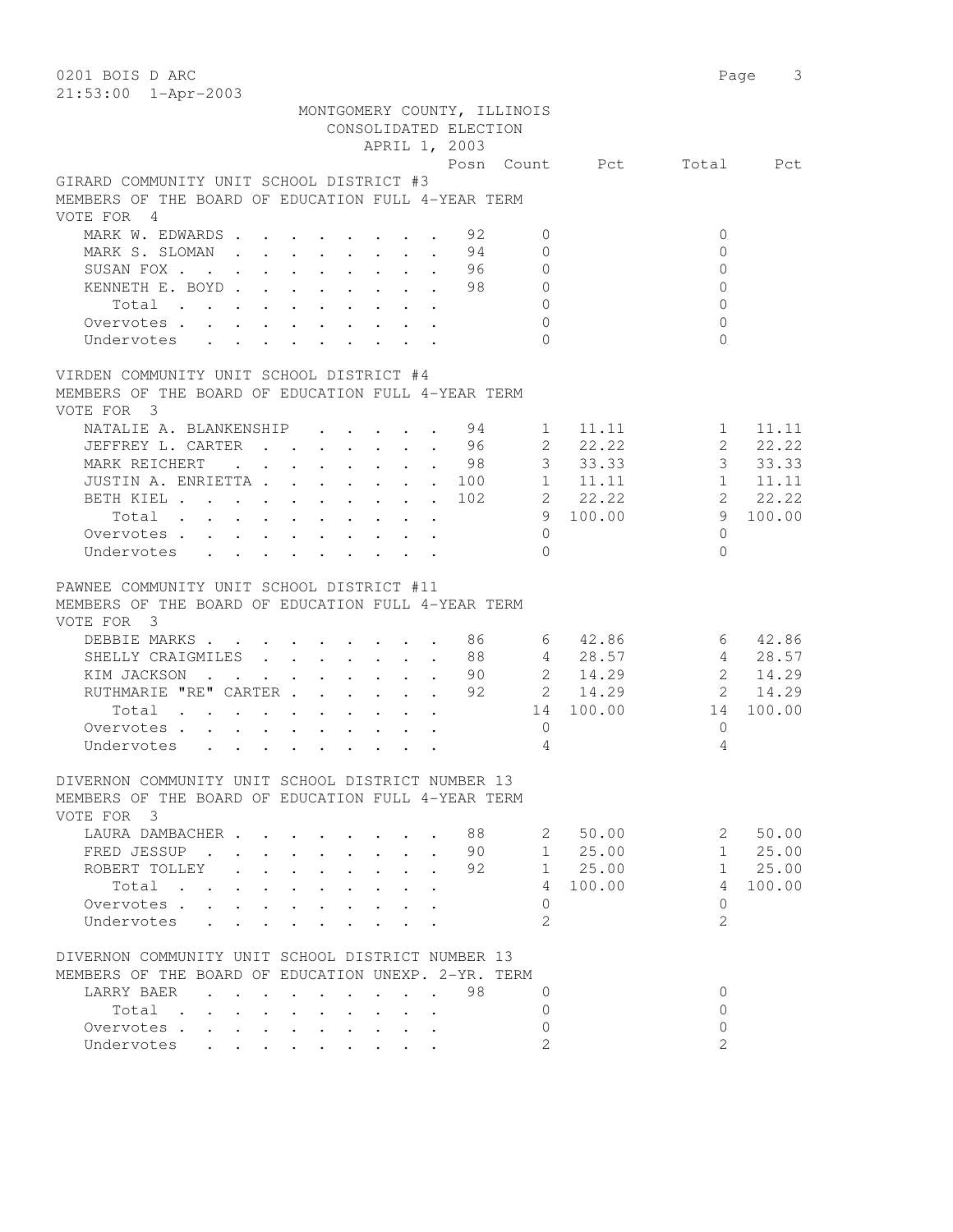MONTGOMERY COUNTY, ILLINOIS
CONSOLIDATED ELECTION
APRIL 1, 2003

0201 BOIS D ARC

## GIRARD COMMUNITY UNIT SCHOOL DISTRICT #3
MEMBERS OF THE BOARD OF EDUCATION FULL 4-YEAR TERM
VOTE FOR 4

| | Posn | Count | Pct | Total | Pct |
|---|---|---|---|---|---|
| MARK W. EDWARDS | 92 | 0 | | 0 | |
| MARK S. SLOMAN | 94 | 0 | | 0 | |
| SUSAN FOX | 96 | 0 | | 0 | |
| KENNETH E. BOYD | 98 | 0 | | 0 | |
| Total | | 0 | | 0 | |
| Overvotes | | 0 | | 0 | |
| Undervotes | | 0 | | 0 | |

## VIRDEN COMMUNITY UNIT SCHOOL DISTRICT #4
MEMBERS OF THE BOARD OF EDUCATION FULL 4-YEAR TERM
VOTE FOR 3

| | Posn | Count | Pct | Total | Pct |
|---|---|---|---|---|---|
| NATALIE A. BLANKENSHIP | 94 | 1 | 11.11 | 1 | 11.11 |
| JEFFREY L. CARTER | 96 | 2 | 22.22 | 2 | 22.22 |
| MARK REICHERT | 98 | 3 | 33.33 | 3 | 33.33 |
| JUSTIN A. ENRIETTA | 100 | 1 | 11.11 | 1 | 11.11 |
| BETH KIEL | 102 | 2 | 22.22 | 2 | 22.22 |
| Total | | 9 | 100.00 | 9 | 100.00 |
| Overvotes | | 0 | | 0 | |
| Undervotes | | 0 | | 0 | |

## PAWNEE COMMUNITY UNIT SCHOOL DISTRICT #11
MEMBERS OF THE BOARD OF EDUCATION FULL 4-YEAR TERM
VOTE FOR 3

| | Posn | Count | Pct | Total | Pct |
|---|---|---|---|---|---|
| DEBBIE MARKS | 86 | 6 | 42.86 | 6 | 42.86 |
| SHELLY CRAIGMILES | 88 | 4 | 28.57 | 4 | 28.57 |
| KIM JACKSON | 90 | 2 | 14.29 | 2 | 14.29 |
| RUTHMARIE "RE" CARTER | 92 | 2 | 14.29 | 2 | 14.29 |
| Total | | 14 | 100.00 | 14 | 100.00 |
| Overvotes | | 0 | | 0 | |
| Undervotes | | 4 | | 4 | |

## DIVERNON COMMUNITY UNIT SCHOOL DISTRICT NUMBER 13
MEMBERS OF THE BOARD OF EDUCATION FULL 4-YEAR TERM
VOTE FOR 3

| | Posn | Count | Pct | Total | Pct |
|---|---|---|---|---|---|
| LAURA DAMBACHER | 88 | 2 | 50.00 | 2 | 50.00 |
| FRED JESSUP | 90 | 1 | 25.00 | 1 | 25.00 |
| ROBERT TOLLEY | 92 | 1 | 25.00 | 1 | 25.00 |
| Total | | 4 | 100.00 | 4 | 100.00 |
| Overvotes | | 0 | | 0 | |
| Undervotes | | 2 | | 2 | |

## DIVERNON COMMUNITY UNIT SCHOOL DISTRICT NUMBER 13
MEMBERS OF THE BOARD OF EDUCATION UNEXP. 2-YR. TERM

| | Posn | Count | Pct | Total | Pct |
|---|---|---|---|---|---|
| LARRY BAER | 98 | 0 | | 0 | |
| Total | | 0 | | 0 | |
| Overvotes | | 0 | | 0 | |
| Undervotes | | 2 | | 2 | |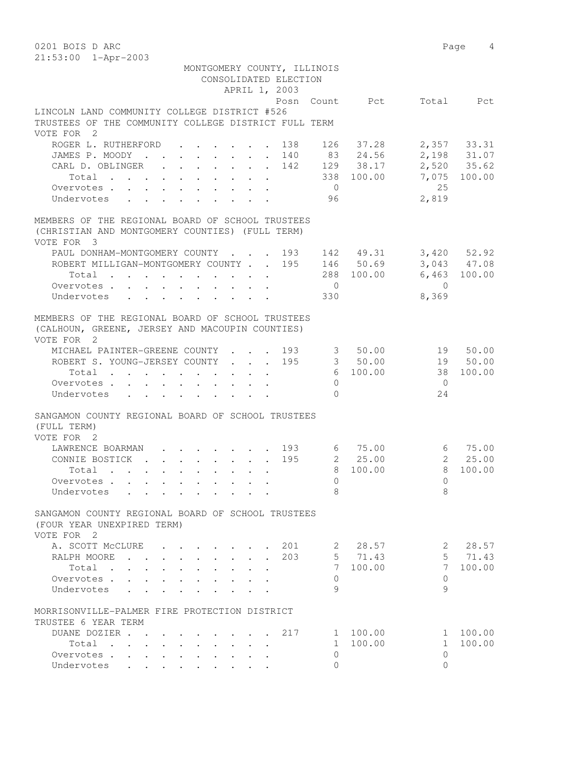MONTGOMERY COUNTY, ILLINOIS
CONSOLIDATED ELECTION
APRIL 1, 2003

### LINCOLN LAND COMMUNITY COLLEGE DISTRICT #526
TRUSTEES OF THE COMMUNITY COLLEGE DISTRICT FULL TERM
VOTE FOR 2

| | Posn | Count | Pct | Total | Pct |
|---|---|---|---|---|---|
| ROGER L. RUTHERFORD | 138 | 126 | 37.28 | 2,357 | 33.31 |
| JAMES P. MOODY | 140 | 83 | 24.56 | 2,198 | 31.07 |
| CARL D. OBLINGER | 142 | 129 | 38.17 | 2,520 | 35.62 |
| Total | | 338 | 100.00 | 7,075 | 100.00 |
| Overvotes | | 0 | | 25 | |
| Undervotes | | 96 | | 2,819 | |

### MEMBERS OF THE REGIONAL BOARD OF SCHOOL TRUSTEES
(CHRISTIAN AND MONTGOMERY COUNTIES) (FULL TERM)
VOTE FOR 3

| | Posn | Count | Pct | Total | Pct |
|---|---|---|---|---|---|
| PAUL DONHAM-MONTGOMERY COUNTY | 193 | 142 | 49.31 | 3,420 | 52.92 |
| ROBERT MILLIGAN-MONTGOMERY COUNTY | 195 | 146 | 50.69 | 3,043 | 47.08 |
| Total | | 288 | 100.00 | 6,463 | 100.00 |
| Overvotes | | 0 | | 0 | |
| Undervotes | | 330 | | 8,369 | |

### MEMBERS OF THE REGIONAL BOARD OF SCHOOL TRUSTEES
(CALHOUN, GREENE, JERSEY AND MACOUPIN COUNTIES)
VOTE FOR 2

| | Posn | Count | Pct | Total | Pct |
|---|---|---|---|---|---|
| MICHAEL PAINTER-GREENE COUNTY | 193 | 3 | 50.00 | 19 | 50.00 |
| ROBERT S. YOUNG-JERSEY COUNTY | 195 | 3 | 50.00 | 19 | 50.00 |
| Total | | 6 | 100.00 | 38 | 100.00 |
| Overvotes | | 0 | | 0 | |
| Undervotes | | 0 | | 24 | |

### SANGAMON COUNTY REGIONAL BOARD OF SCHOOL TRUSTEES
(FULL TERM)
VOTE FOR 2

| | Posn | Count | Pct | Total | Pct |
|---|---|---|---|---|---|
| LAWRENCE BOARMAN | 193 | 6 | 75.00 | 6 | 75.00 |
| CONNIE BOSTICK | 195 | 2 | 25.00 | 2 | 25.00 |
| Total | | 8 | 100.00 | 8 | 100.00 |
| Overvotes | | 0 | | 0 | |
| Undervotes | | 8 | | 8 | |

### SANGAMON COUNTY REGIONAL BOARD OF SCHOOL TRUSTEES
(FOUR YEAR UNEXPIRED TERM)
VOTE FOR 2

| | Posn | Count | Pct | Total | Pct |
|---|---|---|---|---|---|
| A. SCOTT McCLURE | 201 | 2 | 28.57 | 2 | 28.57 |
| RALPH MOORE | 203 | 5 | 71.43 | 5 | 71.43 |
| Total | | 7 | 100.00 | 7 | 100.00 |
| Overvotes | | 0 | | 0 | |
| Undervotes | | 9 | | 9 | |

### MORRISONVILLE-PALMER FIRE PROTECTION DISTRICT
TRUSTEE 6 YEAR TERM

| | Posn | Count | Pct | Total | Pct |
|---|---|---|---|---|---|
| DUANE DOZIER | 217 | 1 | 100.00 | 1 | 100.00 |
| Total | | 1 | 100.00 | 1 | 100.00 |
| Overvotes | | 0 | | 0 | |
| Undervotes | | 0 | | 0 | |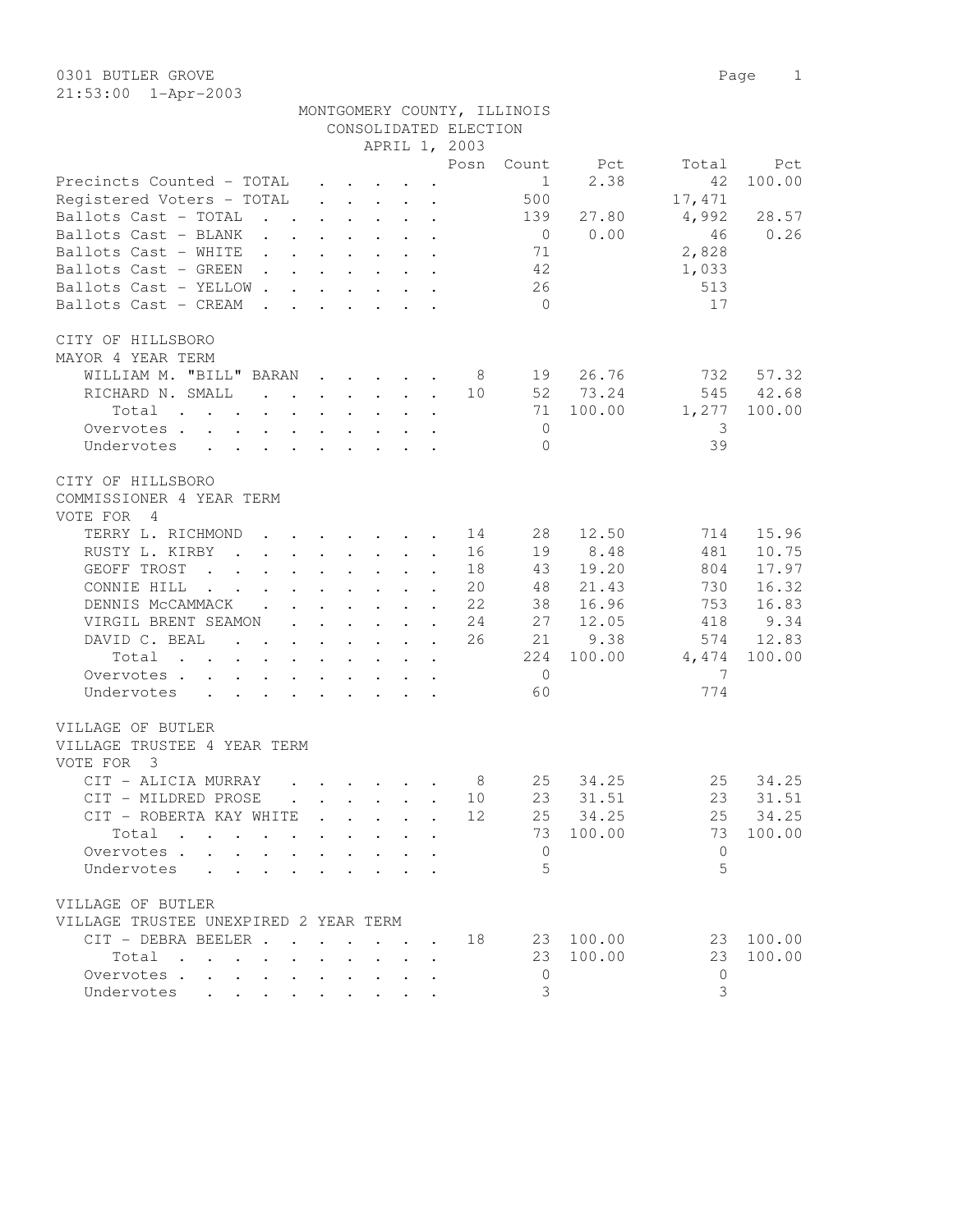0301 BUTLER GROVE
21:53:00 1-Apr-2003

MONTGOMERY COUNTY, ILLINOIS
CONSOLIDATED ELECTION
APRIL 1, 2003

| | Posn | Count | Pct | Total | Pct |
|---|---|---|---|---|---|
| Precincts Counted - TOTAL | | 1 | 2.38 | 42 | 100.00 |
| Registered Voters - TOTAL | | 500 | | 17,471 | |
| Ballots Cast - TOTAL | | 139 | 27.80 | 4,992 | 28.57 |
| Ballots Cast - BLANK | | 0 | 0.00 | 46 | 0.26 |
| Ballots Cast - WHITE | | 71 | | 2,828 | |
| Ballots Cast - GREEN | | 42 | | 1,033 | |
| Ballots Cast - YELLOW | | 26 | | 513 | |
| Ballots Cast - CREAM | | 0 | | 17 | |

CITY OF HILLSBORO
MAYOR 4 YEAR TERM

| | Posn | Count | Pct | Total | Pct |
|---|---|---|---|---|---|
| WILLIAM M. "BILL" BARAN | 8 | 19 | 26.76 | 732 | 57.32 |
| RICHARD N. SMALL | 10 | 52 | 73.24 | 545 | 42.68 |
| Total | | 71 | 100.00 | 1,277 | 100.00 |
| Overvotes | | 0 | | 3 | |
| Undervotes | | 0 | | 39 | |

CITY OF HILLSBORO
COMMISSIONER 4 YEAR TERM
VOTE FOR 4

| | Posn | Count | Pct | Total | Pct |
|---|---|---|---|---|---|
| TERRY L. RICHMOND | 14 | 28 | 12.50 | 714 | 15.96 |
| RUSTY L. KIRBY | 16 | 19 | 8.48 | 481 | 10.75 |
| GEOFF TROST | 18 | 43 | 19.20 | 804 | 17.97 |
| CONNIE HILL | 20 | 48 | 21.43 | 730 | 16.32 |
| DENNIS McCAMMACK | 22 | 38 | 16.96 | 753 | 16.83 |
| VIRGIL BRENT SEAMON | 24 | 27 | 12.05 | 418 | 9.34 |
| DAVID C. BEAL | 26 | 21 | 9.38 | 574 | 12.83 |
| Total | | 224 | 100.00 | 4,474 | 100.00 |
| Overvotes | | 0 | | 7 | |
| Undervotes | | 60 | | 774 | |

VILLAGE OF BUTLER
VILLAGE TRUSTEE 4 YEAR TERM
VOTE FOR 3

| | Posn | Count | Pct | Total | Pct |
|---|---|---|---|---|---|
| CIT - ALICIA MURRAY | 8 | 25 | 34.25 | 25 | 34.25 |
| CIT - MILDRED PROSE | 10 | 23 | 31.51 | 23 | 31.51 |
| CIT - ROBERTA KAY WHITE | 12 | 25 | 34.25 | 25 | 34.25 |
| Total | | 73 | 100.00 | 73 | 100.00 |
| Overvotes | | 0 | | 0 | |
| Undervotes | | 5 | | 5 | |

VILLAGE OF BUTLER
VILLAGE TRUSTEE UNEXPIRED 2 YEAR TERM

| | Posn | Count | Pct | Total | Pct |
|---|---|---|---|---|---|
| CIT - DEBRA BEELER | 18 | 23 | 100.00 | 23 | 100.00 |
| Total | | 23 | 100.00 | 23 | 100.00 |
| Overvotes | | 0 | | 0 | |
| Undervotes | | 3 | | 3 | |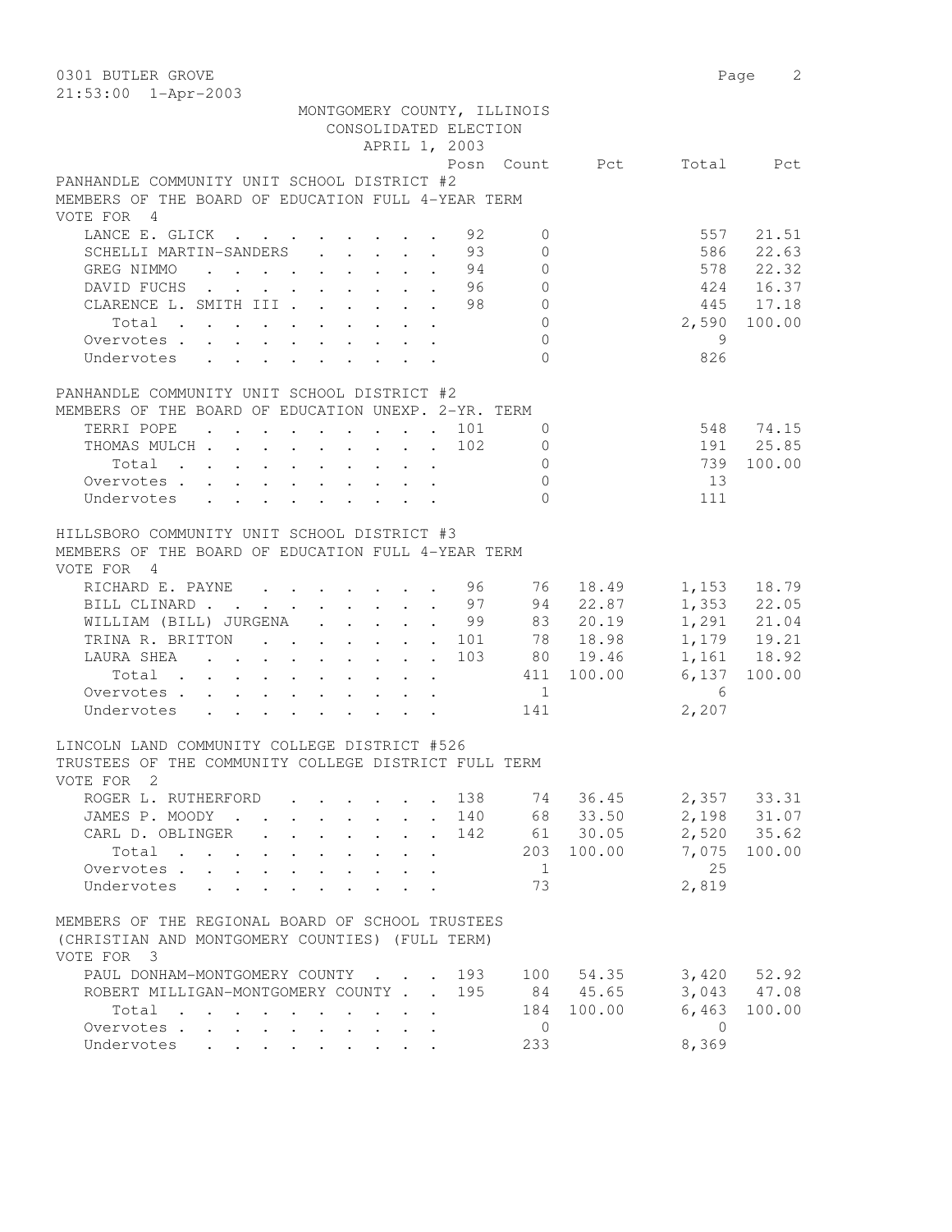0301 BUTLER GROVE

21:53:00 1-Apr-2003

MONTGOMERY COUNTY, ILLINOIS
CONSOLIDATED ELECTION
APRIL 1, 2003

PANHANDLE COMMUNITY UNIT SCHOOL DISTRICT #2
MEMBERS OF THE BOARD OF EDUCATION FULL 4-YEAR TERM
VOTE FOR 4

| | Posn | Count | Pct | Total | Pct |
|---|---|---|---|---|---|
| LANCE E. GLICK | 92 | 0 | | 557 | 21.51 |
| SCHELLI MARTIN-SANDERS | 93 | 0 | | 586 | 22.63 |
| GREG NIMMO | 94 | 0 | | 578 | 22.32 |
| DAVID FUCHS | 96 | 0 | | 424 | 16.37 |
| CLARENCE L. SMITH III | 98 | 0 | | 445 | 17.18 |
| Total | | 0 | | 2,590 | 100.00 |
| Overvotes | | 0 | | 9 | |
| Undervotes | | 0 | | 826 | |

PANHANDLE COMMUNITY UNIT SCHOOL DISTRICT #2
MEMBERS OF THE BOARD OF EDUCATION UNEXP. 2-YR. TERM

| | Posn | Count | Pct | Total | Pct |
|---|---|---|---|---|---|
| TERRI POPE | 101 | 0 | | 548 | 74.15 |
| THOMAS MULCH | 102 | 0 | | 191 | 25.85 |
| Total | | 0 | | 739 | 100.00 |
| Overvotes | | 0 | | 13 | |
| Undervotes | | 0 | | 111 | |

HILLSBORO COMMUNITY UNIT SCHOOL DISTRICT #3
MEMBERS OF THE BOARD OF EDUCATION FULL 4-YEAR TERM
VOTE FOR 4

| | Posn | Count | Pct | Total | Pct |
|---|---|---|---|---|---|
| RICHARD E. PAYNE | 96 | 76 | 18.49 | 1,153 | 18.79 |
| BILL CLINARD | 97 | 94 | 22.87 | 1,353 | 22.05 |
| WILLIAM (BILL) JURGENA | 99 | 83 | 20.19 | 1,291 | 21.04 |
| TRINA R. BRITTON | 101 | 78 | 18.98 | 1,179 | 19.21 |
| LAURA SHEA | 103 | 80 | 19.46 | 1,161 | 18.92 |
| Total | | 411 | 100.00 | 6,137 | 100.00 |
| Overvotes | | 1 | | 6 | |
| Undervotes | | 141 | | 2,207 | |

LINCOLN LAND COMMUNITY COLLEGE DISTRICT #526
TRUSTEES OF THE COMMUNITY COLLEGE DISTRICT FULL TERM
VOTE FOR 2

| | Posn | Count | Pct | Total | Pct |
|---|---|---|---|---|---|
| ROGER L. RUTHERFORD | 138 | 74 | 36.45 | 2,357 | 33.31 |
| JAMES P. MOODY | 140 | 68 | 33.50 | 2,198 | 31.07 |
| CARL D. OBLINGER | 142 | 61 | 30.05 | 2,520 | 35.62 |
| Total | | 203 | 100.00 | 7,075 | 100.00 |
| Overvotes | | 1 | | 25 | |
| Undervotes | | 73 | | 2,819 | |

MEMBERS OF THE REGIONAL BOARD OF SCHOOL TRUSTEES
(CHRISTIAN AND MONTGOMERY COUNTIES) (FULL TERM)
VOTE FOR 3

| | Posn | Count | Pct | Total | Pct |
|---|---|---|---|---|---|
| PAUL DONHAM-MONTGOMERY COUNTY | 193 | 100 | 54.35 | 3,420 | 52.92 |
| ROBERT MILLIGAN-MONTGOMERY COUNTY | 195 | 84 | 45.65 | 3,043 | 47.08 |
| Total | | 184 | 100.00 | 6,463 | 100.00 |
| Overvotes | | 0 | | 0 | |
| Undervotes | | 233 | | 8,369 | |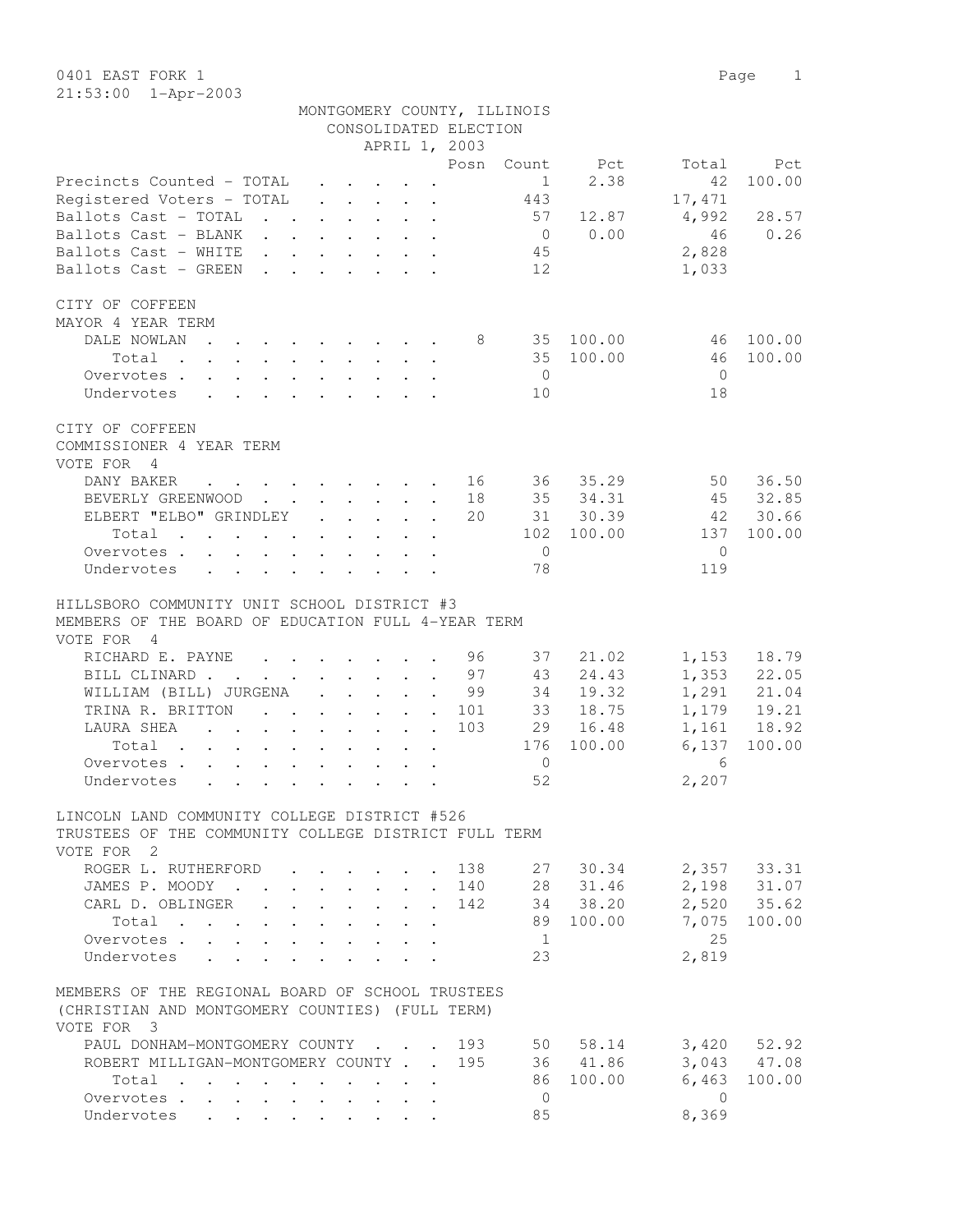0401 EAST FORK 1

21:53:00 1-Apr-2003

MONTGOMERY COUNTY, ILLINOIS
CONSOLIDATED ELECTION
APRIL 1, 2003

| | Posn | Count | Pct | Total | Pct |
|---|---|---|---|---|---|
| Precincts Counted - TOTAL | | 1 | 2.38 | 42 | 100.00 |
| Registered Voters - TOTAL | | 443 | | 17,471 | |
| Ballots Cast - TOTAL | | 57 | 12.87 | 4,992 | 28.57 |
| Ballots Cast - BLANK | | 0 | 0.00 | 46 | 0.26 |
| Ballots Cast - WHITE | | 45 | | 2,828 | |
| Ballots Cast - GREEN | | 12 | | 1,033 | |

CITY OF COFFEEN
MAYOR 4 YEAR TERM

| | Posn | Count | Pct | Total | Pct |
|---|---|---|---|---|---|
| DALE NOWLAN | 8 | 35 | 100.00 | 46 | 100.00 |
| Total | | 35 | 100.00 | 46 | 100.00 |
| Overvotes | | 0 | | 0 | |
| Undervotes | | 10 | | 18 | |

CITY OF COFFEEN
COMMISSIONER 4 YEAR TERM
VOTE FOR 4

| | Posn | Count | Pct | Total | Pct |
|---|---|---|---|---|---|
| DANY BAKER | 16 | 36 | 35.29 | 50 | 36.50 |
| BEVERLY GREENWOOD | 18 | 35 | 34.31 | 45 | 32.85 |
| ELBERT "ELBO" GRINDLEY | 20 | 31 | 30.39 | 42 | 30.66 |
| Total | | 102 | 100.00 | 137 | 100.00 |
| Overvotes | | 0 | | 0 | |
| Undervotes | | 78 | | 119 | |

HILLSBORO COMMUNITY UNIT SCHOOL DISTRICT #3
MEMBERS OF THE BOARD OF EDUCATION FULL 4-YEAR TERM
VOTE FOR 4

| | Posn | Count | Pct | Total | Pct |
|---|---|---|---|---|---|
| RICHARD E. PAYNE | 96 | 37 | 21.02 | 1,153 | 18.79 |
| BILL CLINARD | 97 | 43 | 24.43 | 1,353 | 22.05 |
| WILLIAM (BILL) JURGENA | 99 | 34 | 19.32 | 1,291 | 21.04 |
| TRINA R. BRITTON | 101 | 33 | 18.75 | 1,179 | 19.21 |
| LAURA SHEA | 103 | 29 | 16.48 | 1,161 | 18.92 |
| Total | | 176 | 100.00 | 6,137 | 100.00 |
| Overvotes | | 0 | | 6 | |
| Undervotes | | 52 | | 2,207 | |

LINCOLN LAND COMMUNITY COLLEGE DISTRICT #526
TRUSTEES OF THE COMMUNITY COLLEGE DISTRICT FULL TERM
VOTE FOR 2

| | Posn | Count | Pct | Total | Pct |
|---|---|---|---|---|---|
| ROGER L. RUTHERFORD | 138 | 27 | 30.34 | 2,357 | 33.31 |
| JAMES P. MOODY | 140 | 28 | 31.46 | 2,198 | 31.07 |
| CARL D. OBLINGER | 142 | 34 | 38.20 | 2,520 | 35.62 |
| Total | | 89 | 100.00 | 7,075 | 100.00 |
| Overvotes | | 1 | | 25 | |
| Undervotes | | 23 | | 2,819 | |

MEMBERS OF THE REGIONAL BOARD OF SCHOOL TRUSTEES
(CHRISTIAN AND MONTGOMERY COUNTIES) (FULL TERM)
VOTE FOR 3

| | Posn | Count | Pct | Total | Pct |
|---|---|---|---|---|---|
| PAUL DONHAM-MONTGOMERY COUNTY | 193 | 50 | 58.14 | 3,420 | 52.92 |
| ROBERT MILLIGAN-MONTGOMERY COUNTY | 195 | 36 | 41.86 | 3,043 | 47.08 |
| Total | | 86 | 100.00 | 6,463 | 100.00 |
| Overvotes | | 0 | | 0 | |
| Undervotes | | 85 | | 8,369 | |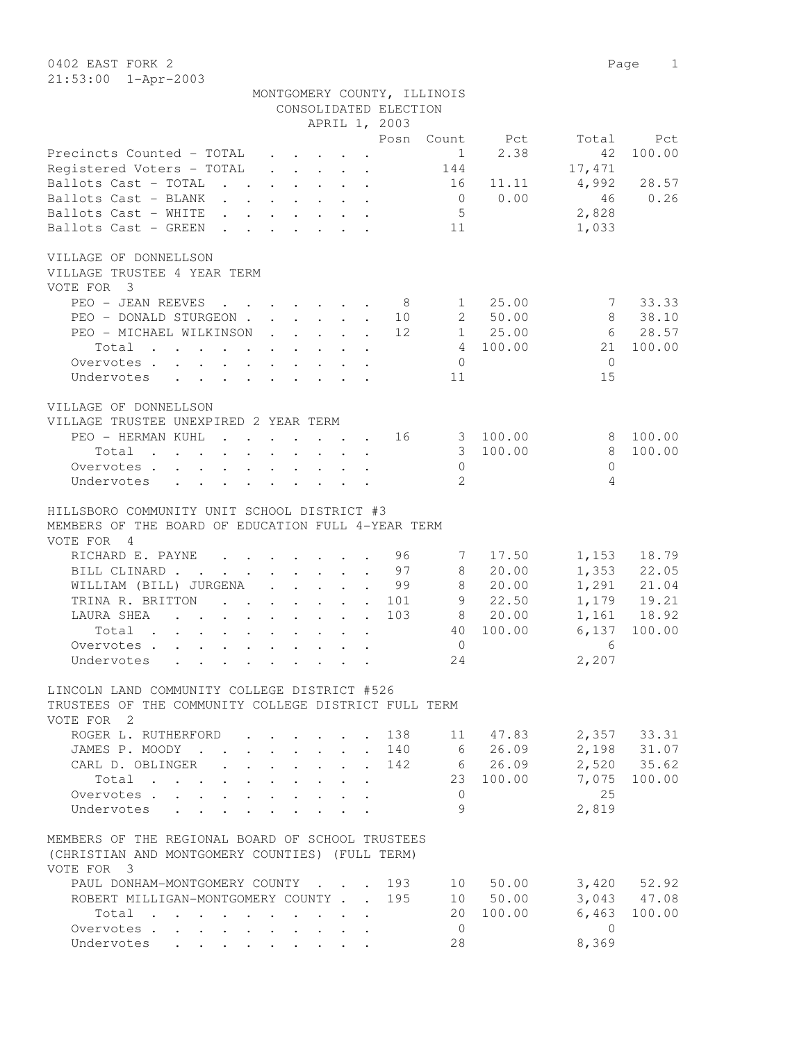0402 EAST FORK 2

21:53:00 1-Apr-2003

MONTGOMERY COUNTY, ILLINOIS
CONSOLIDATED ELECTION
APRIL 1, 2003

| | Posn | Count | Pct | Total | Pct |
|---|---|---|---|---|---|
| Precincts Counted - TOTAL | | 1 | 2.38 | 42 | 100.00 |
| Registered Voters - TOTAL | | 144 | | 17,471 | |
| Ballots Cast - TOTAL | | 16 | 11.11 | 4,992 | 28.57 |
| Ballots Cast - BLANK | | 0 | 0.00 | 46 | 0.26 |
| Ballots Cast - WHITE | | 5 | | 2,828 | |
| Ballots Cast - GREEN | | 11 | | 1,033 | |

VILLAGE OF DONNELLSON
VILLAGE TRUSTEE 4 YEAR TERM
VOTE FOR 3

| | Posn | Count | Pct | Total | Pct |
|---|---|---|---|---|---|
| PEO - JEAN REEVES | 8 | 1 | 25.00 | 7 | 33.33 |
| PEO - DONALD STURGEON | 10 | 2 | 50.00 | 8 | 38.10 |
| PEO - MICHAEL WILKINSON | 12 | 1 | 25.00 | 6 | 28.57 |
| Total | | 4 | 100.00 | 21 | 100.00 |
| Overvotes | | 0 | | 0 | |
| Undervotes | | 11 | | 15 | |

VILLAGE OF DONNELLSON
VILLAGE TRUSTEE UNEXPIRED 2 YEAR TERM

| | Posn | Count | Pct | Total | Pct |
|---|---|---|---|---|---|
| PEO - HERMAN KUHL | 16 | 3 | 100.00 | 8 | 100.00 |
| Total | | 3 | 100.00 | 8 | 100.00 |
| Overvotes | | 0 | | 0 | |
| Undervotes | | 2 | | 4 | |

HILLSBORO COMMUNITY UNIT SCHOOL DISTRICT #3
MEMBERS OF THE BOARD OF EDUCATION FULL 4-YEAR TERM
VOTE FOR 4

| | Posn | Count | Pct | Total | Pct |
|---|---|---|---|---|---|
| RICHARD E. PAYNE | 96 | 7 | 17.50 | 1,153 | 18.79 |
| BILL CLINARD | 97 | 8 | 20.00 | 1,353 | 22.05 |
| WILLIAM (BILL) JURGENA | 99 | 8 | 20.00 | 1,291 | 21.04 |
| TRINA R. BRITTON | 101 | 9 | 22.50 | 1,179 | 19.21 |
| LAURA SHEA | 103 | 8 | 20.00 | 1,161 | 18.92 |
| Total | | 40 | 100.00 | 6,137 | 100.00 |
| Overvotes | | 0 | | 6 | |
| Undervotes | | 24 | | 2,207 | |

LINCOLN LAND COMMUNITY COLLEGE DISTRICT #526
TRUSTEES OF THE COMMUNITY COLLEGE DISTRICT FULL TERM
VOTE FOR 2

| | Posn | Count | Pct | Total | Pct |
|---|---|---|---|---|---|
| ROGER L. RUTHERFORD | 138 | 11 | 47.83 | 2,357 | 33.31 |
| JAMES P. MOODY | 140 | 6 | 26.09 | 2,198 | 31.07 |
| CARL D. OBLINGER | 142 | 6 | 26.09 | 2,520 | 35.62 |
| Total | | 23 | 100.00 | 7,075 | 100.00 |
| Overvotes | | 0 | | 25 | |
| Undervotes | | 9 | | 2,819 | |

MEMBERS OF THE REGIONAL BOARD OF SCHOOL TRUSTEES
(CHRISTIAN AND MONTGOMERY COUNTIES) (FULL TERM)
VOTE FOR 3

| | Posn | Count | Pct | Total | Pct |
|---|---|---|---|---|---|
| PAUL DONHAM-MONTGOMERY COUNTY | 193 | 10 | 50.00 | 3,420 | 52.92 |
| ROBERT MILLIGAN-MONTGOMERY COUNTY | 195 | 10 | 50.00 | 3,043 | 47.08 |
| Total | | 20 | 100.00 | 6,463 | 100.00 |
| Overvotes | | 0 | | 0 | |
| Undervotes | | 28 | | 8,369 | |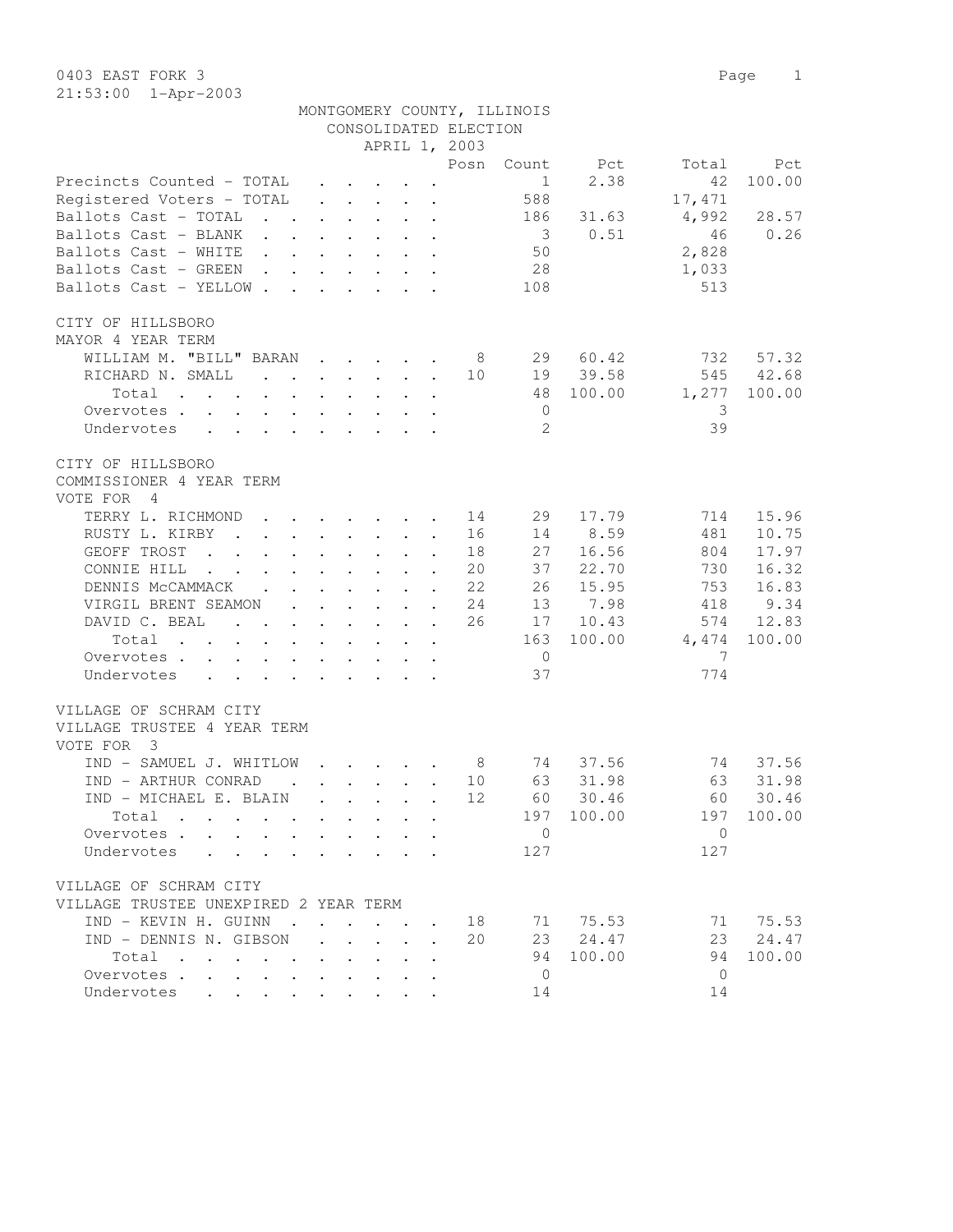0403 EAST FORK 3

21:53:00 1-Apr-2003

MONTGOMERY COUNTY, ILLINOIS
CONSOLIDATED ELECTION
APRIL 1, 2003

| | Posn | Count | Pct | Total | Pct |
|---|---|---|---|---|---|
| Precincts Counted - TOTAL | | 1 | 2.38 | 42 | 100.00 |
| Registered Voters - TOTAL | | 588 | | 17,471 | |
| Ballots Cast - TOTAL | | 186 | 31.63 | 4,992 | 28.57 |
| Ballots Cast - BLANK | | 3 | 0.51 | 46 | 0.26 |
| Ballots Cast - WHITE | | 50 | | 2,828 | |
| Ballots Cast - GREEN | | 28 | | 1,033 | |
| Ballots Cast - YELLOW | | 108 | | 513 | |

CITY OF HILLSBORO
MAYOR 4 YEAR TERM

| | Posn | Count | Pct | Total | Pct |
|---|---|---|---|---|---|
| WILLIAM M. "BILL" BARAN | 8 | 29 | 60.42 | 732 | 57.32 |
| RICHARD N. SMALL | 10 | 19 | 39.58 | 545 | 42.68 |
| Total | | 48 | 100.00 | 1,277 | 100.00 |
| Overvotes | | 0 | | 3 | |
| Undervotes | | 2 | | 39 | |

CITY OF HILLSBORO
COMMISSIONER 4 YEAR TERM
VOTE FOR 4

| | Posn | Count | Pct | Total | Pct |
|---|---|---|---|---|---|
| TERRY L. RICHMOND | 14 | 29 | 17.79 | 714 | 15.96 |
| RUSTY L. KIRBY | 16 | 14 | 8.59 | 481 | 10.75 |
| GEOFF TROST | 18 | 27 | 16.56 | 804 | 17.97 |
| CONNIE HILL | 20 | 37 | 22.70 | 730 | 16.32 |
| DENNIS McCAMMACK | 22 | 26 | 15.95 | 753 | 16.83 |
| VIRGIL BRENT SEAMON | 24 | 13 | 7.98 | 418 | 9.34 |
| DAVID C. BEAL | 26 | 17 | 10.43 | 574 | 12.83 |
| Total | | 163 | 100.00 | 4,474 | 100.00 |
| Overvotes | | 0 | | 7 | |
| Undervotes | | 37 | | 774 | |

VILLAGE OF SCHRAM CITY
VILLAGE TRUSTEE 4 YEAR TERM
VOTE FOR 3

| | Posn | Count | Pct | Total | Pct |
|---|---|---|---|---|---|
| IND - SAMUEL J. WHITLOW | 8 | 74 | 37.56 | 74 | 37.56 |
| IND - ARTHUR CONRAD | 10 | 63 | 31.98 | 63 | 31.98 |
| IND - MICHAEL E. BLAIN | 12 | 60 | 30.46 | 60 | 30.46 |
| Total | | 197 | 100.00 | 197 | 100.00 |
| Overvotes | | 0 | | 0 | |
| Undervotes | | 127 | | 127 | |

VILLAGE OF SCHRAM CITY
VILLAGE TRUSTEE UNEXPIRED 2 YEAR TERM

| | Posn | Count | Pct | Total | Pct |
|---|---|---|---|---|---|
| IND - KEVIN H. GUINN | 18 | 71 | 75.53 | 71 | 75.53 |
| IND - DENNIS N. GIBSON | 20 | 23 | 24.47 | 23 | 24.47 |
| Total | | 94 | 100.00 | 94 | 100.00 |
| Overvotes | | 0 | | 0 | |
| Undervotes | | 14 | | 14 | |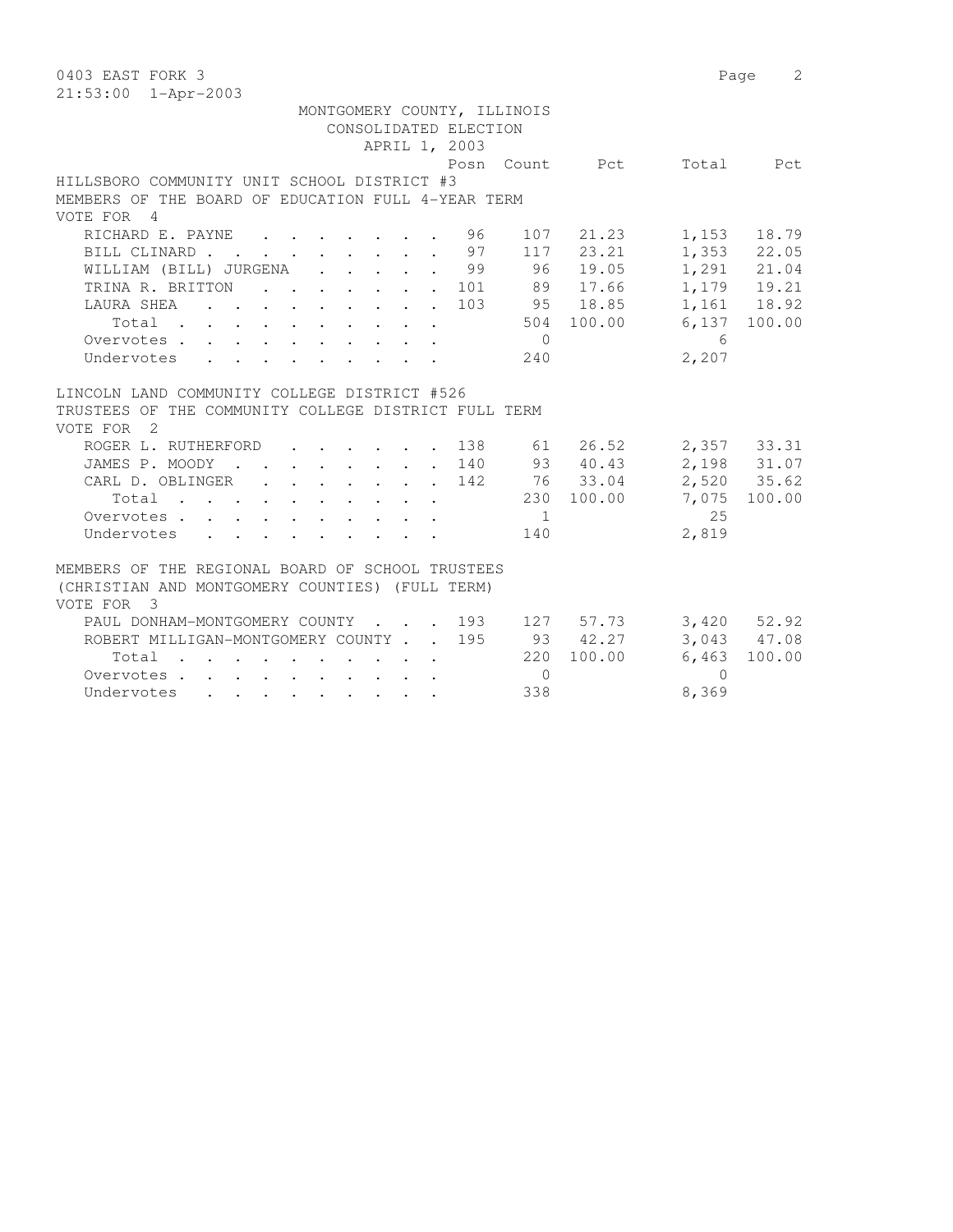0403 EAST FORK 3

21:53:00 1-Apr-2003

MONTGOMERY COUNTY, ILLINOIS
CONSOLIDATED ELECTION
APRIL 1, 2003

HILLSBORO COMMUNITY UNIT SCHOOL DISTRICT #3
MEMBERS OF THE BOARD OF EDUCATION FULL 4-YEAR TERM
VOTE FOR 4

| | Posn | Count | Pct | Total | Pct |
|---|---|---|---|---|---|
| RICHARD E. PAYNE | 96 | 107 | 21.23 | 1,153 | 18.79 |
| BILL CLINARD | 97 | 117 | 23.21 | 1,353 | 22.05 |
| WILLIAM (BILL) JURGENA | 99 | 96 | 19.05 | 1,291 | 21.04 |
| TRINA R. BRITTON | 101 | 89 | 17.66 | 1,179 | 19.21 |
| LAURA SHEA | 103 | 95 | 18.85 | 1,161 | 18.92 |
| Total | | 504 | 100.00 | 6,137 | 100.00 |
| Overvotes | | 0 | | 6 | |
| Undervotes | | 240 | | 2,207 | |

LINCOLN LAND COMMUNITY COLLEGE DISTRICT #526
TRUSTEES OF THE COMMUNITY COLLEGE DISTRICT FULL TERM
VOTE FOR 2

| | Posn | Count | Pct | Total | Pct |
|---|---|---|---|---|---|
| ROGER L. RUTHERFORD | 138 | 61 | 26.52 | 2,357 | 33.31 |
| JAMES P. MOODY | 140 | 93 | 40.43 | 2,198 | 31.07 |
| CARL D. OBLINGER | 142 | 76 | 33.04 | 2,520 | 35.62 |
| Total | | 230 | 100.00 | 7,075 | 100.00 |
| Overvotes | | 1 | | 25 | |
| Undervotes | | 140 | | 2,819 | |

MEMBERS OF THE REGIONAL BOARD OF SCHOOL TRUSTEES
(CHRISTIAN AND MONTGOMERY COUNTIES) (FULL TERM)
VOTE FOR 3

| | Posn | Count | Pct | Total | Pct |
|---|---|---|---|---|---|
| PAUL DONHAM-MONTGOMERY COUNTY | 193 | 127 | 57.73 | 3,420 | 52.92 |
| ROBERT MILLIGAN-MONTGOMERY COUNTY | 195 | 93 | 42.27 | 3,043 | 47.08 |
| Total | | 220 | 100.00 | 6,463 | 100.00 |
| Overvotes | | 0 | | 0 | |
| Undervotes | | 338 | | 8,369 | |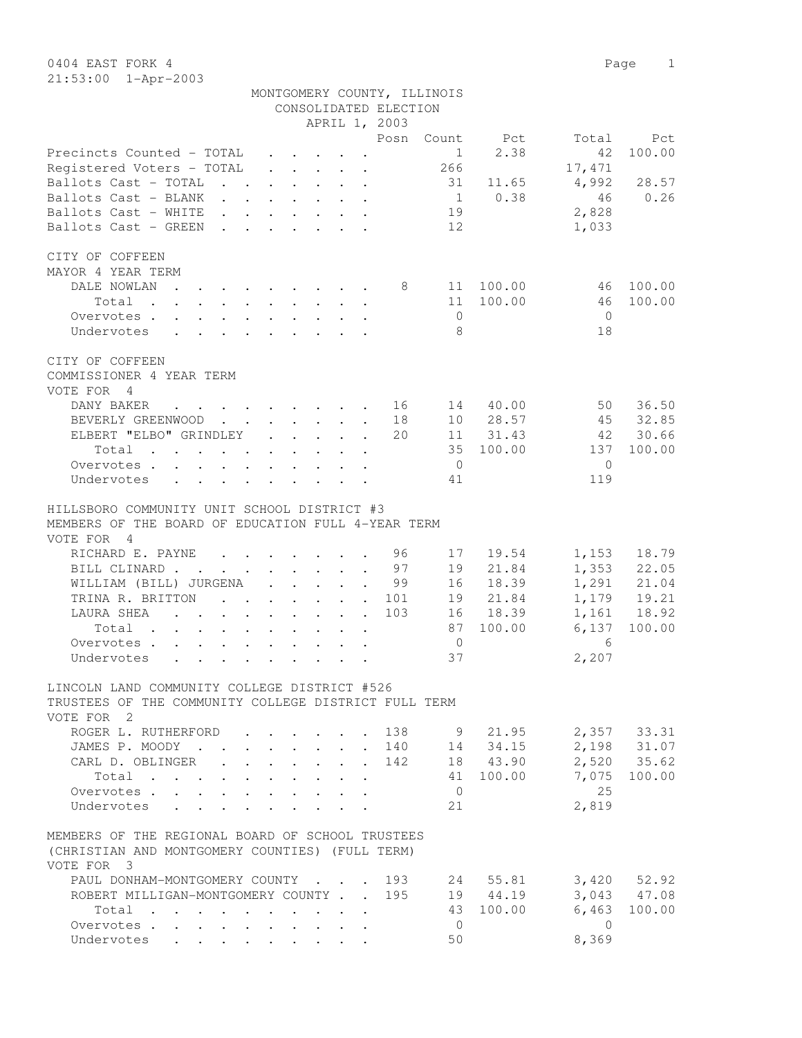0404 EAST FORK 4

21:53:00 1-Apr-2003

MONTGOMERY COUNTY, ILLINOIS
CONSOLIDATED ELECTION
APRIL 1, 2003

| | Posn | Count | Pct | Total | Pct |
|---|---|---|---|---|---|
| Precincts Counted - TOTAL | | 1 | 2.38 | 42 | 100.00 |
| Registered Voters - TOTAL | | 266 | | 17,471 | |
| Ballots Cast - TOTAL | | 31 | 11.65 | 4,992 | 28.57 |
| Ballots Cast - BLANK | | 1 | 0.38 | 46 | 0.26 |
| Ballots Cast - WHITE | | 19 | | 2,828 | |
| Ballots Cast - GREEN | | 12 | | 1,033 | |

CITY OF COFFEEN
MAYOR 4 YEAR TERM

| | Posn | Count | Pct | Total | Pct |
|---|---|---|---|---|---|
| DALE NOWLAN | 8 | 11 | 100.00 | 46 | 100.00 |
| Total | | 11 | 100.00 | 46 | 100.00 |
| Overvotes | | 0 | | 0 | |
| Undervotes | | 8 | | 18 | |

CITY OF COFFEEN
COMMISSIONER 4 YEAR TERM
VOTE FOR 4

| | Posn | Count | Pct | Total | Pct |
|---|---|---|---|---|---|
| DANY BAKER | 16 | 14 | 40.00 | 50 | 36.50 |
| BEVERLY GREENWOOD | 18 | 10 | 28.57 | 45 | 32.85 |
| ELBERT "ELBO" GRINDLEY | 20 | 11 | 31.43 | 42 | 30.66 |
| Total | | 35 | 100.00 | 137 | 100.00 |
| Overvotes | | 0 | | 0 | |
| Undervotes | | 41 | | 119 | |

HILLSBORO COMMUNITY UNIT SCHOOL DISTRICT #3
MEMBERS OF THE BOARD OF EDUCATION FULL 4-YEAR TERM
VOTE FOR 4

| | Posn | Count | Pct | Total | Pct |
|---|---|---|---|---|---|
| RICHARD E. PAYNE | 96 | 17 | 19.54 | 1,153 | 18.79 |
| BILL CLINARD | 97 | 19 | 21.84 | 1,353 | 22.05 |
| WILLIAM (BILL) JURGENA | 99 | 16 | 18.39 | 1,291 | 21.04 |
| TRINA R. BRITTON | 101 | 19 | 21.84 | 1,179 | 19.21 |
| LAURA SHEA | 103 | 16 | 18.39 | 1,161 | 18.92 |
| Total | | 87 | 100.00 | 6,137 | 100.00 |
| Overvotes | | 0 | | 6 | |
| Undervotes | | 37 | | 2,207 | |

LINCOLN LAND COMMUNITY COLLEGE DISTRICT #526
TRUSTEES OF THE COMMUNITY COLLEGE DISTRICT FULL TERM
VOTE FOR 2

| | Posn | Count | Pct | Total | Pct |
|---|---|---|---|---|---|
| ROGER L. RUTHERFORD | 138 | 9 | 21.95 | 2,357 | 33.31 |
| JAMES P. MOODY | 140 | 14 | 34.15 | 2,198 | 31.07 |
| CARL D. OBLINGER | 142 | 18 | 43.90 | 2,520 | 35.62 |
| Total | | 41 | 100.00 | 7,075 | 100.00 |
| Overvotes | | 0 | | 25 | |
| Undervotes | | 21 | | 2,819 | |

MEMBERS OF THE REGIONAL BOARD OF SCHOOL TRUSTEES
(CHRISTIAN AND MONTGOMERY COUNTIES) (FULL TERM)
VOTE FOR 3

| | Posn | Count | Pct | Total | Pct |
|---|---|---|---|---|---|
| PAUL DONHAM-MONTGOMERY COUNTY | 193 | 24 | 55.81 | 3,420 | 52.92 |
| ROBERT MILLIGAN-MONTGOMERY COUNTY | 195 | 19 | 44.19 | 3,043 | 47.08 |
| Total | | 43 | 100.00 | 6,463 | 100.00 |
| Overvotes | | 0 | | 0 | |
| Undervotes | | 50 | | 8,369 | |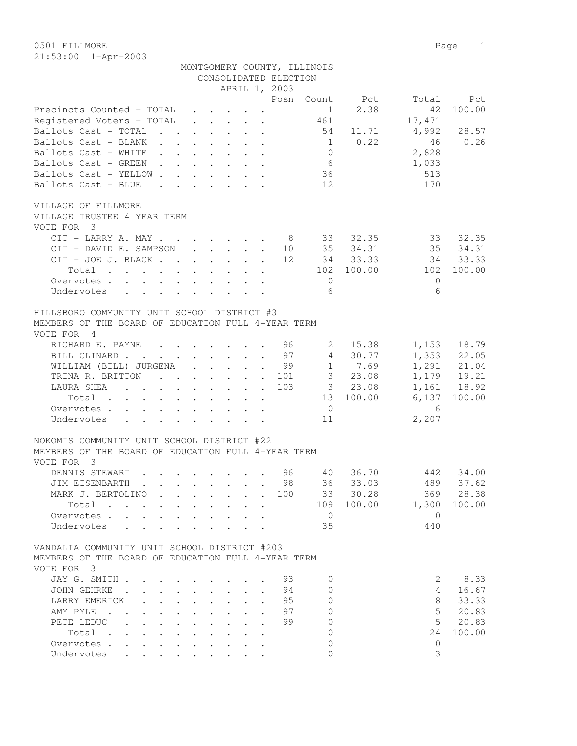0501 FILLMORE

21:53:00 1-Apr-2003

MONTGOMERY COUNTY, ILLINOIS
CONSOLIDATED ELECTION
APRIL 1, 2003

| | Posn | Count | Pct | Total | Pct |
|---|---|---|---|---|---|
| Precincts Counted - TOTAL | | 1 | 2.38 | 42 | 100.00 |
| Registered Voters - TOTAL | | 461 | | 17,471 | |
| Ballots Cast - TOTAL | | 54 | 11.71 | 4,992 | 28.57 |
| Ballots Cast - BLANK | | 1 | 0.22 | 46 | 0.26 |
| Ballots Cast - WHITE | | 0 | | 2,828 | |
| Ballots Cast - GREEN | | 6 | | 1,033 | |
| Ballots Cast - YELLOW | | 36 | | 513 | |
| Ballots Cast - BLUE | | 12 | | 170 | |

VILLAGE OF FILLMORE
VILLAGE TRUSTEE 4 YEAR TERM
VOTE FOR 3

| | Posn | Count | Pct | Total | Pct |
|---|---|---|---|---|---|
| CIT - LARRY A. MAY | 8 | 33 | 32.35 | 33 | 32.35 |
| CIT - DAVID E. SAMPSON | 10 | 35 | 34.31 | 35 | 34.31 |
| CIT - JOE J. BLACK | 12 | 34 | 33.33 | 34 | 33.33 |
| Total | | 102 | 100.00 | 102 | 100.00 |
| Overvotes | | 0 | | 0 | |
| Undervotes | | 6 | | 6 | |

HILLSBORO COMMUNITY UNIT SCHOOL DISTRICT #3
MEMBERS OF THE BOARD OF EDUCATION FULL 4-YEAR TERM
VOTE FOR 4

| | Posn | Count | Pct | Total | Pct |
|---|---|---|---|---|---|
| RICHARD E. PAYNE | 96 | 2 | 15.38 | 1,153 | 18.79 |
| BILL CLINARD | 97 | 4 | 30.77 | 1,353 | 22.05 |
| WILLIAM (BILL) JURGENA | 99 | 1 | 7.69 | 1,291 | 21.04 |
| TRINA R. BRITTON | 101 | 3 | 23.08 | 1,179 | 19.21 |
| LAURA SHEA | 103 | 3 | 23.08 | 1,161 | 18.92 |
| Total | | 13 | 100.00 | 6,137 | 100.00 |
| Overvotes | | 0 | | 6 | |
| Undervotes | | 11 | | 2,207 | |

NOKOMIS COMMUNITY UNIT SCHOOL DISTRICT #22
MEMBERS OF THE BOARD OF EDUCATION FULL 4-YEAR TERM
VOTE FOR 3

| | Posn | Count | Pct | Total | Pct |
|---|---|---|---|---|---|
| DENNIS STEWART | 96 | 40 | 36.70 | 442 | 34.00 |
| JIM EISENBARTH | 98 | 36 | 33.03 | 489 | 37.62 |
| MARK J. BERTOLINO | 100 | 33 | 30.28 | 369 | 28.38 |
| Total | | 109 | 100.00 | 1,300 | 100.00 |
| Overvotes | | 0 | | 0 | |
| Undervotes | | 35 | | 440 | |

VANDALIA COMMUNITY UNIT SCHOOL DISTRICT #203
MEMBERS OF THE BOARD OF EDUCATION FULL 4-YEAR TERM
VOTE FOR 3

| | Posn | Count | Pct | Total | Pct |
|---|---|---|---|---|---|
| JAY G. SMITH | 93 | 0 | | 2 | 8.33 |
| JOHN GEHRKE | 94 | 0 | | 4 | 16.67 |
| LARRY EMERICK | 95 | 0 | | 8 | 33.33 |
| AMY PYLE | 97 | 0 | | 5 | 20.83 |
| PETE LEDUC | 99 | 0 | | 5 | 20.83 |
| Total | | 0 | | 24 | 100.00 |
| Overvotes | | 0 | | 0 | |
| Undervotes | | 0 | | 3 | |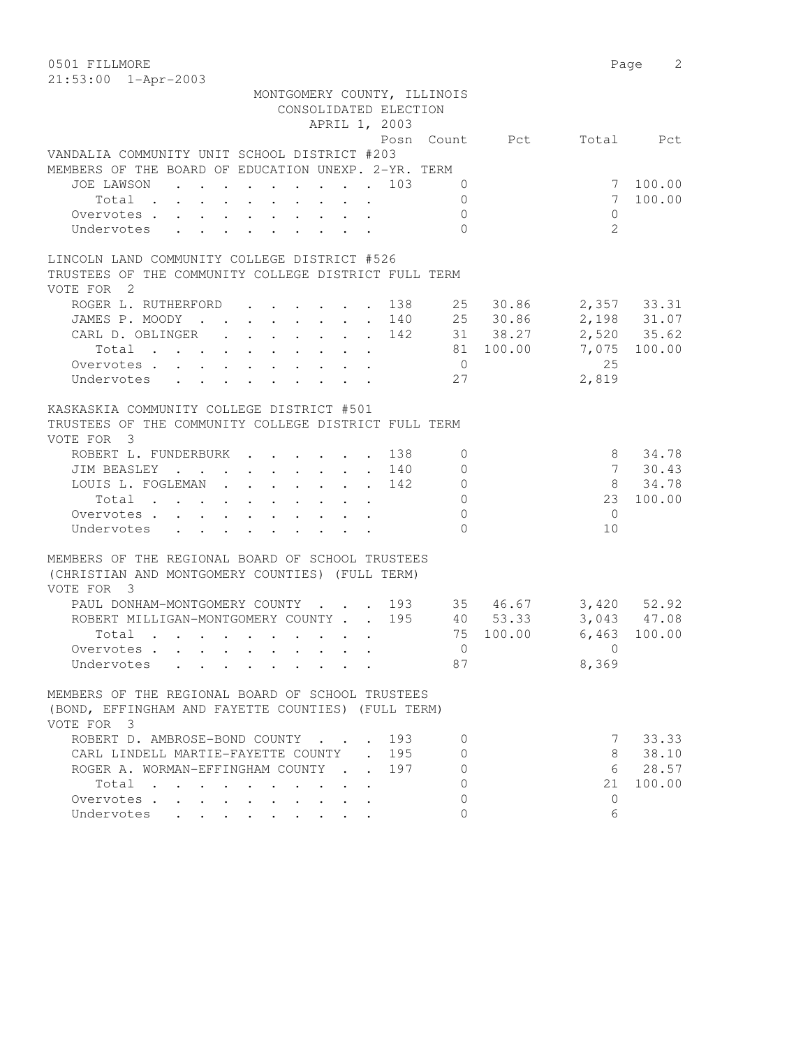0501 FILLMORE
21:53:00 1-Apr-2003

MONTGOMERY COUNTY, ILLINOIS
CONSOLIDATED ELECTION
APRIL 1, 2003

### VANDALIA COMMUNITY UNIT SCHOOL DISTRICT #203
MEMBERS OF THE BOARD OF EDUCATION UNEXP. 2-YR. TERM

| | Posn | Count | Pct | Total | Pct |
|---|---|---|---|---|---|
| JOE LAWSON | 103 | 0 | | 7 | 100.00 |
| Total | | 0 | | 7 | 100.00 |
| Overvotes | | 0 | | 0 | |
| Undervotes | | 0 | | 2 | |

### LINCOLN LAND COMMUNITY COLLEGE DISTRICT #526
TRUSTEES OF THE COMMUNITY COLLEGE DISTRICT FULL TERM
VOTE FOR 2

| | Posn | Count | Pct | Total | Pct |
|---|---|---|---|---|---|
| ROGER L. RUTHERFORD | 138 | 25 | 30.86 | 2,357 | 33.31 |
| JAMES P. MOODY | 140 | 25 | 30.86 | 2,198 | 31.07 |
| CARL D. OBLINGER | 142 | 31 | 38.27 | 2,520 | 35.62 |
| Total | | 81 | 100.00 | 7,075 | 100.00 |
| Overvotes | | 0 | | 25 | |
| Undervotes | | 27 | | 2,819 | |

### KASKASKIA COMMUNITY COLLEGE DISTRICT #501
TRUSTEES OF THE COMMUNITY COLLEGE DISTRICT FULL TERM
VOTE FOR 3

| | Posn | Count | Pct | Total | Pct |
|---|---|---|---|---|---|
| ROBERT L. FUNDERBURK | 138 | 0 | | 8 | 34.78 |
| JIM BEASLEY | 140 | 0 | | 7 | 30.43 |
| LOUIS L. FOGLEMAN | 142 | 0 | | 8 | 34.78 |
| Total | | 0 | | 23 | 100.00 |
| Overvotes | | 0 | | 0 | |
| Undervotes | | 0 | | 10 | |

### MEMBERS OF THE REGIONAL BOARD OF SCHOOL TRUSTEES
(CHRISTIAN AND MONTGOMERY COUNTIES) (FULL TERM)
VOTE FOR 3

| | Posn | Count | Pct | Total | Pct |
|---|---|---|---|---|---|
| PAUL DONHAM-MONTGOMERY COUNTY | 193 | 35 | 46.67 | 3,420 | 52.92 |
| ROBERT MILLIGAN-MONTGOMERY COUNTY | 195 | 40 | 53.33 | 3,043 | 47.08 |
| Total | | 75 | 100.00 | 6,463 | 100.00 |
| Overvotes | | 0 | | 0 | |
| Undervotes | | 87 | | 8,369 | |

### MEMBERS OF THE REGIONAL BOARD OF SCHOOL TRUSTEES
(BOND, EFFINGHAM AND FAYETTE COUNTIES) (FULL TERM)
VOTE FOR 3

| | Posn | Count | Pct | Total | Pct |
|---|---|---|---|---|---|
| ROBERT D. AMBROSE-BOND COUNTY | 193 | 0 | | 7 | 33.33 |
| CARL LINDELL MARTIE-FAYETTE COUNTY | 195 | 0 | | 8 | 38.10 |
| ROGER A. WORMAN-EFFINGHAM COUNTY | 197 | 0 | | 6 | 28.57 |
| Total | | 0 | | 21 | 100.00 |
| Overvotes | | 0 | | 0 | |
| Undervotes | | 0 | | 6 | |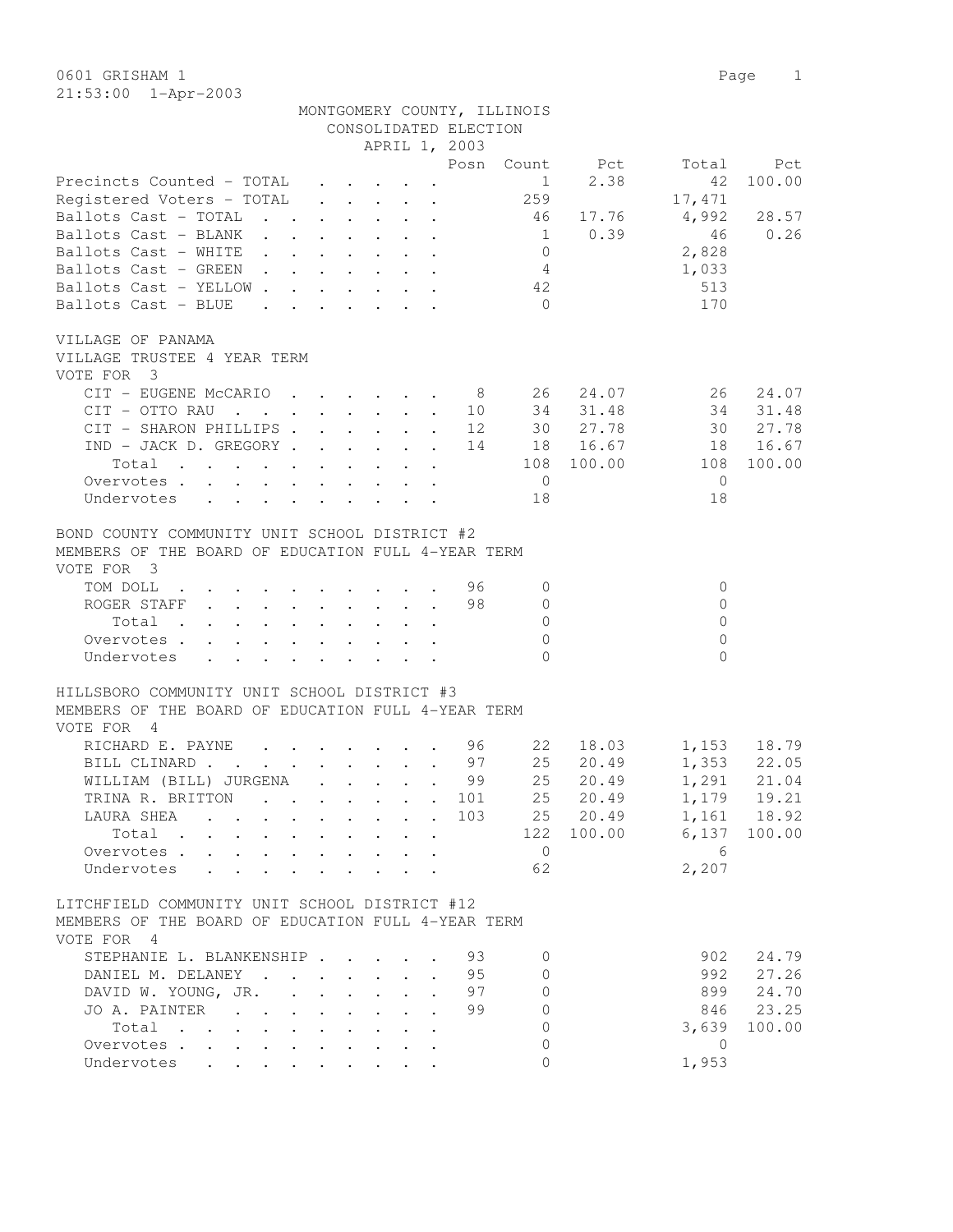0601 GRISHAM 1
21:53:00 1-Apr-2003

MONTGOMERY COUNTY, ILLINOIS
CONSOLIDATED ELECTION
APRIL 1, 2003

| | Posn | Count | Pct | Total | Pct |
|---|---|---|---|---|---|
| Precincts Counted - TOTAL | | 1 | 2.38 | 42 | 100.00 |
| Registered Voters - TOTAL | | 259 | | 17,471 | |
| Ballots Cast - TOTAL | | 46 | 17.76 | 4,992 | 28.57 |
| Ballots Cast - BLANK | | 1 | 0.39 | 46 | 0.26 |
| Ballots Cast - WHITE | | 0 | | 2,828 | |
| Ballots Cast - GREEN | | 4 | | 1,033 | |
| Ballots Cast - YELLOW | | 42 | | 513 | |
| Ballots Cast - BLUE | | 0 | | 170 | |

VILLAGE OF PANAMA
VILLAGE TRUSTEE 4 YEAR TERM
VOTE FOR 3

| | Posn | Count | Pct | Total | Pct |
|---|---|---|---|---|---|
| CIT - EUGENE McCARIO | 8 | 26 | 24.07 | 26 | 24.07 |
| CIT - OTTO RAU | 10 | 34 | 31.48 | 34 | 31.48 |
| CIT - SHARON PHILLIPS | 12 | 30 | 27.78 | 30 | 27.78 |
| IND - JACK D. GREGORY | 14 | 18 | 16.67 | 18 | 16.67 |
| Total | | 108 | 100.00 | 108 | 100.00 |
| Overvotes | | 0 | | 0 | |
| Undervotes | | 18 | | 18 | |

BOND COUNTY COMMUNITY UNIT SCHOOL DISTRICT #2
MEMBERS OF THE BOARD OF EDUCATION FULL 4-YEAR TERM
VOTE FOR 3

| | Posn | Count | Pct | Total | Pct |
|---|---|---|---|---|---|
| TOM DOLL | 96 | 0 | | 0 | |
| ROGER STAFF | 98 | 0 | | 0 | |
| Total | | 0 | | 0 | |
| Overvotes | | 0 | | 0 | |
| Undervotes | | 0 | | 0 | |

HILLSBORO COMMUNITY UNIT SCHOOL DISTRICT #3
MEMBERS OF THE BOARD OF EDUCATION FULL 4-YEAR TERM
VOTE FOR 4

| | Posn | Count | Pct | Total | Pct |
|---|---|---|---|---|---|
| RICHARD E. PAYNE | 96 | 22 | 18.03 | 1,153 | 18.79 |
| BILL CLINARD | 97 | 25 | 20.49 | 1,353 | 22.05 |
| WILLIAM (BILL) JURGENA | 99 | 25 | 20.49 | 1,291 | 21.04 |
| TRINA R. BRITTON | 101 | 25 | 20.49 | 1,179 | 19.21 |
| LAURA SHEA | 103 | 25 | 20.49 | 1,161 | 18.92 |
| Total | | 122 | 100.00 | 6,137 | 100.00 |
| Overvotes | | 0 | | 6 | |
| Undervotes | | 62 | | 2,207 | |

LITCHFIELD COMMUNITY UNIT SCHOOL DISTRICT #12
MEMBERS OF THE BOARD OF EDUCATION FULL 4-YEAR TERM
VOTE FOR 4

| | Posn | Count | Pct | Total | Pct |
|---|---|---|---|---|---|
| STEPHANIE L. BLANKENSHIP | 93 | 0 | | 902 | 24.79 |
| DANIEL M. DELANEY | 95 | 0 | | 992 | 27.26 |
| DAVID W. YOUNG, JR. | 97 | 0 | | 899 | 24.70 |
| JO A. PAINTER | 99 | 0 | | 846 | 23.25 |
| Total | | 0 | | 3,639 | 100.00 |
| Overvotes | | 0 | | 0 | |
| Undervotes | | 0 | | 1,953 | |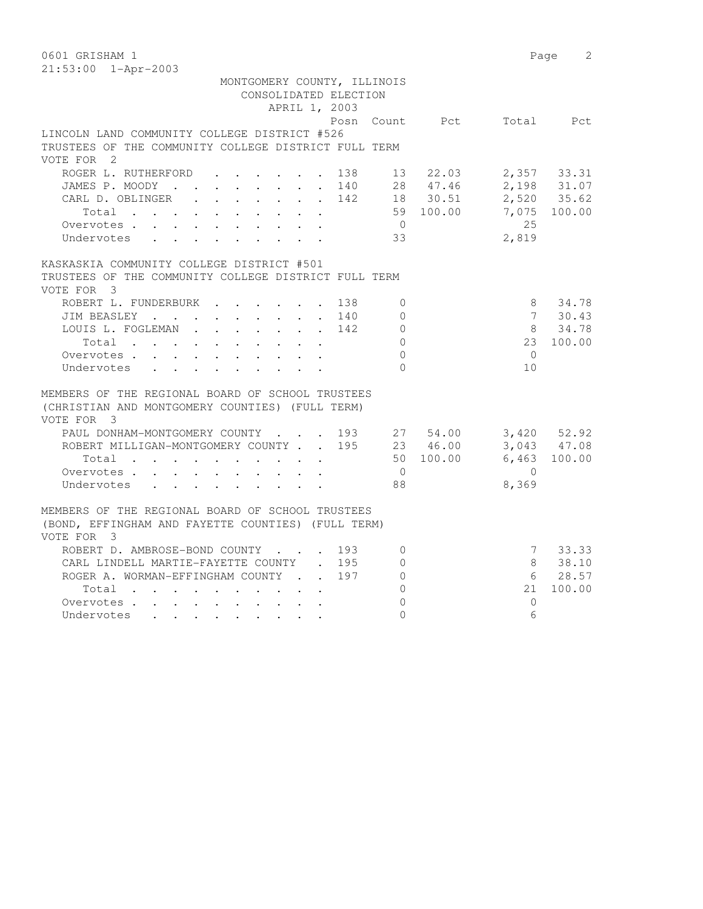0601 GRISHAM 1

21:53:00 1-Apr-2003

MONTGOMERY COUNTY, ILLINOIS
CONSOLIDATED ELECTION
APRIL 1, 2003

LINCOLN LAND COMMUNITY COLLEGE DISTRICT #526
TRUSTEES OF THE COMMUNITY COLLEGE DISTRICT FULL TERM
VOTE FOR 2

| | Posn | Count | Pct | Total | Pct |
|---|---|---|---|---|---|
| ROGER L. RUTHERFORD | 138 | 13 | 22.03 | 2,357 | 33.31 |
| JAMES P. MOODY | 140 | 28 | 47.46 | 2,198 | 31.07 |
| CARL D. OBLINGER | 142 | 18 | 30.51 | 2,520 | 35.62 |
| Total | | 59 | 100.00 | 7,075 | 100.00 |
| Overvotes | | 0 | | 25 | |
| Undervotes | | 33 | | 2,819 | |

KASKASKIA COMMUNITY COLLEGE DISTRICT #501
TRUSTEES OF THE COMMUNITY COLLEGE DISTRICT FULL TERM
VOTE FOR 3

| | Posn | Count | Pct | Total | Pct |
|---|---|---|---|---|---|
| ROBERT L. FUNDERBURK | 138 | 0 | | 8 | 34.78 |
| JIM BEASLEY | 140 | 0 | | 7 | 30.43 |
| LOUIS L. FOGLEMAN | 142 | 0 | | 8 | 34.78 |
| Total | | 0 | | 23 | 100.00 |
| Overvotes | | 0 | | 0 | |
| Undervotes | | 0 | | 10 | |

MEMBERS OF THE REGIONAL BOARD OF SCHOOL TRUSTEES
(CHRISTIAN AND MONTGOMERY COUNTIES) (FULL TERM)
VOTE FOR 3

| | Posn | Count | Pct | Total | Pct |
|---|---|---|---|---|---|
| PAUL DONHAM-MONTGOMERY COUNTY | 193 | 27 | 54.00 | 3,420 | 52.92 |
| ROBERT MILLIGAN-MONTGOMERY COUNTY | 195 | 23 | 46.00 | 3,043 | 47.08 |
| Total | | 50 | 100.00 | 6,463 | 100.00 |
| Overvotes | | 0 | | 0 | |
| Undervotes | | 88 | | 8,369 | |

MEMBERS OF THE REGIONAL BOARD OF SCHOOL TRUSTEES
(BOND, EFFINGHAM AND FAYETTE COUNTIES) (FULL TERM)
VOTE FOR 3

| | Posn | Count | Pct | Total | Pct |
|---|---|---|---|---|---|
| ROBERT D. AMBROSE-BOND COUNTY | 193 | 0 | | 7 | 33.33 |
| CARL LINDELL MARTIE-FAYETTE COUNTY | 195 | 0 | | 8 | 38.10 |
| ROGER A. WORMAN-EFFINGHAM COUNTY | 197 | 0 | | 6 | 28.57 |
| Total | | 0 | | 21 | 100.00 |
| Overvotes | | 0 | | 0 | |
| Undervotes | | 0 | | 6 | |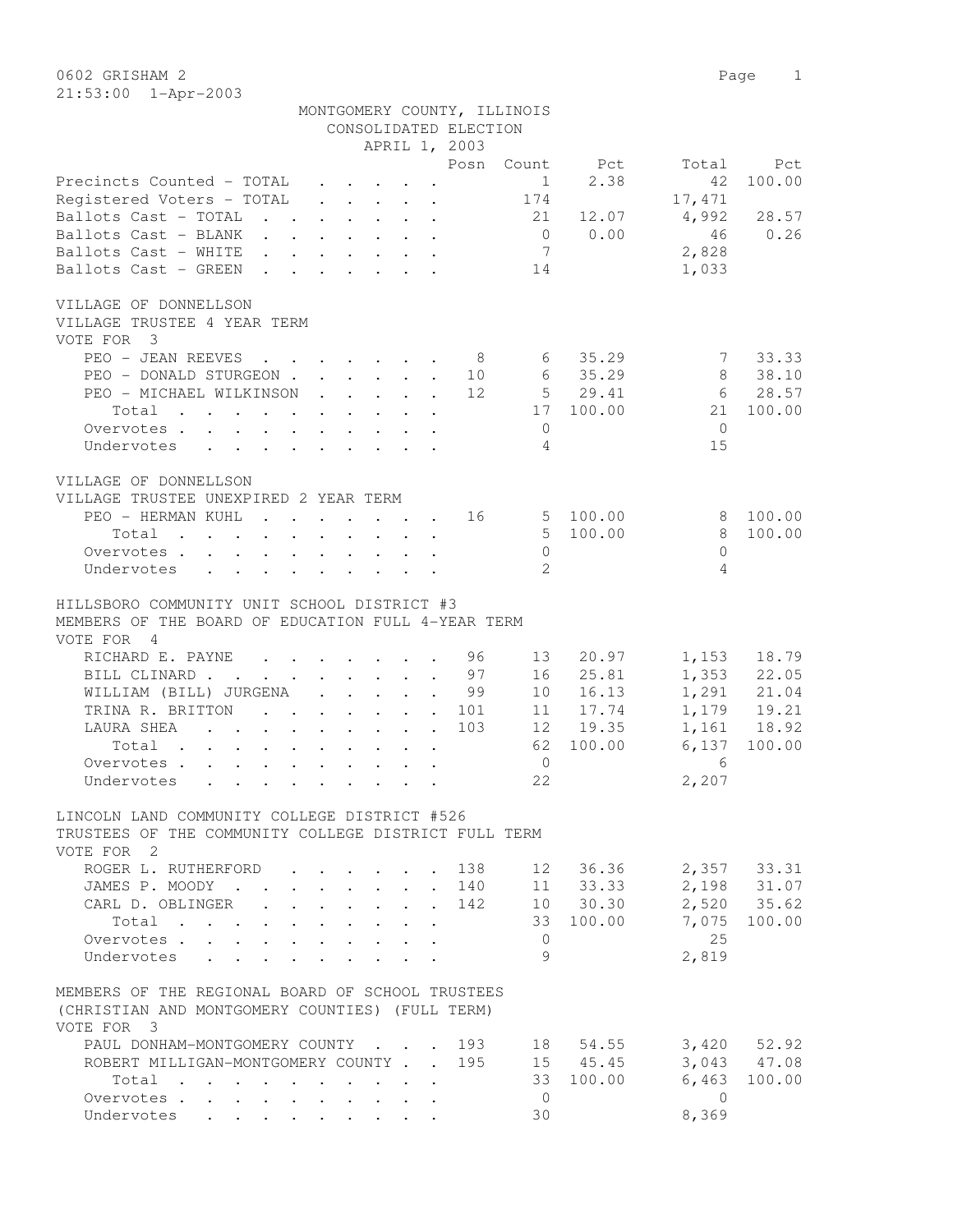0602 GRISHAM 2

21:53:00 1-Apr-2003

MONTGOMERY COUNTY, ILLINOIS
CONSOLIDATED ELECTION
APRIL 1, 2003

| | Posn | Count | Pct | Total | Pct |
|---|---|---|---|---|---|
| Precincts Counted - TOTAL | | 1 | 2.38 | 42 | 100.00 |
| Registered Voters - TOTAL | | 174 | | 17,471 | |
| Ballots Cast - TOTAL | | 21 | 12.07 | 4,992 | 28.57 |
| Ballots Cast - BLANK | | 0 | 0.00 | 46 | 0.26 |
| Ballots Cast - WHITE | | 7 | | 2,828 | |
| Ballots Cast - GREEN | | 14 | | 1,033 | |

VILLAGE OF DONNELLSON
VILLAGE TRUSTEE 4 YEAR TERM
VOTE FOR 3

| | Posn | Count | Pct | Total | Pct |
|---|---|---|---|---|---|
| PEO - JEAN REEVES | 8 | 6 | 35.29 | 7 | 33.33 |
| PEO - DONALD STURGEON | 10 | 6 | 35.29 | 8 | 38.10 |
| PEO - MICHAEL WILKINSON | 12 | 5 | 29.41 | 6 | 28.57 |
| Total | | 17 | 100.00 | 21 | 100.00 |
| Overvotes | | 0 | | 0 | |
| Undervotes | | 4 | | 15 | |

VILLAGE OF DONNELLSON
VILLAGE TRUSTEE UNEXPIRED 2 YEAR TERM

| | Posn | Count | Pct | Total | Pct |
|---|---|---|---|---|---|
| PEO - HERMAN KUHL | 16 | 5 | 100.00 | 8 | 100.00 |
| Total | | 5 | 100.00 | 8 | 100.00 |
| Overvotes | | 0 | | 0 | |
| Undervotes | | 2 | | 4 | |

HILLSBORO COMMUNITY UNIT SCHOOL DISTRICT #3
MEMBERS OF THE BOARD OF EDUCATION FULL 4-YEAR TERM
VOTE FOR 4

| | Posn | Count | Pct | Total | Pct |
|---|---|---|---|---|---|
| RICHARD E. PAYNE | 96 | 13 | 20.97 | 1,153 | 18.79 |
| BILL CLINARD | 97 | 16 | 25.81 | 1,353 | 22.05 |
| WILLIAM (BILL) JURGENA | 99 | 10 | 16.13 | 1,291 | 21.04 |
| TRINA R. BRITTON | 101 | 11 | 17.74 | 1,179 | 19.21 |
| LAURA SHEA | 103 | 12 | 19.35 | 1,161 | 18.92 |
| Total | | 62 | 100.00 | 6,137 | 100.00 |
| Overvotes | | 0 | | 6 | |
| Undervotes | | 22 | | 2,207 | |

LINCOLN LAND COMMUNITY COLLEGE DISTRICT #526
TRUSTEES OF THE COMMUNITY COLLEGE DISTRICT FULL TERM
VOTE FOR 2

| | Posn | Count | Pct | Total | Pct |
|---|---|---|---|---|---|
| ROGER L. RUTHERFORD | 138 | 12 | 36.36 | 2,357 | 33.31 |
| JAMES P. MOODY | 140 | 11 | 33.33 | 2,198 | 31.07 |
| CARL D. OBLINGER | 142 | 10 | 30.30 | 2,520 | 35.62 |
| Total | | 33 | 100.00 | 7,075 | 100.00 |
| Overvotes | | 0 | | 25 | |
| Undervotes | | 9 | | 2,819 | |

MEMBERS OF THE REGIONAL BOARD OF SCHOOL TRUSTEES
(CHRISTIAN AND MONTGOMERY COUNTIES) (FULL TERM)
VOTE FOR 3

| | Posn | Count | Pct | Total | Pct |
|---|---|---|---|---|---|
| PAUL DONHAM-MONTGOMERY COUNTY | 193 | 18 | 54.55 | 3,420 | 52.92 |
| ROBERT MILLIGAN-MONTGOMERY COUNTY | 195 | 15 | 45.45 | 3,043 | 47.08 |
| Total | | 33 | 100.00 | 6,463 | 100.00 |
| Overvotes | | 0 | | 0 | |
| Undervotes | | 30 | | 8,369 | |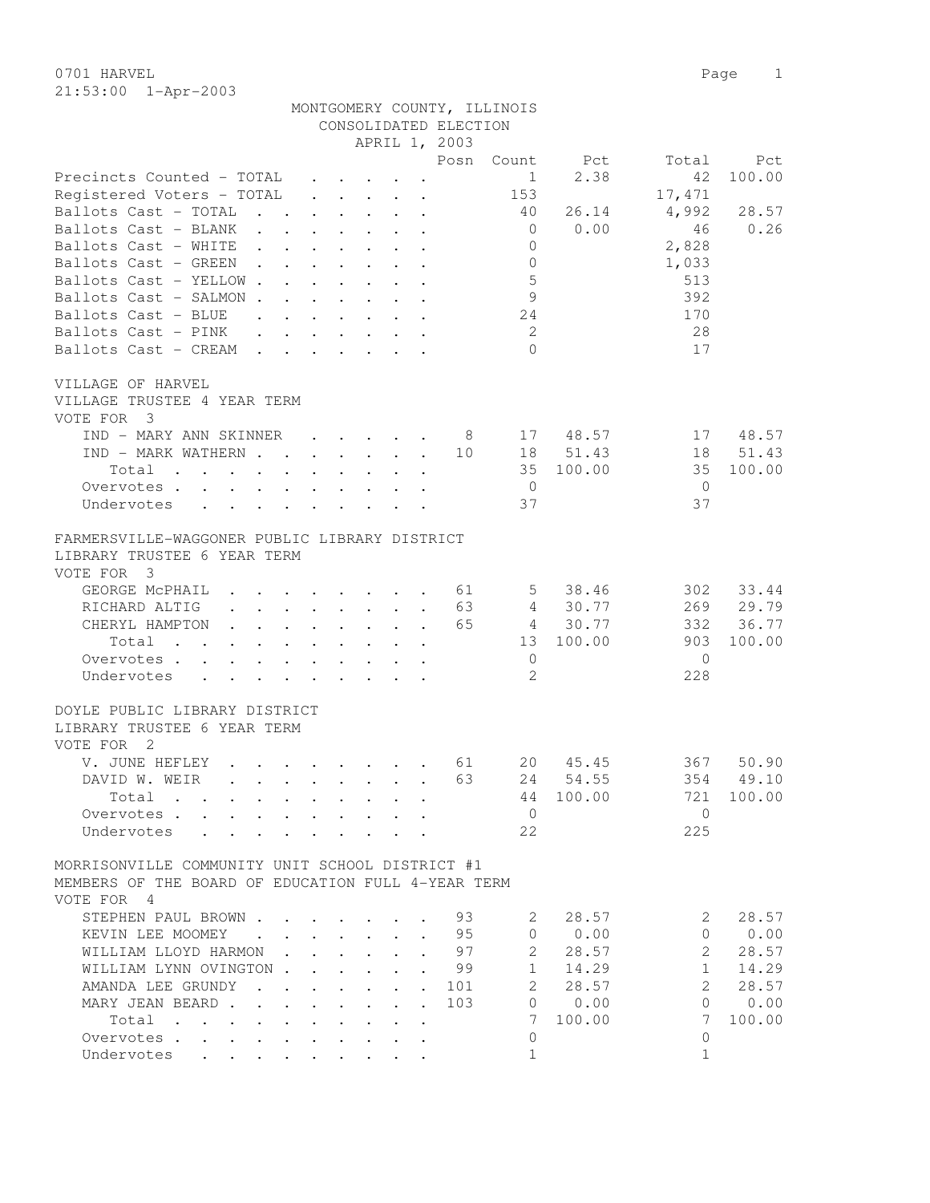0701 HARVEL
21:53:00 1-Apr-2003

MONTGOMERY COUNTY, ILLINOIS
CONSOLIDATED ELECTION
APRIL 1, 2003

| | Posn | Count | Pct | Total | Pct |
|---|---|---|---|---|---|
| Precincts Counted - TOTAL | | 1 | 2.38 | 42 | 100.00 |
| Registered Voters - TOTAL | | 153 | | 17,471 | |
| Ballots Cast - TOTAL | | 40 | 26.14 | 4,992 | 28.57 |
| Ballots Cast - BLANK | | 0 | 0.00 | 46 | 0.26 |
| Ballots Cast - WHITE | | 0 | | 2,828 | |
| Ballots Cast - GREEN | | 0 | | 1,033 | |
| Ballots Cast - YELLOW | | 5 | | 513 | |
| Ballots Cast - SALMON | | 9 | | 392 | |
| Ballots Cast - BLUE | | 24 | | 170 | |
| Ballots Cast - PINK | | 2 | | 28 | |
| Ballots Cast - CREAM | | 0 | | 17 | |

VILLAGE OF HARVEL
VILLAGE TRUSTEE 4 YEAR TERM
VOTE FOR 3

| | Posn | Count | Pct | Total | Pct |
|---|---|---|---|---|---|
| IND - MARY ANN SKINNER | 8 | 17 | 48.57 | 17 | 48.57 |
| IND - MARK WATHERN | 10 | 18 | 51.43 | 18 | 51.43 |
| Total | | 35 | 100.00 | 35 | 100.00 |
| Overvotes | | 0 | | 0 | |
| Undervotes | | 37 | | 37 | |

FARMERSVILLE-WAGGONER PUBLIC LIBRARY DISTRICT
LIBRARY TRUSTEE 6 YEAR TERM
VOTE FOR 3

| | Posn | Count | Pct | Total | Pct |
|---|---|---|---|---|---|
| GEORGE McPHAIL | 61 | 5 | 38.46 | 302 | 33.44 |
| RICHARD ALTIG | 63 | 4 | 30.77 | 269 | 29.79 |
| CHERYL HAMPTON | 65 | 4 | 30.77 | 332 | 36.77 |
| Total | | 13 | 100.00 | 903 | 100.00 |
| Overvotes | | 0 | | 0 | |
| Undervotes | | 2 | | 228 | |

DOYLE PUBLIC LIBRARY DISTRICT
LIBRARY TRUSTEE 6 YEAR TERM
VOTE FOR 2

| | Posn | Count | Pct | Total | Pct |
|---|---|---|---|---|---|
| V. JUNE HEFLEY | 61 | 20 | 45.45 | 367 | 50.90 |
| DAVID W. WEIR | 63 | 24 | 54.55 | 354 | 49.10 |
| Total | | 44 | 100.00 | 721 | 100.00 |
| Overvotes | | 0 | | 0 | |
| Undervotes | | 22 | | 225 | |

MORRISONVILLE COMMUNITY UNIT SCHOOL DISTRICT #1
MEMBERS OF THE BOARD OF EDUCATION FULL 4-YEAR TERM
VOTE FOR 4

| | Posn | Count | Pct | Total | Pct |
|---|---|---|---|---|---|
| STEPHEN PAUL BROWN | 93 | 2 | 28.57 | 2 | 28.57 |
| KEVIN LEE MOOMEY | 95 | 0 | 0.00 | 0 | 0.00 |
| WILLIAM LLOYD HARMON | 97 | 2 | 28.57 | 2 | 28.57 |
| WILLIAM LYNN OVINGTON | 99 | 1 | 14.29 | 1 | 14.29 |
| AMANDA LEE GRUNDY | 101 | 2 | 28.57 | 2 | 28.57 |
| MARY JEAN BEARD | 103 | 0 | 0.00 | 0 | 0.00 |
| Total | | 7 | 100.00 | 7 | 100.00 |
| Overvotes | | 0 | | 0 | |
| Undervotes | | 1 | | 1 | |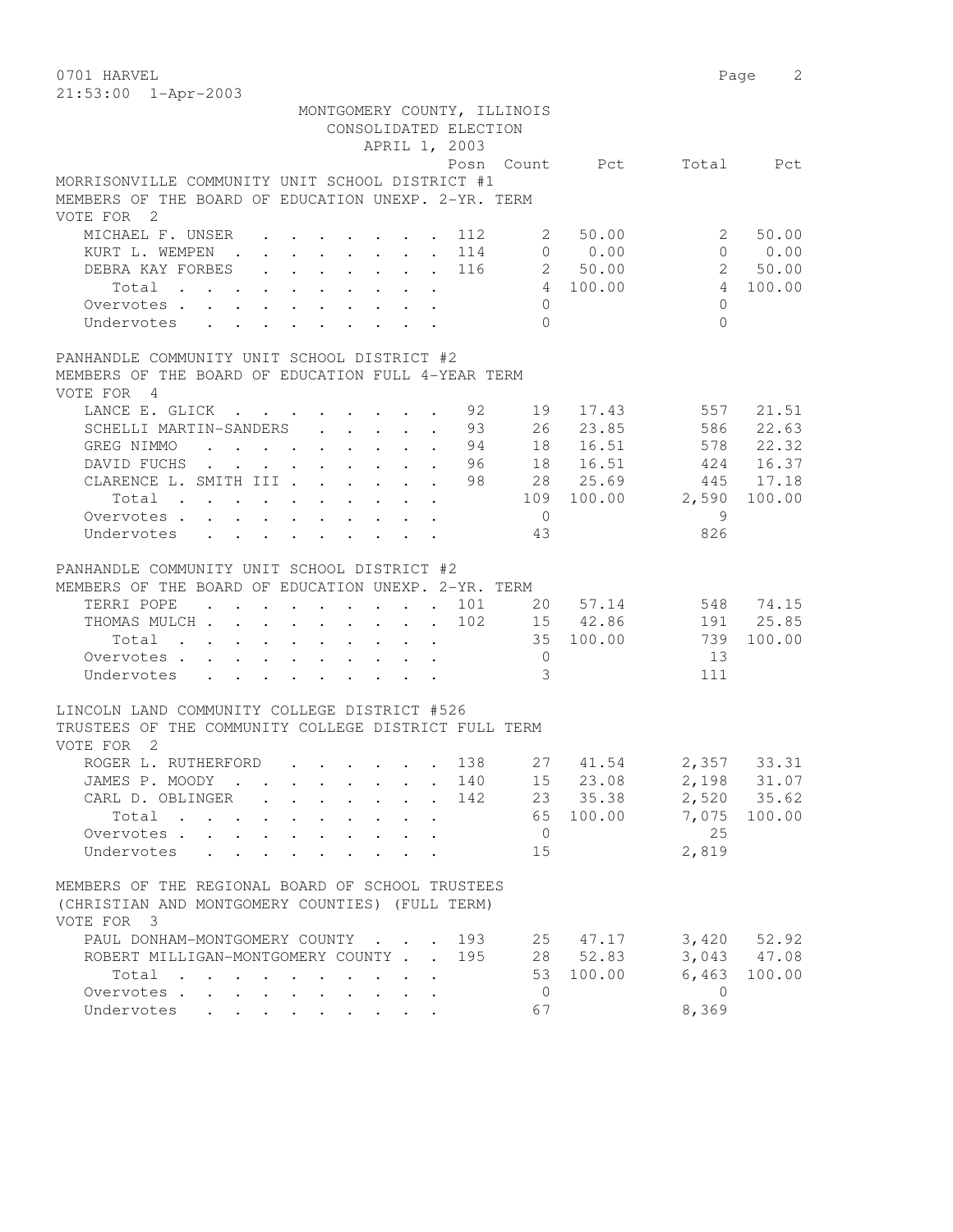0701 HARVEL
21:53:00 1-Apr-2003

MONTGOMERY COUNTY, ILLINOIS
CONSOLIDATED ELECTION
APRIL 1, 2003

### MORRISONVILLE COMMUNITY UNIT SCHOOL DISTRICT #1
### MEMBERS OF THE BOARD OF EDUCATION UNEXP. 2-YR. TERM
VOTE FOR 2

| | Posn | Count | Pct | Total | Pct |
|---|---|---|---|---|---|
| MICHAEL F. UNSER | 112 | 2 | 50.00 | 2 | 50.00 |
| KURT L. WEMPEN | 114 | 0 | 0.00 | 0 | 0.00 |
| DEBRA KAY FORBES | 116 | 2 | 50.00 | 2 | 50.00 |
| Total | | 4 | 100.00 | 4 | 100.00 |
| Overvotes | | 0 | | 0 | |
| Undervotes | | 0 | | 0 | |

### PANHANDLE COMMUNITY UNIT SCHOOL DISTRICT #2
### MEMBERS OF THE BOARD OF EDUCATION FULL 4-YEAR TERM
VOTE FOR 4

| | Posn | Count | Pct | Total | Pct |
|---|---|---|---|---|---|
| LANCE E. GLICK | 92 | 19 | 17.43 | 557 | 21.51 |
| SCHELLI MARTIN-SANDERS | 93 | 26 | 23.85 | 586 | 22.63 |
| GREG NIMMO | 94 | 18 | 16.51 | 578 | 22.32 |
| DAVID FUCHS | 96 | 18 | 16.51 | 424 | 16.37 |
| CLARENCE L. SMITH III | 98 | 28 | 25.69 | 445 | 17.18 |
| Total | | 109 | 100.00 | 2,590 | 100.00 |
| Overvotes | | 0 | | 9 | |
| Undervotes | | 43 | | 826 | |

### PANHANDLE COMMUNITY UNIT SCHOOL DISTRICT #2
### MEMBERS OF THE BOARD OF EDUCATION UNEXP. 2-YR. TERM

| | Posn | Count | Pct | Total | Pct |
|---|---|---|---|---|---|
| TERRI POPE | 101 | 20 | 57.14 | 548 | 74.15 |
| THOMAS MULCH | 102 | 15 | 42.86 | 191 | 25.85 |
| Total | | 35 | 100.00 | 739 | 100.00 |
| Overvotes | | 0 | | 13 | |
| Undervotes | | 3 | | 111 | |

### LINCOLN LAND COMMUNITY COLLEGE DISTRICT #526
### TRUSTEES OF THE COMMUNITY COLLEGE DISTRICT FULL TERM
VOTE FOR 2

| | Posn | Count | Pct | Total | Pct |
|---|---|---|---|---|---|
| ROGER L. RUTHERFORD | 138 | 27 | 41.54 | 2,357 | 33.31 |
| JAMES P. MOODY | 140 | 15 | 23.08 | 2,198 | 31.07 |
| CARL D. OBLINGER | 142 | 23 | 35.38 | 2,520 | 35.62 |
| Total | | 65 | 100.00 | 7,075 | 100.00 |
| Overvotes | | 0 | | 25 | |
| Undervotes | | 15 | | 2,819 | |

### MEMBERS OF THE REGIONAL BOARD OF SCHOOL TRUSTEES
### (CHRISTIAN AND MONTGOMERY COUNTIES) (FULL TERM)
VOTE FOR 3

| | Posn | Count | Pct | Total | Pct |
|---|---|---|---|---|---|
| PAUL DONHAM-MONTGOMERY COUNTY | 193 | 25 | 47.17 | 3,420 | 52.92 |
| ROBERT MILLIGAN-MONTGOMERY COUNTY | 195 | 28 | 52.83 | 3,043 | 47.08 |
| Total | | 53 | 100.00 | 6,463 | 100.00 |
| Overvotes | | 0 | | 0 | |
| Undervotes | | 67 | | 8,369 | |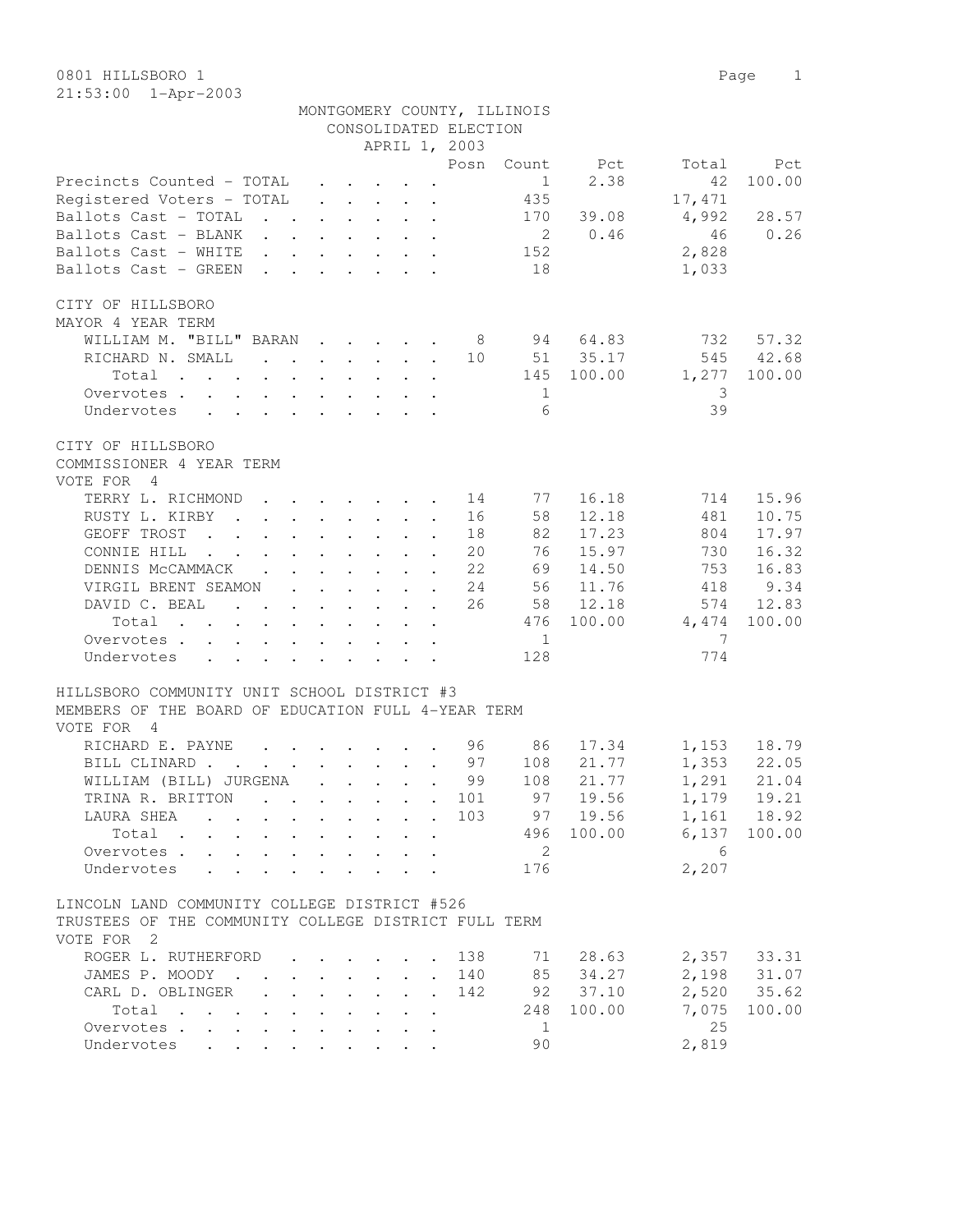0801 HILLSBORO 1

21:53:00 1-Apr-2003

MONTGOMERY COUNTY, ILLINOIS
CONSOLIDATED ELECTION
APRIL 1, 2003

| | Posn | Count | Pct | Total | Pct |
|---|---|---|---|---|---|
| Precincts Counted - TOTAL | | 1 | 2.38 | 42 | 100.00 |
| Registered Voters - TOTAL | | 435 | | 17,471 | |
| Ballots Cast - TOTAL | | 170 | 39.08 | 4,992 | 28.57 |
| Ballots Cast - BLANK | | 2 | 0.46 | 46 | 0.26 |
| Ballots Cast - WHITE | | 152 | | 2,828 | |
| Ballots Cast - GREEN | | 18 | | 1,033 | |

CITY OF HILLSBORO
MAYOR 4 YEAR TERM

| | Posn | Count | Pct | Total | Pct |
|---|---|---|---|---|---|
| WILLIAM M. "BILL" BARAN | 8 | 94 | 64.83 | 732 | 57.32 |
| RICHARD N. SMALL | 10 | 51 | 35.17 | 545 | 42.68 |
| Total | | 145 | 100.00 | 1,277 | 100.00 |
| Overvotes | | 1 | | 3 | |
| Undervotes | | 6 | | 39 | |

CITY OF HILLSBORO
COMMISSIONER 4 YEAR TERM
VOTE FOR 4

| | Posn | Count | Pct | Total | Pct |
|---|---|---|---|---|---|
| TERRY L. RICHMOND | 14 | 77 | 16.18 | 714 | 15.96 |
| RUSTY L. KIRBY | 16 | 58 | 12.18 | 481 | 10.75 |
| GEOFF TROST | 18 | 82 | 17.23 | 804 | 17.97 |
| CONNIE HILL | 20 | 76 | 15.97 | 730 | 16.32 |
| DENNIS McCAMMACK | 22 | 69 | 14.50 | 753 | 16.83 |
| VIRGIL BRENT SEAMON | 24 | 56 | 11.76 | 418 | 9.34 |
| DAVID C. BEAL | 26 | 58 | 12.18 | 574 | 12.83 |
| Total | | 476 | 100.00 | 4,474 | 100.00 |
| Overvotes | | 1 | | 7 | |
| Undervotes | | 128 | | 774 | |

HILLSBORO COMMUNITY UNIT SCHOOL DISTRICT #3
MEMBERS OF THE BOARD OF EDUCATION FULL 4-YEAR TERM
VOTE FOR 4

| | Posn | Count | Pct | Total | Pct |
|---|---|---|---|---|---|
| RICHARD E. PAYNE | 96 | 86 | 17.34 | 1,153 | 18.79 |
| BILL CLINARD | 97 | 108 | 21.77 | 1,353 | 22.05 |
| WILLIAM (BILL) JURGENA | 99 | 108 | 21.77 | 1,291 | 21.04 |
| TRINA R. BRITTON | 101 | 97 | 19.56 | 1,179 | 19.21 |
| LAURA SHEA | 103 | 97 | 19.56 | 1,161 | 18.92 |
| Total | | 496 | 100.00 | 6,137 | 100.00 |
| Overvotes | | 2 | | 6 | |
| Undervotes | | 176 | | 2,207 | |

LINCOLN LAND COMMUNITY COLLEGE DISTRICT #526
TRUSTEES OF THE COMMUNITY COLLEGE DISTRICT FULL TERM
VOTE FOR 2

| | Posn | Count | Pct | Total | Pct |
|---|---|---|---|---|---|
| ROGER L. RUTHERFORD | 138 | 71 | 28.63 | 2,357 | 33.31 |
| JAMES P. MOODY | 140 | 85 | 34.27 | 2,198 | 31.07 |
| CARL D. OBLINGER | 142 | 92 | 37.10 | 2,520 | 35.62 |
| Total | | 248 | 100.00 | 7,075 | 100.00 |
| Overvotes | | 1 | | 25 | |
| Undervotes | | 90 | | 2,819 | |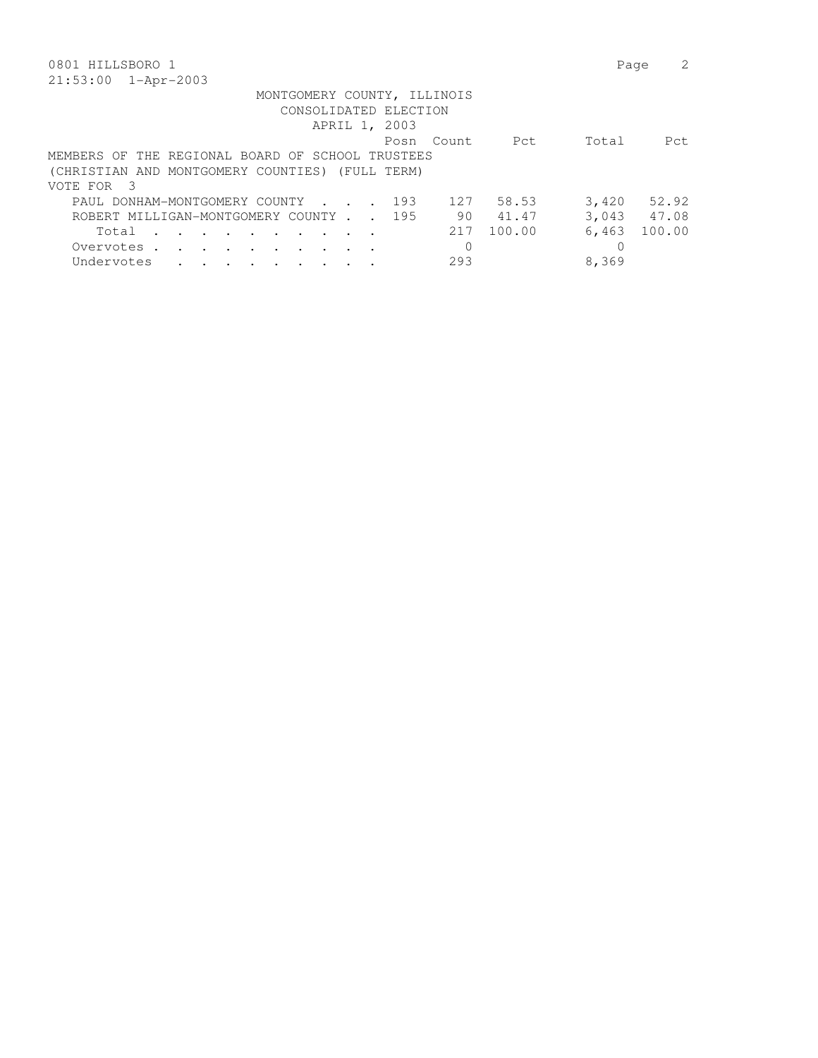0801 HILLSBORO 1

21:53:00 1-Apr-2003

MONTGOMERY COUNTY, ILLINOIS
CONSOLIDATED ELECTION
APRIL 1, 2003

MEMBERS OF THE REGIONAL BOARD OF SCHOOL TRUSTEES
(CHRISTIAN AND MONTGOMERY COUNTIES) (FULL TERM)
VOTE FOR 3

| | Posn | Count | Pct | Total | Pct |
|---|---|---|---|---|---|
| PAUL DONHAM-MONTGOMERY COUNTY . . . . | 193 | 127 | 58.53 | 3,420 | 52.92 |
| ROBERT MILLIGAN-MONTGOMERY COUNTY . . | 195 | 90 | 41.47 | 3,043 | 47.08 |
| Total . . . . . . . . . . . | | 217 | 100.00 | 6,463 | 100.00 |
| Overvotes . . . . . . . . . . . | | 0 | | 0 | |
| Undervotes . . . . . . . . . . | | 293 | | 8,369 | |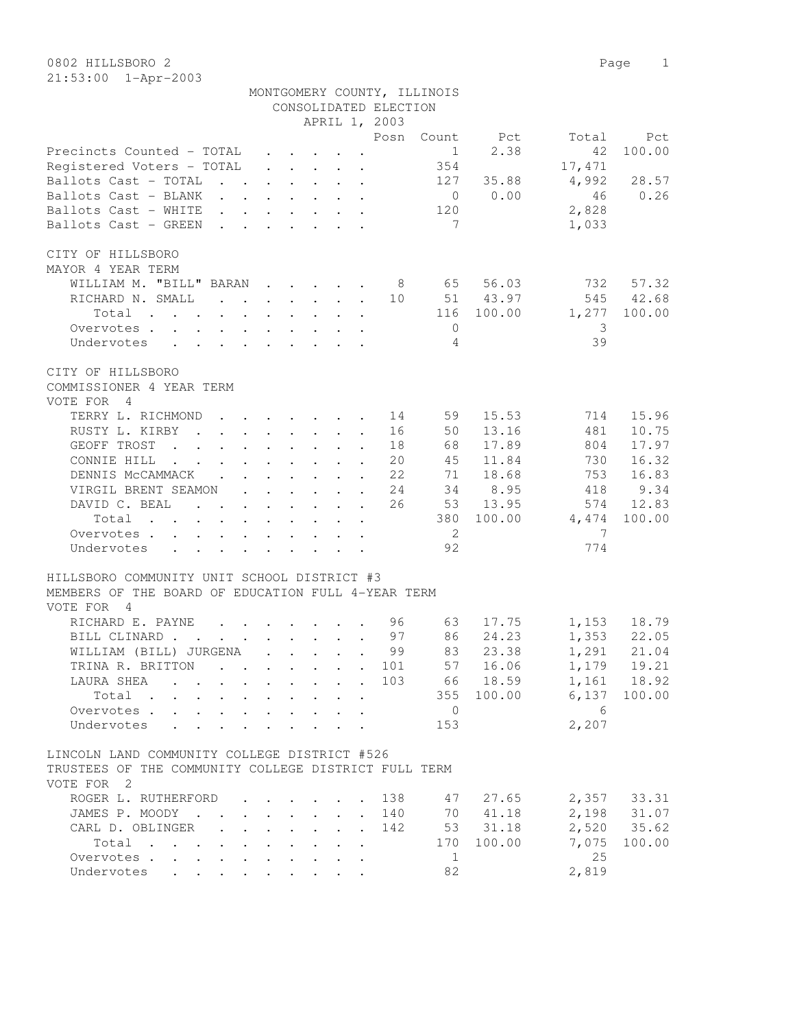MONTGOMERY COUNTY, ILLINOIS
CONSOLIDATED ELECTION
APRIL 1, 2003

0802 HILLSBORO 2

21:53:00 1-Apr-2003

| | Posn | Count | Pct | Total | Pct |
|---|---|---|---|---|---|
| Precincts Counted - TOTAL | | 1 | 2.38 | 42 | 100.00 |
| Registered Voters - TOTAL | | 354 | | 17,471 | |
| Ballots Cast - TOTAL | | 127 | 35.88 | 4,992 | 28.57 |
| Ballots Cast - BLANK | | 0 | 0.00 | 46 | 0.26 |
| Ballots Cast - WHITE | | 120 | | 2,828 | |
| Ballots Cast - GREEN | | 7 | | 1,033 | |

CITY OF HILLSBORO
MAYOR 4 YEAR TERM

| | Posn | Count | Pct | Total | Pct |
|---|---|---|---|---|---|
| WILLIAM M. "BILL" BARAN | 8 | 65 | 56.03 | 732 | 57.32 |
| RICHARD N. SMALL | 10 | 51 | 43.97 | 545 | 42.68 |
| Total | | 116 | 100.00 | 1,277 | 100.00 |
| Overvotes | | 0 | | 3 | |
| Undervotes | | 4 | | 39 | |

CITY OF HILLSBORO
COMMISSIONER 4 YEAR TERM
VOTE FOR 4

| | Posn | Count | Pct | Total | Pct |
|---|---|---|---|---|---|
| TERRY L. RICHMOND | 14 | 59 | 15.53 | 714 | 15.96 |
| RUSTY L. KIRBY | 16 | 50 | 13.16 | 481 | 10.75 |
| GEOFF TROST | 18 | 68 | 17.89 | 804 | 17.97 |
| CONNIE HILL | 20 | 45 | 11.84 | 730 | 16.32 |
| DENNIS McCAMMACK | 22 | 71 | 18.68 | 753 | 16.83 |
| VIRGIL BRENT SEAMON | 24 | 34 | 8.95 | 418 | 9.34 |
| DAVID C. BEAL | 26 | 53 | 13.95 | 574 | 12.83 |
| Total | | 380 | 100.00 | 4,474 | 100.00 |
| Overvotes | | 2 | | 7 | |
| Undervotes | | 92 | | 774 | |

HILLSBORO COMMUNITY UNIT SCHOOL DISTRICT #3
MEMBERS OF THE BOARD OF EDUCATION FULL 4-YEAR TERM
VOTE FOR 4

| | Posn | Count | Pct | Total | Pct |
|---|---|---|---|---|---|
| RICHARD E. PAYNE | 96 | 63 | 17.75 | 1,153 | 18.79 |
| BILL CLINARD | 97 | 86 | 24.23 | 1,353 | 22.05 |
| WILLIAM (BILL) JURGENA | 99 | 83 | 23.38 | 1,291 | 21.04 |
| TRINA R. BRITTON | 101 | 57 | 16.06 | 1,179 | 19.21 |
| LAURA SHEA | 103 | 66 | 18.59 | 1,161 | 18.92 |
| Total | | 355 | 100.00 | 6,137 | 100.00 |
| Overvotes | | 0 | | 6 | |
| Undervotes | | 153 | | 2,207 | |

LINCOLN LAND COMMUNITY COLLEGE DISTRICT #526
TRUSTEES OF THE COMMUNITY COLLEGE DISTRICT FULL TERM
VOTE FOR 2

| | Posn | Count | Pct | Total | Pct |
|---|---|---|---|---|---|
| ROGER L. RUTHERFORD | 138 | 47 | 27.65 | 2,357 | 33.31 |
| JAMES P. MOODY | 140 | 70 | 41.18 | 2,198 | 31.07 |
| CARL D. OBLINGER | 142 | 53 | 31.18 | 2,520 | 35.62 |
| Total | | 170 | 100.00 | 7,075 | 100.00 |
| Overvotes | | 1 | | 25 | |
| Undervotes | | 82 | | 2,819 | |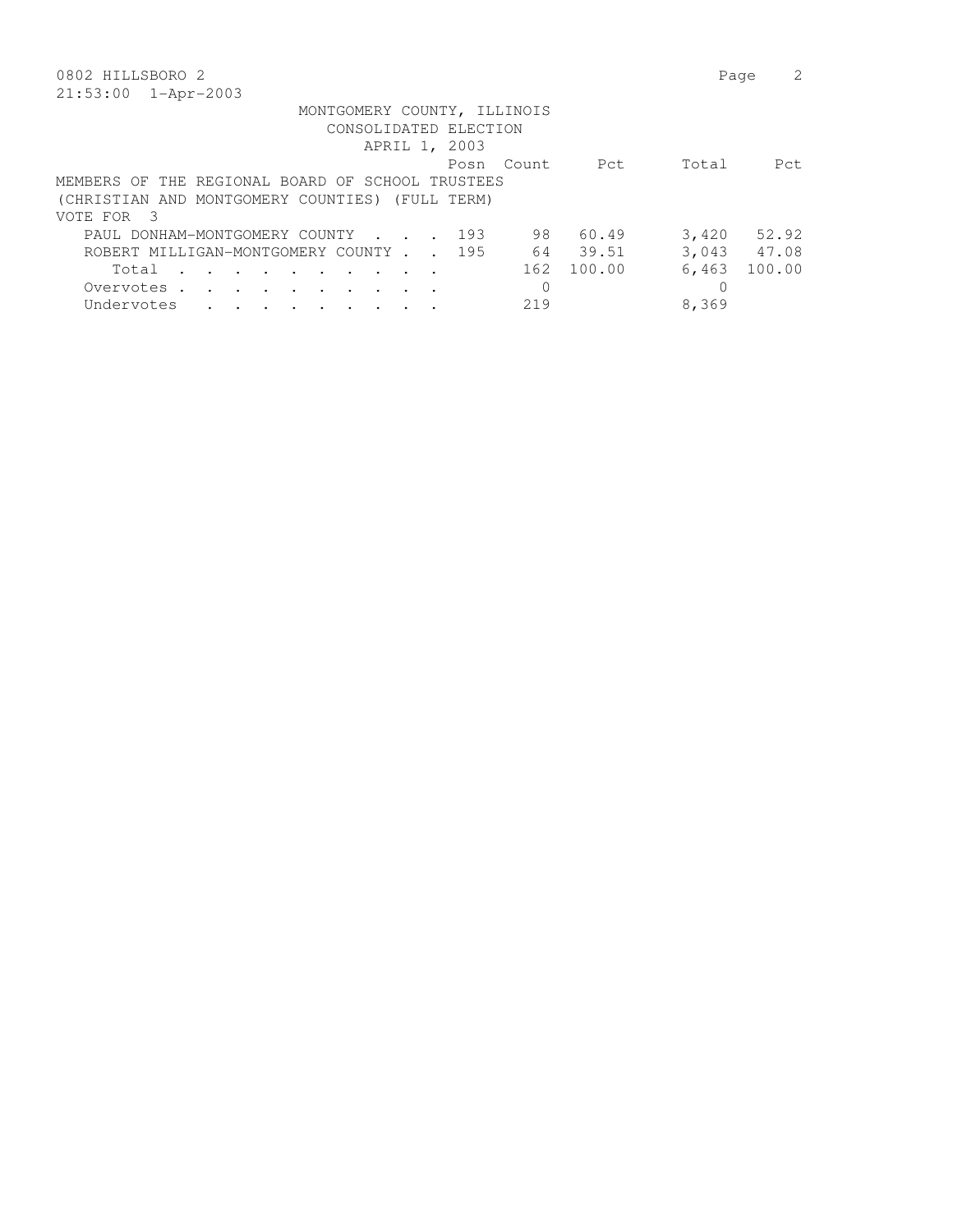0802 HILLSBORO 2

21:53:00 1-Apr-2003

MONTGOMERY COUNTY, ILLINOIS
CONSOLIDATED ELECTION
APRIL 1, 2003

MEMBERS OF THE REGIONAL BOARD OF SCHOOL TRUSTEES
(CHRISTIAN AND MONTGOMERY COUNTIES) (FULL TERM)
VOTE FOR 3

| | Posn | Count | Pct | Total | Pct |
|---|---|---|---|---|---|
| PAUL DONHAM-MONTGOMERY COUNTY | 193 | 98 | 60.49 | 3,420 | 52.92 |
| ROBERT MILLIGAN-MONTGOMERY COUNTY | 195 | 64 | 39.51 | 3,043 | 47.08 |
| Total | | 162 | 100.00 | 6,463 | 100.00 |
| Overvotes | | 0 | | 0 | |
| Undervotes | | 219 | | 8,369 | |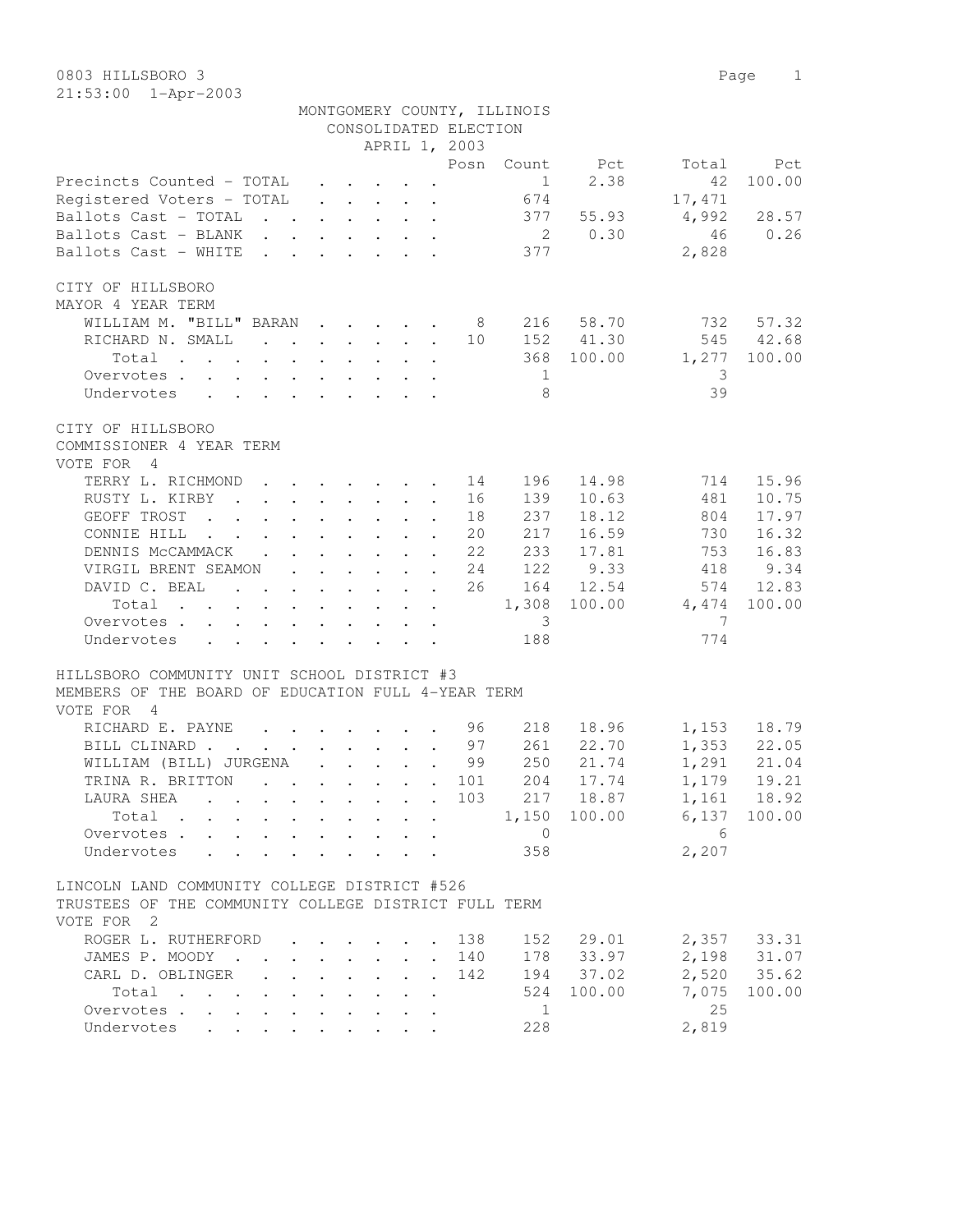0803 HILLSBORO 3

21:53:00 1-Apr-2003

MONTGOMERY COUNTY, ILLINOIS
CONSOLIDATED ELECTION
APRIL 1, 2003

| | Posn | Count | Pct | Total | Pct |
|---|---|---|---|---|---|
| Precincts Counted - TOTAL | | 1 | 2.38 | 42 | 100.00 |
| Registered Voters - TOTAL | | 674 | | 17,471 | |
| Ballots Cast - TOTAL | | 377 | 55.93 | 4,992 | 28.57 |
| Ballots Cast - BLANK | | 2 | 0.30 | 46 | 0.26 |
| Ballots Cast - WHITE | | 377 | | 2,828 | |

CITY OF HILLSBORO
MAYOR 4 YEAR TERM

| | Posn | Count | Pct | Total | Pct |
|---|---|---|---|---|---|
| WILLIAM M. "BILL" BARAN | 8 | 216 | 58.70 | 732 | 57.32 |
| RICHARD N. SMALL | 10 | 152 | 41.30 | 545 | 42.68 |
| Total | | 368 | 100.00 | 1,277 | 100.00 |
| Overvotes | | 1 | | 3 | |
| Undervotes | | 8 | | 39 | |

CITY OF HILLSBORO
COMMISSIONER 4 YEAR TERM
VOTE FOR 4

| | Posn | Count | Pct | Total | Pct |
|---|---|---|---|---|---|
| TERRY L. RICHMOND | 14 | 196 | 14.98 | 714 | 15.96 |
| RUSTY L. KIRBY | 16 | 139 | 10.63 | 481 | 10.75 |
| GEOFF TROST | 18 | 237 | 18.12 | 804 | 17.97 |
| CONNIE HILL | 20 | 217 | 16.59 | 730 | 16.32 |
| DENNIS McCAMMACK | 22 | 233 | 17.81 | 753 | 16.83 |
| VIRGIL BRENT SEAMON | 24 | 122 | 9.33 | 418 | 9.34 |
| DAVID C. BEAL | 26 | 164 | 12.54 | 574 | 12.83 |
| Total | | 1,308 | 100.00 | 4,474 | 100.00 |
| Overvotes | | 3 | | 7 | |
| Undervotes | | 188 | | 774 | |

HILLSBORO COMMUNITY UNIT SCHOOL DISTRICT #3
MEMBERS OF THE BOARD OF EDUCATION FULL 4-YEAR TERM
VOTE FOR 4

| | Posn | Count | Pct | Total | Pct |
|---|---|---|---|---|---|
| RICHARD E. PAYNE | 96 | 218 | 18.96 | 1,153 | 18.79 |
| BILL CLINARD | 97 | 261 | 22.70 | 1,353 | 22.05 |
| WILLIAM (BILL) JURGENA | 99 | 250 | 21.74 | 1,291 | 21.04 |
| TRINA R. BRITTON | 101 | 204 | 17.74 | 1,179 | 19.21 |
| LAURA SHEA | 103 | 217 | 18.87 | 1,161 | 18.92 |
| Total | | 1,150 | 100.00 | 6,137 | 100.00 |
| Overvotes | | 0 | | 6 | |
| Undervotes | | 358 | | 2,207 | |

LINCOLN LAND COMMUNITY COLLEGE DISTRICT #526
TRUSTEES OF THE COMMUNITY COLLEGE DISTRICT FULL TERM
VOTE FOR 2

| | Posn | Count | Pct | Total | Pct |
|---|---|---|---|---|---|
| ROGER L. RUTHERFORD | 138 | 152 | 29.01 | 2,357 | 33.31 |
| JAMES P. MOODY | 140 | 178 | 33.97 | 2,198 | 31.07 |
| CARL D. OBLINGER | 142 | 194 | 37.02 | 2,520 | 35.62 |
| Total | | 524 | 100.00 | 7,075 | 100.00 |
| Overvotes | | 1 | | 25 | |
| Undervotes | | 228 | | 2,819 | |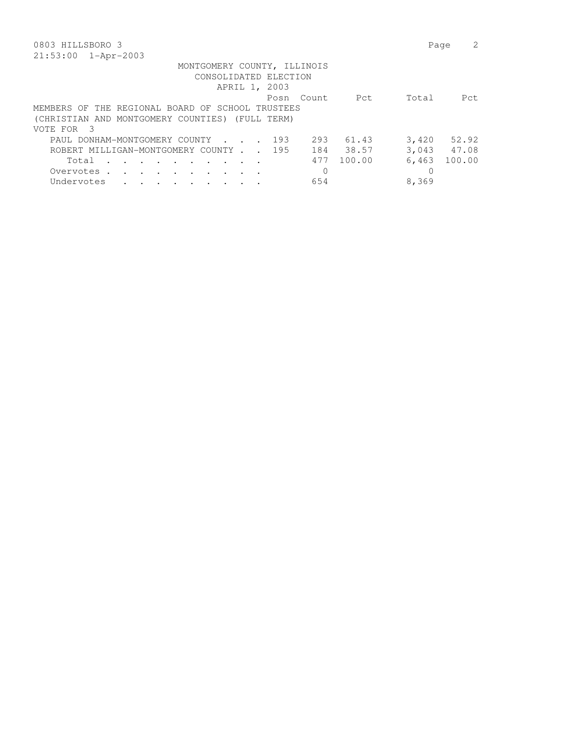0803 HILLSBORO 3

21:53:00 1-Apr-2003

MONTGOMERY COUNTY, ILLINOIS
CONSOLIDATED ELECTION
APRIL 1, 2003

MEMBERS OF THE REGIONAL BOARD OF SCHOOL TRUSTEES
(CHRISTIAN AND MONTGOMERY COUNTIES) (FULL TERM)
VOTE FOR 3

| | Posn | Count | Pct | Total | Pct |
|---|---|---|---|---|---|
| PAUL DONHAM-MONTGOMERY COUNTY | 193 | 293 | 61.43 | 3,420 | 52.92 |
| ROBERT MILLIGAN-MONTGOMERY COUNTY | 195 | 184 | 38.57 | 3,043 | 47.08 |
| Total | | 477 | 100.00 | 6,463 | 100.00 |
| Overvotes | | 0 | | 0 | |
| Undervotes | | 654 | | 8,369 | |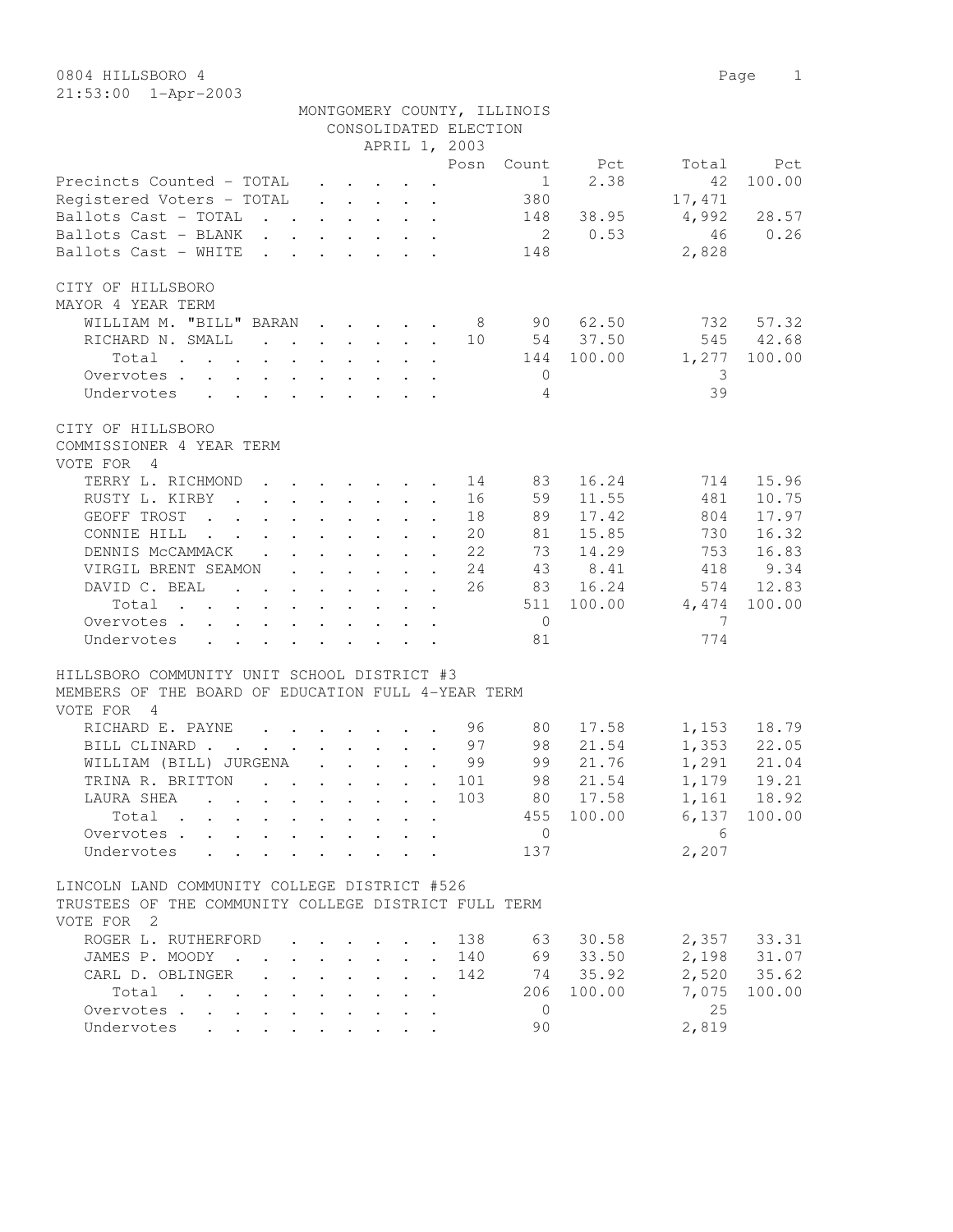0804 HILLSBORO 4

21:53:00 1-Apr-2003

MONTGOMERY COUNTY, ILLINOIS
CONSOLIDATED ELECTION
APRIL 1, 2003

| | Posn | Count | Pct | Total | Pct |
|---|---|---|---|---|---|
| Precincts Counted - TOTAL | | 1 | 2.38 | 42 | 100.00 |
| Registered Voters - TOTAL | | 380 | | 17,471 | |
| Ballots Cast - TOTAL | | 148 | 38.95 | 4,992 | 28.57 |
| Ballots Cast - BLANK | | 2 | 0.53 | 46 | 0.26 |
| Ballots Cast - WHITE | | 148 | | 2,828 | |

CITY OF HILLSBORO
MAYOR 4 YEAR TERM

| | Posn | Count | Pct | Total | Pct |
|---|---|---|---|---|---|
| WILLIAM M. "BILL" BARAN | 8 | 90 | 62.50 | 732 | 57.32 |
| RICHARD N. SMALL | 10 | 54 | 37.50 | 545 | 42.68 |
| Total | | 144 | 100.00 | 1,277 | 100.00 |
| Overvotes | | 0 | | 3 | |
| Undervotes | | 4 | | 39 | |

CITY OF HILLSBORO
COMMISSIONER 4 YEAR TERM
VOTE FOR 4

| | Posn | Count | Pct | Total | Pct |
|---|---|---|---|---|---|
| TERRY L. RICHMOND | 14 | 83 | 16.24 | 714 | 15.96 |
| RUSTY L. KIRBY | 16 | 59 | 11.55 | 481 | 10.75 |
| GEOFF TROST | 18 | 89 | 17.42 | 804 | 17.97 |
| CONNIE HILL | 20 | 81 | 15.85 | 730 | 16.32 |
| DENNIS McCAMMACK | 22 | 73 | 14.29 | 753 | 16.83 |
| VIRGIL BRENT SEAMON | 24 | 43 | 8.41 | 418 | 9.34 |
| DAVID C. BEAL | 26 | 83 | 16.24 | 574 | 12.83 |
| Total | | 511 | 100.00 | 4,474 | 100.00 |
| Overvotes | | 0 | | 7 | |
| Undervotes | | 81 | | 774 | |

HILLSBORO COMMUNITY UNIT SCHOOL DISTRICT #3
MEMBERS OF THE BOARD OF EDUCATION FULL 4-YEAR TERM
VOTE FOR 4

| | Posn | Count | Pct | Total | Pct |
|---|---|---|---|---|---|
| RICHARD E. PAYNE | 96 | 80 | 17.58 | 1,153 | 18.79 |
| BILL CLINARD | 97 | 98 | 21.54 | 1,353 | 22.05 |
| WILLIAM (BILL) JURGENA | 99 | 99 | 21.76 | 1,291 | 21.04 |
| TRINA R. BRITTON | 101 | 98 | 21.54 | 1,179 | 19.21 |
| LAURA SHEA | 103 | 80 | 17.58 | 1,161 | 18.92 |
| Total | | 455 | 100.00 | 6,137 | 100.00 |
| Overvotes | | 0 | | 6 | |
| Undervotes | | 137 | | 2,207 | |

LINCOLN LAND COMMUNITY COLLEGE DISTRICT #526
TRUSTEES OF THE COMMUNITY COLLEGE DISTRICT FULL TERM
VOTE FOR 2

| | Posn | Count | Pct | Total | Pct |
|---|---|---|---|---|---|
| ROGER L. RUTHERFORD | 138 | 63 | 30.58 | 2,357 | 33.31 |
| JAMES P. MOODY | 140 | 69 | 33.50 | 2,198 | 31.07 |
| CARL D. OBLINGER | 142 | 74 | 35.92 | 2,520 | 35.62 |
| Total | | 206 | 100.00 | 7,075 | 100.00 |
| Overvotes | | 0 | | 25 | |
| Undervotes | | 90 | | 2,819 | |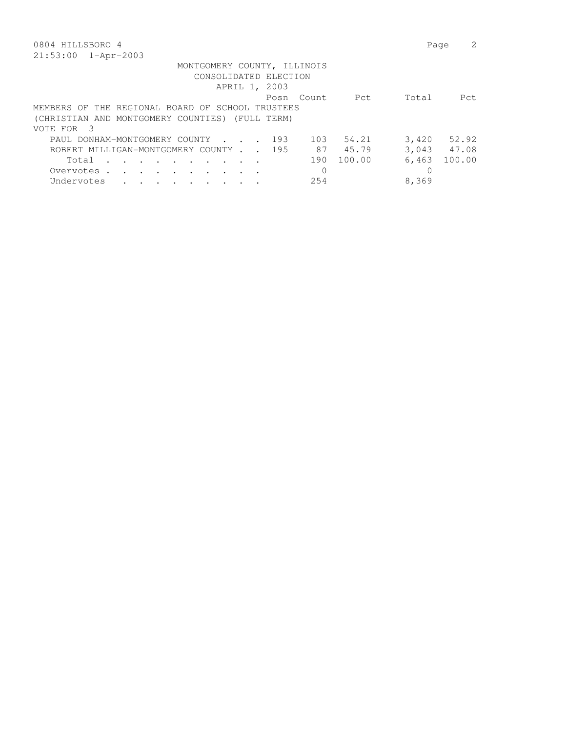MONTGOMERY COUNTY, ILLINOIS
CONSOLIDATED ELECTION
APRIL 1, 2003

MEMBERS OF THE REGIONAL BOARD OF SCHOOL TRUSTEES
(CHRISTIAN AND MONTGOMERY COUNTIES) (FULL TERM)
VOTE FOR 3

| | Posn | Count | Pct | Total | Pct |
|---|---|---|---|---|---|
| PAUL DONHAM-MONTGOMERY COUNTY | 193 | 103 | 54.21 | 3,420 | 52.92 |
| ROBERT MILLIGAN-MONTGOMERY COUNTY | 195 | 87 | 45.79 | 3,043 | 47.08 |
| Total | | 190 | 100.00 | 6,463 | 100.00 |
| Overvotes | | 0 | | 0 | |
| Undervotes | | 254 | | 8,369 | |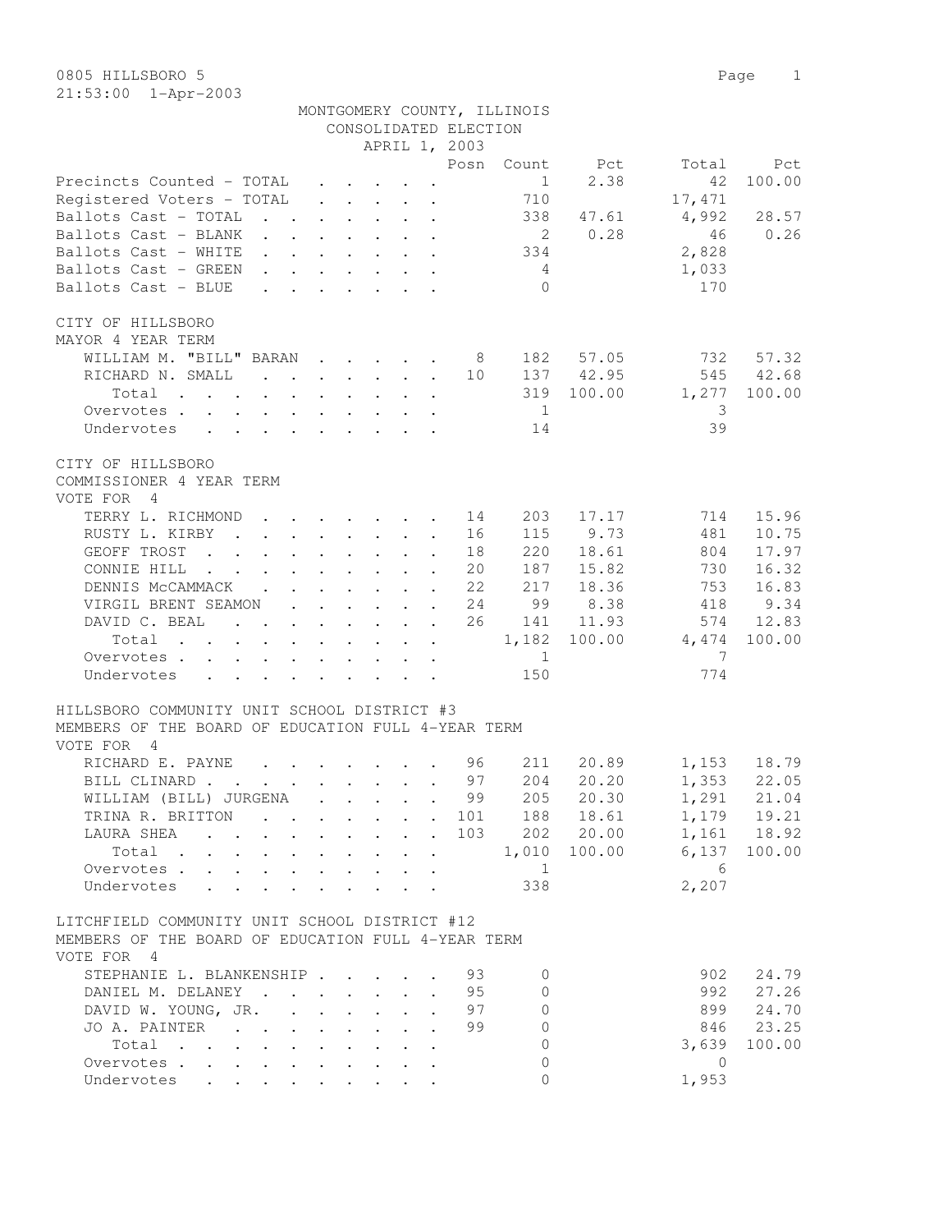0805 HILLSBORO 5
21:53:00 1-Apr-2003

MONTGOMERY COUNTY, ILLINOIS
CONSOLIDATED ELECTION
APRIL 1, 2003

| | Posn | Count | Pct | Total | Pct |
|---|---|---|---|---|---|
| Precincts Counted - TOTAL | | 1 | 2.38 | 42 | 100.00 |
| Registered Voters - TOTAL | | 710 | | 17,471 | |
| Ballots Cast - TOTAL | | 338 | 47.61 | 4,992 | 28.57 |
| Ballots Cast - BLANK | | 2 | 0.28 | 46 | 0.26 |
| Ballots Cast - WHITE | | 334 | | 2,828 | |
| Ballots Cast - GREEN | | 4 | | 1,033 | |
| Ballots Cast - BLUE | | 0 | | 170 | |

CITY OF HILLSBORO
MAYOR 4 YEAR TERM

| | Posn | Count | Pct | Total | Pct |
|---|---|---|---|---|---|
| WILLIAM M. "BILL" BARAN | 8 | 182 | 57.05 | 732 | 57.32 |
| RICHARD N. SMALL | 10 | 137 | 42.95 | 545 | 42.68 |
| Total | | 319 | 100.00 | 1,277 | 100.00 |
| Overvotes | | 1 | | 3 | |
| Undervotes | | 14 | | 39 | |

CITY OF HILLSBORO
COMMISSIONER 4 YEAR TERM
VOTE FOR 4

| | Posn | Count | Pct | Total | Pct |
|---|---|---|---|---|---|
| TERRY L. RICHMOND | 14 | 203 | 17.17 | 714 | 15.96 |
| RUSTY L. KIRBY | 16 | 115 | 9.73 | 481 | 10.75 |
| GEOFF TROST | 18 | 220 | 18.61 | 804 | 17.97 |
| CONNIE HILL | 20 | 187 | 15.82 | 730 | 16.32 |
| DENNIS McCAMMACK | 22 | 217 | 18.36 | 753 | 16.83 |
| VIRGIL BRENT SEAMON | 24 | 99 | 8.38 | 418 | 9.34 |
| DAVID C. BEAL | 26 | 141 | 11.93 | 574 | 12.83 |
| Total | | 1,182 | 100.00 | 4,474 | 100.00 |
| Overvotes | | 1 | | 7 | |
| Undervotes | | 150 | | 774 | |

HILLSBORO COMMUNITY UNIT SCHOOL DISTRICT #3
MEMBERS OF THE BOARD OF EDUCATION FULL 4-YEAR TERM
VOTE FOR 4

| | Posn | Count | Pct | Total | Pct |
|---|---|---|---|---|---|
| RICHARD E. PAYNE | 96 | 211 | 20.89 | 1,153 | 18.79 |
| BILL CLINARD | 97 | 204 | 20.20 | 1,353 | 22.05 |
| WILLIAM (BILL) JURGENA | 99 | 205 | 20.30 | 1,291 | 21.04 |
| TRINA R. BRITTON | 101 | 188 | 18.61 | 1,179 | 19.21 |
| LAURA SHEA | 103 | 202 | 20.00 | 1,161 | 18.92 |
| Total | | 1,010 | 100.00 | 6,137 | 100.00 |
| Overvotes | | 1 | | 6 | |
| Undervotes | | 338 | | 2,207 | |

LITCHFIELD COMMUNITY UNIT SCHOOL DISTRICT #12
MEMBERS OF THE BOARD OF EDUCATION FULL 4-YEAR TERM
VOTE FOR 4

| | Posn | Count | Pct | Total | Pct |
|---|---|---|---|---|---|
| STEPHANIE L. BLANKENSHIP | 93 | 0 | | 902 | 24.79 |
| DANIEL M. DELANEY | 95 | 0 | | 992 | 27.26 |
| DAVID W. YOUNG, JR. | 97 | 0 | | 899 | 24.70 |
| JO A. PAINTER | 99 | 0 | | 846 | 23.25 |
| Total | | 0 | | 3,639 | 100.00 |
| Overvotes | | 0 | | 0 | |
| Undervotes | | 0 | | 1,953 | |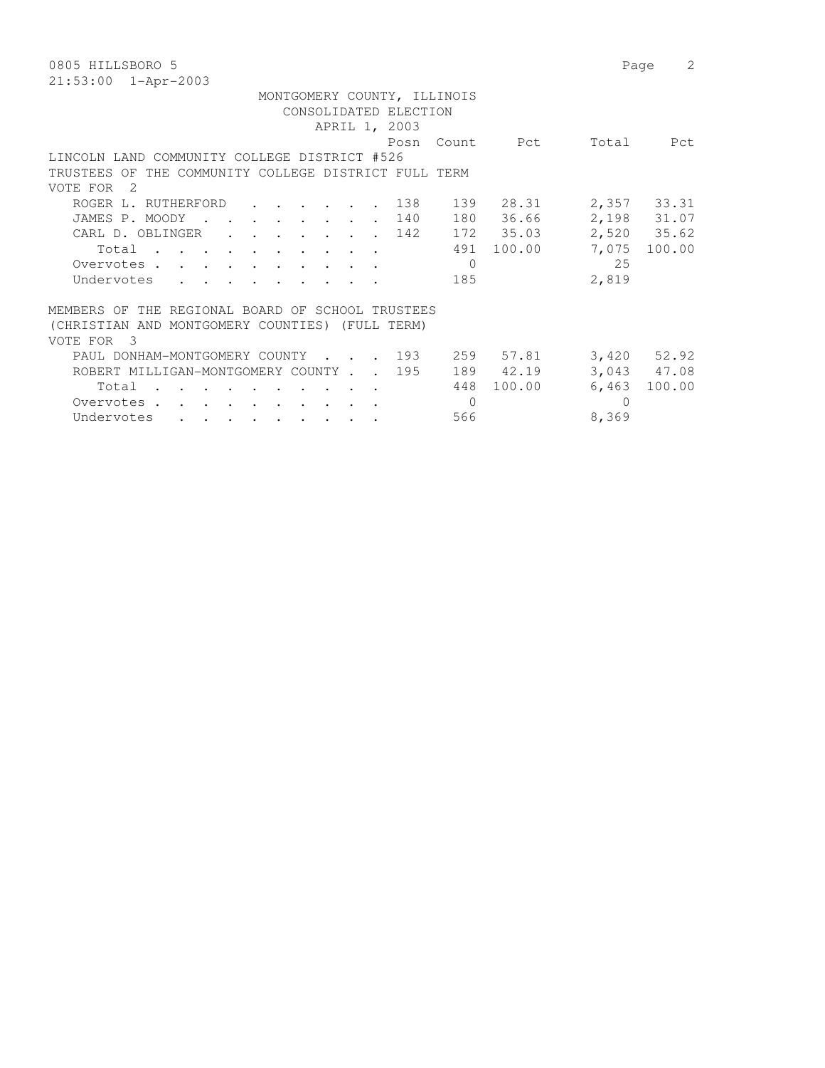0805 HILLSBORO 5

21:53:00 1-Apr-2003

MONTGOMERY COUNTY, ILLINOIS
CONSOLIDATED ELECTION
APRIL 1, 2003

LINCOLN LAND COMMUNITY COLLEGE DISTRICT #526
TRUSTEES OF THE COMMUNITY COLLEGE DISTRICT FULL TERM
VOTE FOR 2

| | Posn | Count | Pct | Total | Pct |
|---|---|---|---|---|---|
| ROGER L. RUTHERFORD | 138 | 139 | 28.31 | 2,357 | 33.31 |
| JAMES P. MOODY | 140 | 180 | 36.66 | 2,198 | 31.07 |
| CARL D. OBLINGER | 142 | 172 | 35.03 | 2,520 | 35.62 |
| Total | | 491 | 100.00 | 7,075 | 100.00 |
| Overvotes | | 0 | | 25 | |
| Undervotes | | 185 | | 2,819 | |

MEMBERS OF THE REGIONAL BOARD OF SCHOOL TRUSTEES
(CHRISTIAN AND MONTGOMERY COUNTIES) (FULL TERM)
VOTE FOR 3

| | Posn | Count | Pct | Total | Pct |
|---|---|---|---|---|---|
| PAUL DONHAM-MONTGOMERY COUNTY | 193 | 259 | 57.81 | 3,420 | 52.92 |
| ROBERT MILLIGAN-MONTGOMERY COUNTY | 195 | 189 | 42.19 | 3,043 | 47.08 |
| Total | | 448 | 100.00 | 6,463 | 100.00 |
| Overvotes | | 0 | | 0 | |
| Undervotes | | 566 | | 8,369 | |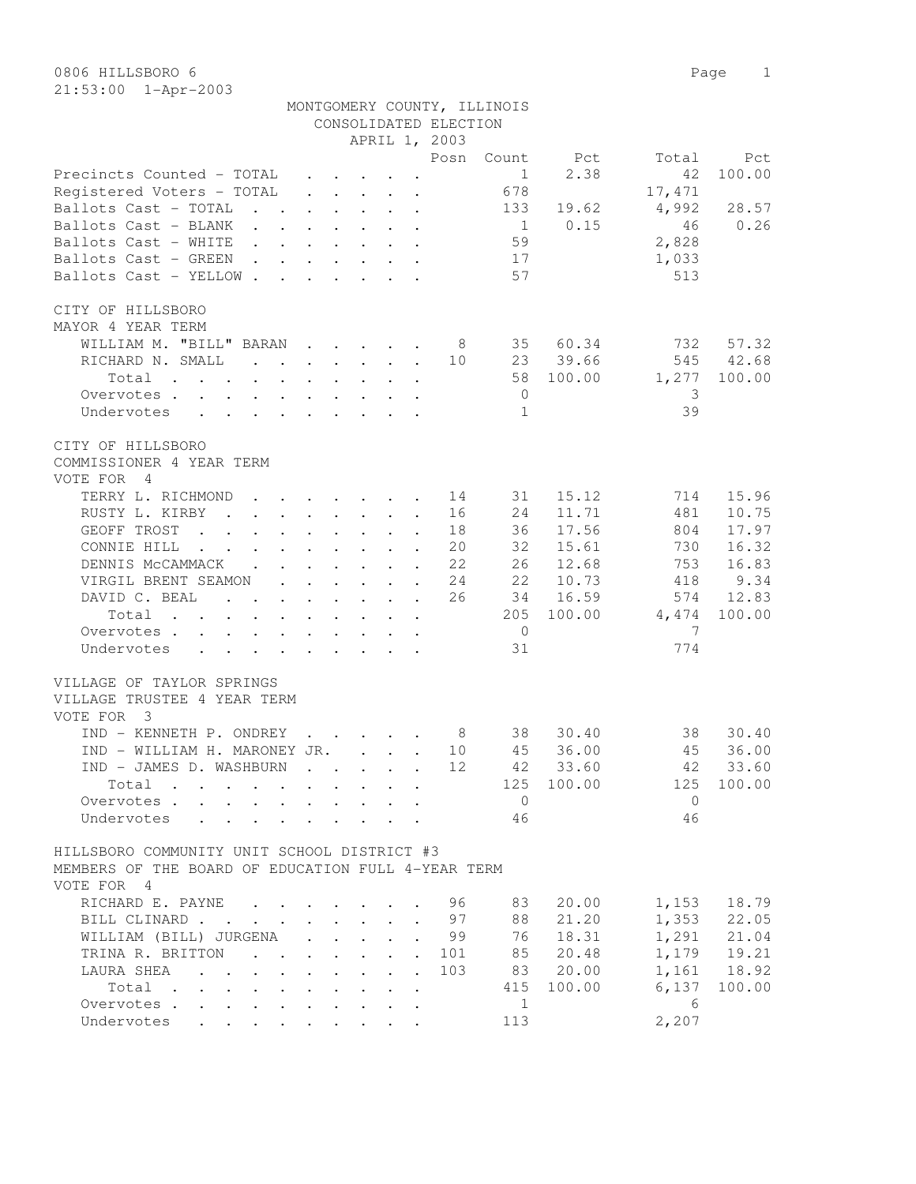0806 HILLSBORO 6

21:53:00 1-Apr-2003

MONTGOMERY COUNTY, ILLINOIS
CONSOLIDATED ELECTION
APRIL 1, 2003

| | Posn | Count | Pct | Total | Pct |
|---|---|---|---|---|---|
| Precincts Counted - TOTAL | | 1 | 2.38 | 42 | 100.00 |
| Registered Voters - TOTAL | | 678 | | 17,471 | |
| Ballots Cast - TOTAL | | 133 | 19.62 | 4,992 | 28.57 |
| Ballots Cast - BLANK | | 1 | 0.15 | 46 | 0.26 |
| Ballots Cast - WHITE | | 59 | | 2,828 | |
| Ballots Cast - GREEN | | 17 | | 1,033 | |
| Ballots Cast - YELLOW | | 57 | | 513 | |

CITY OF HILLSBORO
MAYOR 4 YEAR TERM

| | Posn | Count | Pct | Total | Pct |
|---|---|---|---|---|---|
| WILLIAM M. "BILL" BARAN | 8 | 35 | 60.34 | 732 | 57.32 |
| RICHARD N. SMALL | 10 | 23 | 39.66 | 545 | 42.68 |
| Total | | 58 | 100.00 | 1,277 | 100.00 |
| Overvotes | | 0 | | 3 | |
| Undervotes | | 1 | | 39 | |

CITY OF HILLSBORO
COMMISSIONER 4 YEAR TERM
VOTE FOR 4

| | Posn | Count | Pct | Total | Pct |
|---|---|---|---|---|---|
| TERRY L. RICHMOND | 14 | 31 | 15.12 | 714 | 15.96 |
| RUSTY L. KIRBY | 16 | 24 | 11.71 | 481 | 10.75 |
| GEOFF TROST | 18 | 36 | 17.56 | 804 | 17.97 |
| CONNIE HILL | 20 | 32 | 15.61 | 730 | 16.32 |
| DENNIS McCAMMACK | 22 | 26 | 12.68 | 753 | 16.83 |
| VIRGIL BRENT SEAMON | 24 | 22 | 10.73 | 418 | 9.34 |
| DAVID C. BEAL | 26 | 34 | 16.59 | 574 | 12.83 |
| Total | | 205 | 100.00 | 4,474 | 100.00 |
| Overvotes | | 0 | | 7 | |
| Undervotes | | 31 | | 774 | |

VILLAGE OF TAYLOR SPRINGS
VILLAGE TRUSTEE 4 YEAR TERM
VOTE FOR 3

| | Posn | Count | Pct | Total | Pct |
|---|---|---|---|---|---|
| IND - KENNETH P. ONDREY | 8 | 38 | 30.40 | 38 | 30.40 |
| IND - WILLIAM H. MARONEY JR. | 10 | 45 | 36.00 | 45 | 36.00 |
| IND - JAMES D. WASHBURN | 12 | 42 | 33.60 | 42 | 33.60 |
| Total | | 125 | 100.00 | 125 | 100.00 |
| Overvotes | | 0 | | 0 | |
| Undervotes | | 46 | | 46 | |

HILLSBORO COMMUNITY UNIT SCHOOL DISTRICT #3
MEMBERS OF THE BOARD OF EDUCATION FULL 4-YEAR TERM
VOTE FOR 4

| | Posn | Count | Pct | Total | Pct |
|---|---|---|---|---|---|
| RICHARD E. PAYNE | 96 | 83 | 20.00 | 1,153 | 18.79 |
| BILL CLINARD | 97 | 88 | 21.20 | 1,353 | 22.05 |
| WILLIAM (BILL) JURGENA | 99 | 76 | 18.31 | 1,291 | 21.04 |
| TRINA R. BRITTON | 101 | 85 | 20.48 | 1,179 | 19.21 |
| LAURA SHEA | 103 | 83 | 20.00 | 1,161 | 18.92 |
| Total | | 415 | 100.00 | 6,137 | 100.00 |
| Overvotes | | 1 | | 6 | |
| Undervotes | | 113 | | 2,207 | |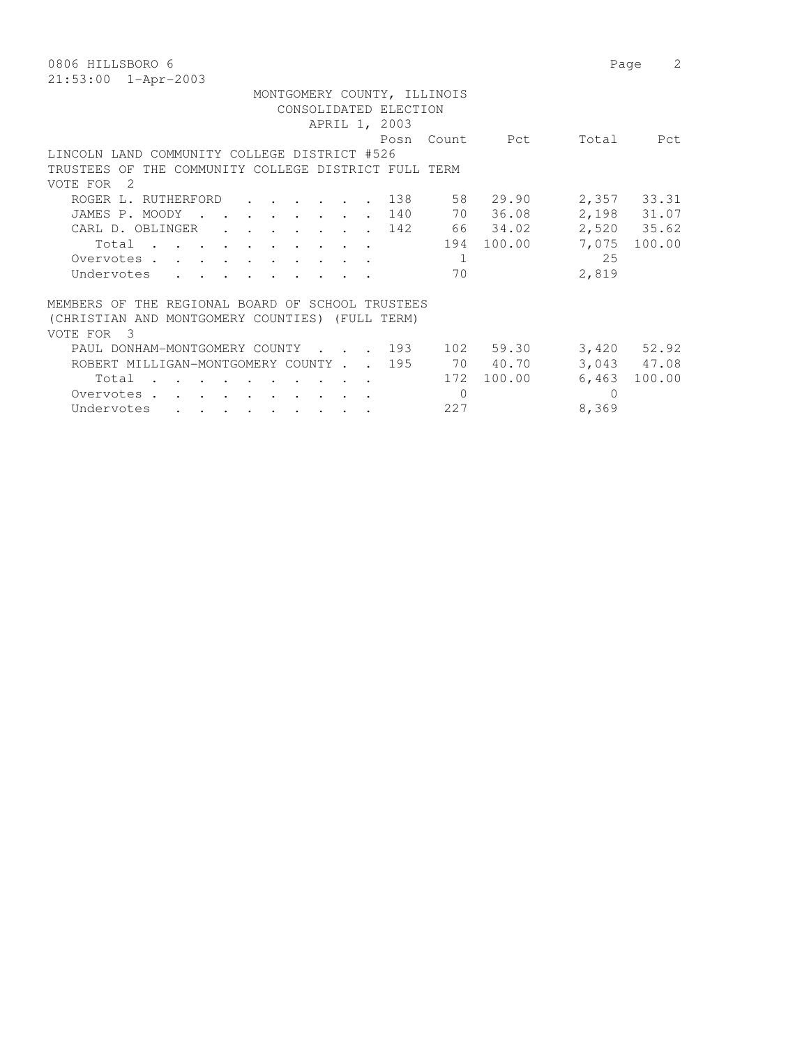0806 HILLSBORO 6
21:53:00 1-Apr-2003

MONTGOMERY COUNTY, ILLINOIS
CONSOLIDATED ELECTION
APRIL 1, 2003

LINCOLN LAND COMMUNITY COLLEGE DISTRICT #526
TRUSTEES OF THE COMMUNITY COLLEGE DISTRICT FULL TERM
VOTE FOR 2

| | Posn | Count | Pct | Total | Pct |
|---|---|---|---|---|---|
| ROGER L. RUTHERFORD | 138 | 58 | 29.90 | 2,357 | 33.31 |
| JAMES P. MOODY | 140 | 70 | 36.08 | 2,198 | 31.07 |
| CARL D. OBLINGER | 142 | 66 | 34.02 | 2,520 | 35.62 |
| Total | | 194 | 100.00 | 7,075 | 100.00 |
| Overvotes | | 1 | | 25 | |
| Undervotes | | 70 | | 2,819 | |

MEMBERS OF THE REGIONAL BOARD OF SCHOOL TRUSTEES
(CHRISTIAN AND MONTGOMERY COUNTIES) (FULL TERM)
VOTE FOR 3

| | Posn | Count | Pct | Total | Pct |
|---|---|---|---|---|---|
| PAUL DONHAM-MONTGOMERY COUNTY | 193 | 102 | 59.30 | 3,420 | 52.92 |
| ROBERT MILLIGAN-MONTGOMERY COUNTY | 195 | 70 | 40.70 | 3,043 | 47.08 |
| Total | | 172 | 100.00 | 6,463 | 100.00 |
| Overvotes | | 0 | | 0 | |
| Undervotes | | 227 | | 8,369 | |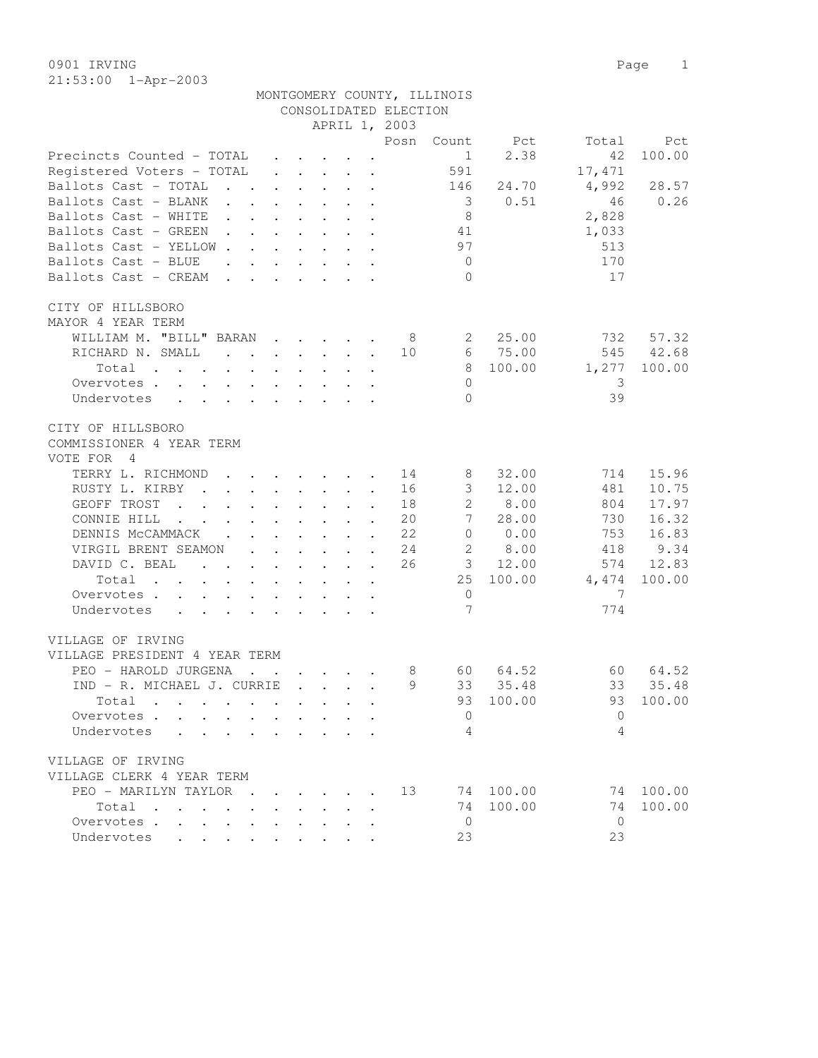0901 IRVING
21:53:00 1-Apr-2003

MONTGOMERY COUNTY, ILLINOIS
CONSOLIDATED ELECTION
APRIL 1, 2003

| | Posn | Count | Pct | Total | Pct |
|---|---|---|---|---|---|
| Precincts Counted - TOTAL | | 1 | 2.38 | 42 | 100.00 |
| Registered Voters - TOTAL | | 591 | | 17,471 | |
| Ballots Cast - TOTAL | | 146 | 24.70 | 4,992 | 28.57 |
| Ballots Cast - BLANK | | 3 | 0.51 | 46 | 0.26 |
| Ballots Cast - WHITE | | 8 | | 2,828 | |
| Ballots Cast - GREEN | | 41 | | 1,033 | |
| Ballots Cast - YELLOW | | 97 | | 513 | |
| Ballots Cast - BLUE | | 0 | | 170 | |
| Ballots Cast - CREAM | | 0 | | 17 | |

CITY OF HILLSBORO
MAYOR 4 YEAR TERM

| | Posn | Count | Pct | Total | Pct |
|---|---|---|---|---|---|
| WILLIAM M. "BILL" BARAN | 8 | 2 | 25.00 | 732 | 57.32 |
| RICHARD N. SMALL | 10 | 6 | 75.00 | 545 | 42.68 |
| Total | | 8 | 100.00 | 1,277 | 100.00 |
| Overvotes | | 0 | | 3 | |
| Undervotes | | 0 | | 39 | |

CITY OF HILLSBORO
COMMISSIONER 4 YEAR TERM
VOTE FOR 4

| | Posn | Count | Pct | Total | Pct |
|---|---|---|---|---|---|
| TERRY L. RICHMOND | 14 | 8 | 32.00 | 714 | 15.96 |
| RUSTY L. KIRBY | 16 | 3 | 12.00 | 481 | 10.75 |
| GEOFF TROST | 18 | 2 | 8.00 | 804 | 17.97 |
| CONNIE HILL | 20 | 7 | 28.00 | 730 | 16.32 |
| DENNIS McCAMMACK | 22 | 0 | 0.00 | 753 | 16.83 |
| VIRGIL BRENT SEAMON | 24 | 2 | 8.00 | 418 | 9.34 |
| DAVID C. BEAL | 26 | 3 | 12.00 | 574 | 12.83 |
| Total | | 25 | 100.00 | 4,474 | 100.00 |
| Overvotes | | 0 | | 7 | |
| Undervotes | | 7 | | 774 | |

VILLAGE OF IRVING
VILLAGE PRESIDENT 4 YEAR TERM

| | Posn | Count | Pct | Total | Pct |
|---|---|---|---|---|---|
| PEO - HAROLD JURGENA | 8 | 60 | 64.52 | 60 | 64.52 |
| IND - R. MICHAEL J. CURRIE | 9 | 33 | 35.48 | 33 | 35.48 |
| Total | | 93 | 100.00 | 93 | 100.00 |
| Overvotes | | 0 | | 0 | |
| Undervotes | | 4 | | 4 | |

VILLAGE OF IRVING
VILLAGE CLERK 4 YEAR TERM

| | Posn | Count | Pct | Total | Pct |
|---|---|---|---|---|---|
| PEO - MARILYN TAYLOR | 13 | 74 | 100.00 | 74 | 100.00 |
| Total | | 74 | 100.00 | 74 | 100.00 |
| Overvotes | | 0 | | 0 | |
| Undervotes | | 23 | | 23 | |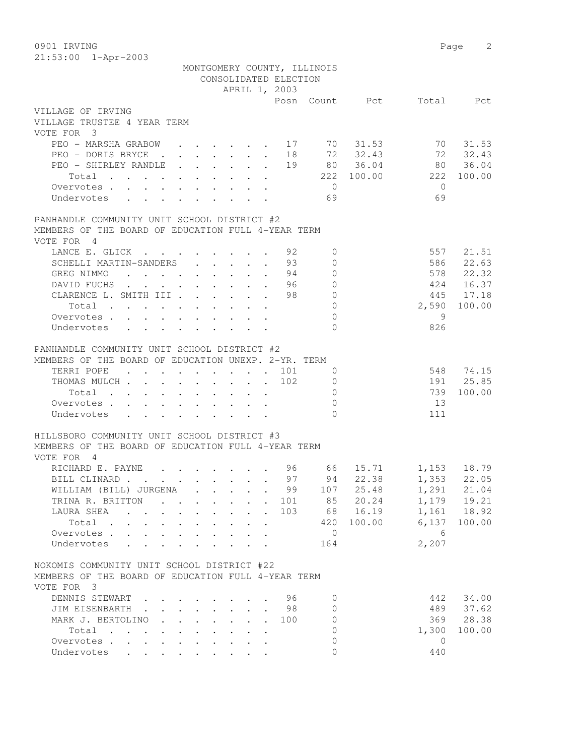MONTGOMERY COUNTY, ILLINOIS
CONSOLIDATED ELECTION
APRIL 1, 2003

VILLAGE OF IRVING
VILLAGE TRUSTEE 4 YEAR TERM
VOTE FOR 3

| | Posn | Count | Pct | Total | Pct |
|---|---|---|---|---|---|
| PEO - MARSHA GRABOW | 17 | 70 | 31.53 | 70 | 31.53 |
| PEO - DORIS BRYCE | 18 | 72 | 32.43 | 72 | 32.43 |
| PEO - SHIRLEY RANDLE | 19 | 80 | 36.04 | 80 | 36.04 |
| Total | | 222 | 100.00 | 222 | 100.00 |
| Overvotes | | 0 | | 0 | |
| Undervotes | | 69 | | 69 | |

PANHANDLE COMMUNITY UNIT SCHOOL DISTRICT #2
MEMBERS OF THE BOARD OF EDUCATION FULL 4-YEAR TERM
VOTE FOR 4

| | Posn | Count | Pct | Total | Pct |
|---|---|---|---|---|---|
| LANCE E. GLICK | 92 | 0 | | 557 | 21.51 |
| SCHELLI MARTIN-SANDERS | 93 | 0 | | 586 | 22.63 |
| GREG NIMMO | 94 | 0 | | 578 | 22.32 |
| DAVID FUCHS | 96 | 0 | | 424 | 16.37 |
| CLARENCE L. SMITH III | 98 | 0 | | 445 | 17.18 |
| Total | | 0 | | 2,590 | 100.00 |
| Overvotes | | 0 | | 9 | |
| Undervotes | | 0 | | 826 | |

PANHANDLE COMMUNITY UNIT SCHOOL DISTRICT #2
MEMBERS OF THE BOARD OF EDUCATION UNEXP. 2-YR. TERM

| | Posn | Count | Pct | Total | Pct |
|---|---|---|---|---|---|
| TERRI POPE | 101 | 0 | | 548 | 74.15 |
| THOMAS MULCH | 102 | 0 | | 191 | 25.85 |
| Total | | 0 | | 739 | 100.00 |
| Overvotes | | 0 | | 13 | |
| Undervotes | | 0 | | 111 | |

HILLSBORO COMMUNITY UNIT SCHOOL DISTRICT #3
MEMBERS OF THE BOARD OF EDUCATION FULL 4-YEAR TERM
VOTE FOR 4

| | Posn | Count | Pct | Total | Pct |
|---|---|---|---|---|---|
| RICHARD E. PAYNE | 96 | 66 | 15.71 | 1,153 | 18.79 |
| BILL CLINARD | 97 | 94 | 22.38 | 1,353 | 22.05 |
| WILLIAM (BILL) JURGENA | 99 | 107 | 25.48 | 1,291 | 21.04 |
| TRINA R. BRITTON | 101 | 85 | 20.24 | 1,179 | 19.21 |
| LAURA SHEA | 103 | 68 | 16.19 | 1,161 | 18.92 |
| Total | | 420 | 100.00 | 6,137 | 100.00 |
| Overvotes | | 0 | | 6 | |
| Undervotes | | 164 | | 2,207 | |

NOKOMIS COMMUNITY UNIT SCHOOL DISTRICT #22
MEMBERS OF THE BOARD OF EDUCATION FULL 4-YEAR TERM
VOTE FOR 3

| | Posn | Count | Pct | Total | Pct |
|---|---|---|---|---|---|
| DENNIS STEWART | 96 | 0 | | 442 | 34.00 |
| JIM EISENBARTH | 98 | 0 | | 489 | 37.62 |
| MARK J. BERTOLINO | 100 | 0 | | 369 | 28.38 |
| Total | | 0 | | 1,300 | 100.00 |
| Overvotes | | 0 | | 0 | |
| Undervotes | | 0 | | 440 | |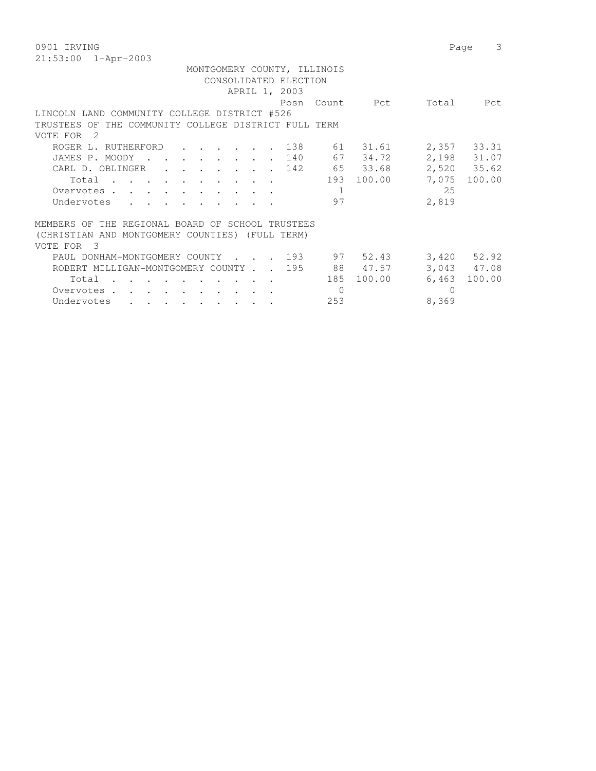0901 IRVING
21:53:00 1-Apr-2003

MONTGOMERY COUNTY, ILLINOIS
CONSOLIDATED ELECTION
APRIL 1, 2003

LINCOLN LAND COMMUNITY COLLEGE DISTRICT #526
TRUSTEES OF THE COMMUNITY COLLEGE DISTRICT FULL TERM
VOTE FOR 2

| | Posn | Count | Pct | Total | Pct |
|---|---|---|---|---|---|
| ROGER L. RUTHERFORD | 138 | 61 | 31.61 | 2,357 | 33.31 |
| JAMES P. MOODY | 140 | 67 | 34.72 | 2,198 | 31.07 |
| CARL D. OBLINGER | 142 | 65 | 33.68 | 2,520 | 35.62 |
| Total | | 193 | 100.00 | 7,075 | 100.00 |
| Overvotes | | 1 | | 25 | |
| Undervotes | | 97 | | 2,819 | |

MEMBERS OF THE REGIONAL BOARD OF SCHOOL TRUSTEES
(CHRISTIAN AND MONTGOMERY COUNTIES) (FULL TERM)
VOTE FOR 3

| | Posn | Count | Pct | Total | Pct |
|---|---|---|---|---|---|
| PAUL DONHAM-MONTGOMERY COUNTY | 193 | 97 | 52.43 | 3,420 | 52.92 |
| ROBERT MILLIGAN-MONTGOMERY COUNTY | 195 | 88 | 47.57 | 3,043 | 47.08 |
| Total | | 185 | 100.00 | 6,463 | 100.00 |
| Overvotes | | 0 | | 0 | |
| Undervotes | | 253 | | 8,369 | |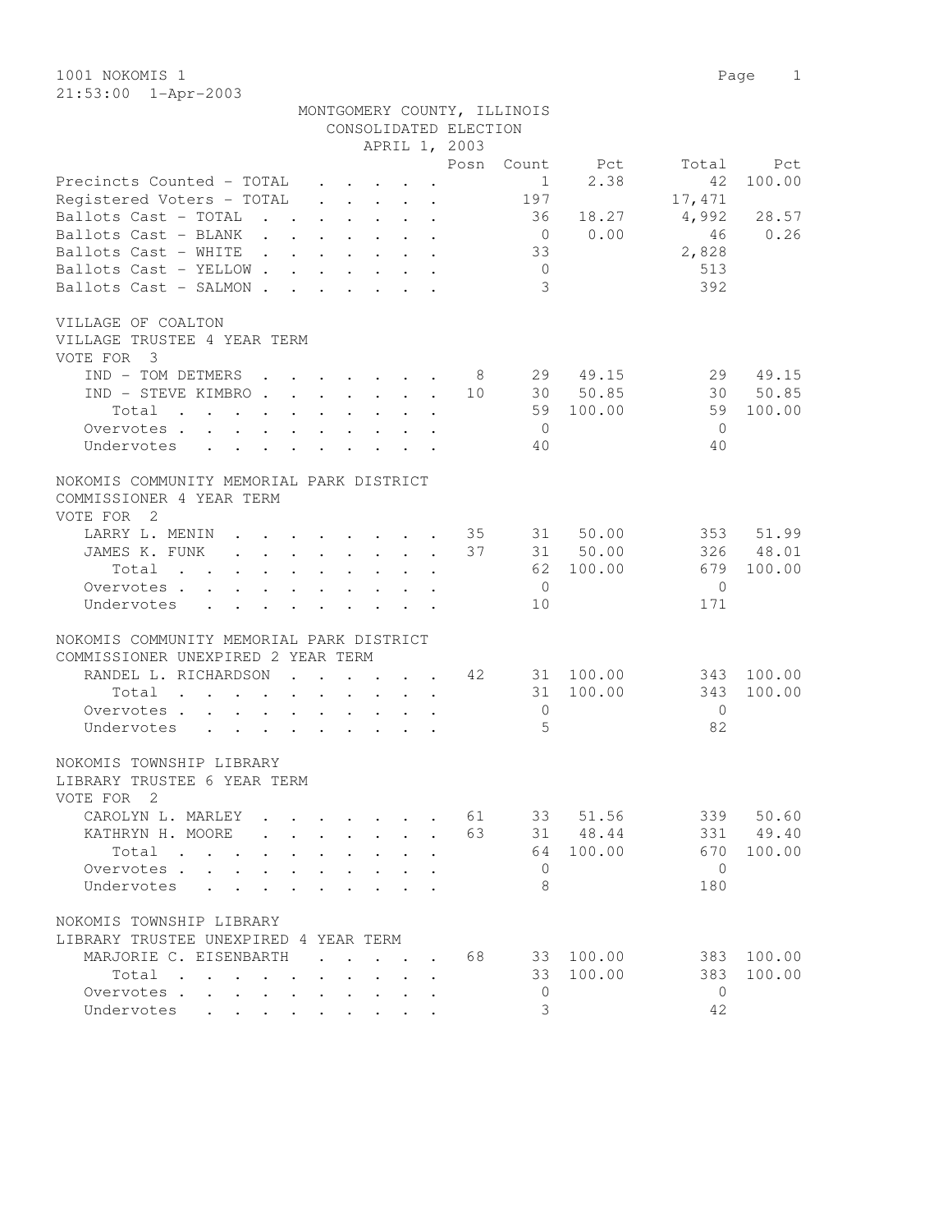1001 NOKOMIS 1

21:53:00 1-Apr-2003

MONTGOMERY COUNTY, ILLINOIS
CONSOLIDATED ELECTION
APRIL 1, 2003

| | Posn | Count | Pct | Total | Pct |
|---|---|---|---|---|---|
| Precincts Counted - TOTAL | | 1 | 2.38 | 42 | 100.00 |
| Registered Voters - TOTAL | | 197 | | 17,471 | |
| Ballots Cast - TOTAL | | 36 | 18.27 | 4,992 | 28.57 |
| Ballots Cast - BLANK | | 0 | 0.00 | 46 | 0.26 |
| Ballots Cast - WHITE | | 33 | | 2,828 | |
| Ballots Cast - YELLOW | | 0 | | 513 | |
| Ballots Cast - SALMON | | 3 | | 392 | |

VILLAGE OF COALTON
VILLAGE TRUSTEE 4 YEAR TERM
VOTE FOR 3

| | Posn | Count | Pct | Total | Pct |
|---|---|---|---|---|---|
| IND - TOM DETMERS | 8 | 29 | 49.15 | 29 | 49.15 |
| IND - STEVE KIMBRO | 10 | 30 | 50.85 | 30 | 50.85 |
| Total | | 59 | 100.00 | 59 | 100.00 |
| Overvotes | | 0 | | 0 | |
| Undervotes | | 40 | | 40 | |

NOKOMIS COMMUNITY MEMORIAL PARK DISTRICT
COMMISSIONER 4 YEAR TERM
VOTE FOR 2

| | Posn | Count | Pct | Total | Pct |
|---|---|---|---|---|---|
| LARRY L. MENIN | 35 | 31 | 50.00 | 353 | 51.99 |
| JAMES K. FUNK | 37 | 31 | 50.00 | 326 | 48.01 |
| Total | | 62 | 100.00 | 679 | 100.00 |
| Overvotes | | 0 | | 0 | |
| Undervotes | | 10 | | 171 | |

NOKOMIS COMMUNITY MEMORIAL PARK DISTRICT
COMMISSIONER UNEXPIRED 2 YEAR TERM

| | Posn | Count | Pct | Total | Pct |
|---|---|---|---|---|---|
| RANDEL L. RICHARDSON | 42 | 31 | 100.00 | 343 | 100.00 |
| Total | | 31 | 100.00 | 343 | 100.00 |
| Overvotes | | 0 | | 0 | |
| Undervotes | | 5 | | 82 | |

NOKOMIS TOWNSHIP LIBRARY
LIBRARY TRUSTEE 6 YEAR TERM
VOTE FOR 2

| | Posn | Count | Pct | Total | Pct |
|---|---|---|---|---|---|
| CAROLYN L. MARLEY | 61 | 33 | 51.56 | 339 | 50.60 |
| KATHRYN H. MOORE | 63 | 31 | 48.44 | 331 | 49.40 |
| Total | | 64 | 100.00 | 670 | 100.00 |
| Overvotes | | 0 | | 0 | |
| Undervotes | | 8 | | 180 | |

NOKOMIS TOWNSHIP LIBRARY
LIBRARY TRUSTEE UNEXPIRED 4 YEAR TERM

| | Posn | Count | Pct | Total | Pct |
|---|---|---|---|---|---|
| MARJORIE C. EISENBARTH | 68 | 33 | 100.00 | 383 | 100.00 |
| Total | | 33 | 100.00 | 383 | 100.00 |
| Overvotes | | 0 | | 0 | |
| Undervotes | | 3 | | 42 | |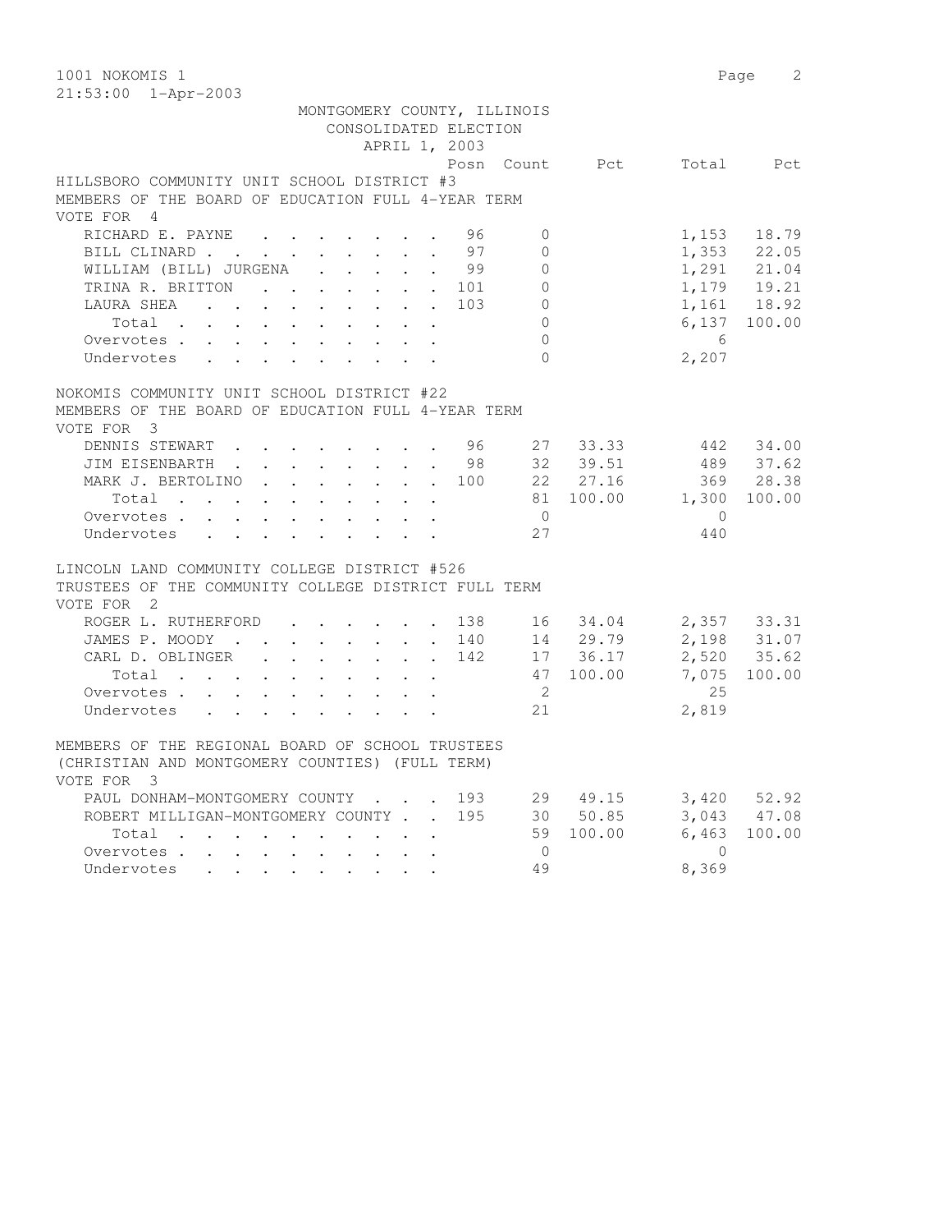1001 NOKOMIS 1

21:53:00 1-Apr-2003

MONTGOMERY COUNTY, ILLINOIS
CONSOLIDATED ELECTION
APRIL 1, 2003

## HILLSBORO COMMUNITY UNIT SCHOOL DISTRICT #3
MEMBERS OF THE BOARD OF EDUCATION FULL 4-YEAR TERM
VOTE FOR 4

| | Posn | Count | Pct | Total | Pct |
|---|---|---|---|---|---|
| RICHARD E. PAYNE | 96 | 0 | | 1,153 | 18.79 |
| BILL CLINARD | 97 | 0 | | 1,353 | 22.05 |
| WILLIAM (BILL) JURGENA | 99 | 0 | | 1,291 | 21.04 |
| TRINA R. BRITTON | 101 | 0 | | 1,179 | 19.21 |
| LAURA SHEA | 103 | 0 | | 1,161 | 18.92 |
| Total | | 0 | | 6,137 | 100.00 |
| Overvotes | | 0 | | 6 | |
| Undervotes | | 0 | | 2,207 | |

## NOKOMIS COMMUNITY UNIT SCHOOL DISTRICT #22
MEMBERS OF THE BOARD OF EDUCATION FULL 4-YEAR TERM
VOTE FOR 3

| | Posn | Count | Pct | Total | Pct |
|---|---|---|---|---|---|
| DENNIS STEWART | 96 | 27 | 33.33 | 442 | 34.00 |
| JIM EISENBARTH | 98 | 32 | 39.51 | 489 | 37.62 |
| MARK J. BERTOLINO | 100 | 22 | 27.16 | 369 | 28.38 |
| Total | | 81 | 100.00 | 1,300 | 100.00 |
| Overvotes | | 0 | | 0 | |
| Undervotes | | 27 | | 440 | |

## LINCOLN LAND COMMUNITY COLLEGE DISTRICT #526
TRUSTEES OF THE COMMUNITY COLLEGE DISTRICT FULL TERM
VOTE FOR 2

| | Posn | Count | Pct | Total | Pct |
|---|---|---|---|---|---|
| ROGER L. RUTHERFORD | 138 | 16 | 34.04 | 2,357 | 33.31 |
| JAMES P. MOODY | 140 | 14 | 29.79 | 2,198 | 31.07 |
| CARL D. OBLINGER | 142 | 17 | 36.17 | 2,520 | 35.62 |
| Total | | 47 | 100.00 | 7,075 | 100.00 |
| Overvotes | | 2 | | 25 | |
| Undervotes | | 21 | | 2,819 | |

## MEMBERS OF THE REGIONAL BOARD OF SCHOOL TRUSTEES
(CHRISTIAN AND MONTGOMERY COUNTIES) (FULL TERM)
VOTE FOR 3

| | Posn | Count | Pct | Total | Pct |
|---|---|---|---|---|---|
| PAUL DONHAM-MONTGOMERY COUNTY | 193 | 29 | 49.15 | 3,420 | 52.92 |
| ROBERT MILLIGAN-MONTGOMERY COUNTY | 195 | 30 | 50.85 | 3,043 | 47.08 |
| Total | | 59 | 100.00 | 6,463 | 100.00 |
| Overvotes | | 0 | | 0 | |
| Undervotes | | 49 | | 8,369 | |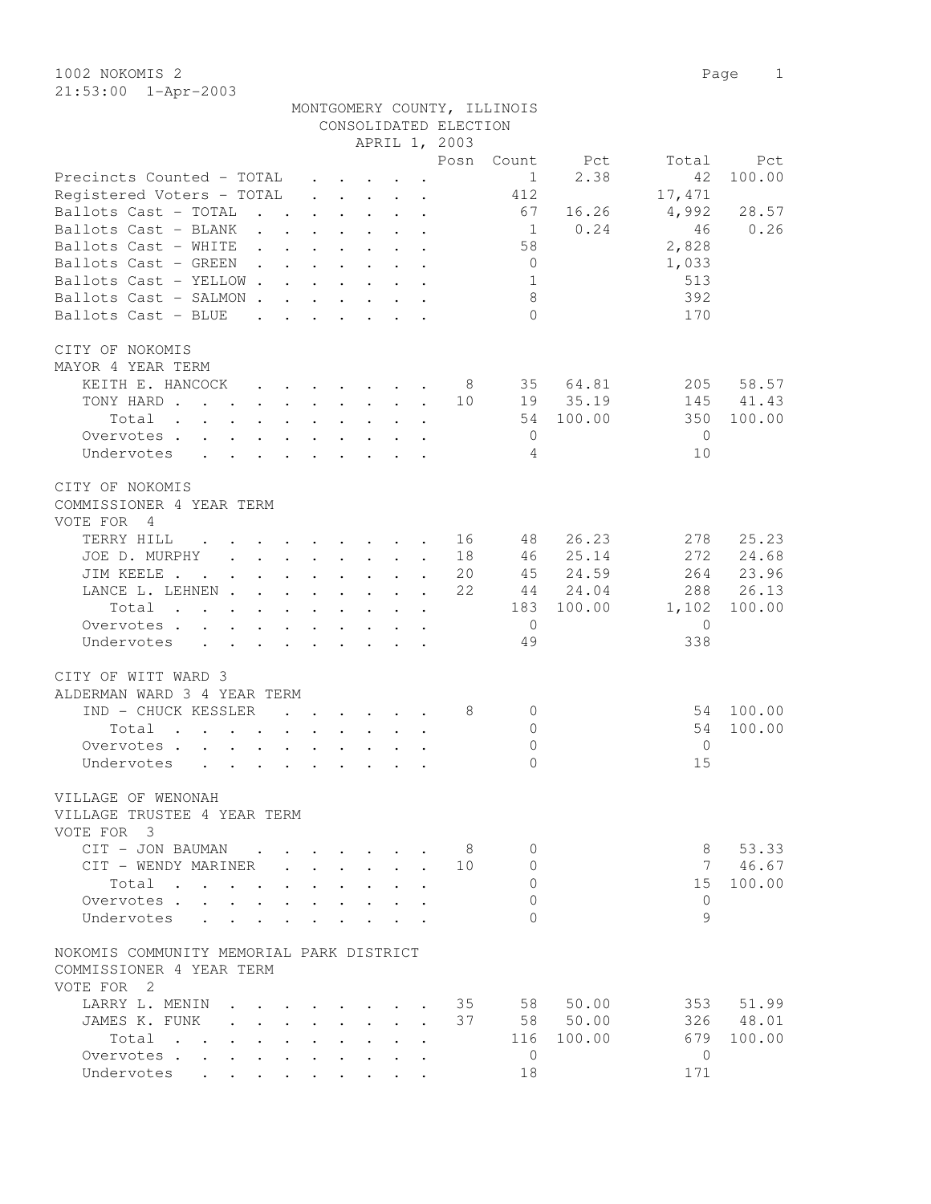1002 NOKOMIS 2
21:53:00 1-Apr-2003

MONTGOMERY COUNTY, ILLINOIS
CONSOLIDATED ELECTION
APRIL 1, 2003

| | Posn | Count | Pct | Total | Pct |
|---|---|---|---|---|---|
| Precincts Counted - TOTAL | | 1 | 2.38 | 42 | 100.00 |
| Registered Voters - TOTAL | | 412 | | 17,471 | |
| Ballots Cast - TOTAL | | 67 | 16.26 | 4,992 | 28.57 |
| Ballots Cast - BLANK | | 1 | 0.24 | 46 | 0.26 |
| Ballots Cast - WHITE | | 58 | | 2,828 | |
| Ballots Cast - GREEN | | 0 | | 1,033 | |
| Ballots Cast - YELLOW | | 1 | | 513 | |
| Ballots Cast - SALMON | | 8 | | 392 | |
| Ballots Cast - BLUE | | 0 | | 170 | |

CITY OF NOKOMIS
MAYOR 4 YEAR TERM

| | Posn | Count | Pct | Total | Pct |
|---|---|---|---|---|---|
| KEITH E. HANCOCK | 8 | 35 | 64.81 | 205 | 58.57 |
| TONY HARD | 10 | 19 | 35.19 | 145 | 41.43 |
| Total | | 54 | 100.00 | 350 | 100.00 |
| Overvotes | | 0 | | 0 | |
| Undervotes | | 4 | | 10 | |

CITY OF NOKOMIS
COMMISSIONER 4 YEAR TERM
VOTE FOR 4

| | Posn | Count | Pct | Total | Pct |
|---|---|---|---|---|---|
| TERRY HILL | 16 | 48 | 26.23 | 278 | 25.23 |
| JOE D. MURPHY | 18 | 46 | 25.14 | 272 | 24.68 |
| JIM KEELE | 20 | 45 | 24.59 | 264 | 23.96 |
| LANCE L. LEHNEN | 22 | 44 | 24.04 | 288 | 26.13 |
| Total | | 183 | 100.00 | 1,102 | 100.00 |
| Overvotes | | 0 | | 0 | |
| Undervotes | | 49 | | 338 | |

CITY OF WITT WARD 3
ALDERMAN WARD 3 4 YEAR TERM

| | Posn | Count | Pct | Total | Pct |
|---|---|---|---|---|---|
| IND - CHUCK KESSLER | 8 | 0 | | 54 | 100.00 |
| Total | | 0 | | 54 | 100.00 |
| Overvotes | | 0 | | 0 | |
| Undervotes | | 0 | | 15 | |

VILLAGE OF WENONAH
VILLAGE TRUSTEE 4 YEAR TERM
VOTE FOR 3

| | Posn | Count | Pct | Total | Pct |
|---|---|---|---|---|---|
| CIT - JON BAUMAN | 8 | 0 | | 8 | 53.33 |
| CIT - WENDY MARINER | 10 | 0 | | 7 | 46.67 |
| Total | | 0 | | 15 | 100.00 |
| Overvotes | | 0 | | 0 | |
| Undervotes | | 0 | | 9 | |

NOKOMIS COMMUNITY MEMORIAL PARK DISTRICT
COMMISSIONER 4 YEAR TERM
VOTE FOR 2

| | Posn | Count | Pct | Total | Pct |
|---|---|---|---|---|---|
| LARRY L. MENIN | 35 | 58 | 50.00 | 353 | 51.99 |
| JAMES K. FUNK | 37 | 58 | 50.00 | 326 | 48.01 |
| Total | | 116 | 100.00 | 679 | 100.00 |
| Overvotes | | 0 | | 0 | |
| Undervotes | | 18 | | 171 | |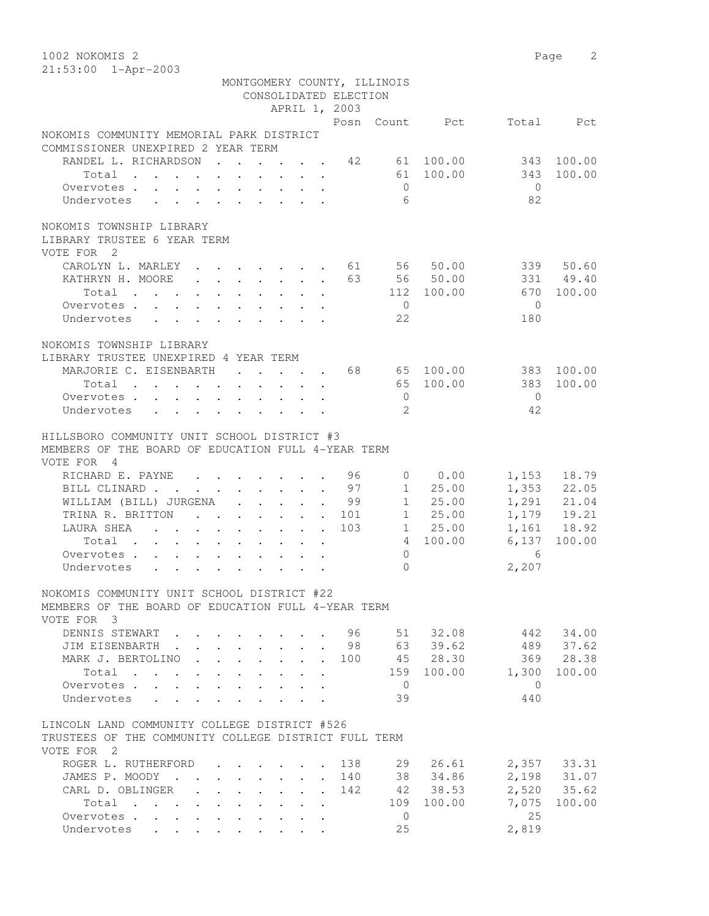1002 NOKOMIS 2

21:53:00 1-Apr-2003

MONTGOMERY COUNTY, ILLINOIS
CONSOLIDATED ELECTION
APRIL 1, 2003

### NOKOMIS COMMUNITY MEMORIAL PARK DISTRICT
COMMISSIONER UNEXPIRED 2 YEAR TERM

| | Posn | Count | Pct | Total | Pct |
|---|---|---|---|---|---|
| RANDEL L. RICHARDSON | 42 | 61 | 100.00 | 343 | 100.00 |
| Total | | 61 | 100.00 | 343 | 100.00 |
| Overvotes | | 0 | | 0 | |
| Undervotes | | 6 | | 82 | |

### NOKOMIS TOWNSHIP LIBRARY
LIBRARY TRUSTEE 6 YEAR TERM
VOTE FOR 2

| | Posn | Count | Pct | Total | Pct |
|---|---|---|---|---|---|
| CAROLYN L. MARLEY | 61 | 56 | 50.00 | 339 | 50.60 |
| KATHRYN H. MOORE | 63 | 56 | 50.00 | 331 | 49.40 |
| Total | | 112 | 100.00 | 670 | 100.00 |
| Overvotes | | 0 | | 0 | |
| Undervotes | | 22 | | 180 | |

### NOKOMIS TOWNSHIP LIBRARY
LIBRARY TRUSTEE UNEXPIRED 4 YEAR TERM

| | Posn | Count | Pct | Total | Pct |
|---|---|---|---|---|---|
| MARJORIE C. EISENBARTH | 68 | 65 | 100.00 | 383 | 100.00 |
| Total | | 65 | 100.00 | 383 | 100.00 |
| Overvotes | | 0 | | 0 | |
| Undervotes | | 2 | | 42 | |

### HILLSBORO COMMUNITY UNIT SCHOOL DISTRICT #3
MEMBERS OF THE BOARD OF EDUCATION FULL 4-YEAR TERM
VOTE FOR 4

| | Posn | Count | Pct | Total | Pct |
|---|---|---|---|---|---|
| RICHARD E. PAYNE | 96 | 0 | 0.00 | 1,153 | 18.79 |
| BILL CLINARD | 97 | 1 | 25.00 | 1,353 | 22.05 |
| WILLIAM (BILL) JURGENA | 99 | 1 | 25.00 | 1,291 | 21.04 |
| TRINA R. BRITTON | 101 | 1 | 25.00 | 1,179 | 19.21 |
| LAURA SHEA | 103 | 1 | 25.00 | 1,161 | 18.92 |
| Total | | 4 | 100.00 | 6,137 | 100.00 |
| Overvotes | | 0 | | 6 | |
| Undervotes | | 0 | | 2,207 | |

### NOKOMIS COMMUNITY UNIT SCHOOL DISTRICT #22
MEMBERS OF THE BOARD OF EDUCATION FULL 4-YEAR TERM
VOTE FOR 3

| | Posn | Count | Pct | Total | Pct |
|---|---|---|---|---|---|
| DENNIS STEWART | 96 | 51 | 32.08 | 442 | 34.00 |
| JIM EISENBARTH | 98 | 63 | 39.62 | 489 | 37.62 |
| MARK J. BERTOLINO | 100 | 45 | 28.30 | 369 | 28.38 |
| Total | | 159 | 100.00 | 1,300 | 100.00 |
| Overvotes | | 0 | | 0 | |
| Undervotes | | 39 | | 440 | |

### LINCOLN LAND COMMUNITY COLLEGE DISTRICT #526
TRUSTEES OF THE COMMUNITY COLLEGE DISTRICT FULL TERM
VOTE FOR 2

| | Posn | Count | Pct | Total | Pct |
|---|---|---|---|---|---|
| ROGER L. RUTHERFORD | 138 | 29 | 26.61 | 2,357 | 33.31 |
| JAMES P. MOODY | 140 | 38 | 34.86 | 2,198 | 31.07 |
| CARL D. OBLINGER | 142 | 42 | 38.53 | 2,520 | 35.62 |
| Total | | 109 | 100.00 | 7,075 | 100.00 |
| Overvotes | | 0 | | 25 | |
| Undervotes | | 25 | | 2,819 | |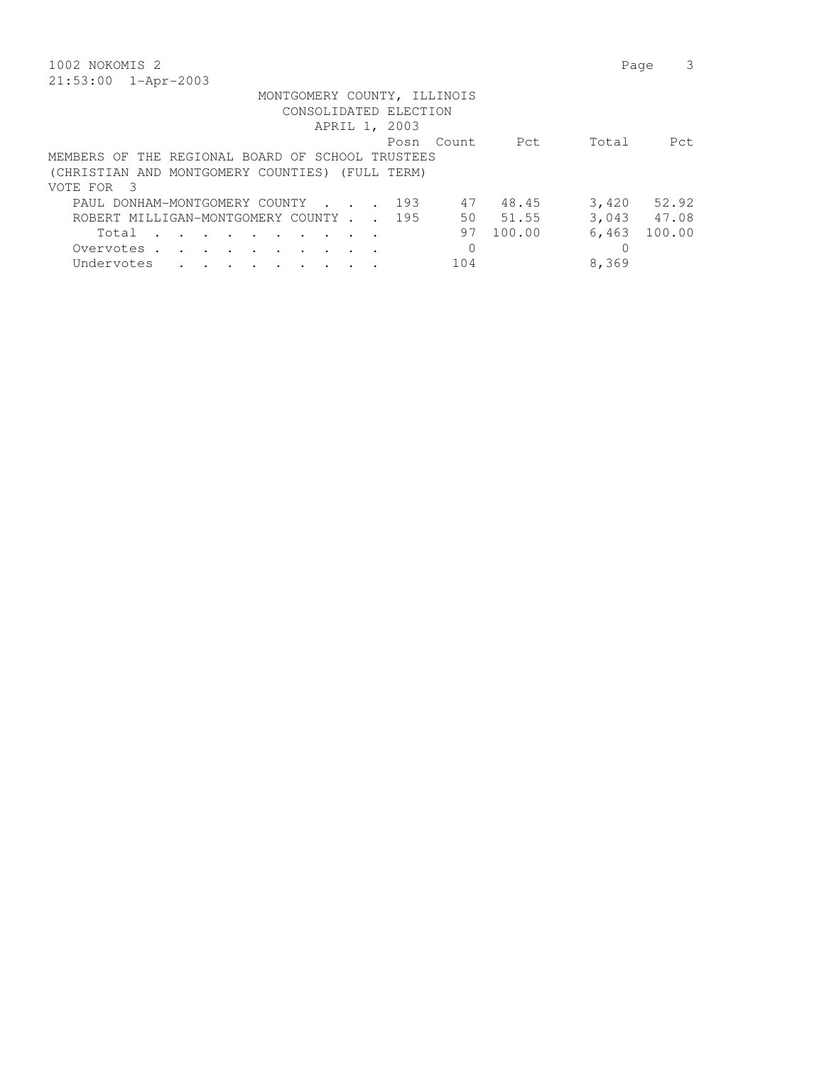MONTGOMERY COUNTY, ILLINOIS
CONSOLIDATED ELECTION
APRIL 1, 2003

MEMBERS OF THE REGIONAL BOARD OF SCHOOL TRUSTEES
(CHRISTIAN AND MONTGOMERY COUNTIES) (FULL TERM)
VOTE FOR 3

| | Posn | Count | Pct | Total | Pct |
|---|---|---|---|---|---|
| PAUL DONHAM-MONTGOMERY COUNTY | 193 | 47 | 48.45 | 3,420 | 52.92 |
| ROBERT MILLIGAN-MONTGOMERY COUNTY | 195 | 50 | 51.55 | 3,043 | 47.08 |
| Total | | 97 | 100.00 | 6,463 | 100.00 |
| Overvotes | | 0 | | 0 | |
| Undervotes | | 104 | | 8,369 | |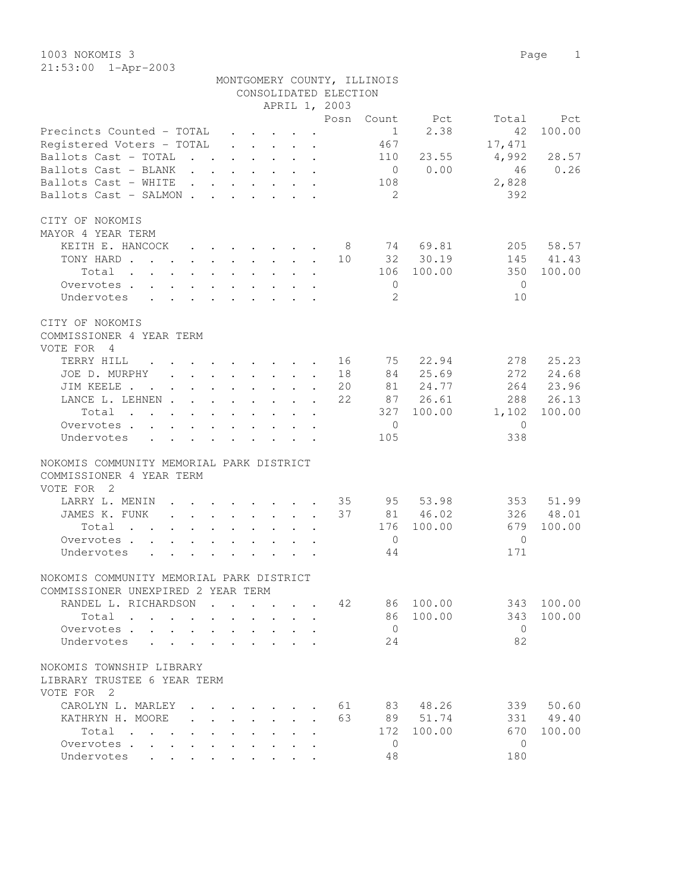1003 NOKOMIS 3

21:53:00 1-Apr-2003

MONTGOMERY COUNTY, ILLINOIS
CONSOLIDATED ELECTION
APRIL 1, 2003

| | Posn | Count | Pct | Total | Pct |
|---|---|---|---|---|---|
| Precincts Counted - TOTAL | | 1 | 2.38 | 42 | 100.00 |
| Registered Voters - TOTAL | | 467 | | 17,471 | |
| Ballots Cast - TOTAL | | 110 | 23.55 | 4,992 | 28.57 |
| Ballots Cast - BLANK | | 0 | 0.00 | 46 | 0.26 |
| Ballots Cast - WHITE | | 108 | | 2,828 | |
| Ballots Cast - SALMON | | 2 | | 392 | |

CITY OF NOKOMIS
MAYOR 4 YEAR TERM

| | Posn | Count | Pct | Total | Pct |
|---|---|---|---|---|---|
| KEITH E. HANCOCK | 8 | 74 | 69.81 | 205 | 58.57 |
| TONY HARD | 10 | 32 | 30.19 | 145 | 41.43 |
| Total | | 106 | 100.00 | 350 | 100.00 |
| Overvotes | | 0 | | 0 | |
| Undervotes | | 2 | | 10 | |

CITY OF NOKOMIS
COMMISSIONER 4 YEAR TERM
VOTE FOR 4

| | Posn | Count | Pct | Total | Pct |
|---|---|---|---|---|---|
| TERRY HILL | 16 | 75 | 22.94 | 278 | 25.23 |
| JOE D. MURPHY | 18 | 84 | 25.69 | 272 | 24.68 |
| JIM KEELE | 20 | 81 | 24.77 | 264 | 23.96 |
| LANCE L. LEHNEN | 22 | 87 | 26.61 | 288 | 26.13 |
| Total | | 327 | 100.00 | 1,102 | 100.00 |
| Overvotes | | 0 | | 0 | |
| Undervotes | | 105 | | 338 | |

NOKOMIS COMMUNITY MEMORIAL PARK DISTRICT
COMMISSIONER 4 YEAR TERM
VOTE FOR 2

| | Posn | Count | Pct | Total | Pct |
|---|---|---|---|---|---|
| LARRY L. MENIN | 35 | 95 | 53.98 | 353 | 51.99 |
| JAMES K. FUNK | 37 | 81 | 46.02 | 326 | 48.01 |
| Total | | 176 | 100.00 | 679 | 100.00 |
| Overvotes | | 0 | | 0 | |
| Undervotes | | 44 | | 171 | |

NOKOMIS COMMUNITY MEMORIAL PARK DISTRICT
COMMISSIONER UNEXPIRED 2 YEAR TERM

| | Posn | Count | Pct | Total | Pct |
|---|---|---|---|---|---|
| RANDEL L. RICHARDSON | 42 | 86 | 100.00 | 343 | 100.00 |
| Total | | 86 | 100.00 | 343 | 100.00 |
| Overvotes | | 0 | | 0 | |
| Undervotes | | 24 | | 82 | |

NOKOMIS TOWNSHIP LIBRARY
LIBRARY TRUSTEE 6 YEAR TERM
VOTE FOR 2

| | Posn | Count | Pct | Total | Pct |
|---|---|---|---|---|---|
| CAROLYN L. MARLEY | 61 | 83 | 48.26 | 339 | 50.60 |
| KATHRYN H. MOORE | 63 | 89 | 51.74 | 331 | 49.40 |
| Total | | 172 | 100.00 | 670 | 100.00 |
| Overvotes | | 0 | | 0 | |
| Undervotes | | 48 | | 180 | |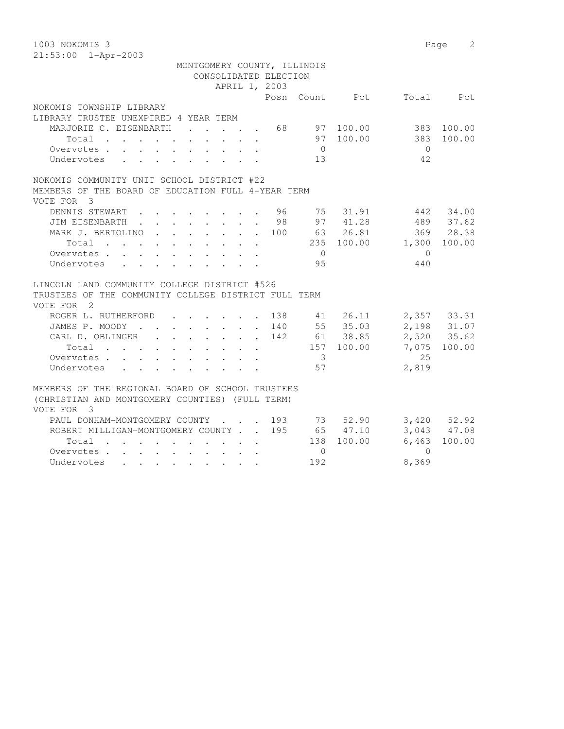1003 NOKOMIS 3

21:53:00 1-Apr-2003

MONTGOMERY COUNTY, ILLINOIS
CONSOLIDATED ELECTION
APRIL 1, 2003

| | Posn | Count | Pct | Total | Pct |
|---|---|---|---|---|---|
| **NOKOMIS TOWNSHIP LIBRARY** | | | | | |
| **LIBRARY TRUSTEE UNEXPIRED 4 YEAR TERM** | | | | | |
| MARJORIE C. EISENBARTH | 68 | 97 | 100.00 | 383 | 100.00 |
| Total | | 97 | 100.00 | 383 | 100.00 |
| Overvotes | | 0 | | 0 | |
| Undervotes | | 13 | | 42 | |
| **NOKOMIS COMMUNITY UNIT SCHOOL DISTRICT #22** | | | | | |
| **MEMBERS OF THE BOARD OF EDUCATION FULL 4-YEAR TERM** | | | | | |
| VOTE FOR 3 | | | | | |
| DENNIS STEWART | 96 | 75 | 31.91 | 442 | 34.00 |
| JIM EISENBARTH | 98 | 97 | 41.28 | 489 | 37.62 |
| MARK J. BERTOLINO | 100 | 63 | 26.81 | 369 | 28.38 |
| Total | | 235 | 100.00 | 1,300 | 100.00 |
| Overvotes | | 0 | | 0 | |
| Undervotes | | 95 | | 440 | |
| **LINCOLN LAND COMMUNITY COLLEGE DISTRICT #526** | | | | | |
| **TRUSTEES OF THE COMMUNITY COLLEGE DISTRICT FULL TERM** | | | | | |
| VOTE FOR 2 | | | | | |
| ROGER L. RUTHERFORD | 138 | 41 | 26.11 | 2,357 | 33.31 |
| JAMES P. MOODY | 140 | 55 | 35.03 | 2,198 | 31.07 |
| CARL D. OBLINGER | 142 | 61 | 38.85 | 2,520 | 35.62 |
| Total | | 157 | 100.00 | 7,075 | 100.00 |
| Overvotes | | 3 | | 25 | |
| Undervotes | | 57 | | 2,819 | |
| **MEMBERS OF THE REGIONAL BOARD OF SCHOOL TRUSTEES** | | | | | |
| **(CHRISTIAN AND MONTGOMERY COUNTIES) (FULL TERM)** | | | | | |
| VOTE FOR 3 | | | | | |
| PAUL DONHAM-MONTGOMERY COUNTY | 193 | 73 | 52.90 | 3,420 | 52.92 |
| ROBERT MILLIGAN-MONTGOMERY COUNTY | 195 | 65 | 47.10 | 3,043 | 47.08 |
| Total | | 138 | 100.00 | 6,463 | 100.00 |
| Overvotes | | 0 | | 0 | |
| Undervotes | | 192 | | 8,369 | |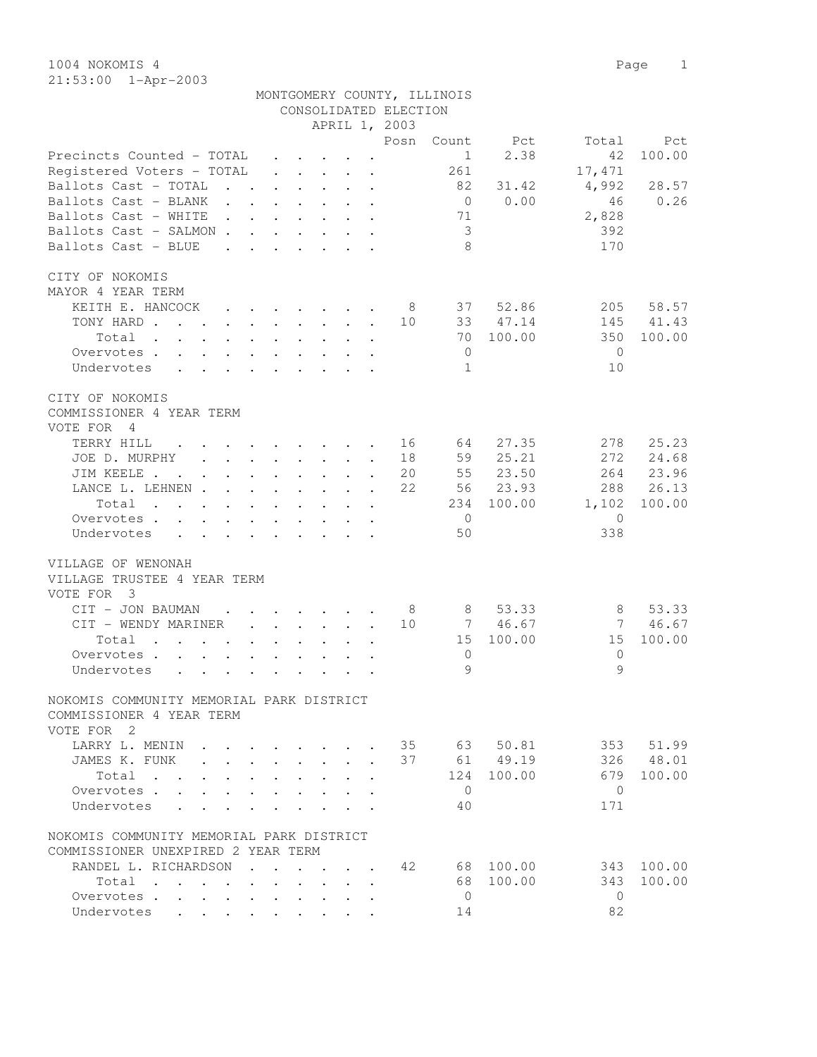1004 NOKOMIS 4

21:53:00 1-Apr-2003

MONTGOMERY COUNTY, ILLINOIS
CONSOLIDATED ELECTION
APRIL 1, 2003

| | Posn | Count | Pct | Total | Pct |
|---|---|---|---|---|---|
| Precincts Counted - TOTAL | | 1 | 2.38 | 42 | 100.00 |
| Registered Voters - TOTAL | | 261 | | 17,471 | |
| Ballots Cast - TOTAL | | 82 | 31.42 | 4,992 | 28.57 |
| Ballots Cast - BLANK | | 0 | 0.00 | 46 | 0.26 |
| Ballots Cast - WHITE | | 71 | | 2,828 | |
| Ballots Cast - SALMON | | 3 | | 392 | |
| Ballots Cast - BLUE | | 8 | | 170 | |

CITY OF NOKOMIS
MAYOR 4 YEAR TERM

| | Posn | Count | Pct | Total | Pct |
|---|---|---|---|---|---|
| KEITH E. HANCOCK | 8 | 37 | 52.86 | 205 | 58.57 |
| TONY HARD | 10 | 33 | 47.14 | 145 | 41.43 |
| Total | | 70 | 100.00 | 350 | 100.00 |
| Overvotes | | 0 | | 0 | |
| Undervotes | | 1 | | 10 | |

CITY OF NOKOMIS
COMMISSIONER 4 YEAR TERM
VOTE FOR 4

| | Posn | Count | Pct | Total | Pct |
|---|---|---|---|---|---|
| TERRY HILL | 16 | 64 | 27.35 | 278 | 25.23 |
| JOE D. MURPHY | 18 | 59 | 25.21 | 272 | 24.68 |
| JIM KEELE | 20 | 55 | 23.50 | 264 | 23.96 |
| LANCE L. LEHNEN | 22 | 56 | 23.93 | 288 | 26.13 |
| Total | | 234 | 100.00 | 1,102 | 100.00 |
| Overvotes | | 0 | | 0 | |
| Undervotes | | 50 | | 338 | |

VILLAGE OF WENONAH
VILLAGE TRUSTEE 4 YEAR TERM
VOTE FOR 3

| | Posn | Count | Pct | Total | Pct |
|---|---|---|---|---|---|
| CIT - JON BAUMAN | 8 | 8 | 53.33 | 8 | 53.33 |
| CIT - WENDY MARINER | 10 | 7 | 46.67 | 7 | 46.67 |
| Total | | 15 | 100.00 | 15 | 100.00 |
| Overvotes | | 0 | | 0 | |
| Undervotes | | 9 | | 9 | |

NOKOMIS COMMUNITY MEMORIAL PARK DISTRICT
COMMISSIONER 4 YEAR TERM
VOTE FOR 2

| | Posn | Count | Pct | Total | Pct |
|---|---|---|---|---|---|
| LARRY L. MENIN | 35 | 63 | 50.81 | 353 | 51.99 |
| JAMES K. FUNK | 37 | 61 | 49.19 | 326 | 48.01 |
| Total | | 124 | 100.00 | 679 | 100.00 |
| Overvotes | | 0 | | 0 | |
| Undervotes | | 40 | | 171 | |

NOKOMIS COMMUNITY MEMORIAL PARK DISTRICT
COMMISSIONER UNEXPIRED 2 YEAR TERM

| | Posn | Count | Pct | Total | Pct |
|---|---|---|---|---|---|
| RANDEL L. RICHARDSON | 42 | 68 | 100.00 | 343 | 100.00 |
| Total | | 68 | 100.00 | 343 | 100.00 |
| Overvotes | | 0 | | 0 | |
| Undervotes | | 14 | | 82 | |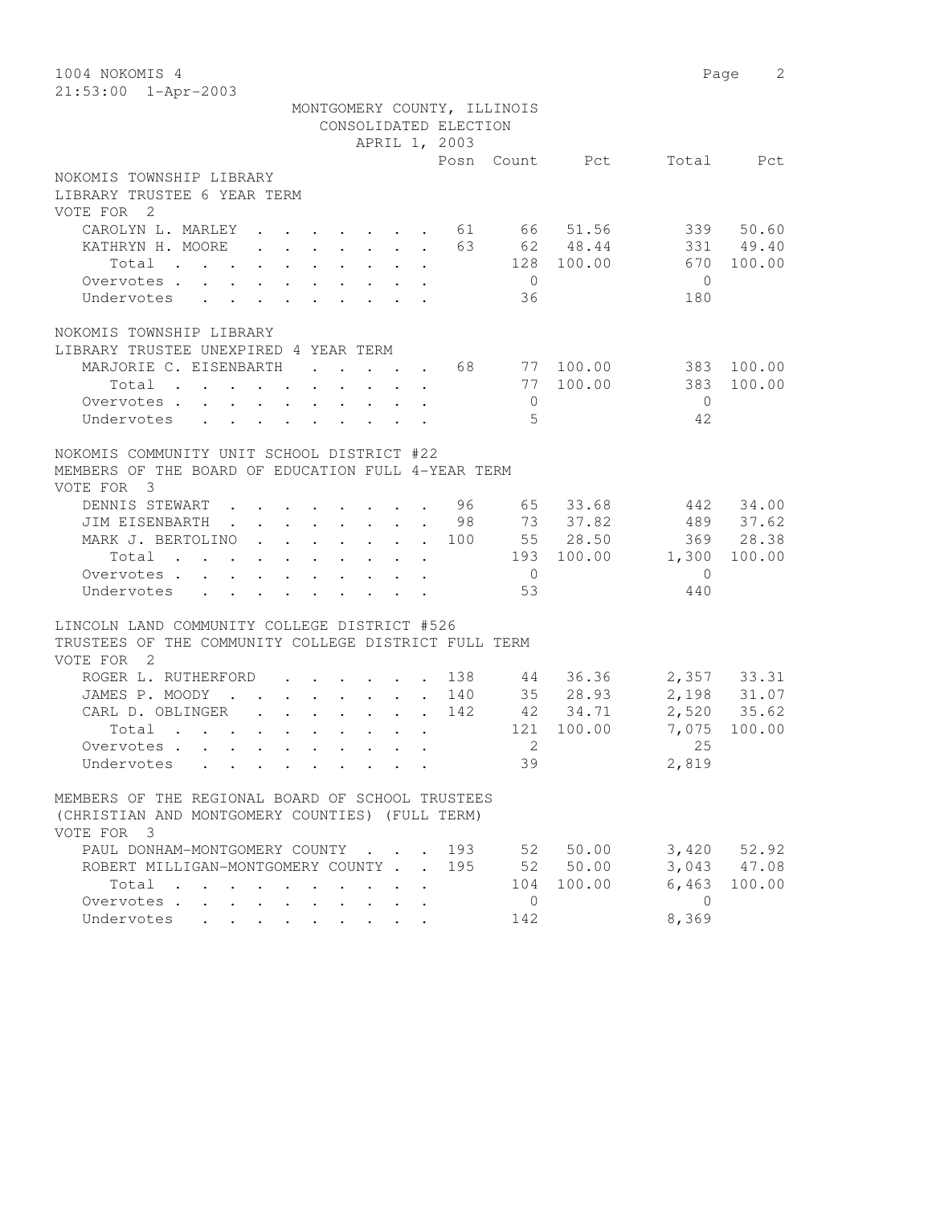1004 NOKOMIS 4

21:53:00 1-Apr-2003

MONTGOMERY COUNTY, ILLINOIS
CONSOLIDATED ELECTION
APRIL 1, 2003

NOKOMIS TOWNSHIP LIBRARY
LIBRARY TRUSTEE 6 YEAR TERM
VOTE FOR 2

| | Posn | Count | Pct | Total | Pct |
|---|---|---|---|---|---|
| CAROLYN L. MARLEY | 61 | 66 | 51.56 | 339 | 50.60 |
| KATHRYN H. MOORE | 63 | 62 | 48.44 | 331 | 49.40 |
| Total | | 128 | 100.00 | 670 | 100.00 |
| Overvotes | | 0 | | 0 | |
| Undervotes | | 36 | | 180 | |

NOKOMIS TOWNSHIP LIBRARY
LIBRARY TRUSTEE UNEXPIRED 4 YEAR TERM

| | Posn | Count | Pct | Total | Pct |
|---|---|---|---|---|---|
| MARJORIE C. EISENBARTH | 68 | 77 | 100.00 | 383 | 100.00 |
| Total | | 77 | 100.00 | 383 | 100.00 |
| Overvotes | | 0 | | 0 | |
| Undervotes | | 5 | | 42 | |

NOKOMIS COMMUNITY UNIT SCHOOL DISTRICT #22
MEMBERS OF THE BOARD OF EDUCATION FULL 4-YEAR TERM
VOTE FOR 3

| | Posn | Count | Pct | Total | Pct |
|---|---|---|---|---|---|
| DENNIS STEWART | 96 | 65 | 33.68 | 442 | 34.00 |
| JIM EISENBARTH | 98 | 73 | 37.82 | 489 | 37.62 |
| MARK J. BERTOLINO | 100 | 55 | 28.50 | 369 | 28.38 |
| Total | | 193 | 100.00 | 1,300 | 100.00 |
| Overvotes | | 0 | | 0 | |
| Undervotes | | 53 | | 440 | |

LINCOLN LAND COMMUNITY COLLEGE DISTRICT #526
TRUSTEES OF THE COMMUNITY COLLEGE DISTRICT FULL TERM
VOTE FOR 2

| | Posn | Count | Pct | Total | Pct |
|---|---|---|---|---|---|
| ROGER L. RUTHERFORD | 138 | 44 | 36.36 | 2,357 | 33.31 |
| JAMES P. MOODY | 140 | 35 | 28.93 | 2,198 | 31.07 |
| CARL D. OBLINGER | 142 | 42 | 34.71 | 2,520 | 35.62 |
| Total | | 121 | 100.00 | 7,075 | 100.00 |
| Overvotes | | 2 | | 25 | |
| Undervotes | | 39 | | 2,819 | |

MEMBERS OF THE REGIONAL BOARD OF SCHOOL TRUSTEES
(CHRISTIAN AND MONTGOMERY COUNTIES) (FULL TERM)
VOTE FOR 3

| | Posn | Count | Pct | Total | Pct |
|---|---|---|---|---|---|
| PAUL DONHAM-MONTGOMERY COUNTY | 193 | 52 | 50.00 | 3,420 | 52.92 |
| ROBERT MILLIGAN-MONTGOMERY COUNTY | 195 | 52 | 50.00 | 3,043 | 47.08 |
| Total | | 104 | 100.00 | 6,463 | 100.00 |
| Overvotes | | 0 | | 0 | |
| Undervotes | | 142 | | 8,369 | |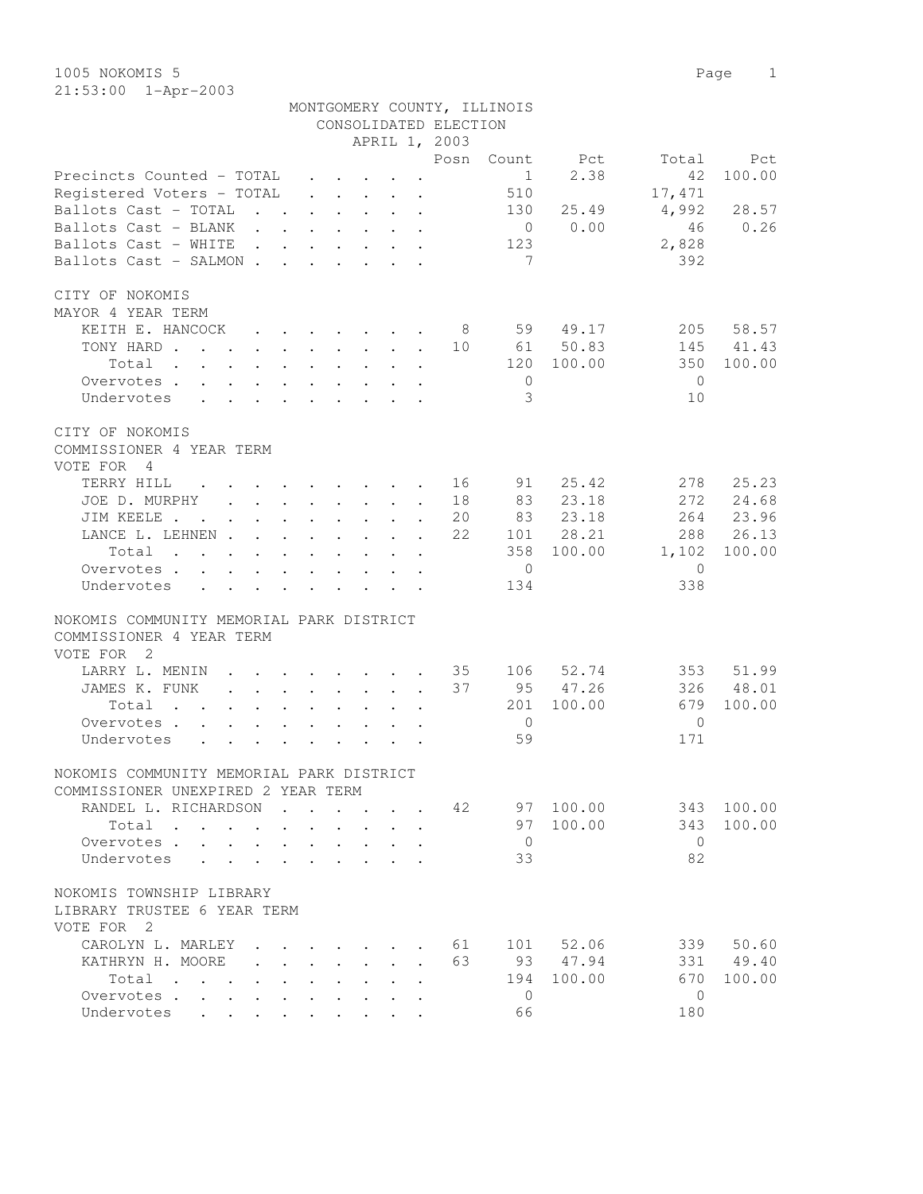1005 NOKOMIS 5

21:53:00 1-Apr-2003

MONTGOMERY COUNTY, ILLINOIS
CONSOLIDATED ELECTION
APRIL 1, 2003

| | Posn | Count | Pct | Total | Pct |
|---|---|---|---|---|---|
| Precincts Counted - TOTAL | | 1 | 2.38 | 42 | 100.00 |
| Registered Voters - TOTAL | | 510 | | 17,471 | |
| Ballots Cast - TOTAL | | 130 | 25.49 | 4,992 | 28.57 |
| Ballots Cast - BLANK | | 0 | 0.00 | 46 | 0.26 |
| Ballots Cast - WHITE | | 123 | | 2,828 | |
| Ballots Cast - SALMON | | 7 | | 392 | |

CITY OF NOKOMIS
MAYOR 4 YEAR TERM

| | Posn | Count | Pct | Total | Pct |
|---|---|---|---|---|---|
| KEITH E. HANCOCK | 8 | 59 | 49.17 | 205 | 58.57 |
| TONY HARD | 10 | 61 | 50.83 | 145 | 41.43 |
| Total | | 120 | 100.00 | 350 | 100.00 |
| Overvotes | | 0 | | 0 | |
| Undervotes | | 3 | | 10 | |

CITY OF NOKOMIS
COMMISSIONER 4 YEAR TERM
VOTE FOR 4

| | Posn | Count | Pct | Total | Pct |
|---|---|---|---|---|---|
| TERRY HILL | 16 | 91 | 25.42 | 278 | 25.23 |
| JOE D. MURPHY | 18 | 83 | 23.18 | 272 | 24.68 |
| JIM KEELE | 20 | 83 | 23.18 | 264 | 23.96 |
| LANCE L. LEHNEN | 22 | 101 | 28.21 | 288 | 26.13 |
| Total | | 358 | 100.00 | 1,102 | 100.00 |
| Overvotes | | 0 | | 0 | |
| Undervotes | | 134 | | 338 | |

NOKOMIS COMMUNITY MEMORIAL PARK DISTRICT
COMMISSIONER 4 YEAR TERM
VOTE FOR 2

| | Posn | Count | Pct | Total | Pct |
|---|---|---|---|---|---|
| LARRY L. MENIN | 35 | 106 | 52.74 | 353 | 51.99 |
| JAMES K. FUNK | 37 | 95 | 47.26 | 326 | 48.01 |
| Total | | 201 | 100.00 | 679 | 100.00 |
| Overvotes | | 0 | | 0 | |
| Undervotes | | 59 | | 171 | |

NOKOMIS COMMUNITY MEMORIAL PARK DISTRICT
COMMISSIONER UNEXPIRED 2 YEAR TERM

| | Posn | Count | Pct | Total | Pct |
|---|---|---|---|---|---|
| RANDEL L. RICHARDSON | 42 | 97 | 100.00 | 343 | 100.00 |
| Total | | 97 | 100.00 | 343 | 100.00 |
| Overvotes | | 0 | | 0 | |
| Undervotes | | 33 | | 82 | |

NOKOMIS TOWNSHIP LIBRARY
LIBRARY TRUSTEE 6 YEAR TERM
VOTE FOR 2

| | Posn | Count | Pct | Total | Pct |
|---|---|---|---|---|---|
| CAROLYN L. MARLEY | 61 | 101 | 52.06 | 339 | 50.60 |
| KATHRYN H. MOORE | 63 | 93 | 47.94 | 331 | 49.40 |
| Total | | 194 | 100.00 | 670 | 100.00 |
| Overvotes | | 0 | | 0 | |
| Undervotes | | 66 | | 180 | |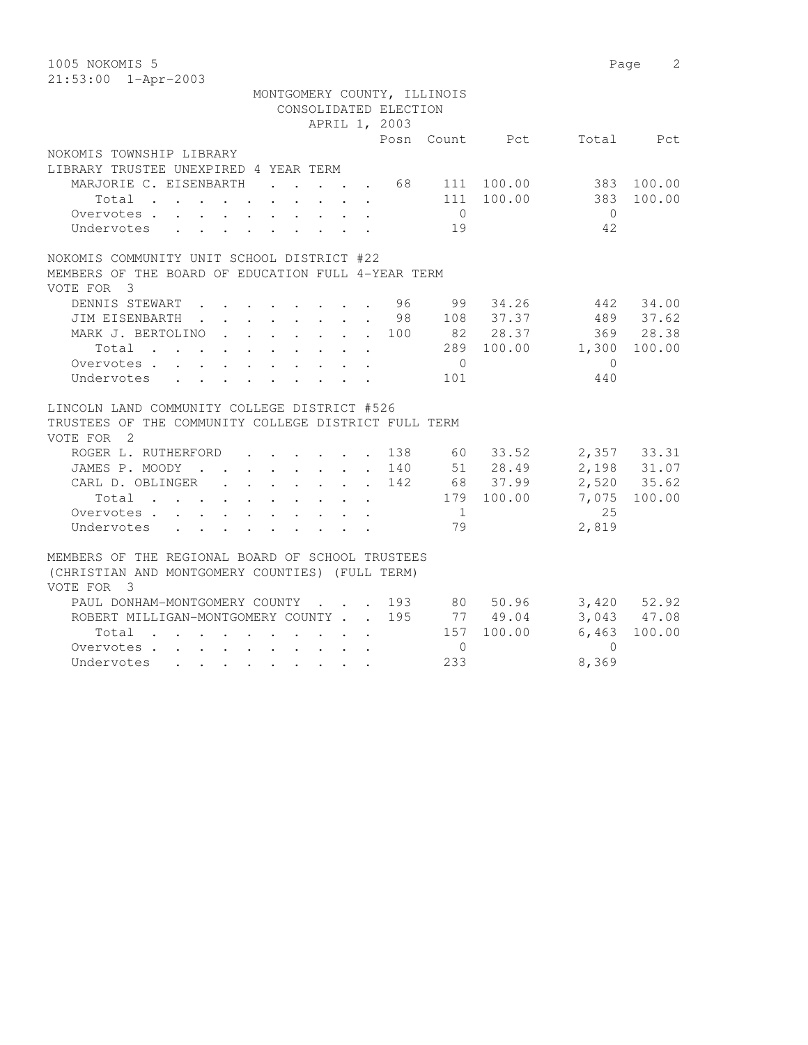1005 NOKOMIS 5

21:53:00 1-Apr-2003

MONTGOMERY COUNTY, ILLINOIS
CONSOLIDATED ELECTION
APRIL 1, 2003

| | Posn | Count | Pct | Total | Pct |
|---|---|---|---|---|---|
| **NOKOMIS TOWNSHIP LIBRARY** | | | | | |
| **LIBRARY TRUSTEE UNEXPIRED 4 YEAR TERM** | | | | | |
| MARJORIE C. EISENBARTH | 68 | 111 | 100.00 | 383 | 100.00 |
| Total | | 111 | 100.00 | 383 | 100.00 |
| Overvotes | | 0 | | 0 | |
| Undervotes | | 19 | | 42 | |
| **NOKOMIS COMMUNITY UNIT SCHOOL DISTRICT #22** | | | | | |
| **MEMBERS OF THE BOARD OF EDUCATION FULL 4-YEAR TERM** | | | | | |
| VOTE FOR 3 | | | | | |
| DENNIS STEWART | 96 | 99 | 34.26 | 442 | 34.00 |
| JIM EISENBARTH | 98 | 108 | 37.37 | 489 | 37.62 |
| MARK J. BERTOLINO | 100 | 82 | 28.37 | 369 | 28.38 |
| Total | | 289 | 100.00 | 1,300 | 100.00 |
| Overvotes | | 0 | | 0 | |
| Undervotes | | 101 | | 440 | |
| **LINCOLN LAND COMMUNITY COLLEGE DISTRICT #526** | | | | | |
| **TRUSTEES OF THE COMMUNITY COLLEGE DISTRICT FULL TERM** | | | | | |
| VOTE FOR 2 | | | | | |
| ROGER L. RUTHERFORD | 138 | 60 | 33.52 | 2,357 | 33.31 |
| JAMES P. MOODY | 140 | 51 | 28.49 | 2,198 | 31.07 |
| CARL D. OBLINGER | 142 | 68 | 37.99 | 2,520 | 35.62 |
| Total | | 179 | 100.00 | 7,075 | 100.00 |
| Overvotes | | 1 | | 25 | |
| Undervotes | | 79 | | 2,819 | |
| **MEMBERS OF THE REGIONAL BOARD OF SCHOOL TRUSTEES (CHRISTIAN AND MONTGOMERY COUNTIES) (FULL TERM)** | | | | | |
| VOTE FOR 3 | | | | | |
| PAUL DONHAM-MONTGOMERY COUNTY | 193 | 80 | 50.96 | 3,420 | 52.92 |
| ROBERT MILLIGAN-MONTGOMERY COUNTY | 195 | 77 | 49.04 | 3,043 | 47.08 |
| Total | | 157 | 100.00 | 6,463 | 100.00 |
| Overvotes | | 0 | | 0 | |
| Undervotes | | 233 | | 8,369 | |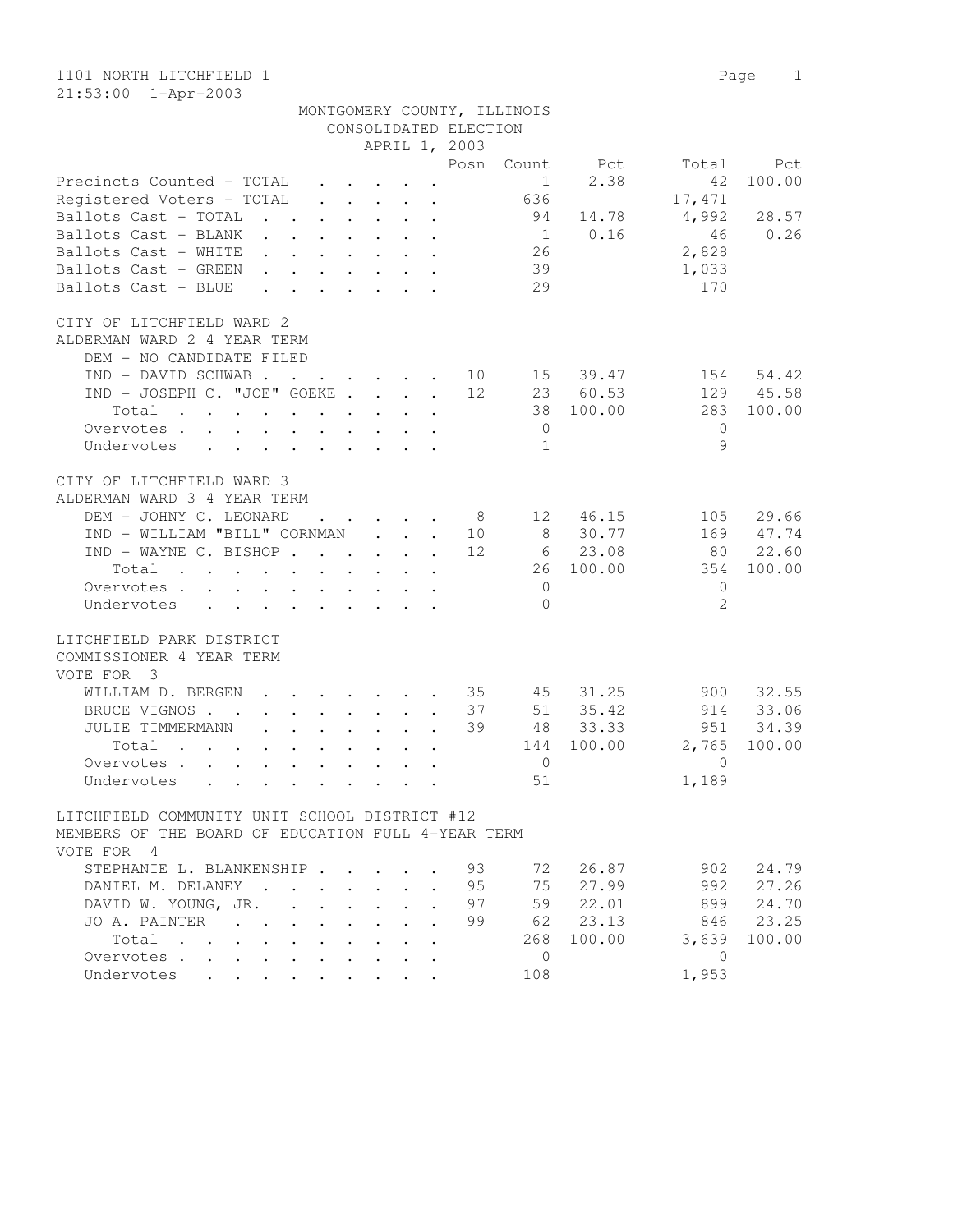1101 NORTH LITCHFIELD 1
21:53:00 1-Apr-2003

MONTGOMERY COUNTY, ILLINOIS
CONSOLIDATED ELECTION
APRIL 1, 2003

| | Posn | Count | Pct | Total | Pct |
|---|---|---|---|---|---|
| Precincts Counted - TOTAL | | 1 | 2.38 | 42 | 100.00 |
| Registered Voters - TOTAL | | 636 | | 17,471 | |
| Ballots Cast - TOTAL | | 94 | 14.78 | 4,992 | 28.57 |
| Ballots Cast - BLANK | | 1 | 0.16 | 46 | 0.26 |
| Ballots Cast - WHITE | | 26 | | 2,828 | |
| Ballots Cast - GREEN | | 39 | | 1,033 | |
| Ballots Cast - BLUE | | 29 | | 170 | |

CITY OF LITCHFIELD WARD 2
ALDERMAN WARD 2 4 YEAR TERM

| | Posn | Count | Pct | Total | Pct |
|---|---|---|---|---|---|
| DEM - NO CANDIDATE FILED | | | | | |
| IND - DAVID SCHWAB | 10 | 15 | 39.47 | 154 | 54.42 |
| IND - JOSEPH C. "JOE" GOEKE | 12 | 23 | 60.53 | 129 | 45.58 |
| Total | | 38 | 100.00 | 283 | 100.00 |
| Overvotes | | 0 | | 0 | |
| Undervotes | | 1 | | 9 | |

CITY OF LITCHFIELD WARD 3
ALDERMAN WARD 3 4 YEAR TERM

| | Posn | Count | Pct | Total | Pct |
|---|---|---|---|---|---|
| DEM - JOHNY C. LEONARD | 8 | 12 | 46.15 | 105 | 29.66 |
| IND - WILLIAM "BILL" CORNMAN | 10 | 8 | 30.77 | 169 | 47.74 |
| IND - WAYNE C. BISHOP | 12 | 6 | 23.08 | 80 | 22.60 |
| Total | | 26 | 100.00 | 354 | 100.00 |
| Overvotes | | 0 | | 0 | |
| Undervotes | | 0 | | 2 | |

LITCHFIELD PARK DISTRICT
COMMISSIONER 4 YEAR TERM
VOTE FOR 3

| | Posn | Count | Pct | Total | Pct |
|---|---|---|---|---|---|
| WILLIAM D. BERGEN | 35 | 45 | 31.25 | 900 | 32.55 |
| BRUCE VIGNOS | 37 | 51 | 35.42 | 914 | 33.06 |
| JULIE TIMMERMANN | 39 | 48 | 33.33 | 951 | 34.39 |
| Total | | 144 | 100.00 | 2,765 | 100.00 |
| Overvotes | | 0 | | 0 | |
| Undervotes | | 51 | | 1,189 | |

LITCHFIELD COMMUNITY UNIT SCHOOL DISTRICT #12
MEMBERS OF THE BOARD OF EDUCATION FULL 4-YEAR TERM
VOTE FOR 4

| | Posn | Count | Pct | Total | Pct |
|---|---|---|---|---|---|
| STEPHANIE L. BLANKENSHIP | 93 | 72 | 26.87 | 902 | 24.79 |
| DANIEL M. DELANEY | 95 | 75 | 27.99 | 992 | 27.26 |
| DAVID W. YOUNG, JR. | 97 | 59 | 22.01 | 899 | 24.70 |
| JO A. PAINTER | 99 | 62 | 23.13 | 846 | 23.25 |
| Total | | 268 | 100.00 | 3,639 | 100.00 |
| Overvotes | | 0 | | 0 | |
| Undervotes | | 108 | | 1,953 | |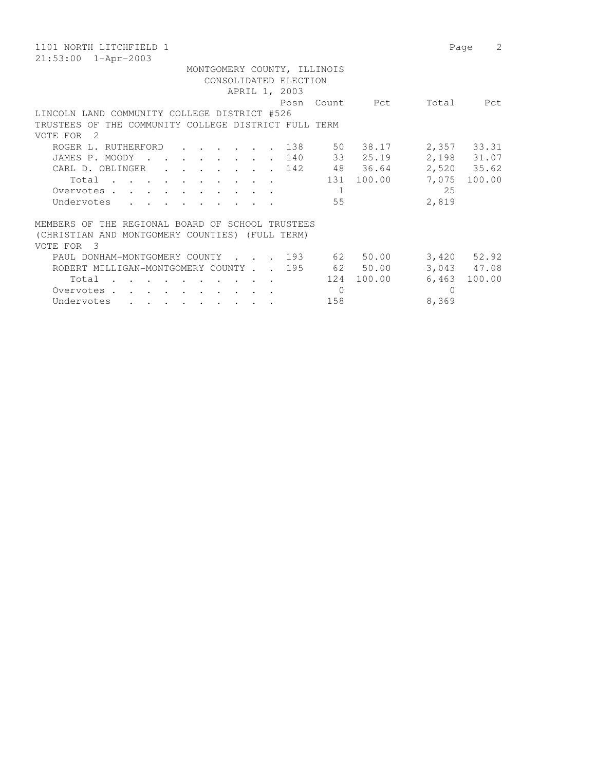1101 NORTH LITCHFIELD 1

21:53:00 1-Apr-2003

MONTGOMERY COUNTY, ILLINOIS

CONSOLIDATED ELECTION

APRIL 1, 2003

LINCOLN LAND COMMUNITY COLLEGE DISTRICT #526

TRUSTEES OF THE COMMUNITY COLLEGE DISTRICT FULL TERM

VOTE FOR 2

| | Posn | Count | Pct | Total | Pct |
|---|---|---|---|---|---|
| ROGER L. RUTHERFORD | 138 | 50 | 38.17 | 2,357 | 33.31 |
| JAMES P. MOODY | 140 | 33 | 25.19 | 2,198 | 31.07 |
| CARL D. OBLINGER | 142 | 48 | 36.64 | 2,520 | 35.62 |
| Total | | 131 | 100.00 | 7,075 | 100.00 |
| Overvotes | | 1 | | 25 | |
| Undervotes | | 55 | | 2,819 | |

MEMBERS OF THE REGIONAL BOARD OF SCHOOL TRUSTEES

(CHRISTIAN AND MONTGOMERY COUNTIES) (FULL TERM)

VOTE FOR 3

| | Posn | Count | Pct | Total | Pct |
|---|---|---|---|---|---|
| PAUL DONHAM-MONTGOMERY COUNTY | 193 | 62 | 50.00 | 3,420 | 52.92 |
| ROBERT MILLIGAN-MONTGOMERY COUNTY | 195 | 62 | 50.00 | 3,043 | 47.08 |
| Total | | 124 | 100.00 | 6,463 | 100.00 |
| Overvotes | | 0 | | 0 | |
| Undervotes | | 158 | | 8,369 | |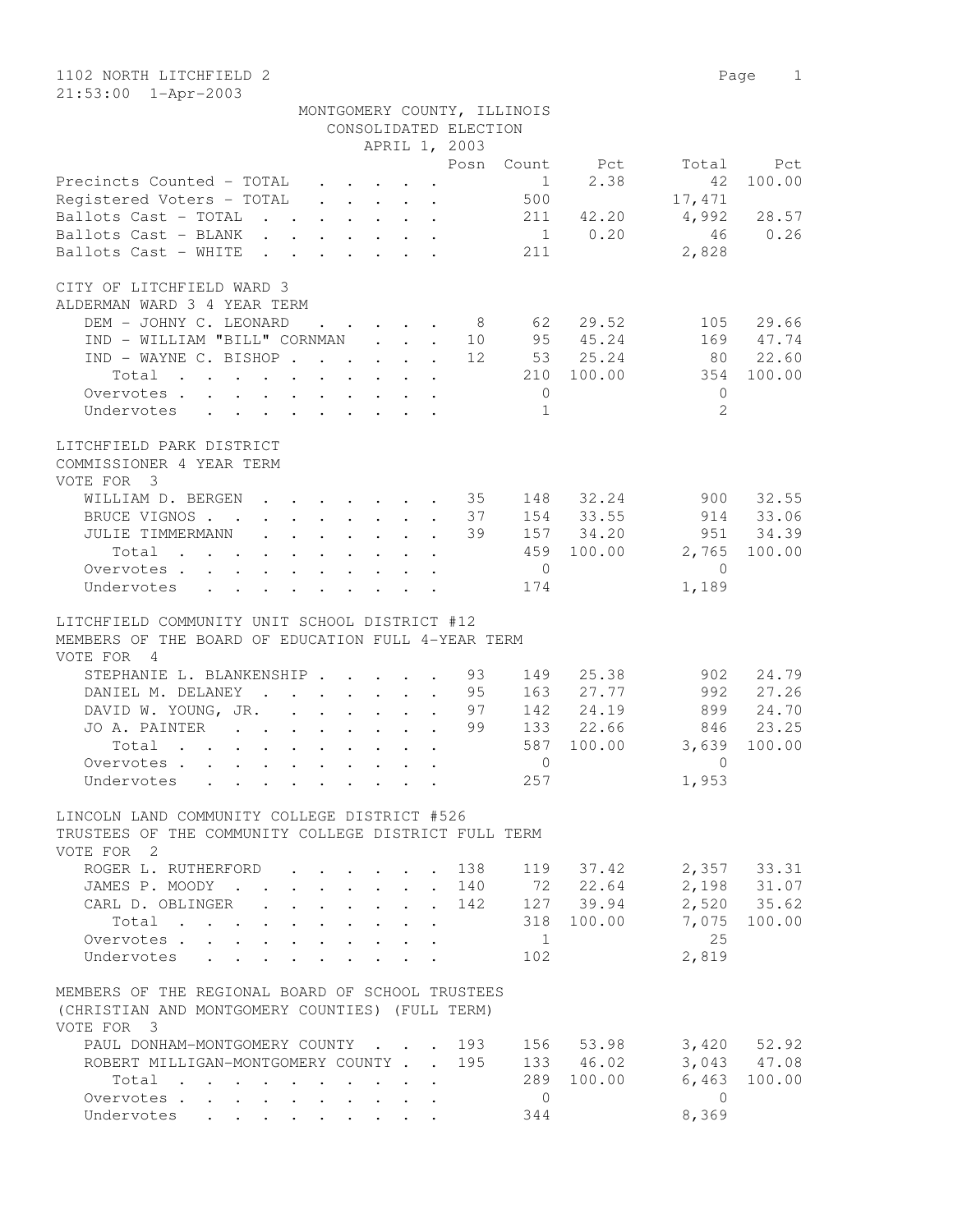1102 NORTH LITCHFIELD 2

21:53:00 1-Apr-2003

MONTGOMERY COUNTY, ILLINOIS
CONSOLIDATED ELECTION
APRIL 1, 2003

| | Posn | Count | Pct | Total | Pct |
|---|---|---|---|---|---|
| Precincts Counted - TOTAL | | 1 | 2.38 | 42 | 100.00 |
| Registered Voters - TOTAL | | 500 | | 17,471 | |
| Ballots Cast - TOTAL | | 211 | 42.20 | 4,992 | 28.57 |
| Ballots Cast - BLANK | | 1 | 0.20 | 46 | 0.26 |
| Ballots Cast - WHITE | | 211 | | 2,828 | |

CITY OF LITCHFIELD WARD 3
ALDERMAN WARD 3 4 YEAR TERM

| | Posn | Count | Pct | Total | Pct |
|---|---|---|---|---|---|
| DEM - JOHNY C. LEONARD | 8 | 62 | 29.52 | 105 | 29.66 |
| IND - WILLIAM "BILL" CORNMAN | 10 | 95 | 45.24 | 169 | 47.74 |
| IND - WAYNE C. BISHOP | 12 | 53 | 25.24 | 80 | 22.60 |
| Total | | 210 | 100.00 | 354 | 100.00 |
| Overvotes | | 0 | | 0 | |
| Undervotes | | 1 | | 2 | |

LITCHFIELD PARK DISTRICT
COMMISSIONER 4 YEAR TERM
VOTE FOR 3

| | Posn | Count | Pct | Total | Pct |
|---|---|---|---|---|---|
| WILLIAM D. BERGEN | 35 | 148 | 32.24 | 900 | 32.55 |
| BRUCE VIGNOS | 37 | 154 | 33.55 | 914 | 33.06 |
| JULIE TIMMERMANN | 39 | 157 | 34.20 | 951 | 34.39 |
| Total | | 459 | 100.00 | 2,765 | 100.00 |
| Overvotes | | 0 | | 0 | |
| Undervotes | | 174 | | 1,189 | |

LITCHFIELD COMMUNITY UNIT SCHOOL DISTRICT #12
MEMBERS OF THE BOARD OF EDUCATION FULL 4-YEAR TERM
VOTE FOR 4

| | Posn | Count | Pct | Total | Pct |
|---|---|---|---|---|---|
| STEPHANIE L. BLANKENSHIP | 93 | 149 | 25.38 | 902 | 24.79 |
| DANIEL M. DELANEY | 95 | 163 | 27.77 | 992 | 27.26 |
| DAVID W. YOUNG, JR. | 97 | 142 | 24.19 | 899 | 24.70 |
| JO A. PAINTER | 99 | 133 | 22.66 | 846 | 23.25 |
| Total | | 587 | 100.00 | 3,639 | 100.00 |
| Overvotes | | 0 | | 0 | |
| Undervotes | | 257 | | 1,953 | |

LINCOLN LAND COMMUNITY COLLEGE DISTRICT #526
TRUSTEES OF THE COMMUNITY COLLEGE DISTRICT FULL TERM
VOTE FOR 2

| | Posn | Count | Pct | Total | Pct |
|---|---|---|---|---|---|
| ROGER L. RUTHERFORD | 138 | 119 | 37.42 | 2,357 | 33.31 |
| JAMES P. MOODY | 140 | 72 | 22.64 | 2,198 | 31.07 |
| CARL D. OBLINGER | 142 | 127 | 39.94 | 2,520 | 35.62 |
| Total | | 318 | 100.00 | 7,075 | 100.00 |
| Overvotes | | 1 | | 25 | |
| Undervotes | | 102 | | 2,819 | |

MEMBERS OF THE REGIONAL BOARD OF SCHOOL TRUSTEES
(CHRISTIAN AND MONTGOMERY COUNTIES) (FULL TERM)
VOTE FOR 3

| | Posn | Count | Pct | Total | Pct |
|---|---|---|---|---|---|
| PAUL DONHAM-MONTGOMERY COUNTY | 193 | 156 | 53.98 | 3,420 | 52.92 |
| ROBERT MILLIGAN-MONTGOMERY COUNTY | 195 | 133 | 46.02 | 3,043 | 47.08 |
| Total | | 289 | 100.00 | 6,463 | 100.00 |
| Overvotes | | 0 | | 0 | |
| Undervotes | | 344 | | 8,369 | |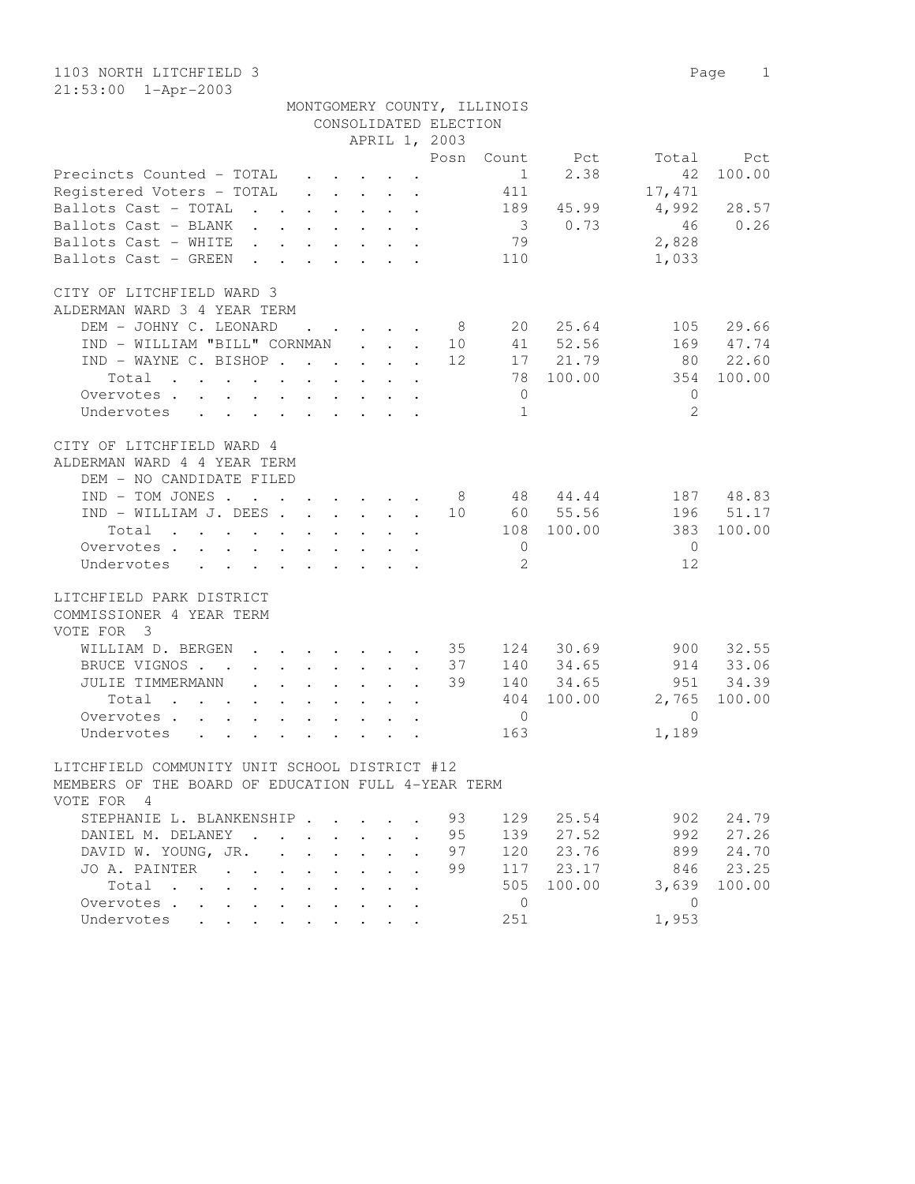1103 NORTH LITCHFIELD 3

21:53:00 1-Apr-2003

MONTGOMERY COUNTY, ILLINOIS
CONSOLIDATED ELECTION
APRIL 1, 2003

| | Posn | Count | Pct | Total | Pct |
|---|---|---|---|---|---|
| Precincts Counted - TOTAL | | 1 | 2.38 | 42 | 100.00 |
| Registered Voters - TOTAL | | 411 | | 17,471 | |
| Ballots Cast - TOTAL | | 189 | 45.99 | 4,992 | 28.57 |
| Ballots Cast - BLANK | | 3 | 0.73 | 46 | 0.26 |
| Ballots Cast - WHITE | | 79 | | 2,828 | |
| Ballots Cast - GREEN | | 110 | | 1,033 | |

CITY OF LITCHFIELD WARD 3
ALDERMAN WARD 3 4 YEAR TERM

| | Posn | Count | Pct | Total | Pct |
|---|---|---|---|---|---|
| DEM - JOHNY C. LEONARD | 8 | 20 | 25.64 | 105 | 29.66 |
| IND - WILLIAM "BILL" CORNMAN | 10 | 41 | 52.56 | 169 | 47.74 |
| IND - WAYNE C. BISHOP | 12 | 17 | 21.79 | 80 | 22.60 |
| Total | | 78 | 100.00 | 354 | 100.00 |
| Overvotes | | 0 | | 0 | |
| Undervotes | | 1 | | 2 | |

CITY OF LITCHFIELD WARD 4
ALDERMAN WARD 4 4 YEAR TERM

| | Posn | Count | Pct | Total | Pct |
|---|---|---|---|---|---|
| DEM - NO CANDIDATE FILED | | | | | |
| IND - TOM JONES | 8 | 48 | 44.44 | 187 | 48.83 |
| IND - WILLIAM J. DEES | 10 | 60 | 55.56 | 196 | 51.17 |
| Total | | 108 | 100.00 | 383 | 100.00 |
| Overvotes | | 0 | | 0 | |
| Undervotes | | 2 | | 12 | |

LITCHFIELD PARK DISTRICT
COMMISSIONER 4 YEAR TERM
VOTE FOR 3

| | Posn | Count | Pct | Total | Pct |
|---|---|---|---|---|---|
| WILLIAM D. BERGEN | 35 | 124 | 30.69 | 900 | 32.55 |
| BRUCE VIGNOS | 37 | 140 | 34.65 | 914 | 33.06 |
| JULIE TIMMERMANN | 39 | 140 | 34.65 | 951 | 34.39 |
| Total | | 404 | 100.00 | 2,765 | 100.00 |
| Overvotes | | 0 | | 0 | |
| Undervotes | | 163 | | 1,189 | |

LITCHFIELD COMMUNITY UNIT SCHOOL DISTRICT #12
MEMBERS OF THE BOARD OF EDUCATION FULL 4-YEAR TERM
VOTE FOR 4

| | Posn | Count | Pct | Total | Pct |
|---|---|---|---|---|---|
| STEPHANIE L. BLANKENSHIP | 93 | 129 | 25.54 | 902 | 24.79 |
| DANIEL M. DELANEY | 95 | 139 | 27.52 | 992 | 27.26 |
| DAVID W. YOUNG, JR. | 97 | 120 | 23.76 | 899 | 24.70 |
| JO A. PAINTER | 99 | 117 | 23.17 | 846 | 23.25 |
| Total | | 505 | 100.00 | 3,639 | 100.00 |
| Overvotes | | 0 | | 0 | |
| Undervotes | | 251 | | 1,953 | |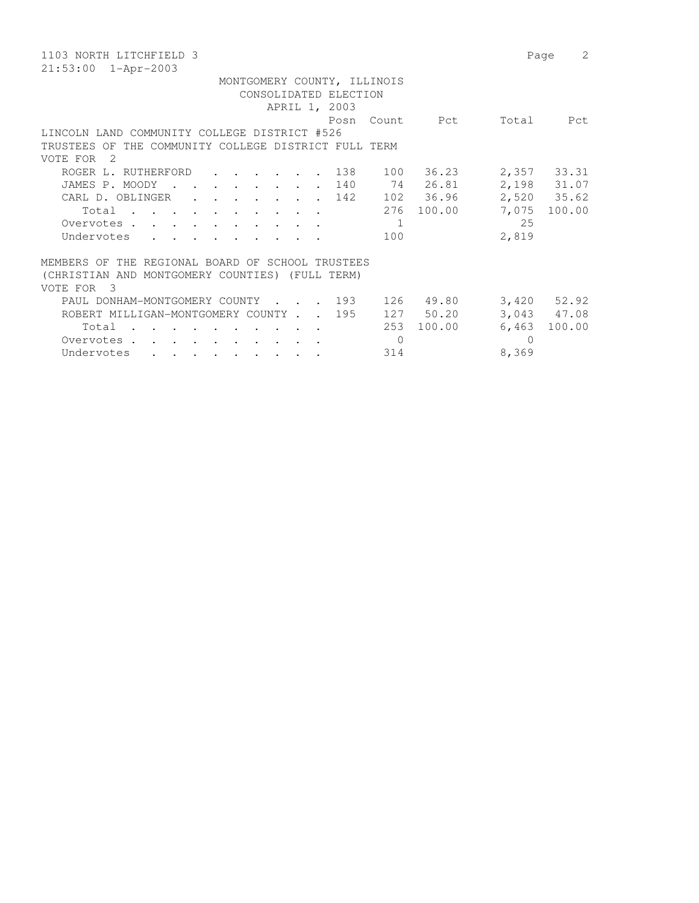1103 NORTH LITCHFIELD 3

21:53:00 1-Apr-2003

MONTGOMERY COUNTY, ILLINOIS
CONSOLIDATED ELECTION
APRIL 1, 2003

LINCOLN LAND COMMUNITY COLLEGE DISTRICT #526
TRUSTEES OF THE COMMUNITY COLLEGE DISTRICT FULL TERM
VOTE FOR 2

| | Posn | Count | Pct | Total | Pct |
|---|---|---|---|---|---|
| ROGER L. RUTHERFORD | 138 | 100 | 36.23 | 2,357 | 33.31 |
| JAMES P. MOODY | 140 | 74 | 26.81 | 2,198 | 31.07 |
| CARL D. OBLINGER | 142 | 102 | 36.96 | 2,520 | 35.62 |
| Total | | 276 | 100.00 | 7,075 | 100.00 |
| Overvotes | | 1 | | 25 | |
| Undervotes | | 100 | | 2,819 | |

MEMBERS OF THE REGIONAL BOARD OF SCHOOL TRUSTEES
(CHRISTIAN AND MONTGOMERY COUNTIES) (FULL TERM)
VOTE FOR 3

| | Posn | Count | Pct | Total | Pct |
|---|---|---|---|---|---|
| PAUL DONHAM-MONTGOMERY COUNTY | 193 | 126 | 49.80 | 3,420 | 52.92 |
| ROBERT MILLIGAN-MONTGOMERY COUNTY | 195 | 127 | 50.20 | 3,043 | 47.08 |
| Total | | 253 | 100.00 | 6,463 | 100.00 |
| Overvotes | | 0 | | 0 | |
| Undervotes | | 314 | | 8,369 | |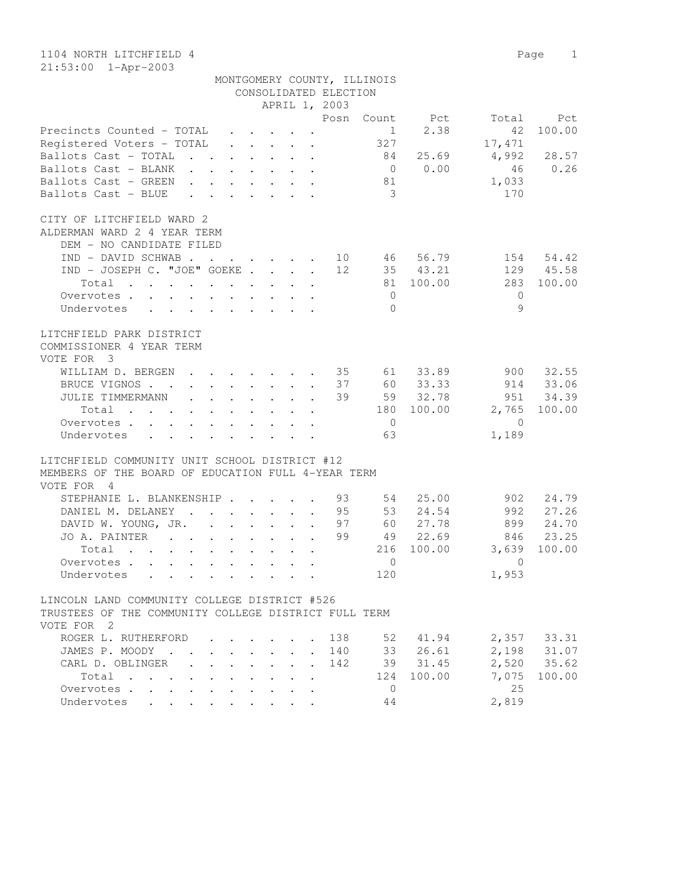1104 NORTH LITCHFIELD 4

21:53:00 1-Apr-2003

MONTGOMERY COUNTY, ILLINOIS
CONSOLIDATED ELECTION
APRIL 1, 2003

| | Posn | Count | Pct | Total | Pct |
|---|---|---|---|---|---|
| Precincts Counted - TOTAL | | 1 | 2.38 | 42 | 100.00 |
| Registered Voters - TOTAL | | 327 | | 17,471 | |
| Ballots Cast - TOTAL | | 84 | 25.69 | 4,992 | 28.57 |
| Ballots Cast - BLANK | | 0 | 0.00 | 46 | 0.26 |
| Ballots Cast - GREEN | | 81 | | 1,033 | |
| Ballots Cast - BLUE | | 3 | | 170 | |

CITY OF LITCHFIELD WARD 2
ALDERMAN WARD 2 4 YEAR TERM

| | Posn | Count | Pct | Total | Pct |
|---|---|---|---|---|---|
| DEM - NO CANDIDATE FILED | | | | | |
| IND - DAVID SCHWAB | 10 | 46 | 56.79 | 154 | 54.42 |
| IND - JOSEPH C. "JOE" GOEKE | 12 | 35 | 43.21 | 129 | 45.58 |
| Total | | 81 | 100.00 | 283 | 100.00 |
| Overvotes | | 0 | | 0 | |
| Undervotes | | 0 | | 9 | |

LITCHFIELD PARK DISTRICT
COMMISSIONER 4 YEAR TERM
VOTE FOR 3

| | Posn | Count | Pct | Total | Pct |
|---|---|---|---|---|---|
| WILLIAM D. BERGEN | 35 | 61 | 33.89 | 900 | 32.55 |
| BRUCE VIGNOS | 37 | 60 | 33.33 | 914 | 33.06 |
| JULIE TIMMERMANN | 39 | 59 | 32.78 | 951 | 34.39 |
| Total | | 180 | 100.00 | 2,765 | 100.00 |
| Overvotes | | 0 | | 0 | |
| Undervotes | | 63 | | 1,189 | |

LITCHFIELD COMMUNITY UNIT SCHOOL DISTRICT #12
MEMBERS OF THE BOARD OF EDUCATION FULL 4-YEAR TERM
VOTE FOR 4

| | Posn | Count | Pct | Total | Pct |
|---|---|---|---|---|---|
| STEPHANIE L. BLANKENSHIP | 93 | 54 | 25.00 | 902 | 24.79 |
| DANIEL M. DELANEY | 95 | 53 | 24.54 | 992 | 27.26 |
| DAVID W. YOUNG, JR. | 97 | 60 | 27.78 | 899 | 24.70 |
| JO A. PAINTER | 99 | 49 | 22.69 | 846 | 23.25 |
| Total | | 216 | 100.00 | 3,639 | 100.00 |
| Overvotes | | 0 | | 0 | |
| Undervotes | | 120 | | 1,953 | |

LINCOLN LAND COMMUNITY COLLEGE DISTRICT #526
TRUSTEES OF THE COMMUNITY COLLEGE DISTRICT FULL TERM
VOTE FOR 2

| | Posn | Count | Pct | Total | Pct |
|---|---|---|---|---|---|
| ROGER L. RUTHERFORD | 138 | 52 | 41.94 | 2,357 | 33.31 |
| JAMES P. MOODY | 140 | 33 | 26.61 | 2,198 | 31.07 |
| CARL D. OBLINGER | 142 | 39 | 31.45 | 2,520 | 35.62 |
| Total | | 124 | 100.00 | 7,075 | 100.00 |
| Overvotes | | 0 | | 25 | |
| Undervotes | | 44 | | 2,819 | |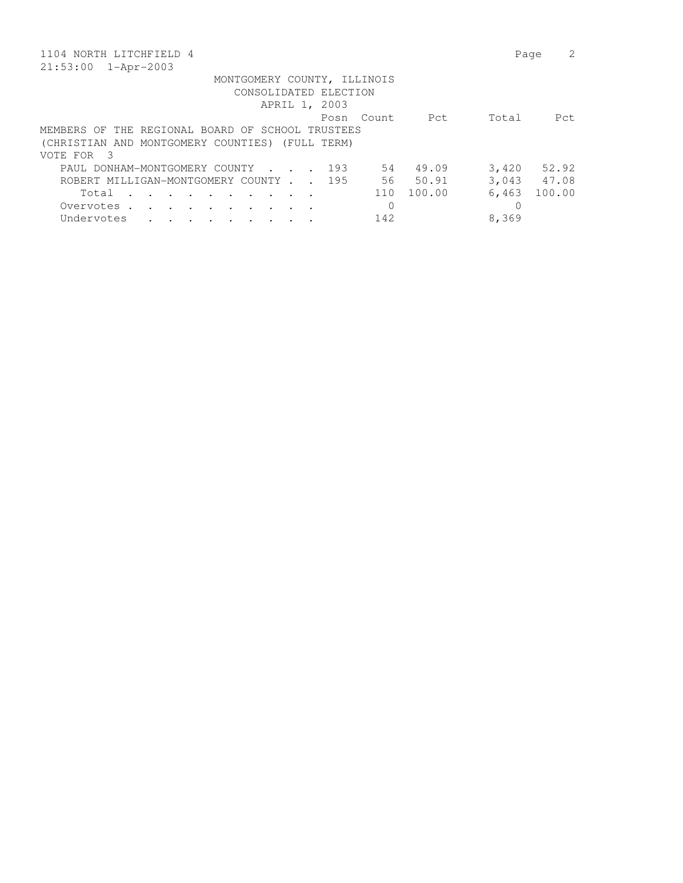1104 NORTH LITCHFIELD 4

21:53:00 1-Apr-2003

MONTGOMERY COUNTY, ILLINOIS
CONSOLIDATED ELECTION
APRIL 1, 2003

MEMBERS OF THE REGIONAL BOARD OF SCHOOL TRUSTEES
(CHRISTIAN AND MONTGOMERY COUNTIES) (FULL TERM)
VOTE FOR 3

| | Posn | Count | Pct | Total | Pct |
|---|---|---|---|---|---|
| PAUL DONHAM-MONTGOMERY COUNTY . . . . | 193 | 54 | 49.09 | 3,420 | 52.92 |
| ROBERT MILLIGAN-MONTGOMERY COUNTY . . | 195 | 56 | 50.91 | 3,043 | 47.08 |
| Total . . . . . . . . . . . | | 110 | 100.00 | 6,463 | 100.00 |
| Overvotes . . . . . . . . . . . | | 0 | | 0 | |
| Undervotes . . . . . . . . . . | | 142 | | 8,369 | |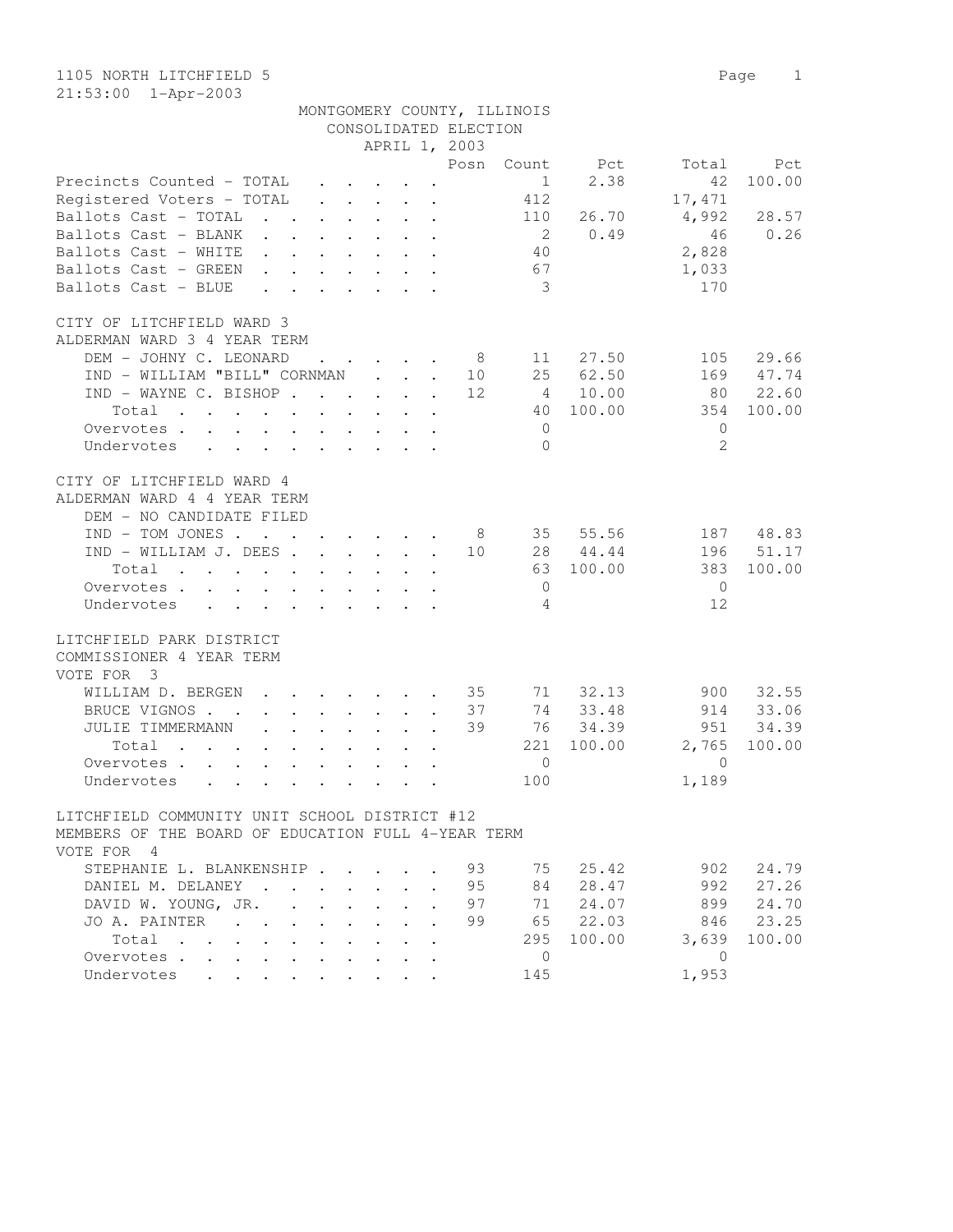1105 NORTH LITCHFIELD 5

21:53:00 1-Apr-2003

MONTGOMERY COUNTY, ILLINOIS
CONSOLIDATED ELECTION
APRIL 1, 2003

| | Posn | Count | Pct | Total | Pct |
|---|---|---|---|---|---|
| Precincts Counted - TOTAL | | 1 | 2.38 | 42 | 100.00 |
| Registered Voters - TOTAL | | 412 | | 17,471 | |
| Ballots Cast - TOTAL | | 110 | 26.70 | 4,992 | 28.57 |
| Ballots Cast - BLANK | | 2 | 0.49 | 46 | 0.26 |
| Ballots Cast - WHITE | | 40 | | 2,828 | |
| Ballots Cast - GREEN | | 67 | | 1,033 | |
| Ballots Cast - BLUE | | 3 | | 170 | |

CITY OF LITCHFIELD WARD 3
ALDERMAN WARD 3 4 YEAR TERM

| | Posn | Count | Pct | Total | Pct |
|---|---|---|---|---|---|
| DEM - JOHNY C. LEONARD | 8 | 11 | 27.50 | 105 | 29.66 |
| IND - WILLIAM "BILL" CORNMAN | 10 | 25 | 62.50 | 169 | 47.74 |
| IND - WAYNE C. BISHOP | 12 | 4 | 10.00 | 80 | 22.60 |
| Total | | 40 | 100.00 | 354 | 100.00 |
| Overvotes | | 0 | | 0 | |
| Undervotes | | 0 | | 2 | |

CITY OF LITCHFIELD WARD 4
ALDERMAN WARD 4 4 YEAR TERM

| | Posn | Count | Pct | Total | Pct |
|---|---|---|---|---|---|
| DEM - NO CANDIDATE FILED | | | | | |
| IND - TOM JONES | 8 | 35 | 55.56 | 187 | 48.83 |
| IND - WILLIAM J. DEES | 10 | 28 | 44.44 | 196 | 51.17 |
| Total | | 63 | 100.00 | 383 | 100.00 |
| Overvotes | | 0 | | 0 | |
| Undervotes | | 4 | | 12 | |

LITCHFIELD PARK DISTRICT
COMMISSIONER 4 YEAR TERM
VOTE FOR 3

| | Posn | Count | Pct | Total | Pct |
|---|---|---|---|---|---|
| WILLIAM D. BERGEN | 35 | 71 | 32.13 | 900 | 32.55 |
| BRUCE VIGNOS | 37 | 74 | 33.48 | 914 | 33.06 |
| JULIE TIMMERMANN | 39 | 76 | 34.39 | 951 | 34.39 |
| Total | | 221 | 100.00 | 2,765 | 100.00 |
| Overvotes | | 0 | | 0 | |
| Undervotes | | 100 | | 1,189 | |

LITCHFIELD COMMUNITY UNIT SCHOOL DISTRICT #12
MEMBERS OF THE BOARD OF EDUCATION FULL 4-YEAR TERM
VOTE FOR 4

| | Posn | Count | Pct | Total | Pct |
|---|---|---|---|---|---|
| STEPHANIE L. BLANKENSHIP | 93 | 75 | 25.42 | 902 | 24.79 |
| DANIEL M. DELANEY | 95 | 84 | 28.47 | 992 | 27.26 |
| DAVID W. YOUNG, JR. | 97 | 71 | 24.07 | 899 | 24.70 |
| JO A. PAINTER | 99 | 65 | 22.03 | 846 | 23.25 |
| Total | | 295 | 100.00 | 3,639 | 100.00 |
| Overvotes | | 0 | | 0 | |
| Undervotes | | 145 | | 1,953 | |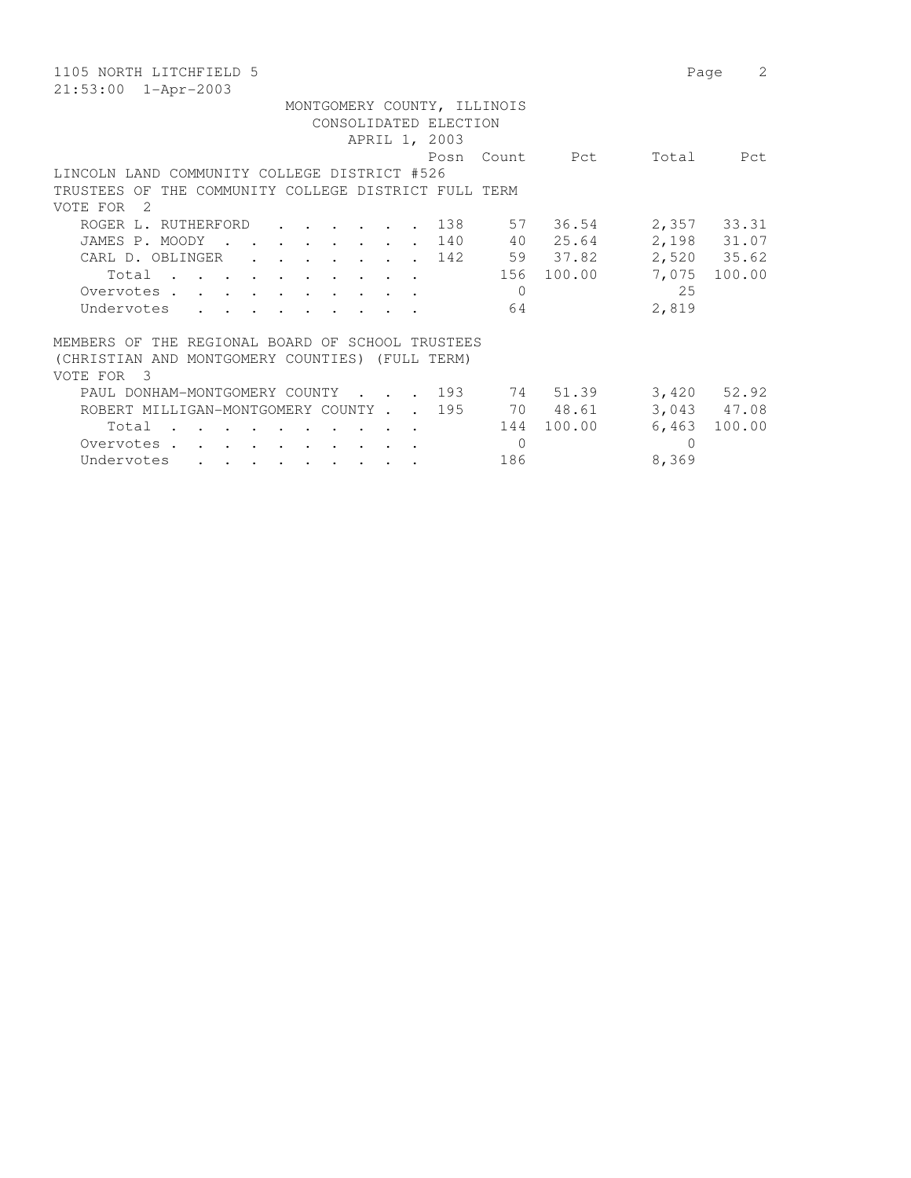1105 NORTH LITCHFIELD 5

21:53:00 1-Apr-2003

MONTGOMERY COUNTY, ILLINOIS
CONSOLIDATED ELECTION
APRIL 1, 2003

LINCOLN LAND COMMUNITY COLLEGE DISTRICT #526
TRUSTEES OF THE COMMUNITY COLLEGE DISTRICT FULL TERM
VOTE FOR 2

| | Posn | Count | Pct | Total | Pct |
|---|---|---|---|---|---|
| ROGER L. RUTHERFORD | 138 | 57 | 36.54 | 2,357 | 33.31 |
| JAMES P. MOODY | 140 | 40 | 25.64 | 2,198 | 31.07 |
| CARL D. OBLINGER | 142 | 59 | 37.82 | 2,520 | 35.62 |
| Total | | 156 | 100.00 | 7,075 | 100.00 |
| Overvotes | | 0 | | 25 | |
| Undervotes | | 64 | | 2,819 | |

MEMBERS OF THE REGIONAL BOARD OF SCHOOL TRUSTEES
(CHRISTIAN AND MONTGOMERY COUNTIES) (FULL TERM)
VOTE FOR 3

| | Posn | Count | Pct | Total | Pct |
|---|---|---|---|---|---|
| PAUL DONHAM-MONTGOMERY COUNTY | 193 | 74 | 51.39 | 3,420 | 52.92 |
| ROBERT MILLIGAN-MONTGOMERY COUNTY | 195 | 70 | 48.61 | 3,043 | 47.08 |
| Total | | 144 | 100.00 | 6,463 | 100.00 |
| Overvotes | | 0 | | 0 | |
| Undervotes | | 186 | | 8,369 | |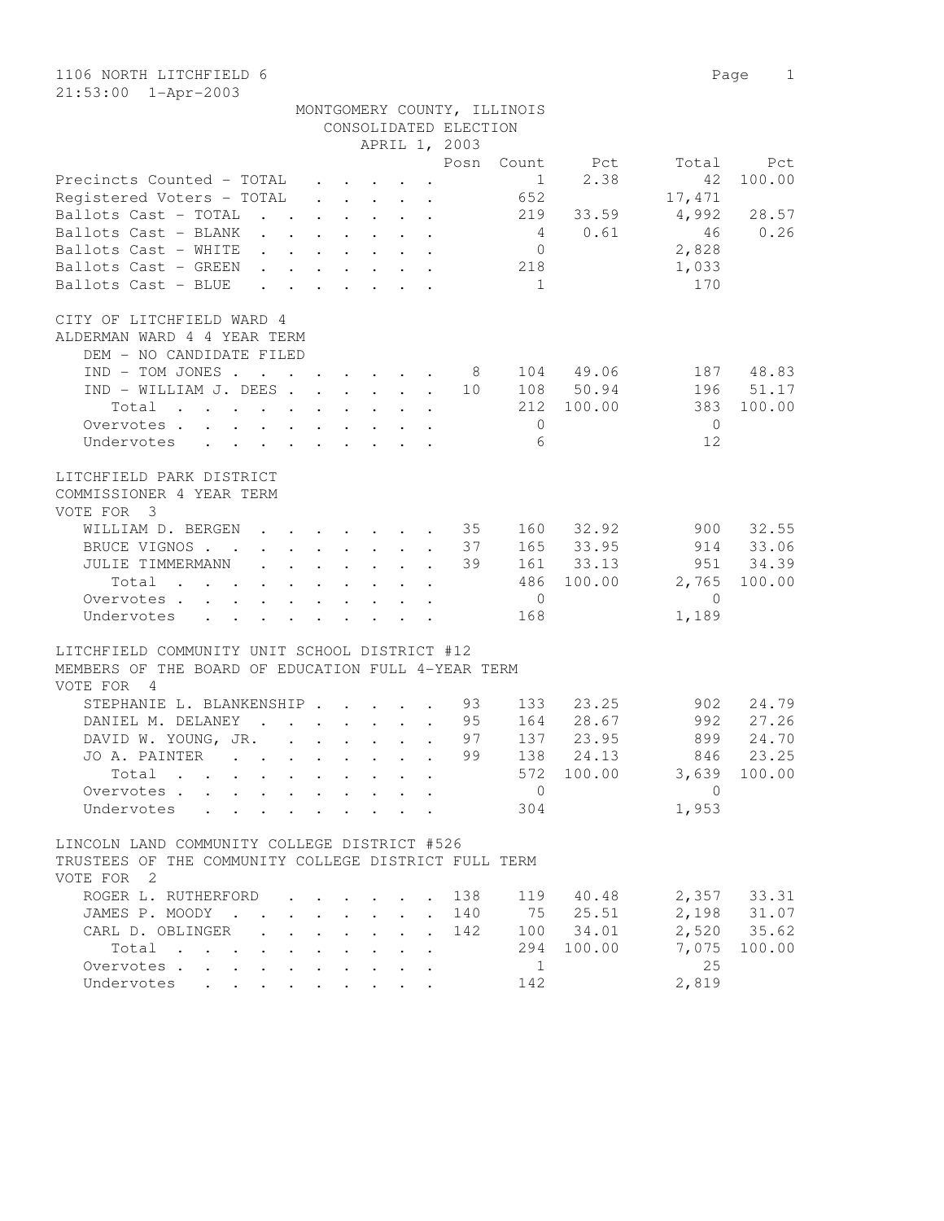1106 NORTH LITCHFIELD 6
21:53:00 1-Apr-2003

MONTGOMERY COUNTY, ILLINOIS
CONSOLIDATED ELECTION
APRIL 1, 2003

| | Posn | Count | Pct | Total | Pct |
|---|---|---|---|---|---|
| Precincts Counted - TOTAL | | 1 | 2.38 | 42 | 100.00 |
| Registered Voters - TOTAL | | 652 | | 17,471 | |
| Ballots Cast - TOTAL | | 219 | 33.59 | 4,992 | 28.57 |
| Ballots Cast - BLANK | | 4 | 0.61 | 46 | 0.26 |
| Ballots Cast - WHITE | | 0 | | 2,828 | |
| Ballots Cast - GREEN | | 218 | | 1,033 | |
| Ballots Cast - BLUE | | 1 | | 170 | |

CITY OF LITCHFIELD WARD 4
ALDERMAN WARD 4 4 YEAR TERM
DEM - NO CANDIDATE FILED

| | Posn | Count | Pct | Total | Pct |
|---|---|---|---|---|---|
| IND - TOM JONES | 8 | 104 | 49.06 | 187 | 48.83 |
| IND - WILLIAM J. DEES | 10 | 108 | 50.94 | 196 | 51.17 |
| Total | | 212 | 100.00 | 383 | 100.00 |
| Overvotes | | 0 | | 0 | |
| Undervotes | | 6 | | 12 | |

LITCHFIELD PARK DISTRICT
COMMISSIONER 4 YEAR TERM
VOTE FOR 3

| | Posn | Count | Pct | Total | Pct |
|---|---|---|---|---|---|
| WILLIAM D. BERGEN | 35 | 160 | 32.92 | 900 | 32.55 |
| BRUCE VIGNOS | 37 | 165 | 33.95 | 914 | 33.06 |
| JULIE TIMMERMANN | 39 | 161 | 33.13 | 951 | 34.39 |
| Total | | 486 | 100.00 | 2,765 | 100.00 |
| Overvotes | | 0 | | 0 | |
| Undervotes | | 168 | | 1,189 | |

LITCHFIELD COMMUNITY UNIT SCHOOL DISTRICT #12
MEMBERS OF THE BOARD OF EDUCATION FULL 4-YEAR TERM
VOTE FOR 4

| | Posn | Count | Pct | Total | Pct |
|---|---|---|---|---|---|
| STEPHANIE L. BLANKENSHIP | 93 | 133 | 23.25 | 902 | 24.79 |
| DANIEL M. DELANEY | 95 | 164 | 28.67 | 992 | 27.26 |
| DAVID W. YOUNG, JR. | 97 | 137 | 23.95 | 899 | 24.70 |
| JO A. PAINTER | 99 | 138 | 24.13 | 846 | 23.25 |
| Total | | 572 | 100.00 | 3,639 | 100.00 |
| Overvotes | | 0 | | 0 | |
| Undervotes | | 304 | | 1,953 | |

LINCOLN LAND COMMUNITY COLLEGE DISTRICT #526
TRUSTEES OF THE COMMUNITY COLLEGE DISTRICT FULL TERM
VOTE FOR 2

| | Posn | Count | Pct | Total | Pct |
|---|---|---|---|---|---|
| ROGER L. RUTHERFORD | 138 | 119 | 40.48 | 2,357 | 33.31 |
| JAMES P. MOODY | 140 | 75 | 25.51 | 2,198 | 31.07 |
| CARL D. OBLINGER | 142 | 100 | 34.01 | 2,520 | 35.62 |
| Total | | 294 | 100.00 | 7,075 | 100.00 |
| Overvotes | | 1 | | 25 | |
| Undervotes | | 142 | | 2,819 | |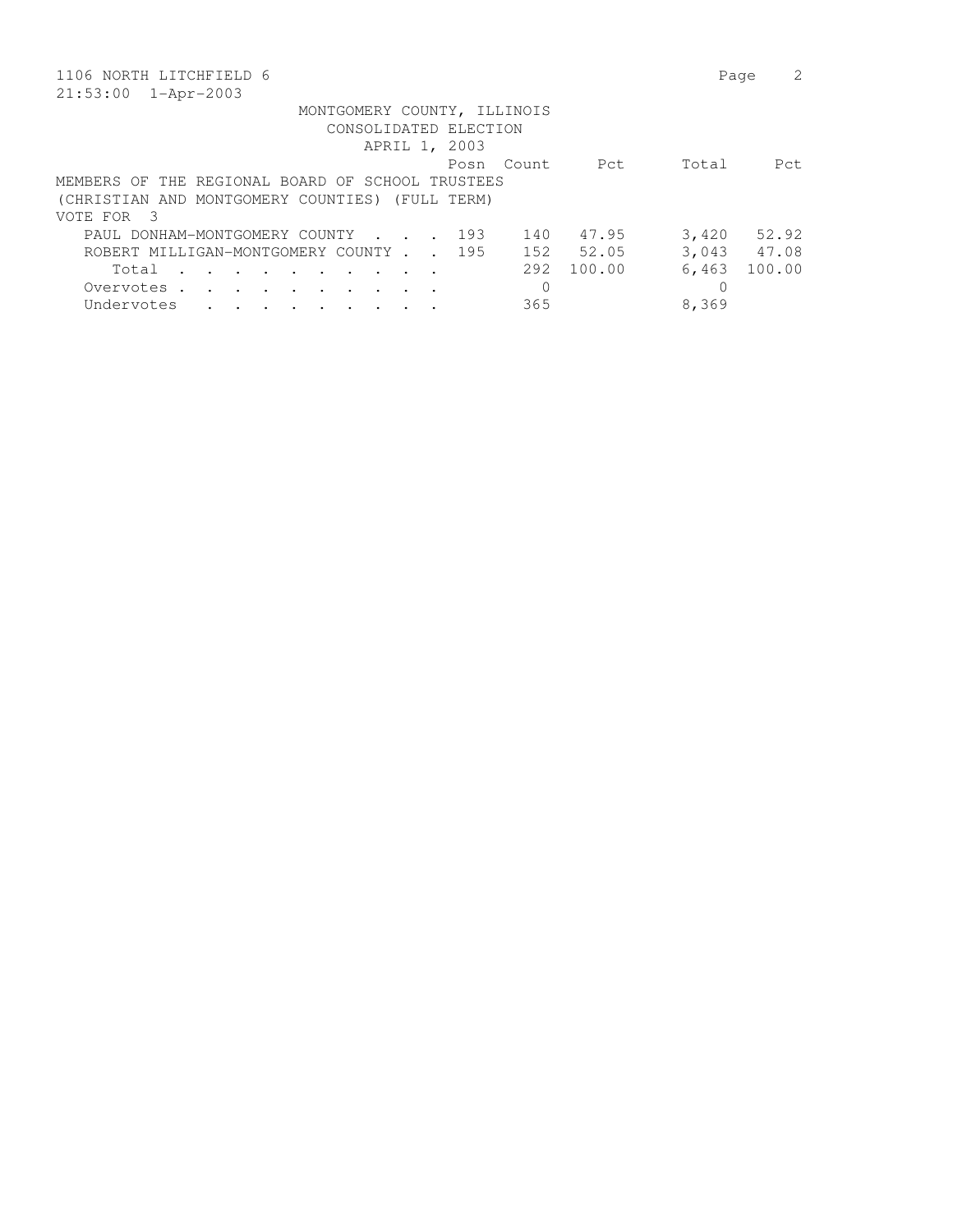1106 NORTH LITCHFIELD 6

21:53:00 1-Apr-2003

MONTGOMERY COUNTY, ILLINOIS
CONSOLIDATED ELECTION
APRIL 1, 2003

MEMBERS OF THE REGIONAL BOARD OF SCHOOL TRUSTEES
(CHRISTIAN AND MONTGOMERY COUNTIES) (FULL TERM)
VOTE FOR 3

| | Posn | Count | Pct | Total | Pct |
|---|---|---|---|---|---|
| PAUL DONHAM-MONTGOMERY COUNTY . . . . | 193 | 140 | 47.95 | 3,420 | 52.92 |
| ROBERT MILLIGAN-MONTGOMERY COUNTY . . | 195 | 152 | 52.05 | 3,043 | 47.08 |
| Total . . . . . . . . . . . | | 292 | 100.00 | 6,463 | 100.00 |
| Overvotes . . . . . . . . . . . | | 0 | | 0 | |
| Undervotes . . . . . . . . . . | | 365 | | 8,369 | |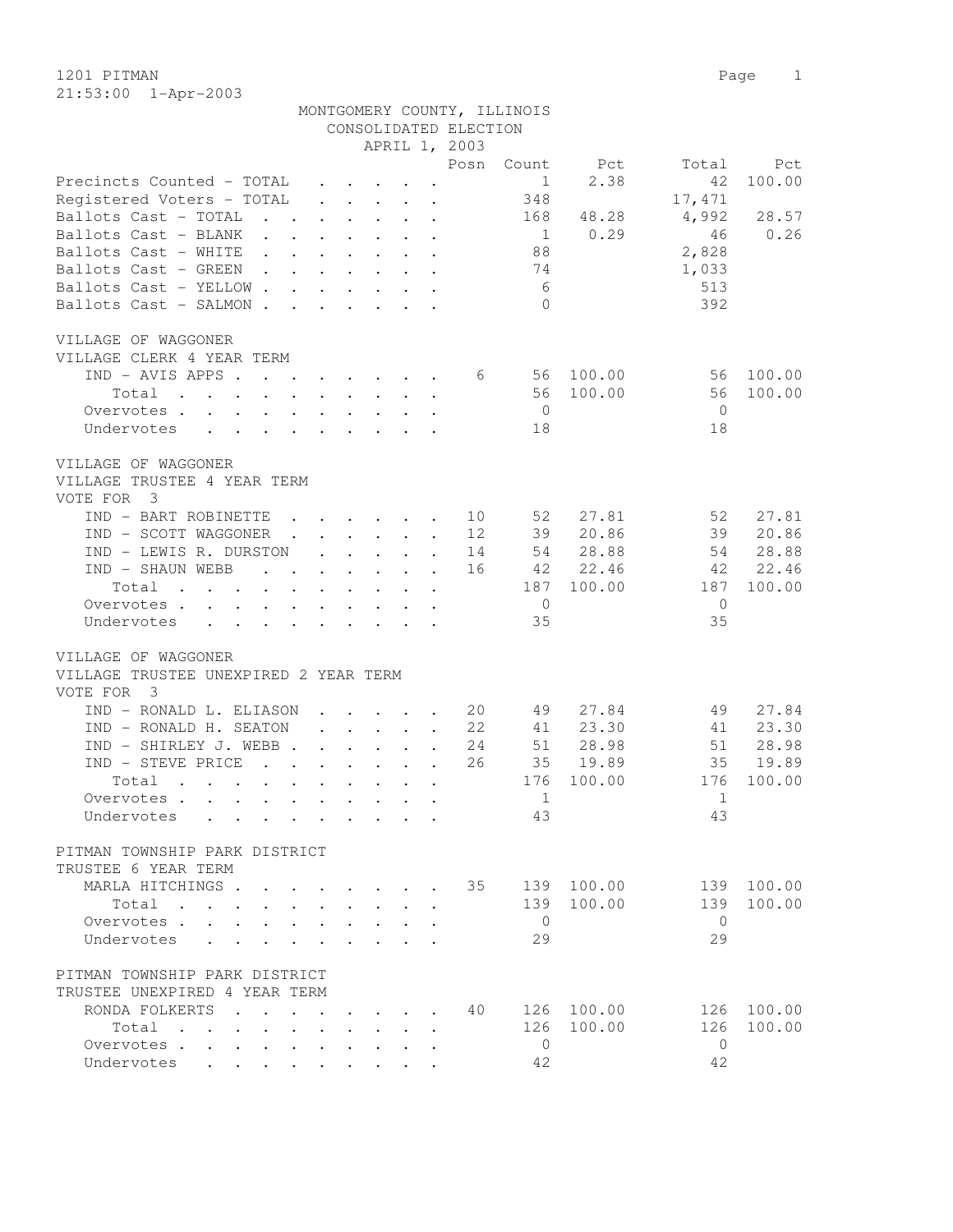1201 PITMAN

21:53:00 1-Apr-2003

MONTGOMERY COUNTY, ILLINOIS
CONSOLIDATED ELECTION
APRIL 1, 2003

| | Posn | Count | Pct | Total | Pct |
|---|---|---|---|---|---|
| Precincts Counted - TOTAL | | 1 | 2.38 | 42 | 100.00 |
| Registered Voters - TOTAL | | 348 | | 17,471 | |
| Ballots Cast - TOTAL | | 168 | 48.28 | 4,992 | 28.57 |
| Ballots Cast - BLANK | | 1 | 0.29 | 46 | 0.26 |
| Ballots Cast - WHITE | | 88 | | 2,828 | |
| Ballots Cast - GREEN | | 74 | | 1,033 | |
| Ballots Cast - YELLOW | | 6 | | 513 | |
| Ballots Cast - SALMON | | 0 | | 392 | |

VILLAGE OF WAGGONER
VILLAGE CLERK 4 YEAR TERM

| | Posn | Count | Pct | Total | Pct |
|---|---|---|---|---|---|
| IND - AVIS APPS | 6 | 56 | 100.00 | 56 | 100.00 |
| Total | | 56 | 100.00 | 56 | 100.00 |
| Overvotes | | 0 | | 0 | |
| Undervotes | | 18 | | 18 | |

VILLAGE OF WAGGONER
VILLAGE TRUSTEE 4 YEAR TERM
VOTE FOR 3

| | Posn | Count | Pct | Total | Pct |
|---|---|---|---|---|---|
| IND - BART ROBINETTE | 10 | 52 | 27.81 | 52 | 27.81 |
| IND - SCOTT WAGGONER | 12 | 39 | 20.86 | 39 | 20.86 |
| IND - LEWIS R. DURSTON | 14 | 54 | 28.88 | 54 | 28.88 |
| IND - SHAUN WEBB | 16 | 42 | 22.46 | 42 | 22.46 |
| Total | | 187 | 100.00 | 187 | 100.00 |
| Overvotes | | 0 | | 0 | |
| Undervotes | | 35 | | 35 | |

VILLAGE OF WAGGONER
VILLAGE TRUSTEE UNEXPIRED 2 YEAR TERM
VOTE FOR 3

| | Posn | Count | Pct | Total | Pct |
|---|---|---|---|---|---|
| IND - RONALD L. ELIASON | 20 | 49 | 27.84 | 49 | 27.84 |
| IND - RONALD H. SEATON | 22 | 41 | 23.30 | 41 | 23.30 |
| IND - SHIRLEY J. WEBB | 24 | 51 | 28.98 | 51 | 28.98 |
| IND - STEVE PRICE | 26 | 35 | 19.89 | 35 | 19.89 |
| Total | | 176 | 100.00 | 176 | 100.00 |
| Overvotes | | 1 | | 1 | |
| Undervotes | | 43 | | 43 | |

PITMAN TOWNSHIP PARK DISTRICT
TRUSTEE 6 YEAR TERM

| | Posn | Count | Pct | Total | Pct |
|---|---|---|---|---|---|
| MARLA HITCHINGS | 35 | 139 | 100.00 | 139 | 100.00 |
| Total | | 139 | 100.00 | 139 | 100.00 |
| Overvotes | | 0 | | 0 | |
| Undervotes | | 29 | | 29 | |

PITMAN TOWNSHIP PARK DISTRICT
TRUSTEE UNEXPIRED 4 YEAR TERM

| | Posn | Count | Pct | Total | Pct |
|---|---|---|---|---|---|
| RONDA FOLKERTS | 40 | 126 | 100.00 | 126 | 100.00 |
| Total | | 126 | 100.00 | 126 | 100.00 |
| Overvotes | | 0 | | 0 | |
| Undervotes | | 42 | | 42 | |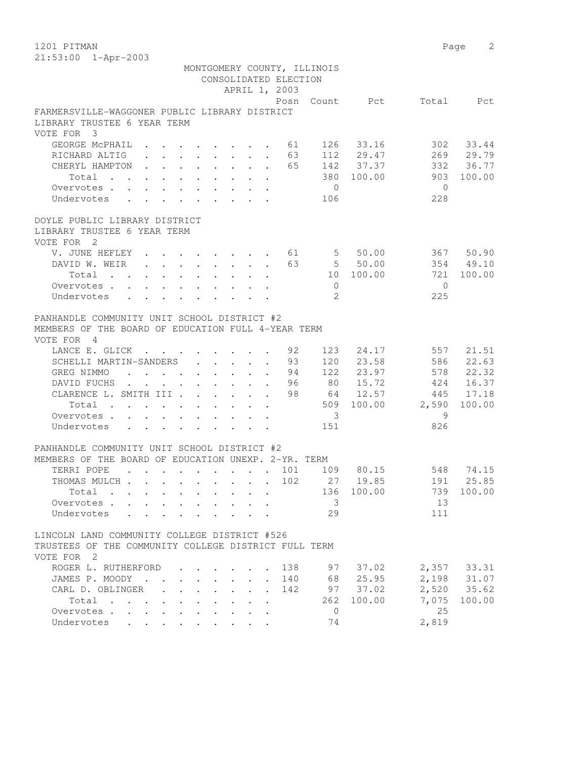1201 PITMAN

21:53:00 1-Apr-2003

MONTGOMERY COUNTY, ILLINOIS
CONSOLIDATED ELECTION
APRIL 1, 2003

## FARMERSVILLE-WAGGONER PUBLIC LIBRARY DISTRICT
LIBRARY TRUSTEE 6 YEAR TERM
VOTE FOR 3

| | Posn | Count | Pct | Total | Pct |
|---|---|---|---|---|---|
| GEORGE McPHAIL | 61 | 126 | 33.16 | 302 | 33.44 |
| RICHARD ALTIG | 63 | 112 | 29.47 | 269 | 29.79 |
| CHERYL HAMPTON | 65 | 142 | 37.37 | 332 | 36.77 |
| Total | | 380 | 100.00 | 903 | 100.00 |
| Overvotes | | 0 | | 0 | |
| Undervotes | | 106 | | 228 | |

## DOYLE PUBLIC LIBRARY DISTRICT
LIBRARY TRUSTEE 6 YEAR TERM
VOTE FOR 2

| | Posn | Count | Pct | Total | Pct |
|---|---|---|---|---|---|
| V. JUNE HEFLEY | 61 | 5 | 50.00 | 367 | 50.90 |
| DAVID W. WEIR | 63 | 5 | 50.00 | 354 | 49.10 |
| Total | | 10 | 100.00 | 721 | 100.00 |
| Overvotes | | 0 | | 0 | |
| Undervotes | | 2 | | 225 | |

## PANHANDLE COMMUNITY UNIT SCHOOL DISTRICT #2
MEMBERS OF THE BOARD OF EDUCATION FULL 4-YEAR TERM
VOTE FOR 4

| | Posn | Count | Pct | Total | Pct |
|---|---|---|---|---|---|
| LANCE E. GLICK | 92 | 123 | 24.17 | 557 | 21.51 |
| SCHELLI MARTIN-SANDERS | 93 | 120 | 23.58 | 586 | 22.63 |
| GREG NIMMO | 94 | 122 | 23.97 | 578 | 22.32 |
| DAVID FUCHS | 96 | 80 | 15.72 | 424 | 16.37 |
| CLARENCE L. SMITH III | 98 | 64 | 12.57 | 445 | 17.18 |
| Total | | 509 | 100.00 | 2,590 | 100.00 |
| Overvotes | | 3 | | 9 | |
| Undervotes | | 151 | | 826 | |

## PANHANDLE COMMUNITY UNIT SCHOOL DISTRICT #2
MEMBERS OF THE BOARD OF EDUCATION UNEXP. 2-YR. TERM

| | Posn | Count | Pct | Total | Pct |
|---|---|---|---|---|---|
| TERRI POPE | 101 | 109 | 80.15 | 548 | 74.15 |
| THOMAS MULCH | 102 | 27 | 19.85 | 191 | 25.85 |
| Total | | 136 | 100.00 | 739 | 100.00 |
| Overvotes | | 3 | | 13 | |
| Undervotes | | 29 | | 111 | |

## LINCOLN LAND COMMUNITY COLLEGE DISTRICT #526
TRUSTEES OF THE COMMUNITY COLLEGE DISTRICT FULL TERM
VOTE FOR 2

| | Posn | Count | Pct | Total | Pct |
|---|---|---|---|---|---|
| ROGER L. RUTHERFORD | 138 | 97 | 37.02 | 2,357 | 33.31 |
| JAMES P. MOODY | 140 | 68 | 25.95 | 2,198 | 31.07 |
| CARL D. OBLINGER | 142 | 97 | 37.02 | 2,520 | 35.62 |
| Total | | 262 | 100.00 | 7,075 | 100.00 |
| Overvotes | | 0 | | 25 | |
| Undervotes | | 74 | | 2,819 | |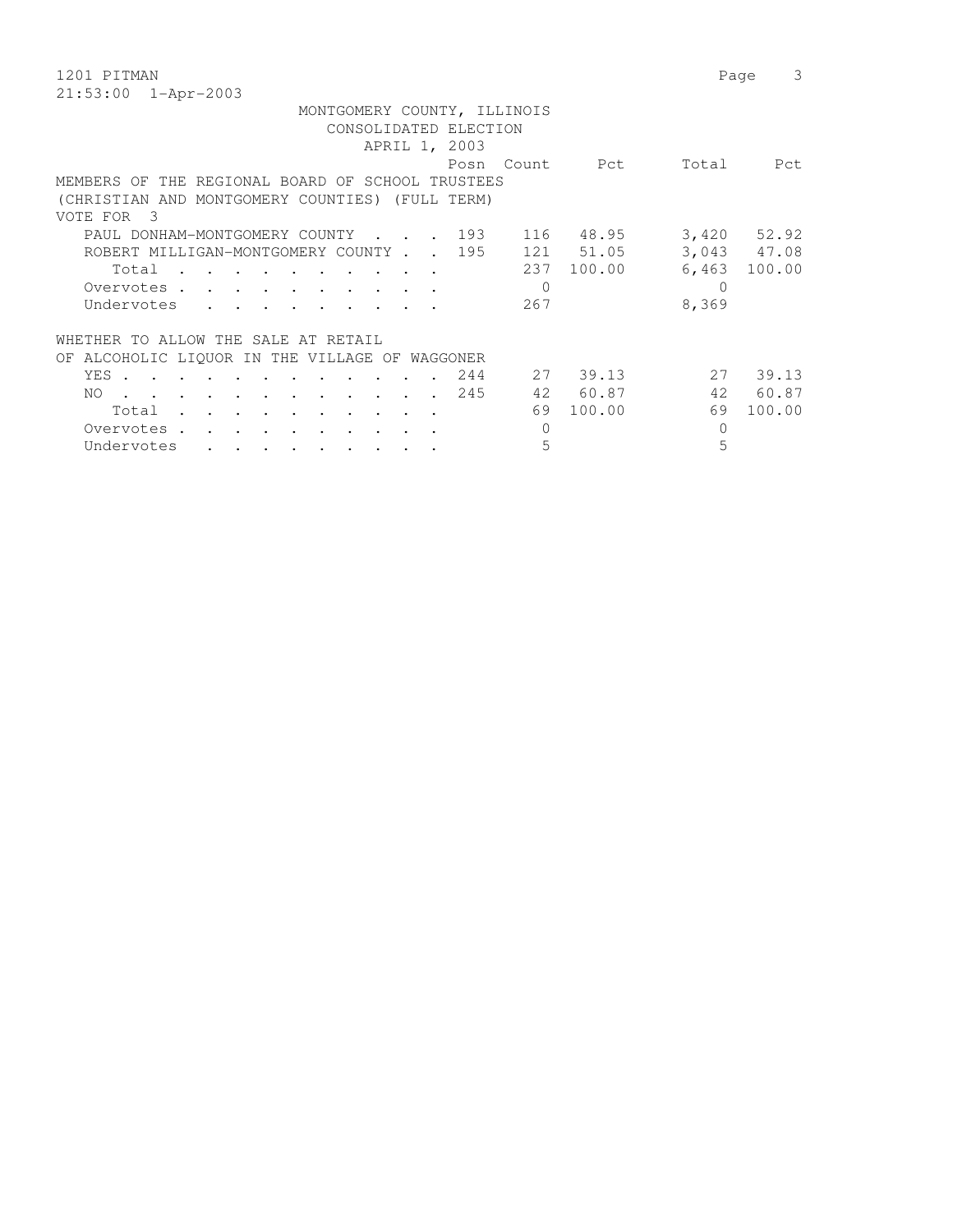1201 PITMAN
21:53:00 1-Apr-2003

MONTGOMERY COUNTY, ILLINOIS
CONSOLIDATED ELECTION
APRIL 1, 2003

MEMBERS OF THE REGIONAL BOARD OF SCHOOL TRUSTEES
(CHRISTIAN AND MONTGOMERY COUNTIES) (FULL TERM)
VOTE FOR 3

| | Posn | Count | Pct | Total | Pct |
|---|---|---|---|---|---|
| PAUL DONHAM-MONTGOMERY COUNTY | 193 | 116 | 48.95 | 3,420 | 52.92 |
| ROBERT MILLIGAN-MONTGOMERY COUNTY | 195 | 121 | 51.05 | 3,043 | 47.08 |
| Total | | 237 | 100.00 | 6,463 | 100.00 |
| Overvotes | | 0 | | 0 | |
| Undervotes | | 267 | | 8,369 | |

WHETHER TO ALLOW THE SALE AT RETAIL
OF ALCOHOLIC LIQUOR IN THE VILLAGE OF WAGGONER

| | Posn | Count | Pct | Total | Pct |
|---|---|---|---|---|---|
| YES | 244 | 27 | 39.13 | 27 | 39.13 |
| NO | 245 | 42 | 60.87 | 42 | 60.87 |
| Total | | 69 | 100.00 | 69 | 100.00 |
| Overvotes | | 0 | | 0 | |
| Undervotes | | 5 | | 5 | |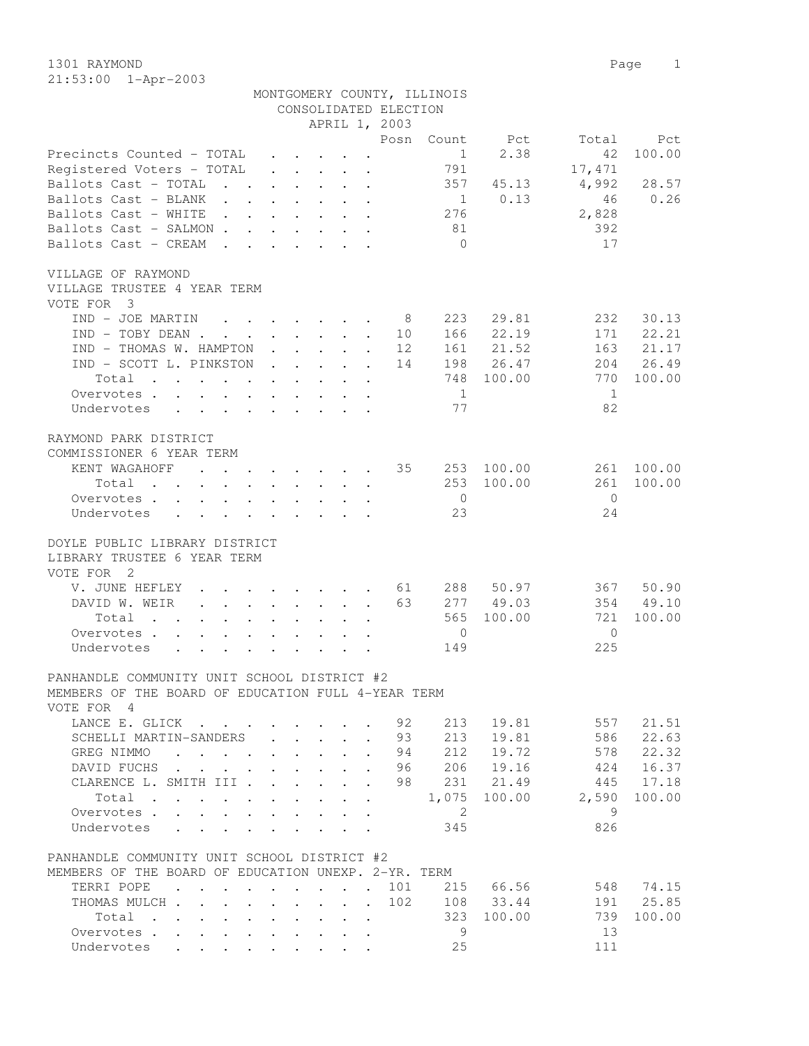1301 RAYMOND

21:53:00 1-Apr-2003

MONTGOMERY COUNTY, ILLINOIS
CONSOLIDATED ELECTION
APRIL 1, 2003

| | Posn | Count | Pct | Total | Pct |
|---|---|---|---|---|---|
| Precincts Counted - TOTAL | | 1 | 2.38 | 42 | 100.00 |
| Registered Voters - TOTAL | | 791 | | 17,471 | |
| Ballots Cast - TOTAL | | 357 | 45.13 | 4,992 | 28.57 |
| Ballots Cast - BLANK | | 1 | 0.13 | 46 | 0.26 |
| Ballots Cast - WHITE | | 276 | | 2,828 | |
| Ballots Cast - SALMON | | 81 | | 392 | |
| Ballots Cast - CREAM | | 0 | | 17 | |

VILLAGE OF RAYMOND
VILLAGE TRUSTEE 4 YEAR TERM
VOTE FOR 3

| | Posn | Count | Pct | Total | Pct |
|---|---|---|---|---|---|
| IND - JOE MARTIN | 8 | 223 | 29.81 | 232 | 30.13 |
| IND - TOBY DEAN | 10 | 166 | 22.19 | 171 | 22.21 |
| IND - THOMAS W. HAMPTON | 12 | 161 | 21.52 | 163 | 21.17 |
| IND - SCOTT L. PINKSTON | 14 | 198 | 26.47 | 204 | 26.49 |
| Total | | 748 | 100.00 | 770 | 100.00 |
| Overvotes | | 1 | | 1 | |
| Undervotes | | 77 | | 82 | |

RAYMOND PARK DISTRICT
COMMISSIONER 6 YEAR TERM

| | Posn | Count | Pct | Total | Pct |
|---|---|---|---|---|---|
| KENT WAGAHOFF | 35 | 253 | 100.00 | 261 | 100.00 |
| Total | | 253 | 100.00 | 261 | 100.00 |
| Overvotes | | 0 | | 0 | |
| Undervotes | | 23 | | 24 | |

DOYLE PUBLIC LIBRARY DISTRICT
LIBRARY TRUSTEE 6 YEAR TERM
VOTE FOR 2

| | Posn | Count | Pct | Total | Pct |
|---|---|---|---|---|---|
| V. JUNE HEFLEY | 61 | 288 | 50.97 | 367 | 50.90 |
| DAVID W. WEIR | 63 | 277 | 49.03 | 354 | 49.10 |
| Total | | 565 | 100.00 | 721 | 100.00 |
| Overvotes | | 0 | | 0 | |
| Undervotes | | 149 | | 225 | |

PANHANDLE COMMUNITY UNIT SCHOOL DISTRICT #2
MEMBERS OF THE BOARD OF EDUCATION FULL 4-YEAR TERM
VOTE FOR 4

| | Posn | Count | Pct | Total | Pct |
|---|---|---|---|---|---|
| LANCE E. GLICK | 92 | 213 | 19.81 | 557 | 21.51 |
| SCHELLI MARTIN-SANDERS | 93 | 213 | 19.81 | 586 | 22.63 |
| GREG NIMMO | 94 | 212 | 19.72 | 578 | 22.32 |
| DAVID FUCHS | 96 | 206 | 19.16 | 424 | 16.37 |
| CLARENCE L. SMITH III | 98 | 231 | 21.49 | 445 | 17.18 |
| Total | | 1,075 | 100.00 | 2,590 | 100.00 |
| Overvotes | | 2 | | 9 | |
| Undervotes | | 345 | | 826 | |

PANHANDLE COMMUNITY UNIT SCHOOL DISTRICT #2
MEMBERS OF THE BOARD OF EDUCATION UNEXP. 2-YR. TERM

| | Posn | Count | Pct | Total | Pct |
|---|---|---|---|---|---|
| TERRI POPE | 101 | 215 | 66.56 | 548 | 74.15 |
| THOMAS MULCH | 102 | 108 | 33.44 | 191 | 25.85 |
| Total | | 323 | 100.00 | 739 | 100.00 |
| Overvotes | | 9 | | 13 | |
| Undervotes | | 25 | | 111 | |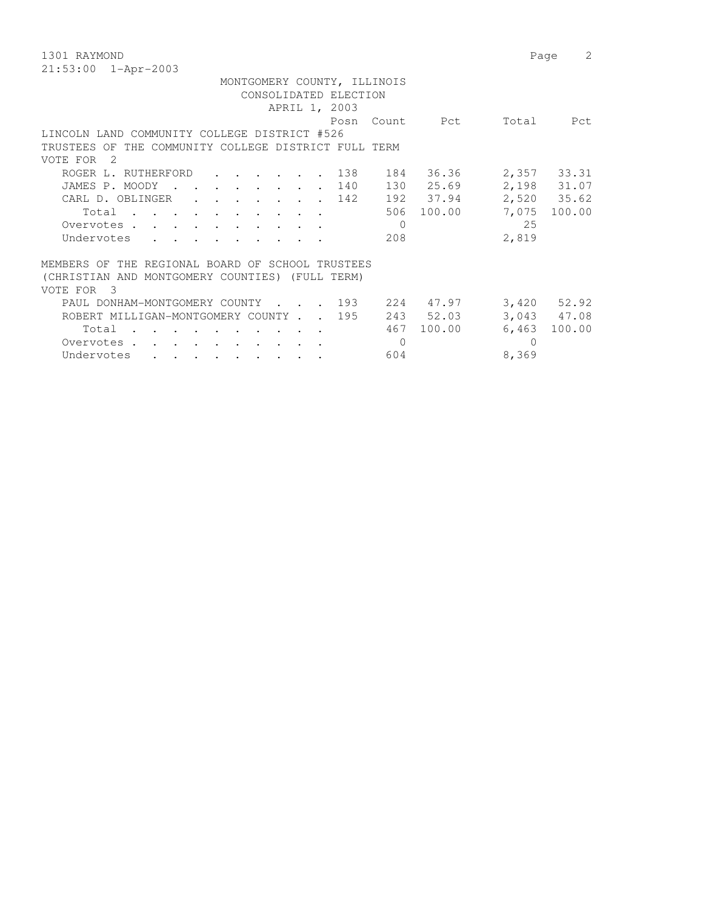1301 RAYMOND
21:53:00 1-Apr-2003

MONTGOMERY COUNTY, ILLINOIS
CONSOLIDATED ELECTION
APRIL 1, 2003

LINCOLN LAND COMMUNITY COLLEGE DISTRICT #526
TRUSTEES OF THE COMMUNITY COLLEGE DISTRICT FULL TERM
VOTE FOR 2

| | Posn | Count | Pct | Total | Pct |
|---|---|---|---|---|---|
| ROGER L. RUTHERFORD | 138 | 184 | 36.36 | 2,357 | 33.31 |
| JAMES P. MOODY | 140 | 130 | 25.69 | 2,198 | 31.07 |
| CARL D. OBLINGER | 142 | 192 | 37.94 | 2,520 | 35.62 |
| Total | | 506 | 100.00 | 7,075 | 100.00 |
| Overvotes | | 0 | | 25 | |
| Undervotes | | 208 | | 2,819 | |

MEMBERS OF THE REGIONAL BOARD OF SCHOOL TRUSTEES
(CHRISTIAN AND MONTGOMERY COUNTIES) (FULL TERM)
VOTE FOR 3

| | Posn | Count | Pct | Total | Pct |
|---|---|---|---|---|---|
| PAUL DONHAM-MONTGOMERY COUNTY | 193 | 224 | 47.97 | 3,420 | 52.92 |
| ROBERT MILLIGAN-MONTGOMERY COUNTY | 195 | 243 | 52.03 | 3,043 | 47.08 |
| Total | | 467 | 100.00 | 6,463 | 100.00 |
| Overvotes | | 0 | | 0 | |
| Undervotes | | 604 | | 8,369 | |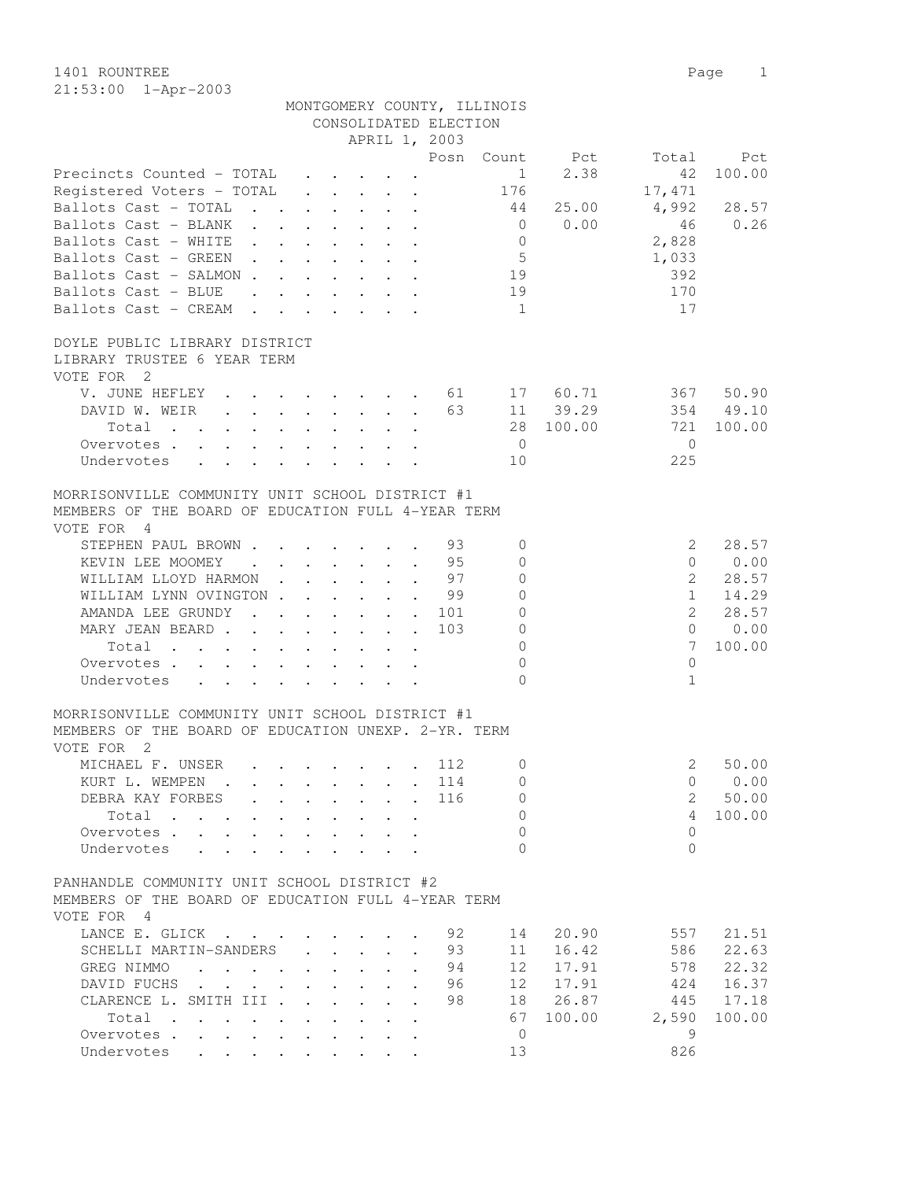1401 ROUNTREE

21:53:00 1-Apr-2003

MONTGOMERY COUNTY, ILLINOIS
CONSOLIDATED ELECTION
APRIL 1, 2003

| | Posn | Count | Pct | Total | Pct |
|---|---|---|---|---|---|
| Precincts Counted - TOTAL | | 1 | 2.38 | 42 | 100.00 |
| Registered Voters - TOTAL | | 176 | | 17,471 | |
| Ballots Cast - TOTAL | | 44 | 25.00 | 4,992 | 28.57 |
| Ballots Cast - BLANK | | 0 | 0.00 | 46 | 0.26 |
| Ballots Cast - WHITE | | 0 | | 2,828 | |
| Ballots Cast - GREEN | | 5 | | 1,033 | |
| Ballots Cast - SALMON | | 19 | | 392 | |
| Ballots Cast - BLUE | | 19 | | 170 | |
| Ballots Cast - CREAM | | 1 | | 17 | |

DOYLE PUBLIC LIBRARY DISTRICT
LIBRARY TRUSTEE 6 YEAR TERM
VOTE FOR 2

| | Posn | Count | Pct | Total | Pct |
|---|---|---|---|---|---|
| V. JUNE HEFLEY | 61 | 17 | 60.71 | 367 | 50.90 |
| DAVID W. WEIR | 63 | 11 | 39.29 | 354 | 49.10 |
| Total | | 28 | 100.00 | 721 | 100.00 |
| Overvotes | | 0 | | 0 | |
| Undervotes | | 10 | | 225 | |

MORRISONVILLE COMMUNITY UNIT SCHOOL DISTRICT #1
MEMBERS OF THE BOARD OF EDUCATION FULL 4-YEAR TERM
VOTE FOR 4

| | Posn | Count | Pct | Total | Pct |
|---|---|---|---|---|---|
| STEPHEN PAUL BROWN | 93 | 0 | | 2 | 28.57 |
| KEVIN LEE MOOMEY | 95 | 0 | | 0 | 0.00 |
| WILLIAM LLOYD HARMON | 97 | 0 | | 2 | 28.57 |
| WILLIAM LYNN OVINGTON | 99 | 0 | | 1 | 14.29 |
| AMANDA LEE GRUNDY | 101 | 0 | | 2 | 28.57 |
| MARY JEAN BEARD | 103 | 0 | | 0 | 0.00 |
| Total | | 0 | | 7 | 100.00 |
| Overvotes | | 0 | | 0 | |
| Undervotes | | 0 | | 1 | |

MORRISONVILLE COMMUNITY UNIT SCHOOL DISTRICT #1
MEMBERS OF THE BOARD OF EDUCATION UNEXP. 2-YR. TERM
VOTE FOR 2

| | Posn | Count | Pct | Total | Pct |
|---|---|---|---|---|---|
| MICHAEL F. UNSER | 112 | 0 | | 2 | 50.00 |
| KURT L. WEMPEN | 114 | 0 | | 0 | 0.00 |
| DEBRA KAY FORBES | 116 | 0 | | 2 | 50.00 |
| Total | | 0 | | 4 | 100.00 |
| Overvotes | | 0 | | 0 | |
| Undervotes | | 0 | | 0 | |

PANHANDLE COMMUNITY UNIT SCHOOL DISTRICT #2
MEMBERS OF THE BOARD OF EDUCATION FULL 4-YEAR TERM
VOTE FOR 4

| | Posn | Count | Pct | Total | Pct |
|---|---|---|---|---|---|
| LANCE E. GLICK | 92 | 14 | 20.90 | 557 | 21.51 |
| SCHELLI MARTIN-SANDERS | 93 | 11 | 16.42 | 586 | 22.63 |
| GREG NIMMO | 94 | 12 | 17.91 | 578 | 22.32 |
| DAVID FUCHS | 96 | 12 | 17.91 | 424 | 16.37 |
| CLARENCE L. SMITH III | 98 | 18 | 26.87 | 445 | 17.18 |
| Total | | 67 | 100.00 | 2,590 | 100.00 |
| Overvotes | | 0 | | 9 | |
| Undervotes | | 13 | | 826 | |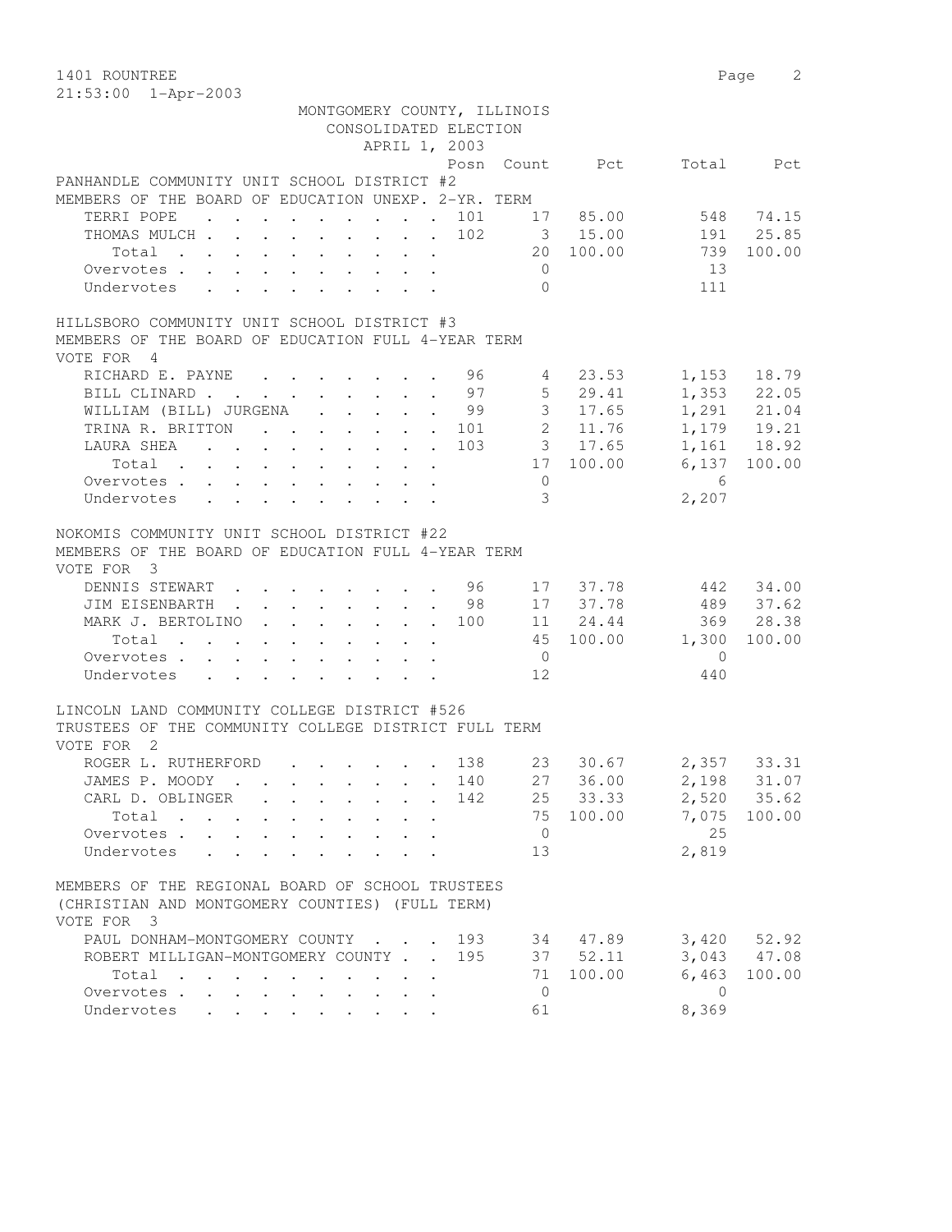MONTGOMERY COUNTY, ILLINOIS
CONSOLIDATED ELECTION
APRIL 1, 2003

1401 ROUNTREE
21:53:00 1-Apr-2003

PANHANDLE COMMUNITY UNIT SCHOOL DISTRICT #2
MEMBERS OF THE BOARD OF EDUCATION UNEXP. 2-YR. TERM

| | Posn | Count | Pct | Total | Pct |
|---|---|---|---|---|---|
| TERRI POPE | 101 | 17 | 85.00 | 548 | 74.15 |
| THOMAS MULCH | 102 | 3 | 15.00 | 191 | 25.85 |
| Total | | 20 | 100.00 | 739 | 100.00 |
| Overvotes | | 0 | | 13 | |
| Undervotes | | 0 | | 111 | |

HILLSBORO COMMUNITY UNIT SCHOOL DISTRICT #3
MEMBERS OF THE BOARD OF EDUCATION FULL 4-YEAR TERM
VOTE FOR 4

| | Posn | Count | Pct | Total | Pct |
|---|---|---|---|---|---|
| RICHARD E. PAYNE | 96 | 4 | 23.53 | 1,153 | 18.79 |
| BILL CLINARD | 97 | 5 | 29.41 | 1,353 | 22.05 |
| WILLIAM (BILL) JURGENA | 99 | 3 | 17.65 | 1,291 | 21.04 |
| TRINA R. BRITTON | 101 | 2 | 11.76 | 1,179 | 19.21 |
| LAURA SHEA | 103 | 3 | 17.65 | 1,161 | 18.92 |
| Total | | 17 | 100.00 | 6,137 | 100.00 |
| Overvotes | | 0 | | 6 | |
| Undervotes | | 3 | | 2,207 | |

NOKOMIS COMMUNITY UNIT SCHOOL DISTRICT #22
MEMBERS OF THE BOARD OF EDUCATION FULL 4-YEAR TERM
VOTE FOR 3

| | Posn | Count | Pct | Total | Pct |
|---|---|---|---|---|---|
| DENNIS STEWART | 96 | 17 | 37.78 | 442 | 34.00 |
| JIM EISENBARTH | 98 | 17 | 37.78 | 489 | 37.62 |
| MARK J. BERTOLINO | 100 | 11 | 24.44 | 369 | 28.38 |
| Total | | 45 | 100.00 | 1,300 | 100.00 |
| Overvotes | | 0 | | 0 | |
| Undervotes | | 12 | | 440 | |

LINCOLN LAND COMMUNITY COLLEGE DISTRICT #526
TRUSTEES OF THE COMMUNITY COLLEGE DISTRICT FULL TERM
VOTE FOR 2

| | Posn | Count | Pct | Total | Pct |
|---|---|---|---|---|---|
| ROGER L. RUTHERFORD | 138 | 23 | 30.67 | 2,357 | 33.31 |
| JAMES P. MOODY | 140 | 27 | 36.00 | 2,198 | 31.07 |
| CARL D. OBLINGER | 142 | 25 | 33.33 | 2,520 | 35.62 |
| Total | | 75 | 100.00 | 7,075 | 100.00 |
| Overvotes | | 0 | | 25 | |
| Undervotes | | 13 | | 2,819 | |

MEMBERS OF THE REGIONAL BOARD OF SCHOOL TRUSTEES
(CHRISTIAN AND MONTGOMERY COUNTIES) (FULL TERM)
VOTE FOR 3

| | Posn | Count | Pct | Total | Pct |
|---|---|---|---|---|---|
| PAUL DONHAM-MONTGOMERY COUNTY | 193 | 34 | 47.89 | 3,420 | 52.92 |
| ROBERT MILLIGAN-MONTGOMERY COUNTY | 195 | 37 | 52.11 | 3,043 | 47.08 |
| Total | | 71 | 100.00 | 6,463 | 100.00 |
| Overvotes | | 0 | | 0 | |
| Undervotes | | 61 | | 8,369 | |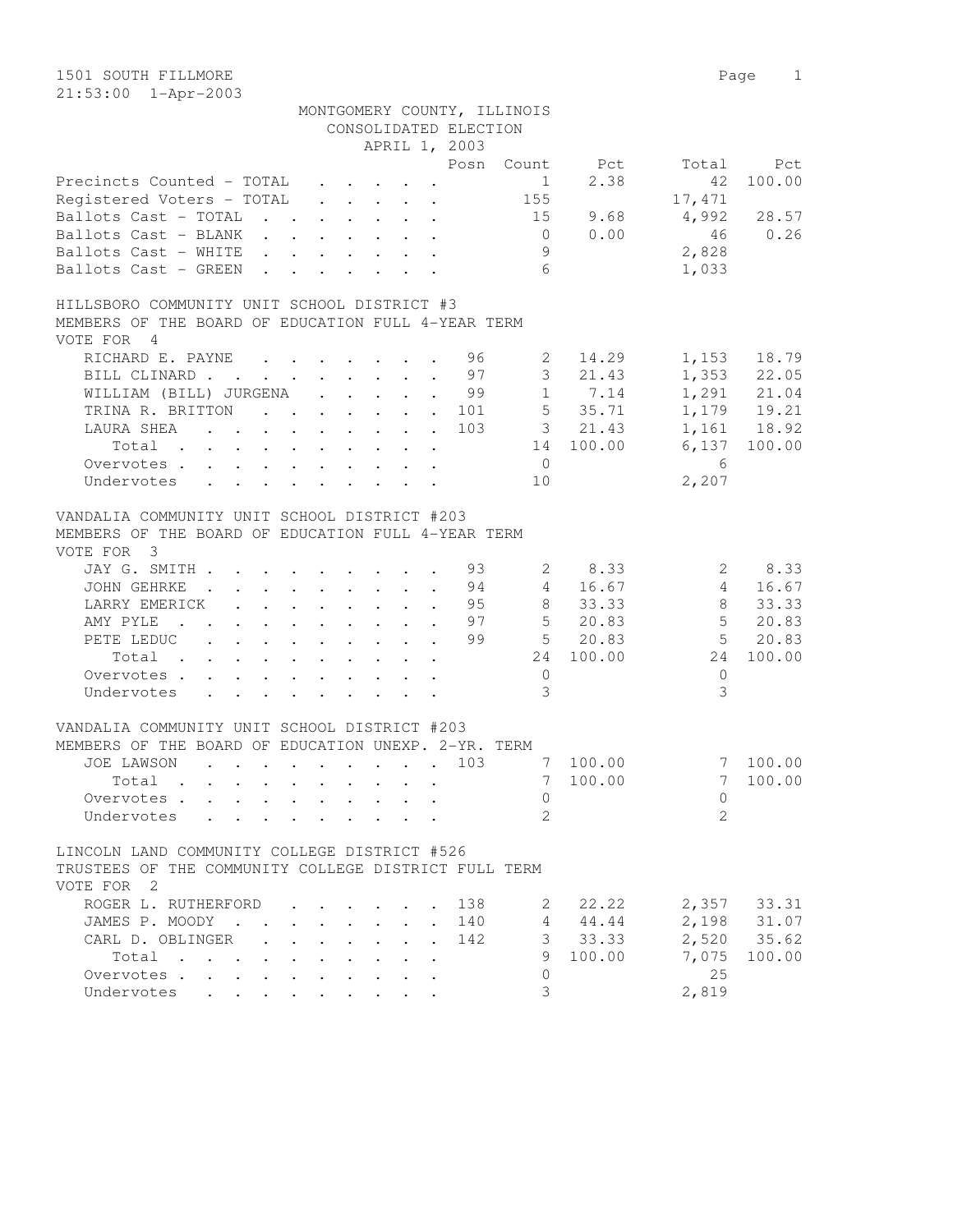1501 SOUTH FILLMORE
21:53:00 1-Apr-2003

MONTGOMERY COUNTY, ILLINOIS
CONSOLIDATED ELECTION
APRIL 1, 2003

| | Posn | Count | Pct | Total | Pct |
|---|---|---|---|---|---|
| Precincts Counted - TOTAL | | 1 | 2.38 | 42 | 100.00 |
| Registered Voters - TOTAL | | 155 | | 17,471 | |
| Ballots Cast - TOTAL | | 15 | 9.68 | 4,992 | 28.57 |
| Ballots Cast - BLANK | | 0 | 0.00 | 46 | 0.26 |
| Ballots Cast - WHITE | | 9 | | 2,828 | |
| Ballots Cast - GREEN | | 6 | | 1,033 | |

HILLSBORO COMMUNITY UNIT SCHOOL DISTRICT #3
MEMBERS OF THE BOARD OF EDUCATION FULL 4-YEAR TERM
VOTE FOR 4

| | Posn | Count | Pct | Total | Pct |
|---|---|---|---|---|---|
| RICHARD E. PAYNE | 96 | 2 | 14.29 | 1,153 | 18.79 |
| BILL CLINARD | 97 | 3 | 21.43 | 1,353 | 22.05 |
| WILLIAM (BILL) JURGENA | 99 | 1 | 7.14 | 1,291 | 21.04 |
| TRINA R. BRITTON | 101 | 5 | 35.71 | 1,179 | 19.21 |
| LAURA SHEA | 103 | 3 | 21.43 | 1,161 | 18.92 |
| Total | | 14 | 100.00 | 6,137 | 100.00 |
| Overvotes | | 0 | | 6 | |
| Undervotes | | 10 | | 2,207 | |

VANDALIA COMMUNITY UNIT SCHOOL DISTRICT #203
MEMBERS OF THE BOARD OF EDUCATION FULL 4-YEAR TERM
VOTE FOR 3

| | Posn | Count | Pct | Total | Pct |
|---|---|---|---|---|---|
| JAY G. SMITH | 93 | 2 | 8.33 | 2 | 8.33 |
| JOHN GEHRKE | 94 | 4 | 16.67 | 4 | 16.67 |
| LARRY EMERICK | 95 | 8 | 33.33 | 8 | 33.33 |
| AMY PYLE | 97 | 5 | 20.83 | 5 | 20.83 |
| PETE LEDUC | 99 | 5 | 20.83 | 5 | 20.83 |
| Total | | 24 | 100.00 | 24 | 100.00 |
| Overvotes | | 0 | | 0 | |
| Undervotes | | 3 | | 3 | |

VANDALIA COMMUNITY UNIT SCHOOL DISTRICT #203
MEMBERS OF THE BOARD OF EDUCATION UNEXP. 2-YR. TERM

| | Posn | Count | Pct | Total | Pct |
|---|---|---|---|---|---|
| JOE LAWSON | 103 | 7 | 100.00 | 7 | 100.00 |
| Total | | 7 | 100.00 | 7 | 100.00 |
| Overvotes | | 0 | | 0 | |
| Undervotes | | 2 | | 2 | |

LINCOLN LAND COMMUNITY COLLEGE DISTRICT #526
TRUSTEES OF THE COMMUNITY COLLEGE DISTRICT FULL TERM
VOTE FOR 2

| | Posn | Count | Pct | Total | Pct |
|---|---|---|---|---|---|
| ROGER L. RUTHERFORD | 138 | 2 | 22.22 | 2,357 | 33.31 |
| JAMES P. MOODY | 140 | 4 | 44.44 | 2,198 | 31.07 |
| CARL D. OBLINGER | 142 | 3 | 33.33 | 2,520 | 35.62 |
| Total | | 9 | 100.00 | 7,075 | 100.00 |
| Overvotes | | 0 | | 25 | |
| Undervotes | | 3 | | 2,819 | |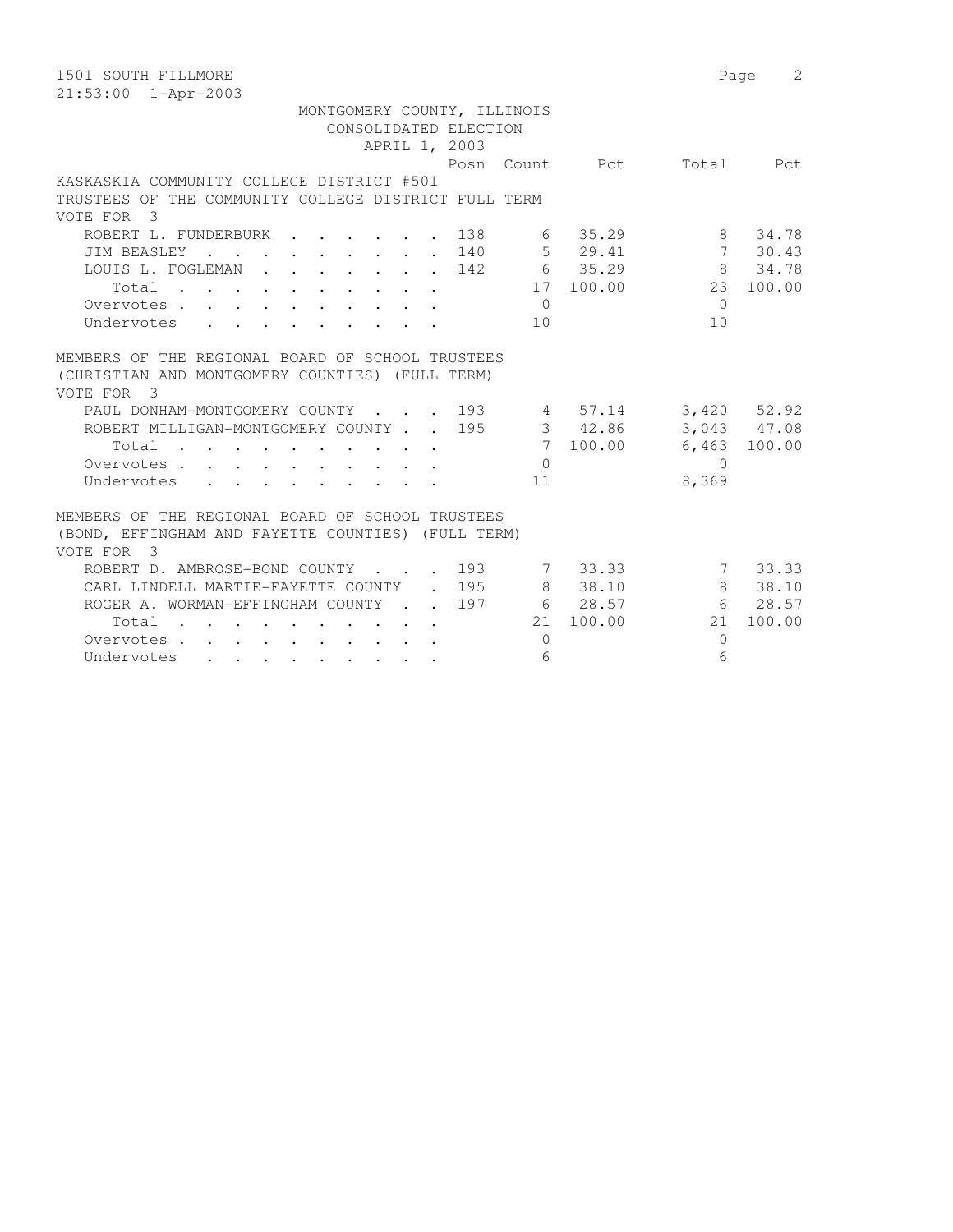MONTGOMERY COUNTY, ILLINOIS
CONSOLIDATED ELECTION
APRIL 1, 2003

## KASKASKIA COMMUNITY COLLEGE DISTRICT #501
TRUSTEES OF THE COMMUNITY COLLEGE DISTRICT FULL TERM
VOTE FOR 3

| | Posn | Count | Pct | Total | Pct |
|---|---|---|---|---|---|
| ROBERT L. FUNDERBURK | 138 | 6 | 35.29 | 8 | 34.78 |
| JIM BEASLEY | 140 | 5 | 29.41 | 7 | 30.43 |
| LOUIS L. FOGLEMAN | 142 | 6 | 35.29 | 8 | 34.78 |
| Total | | 17 | 100.00 | 23 | 100.00 |
| Overvotes | | 0 | | 0 | |
| Undervotes | | 10 | | 10 | |

## MEMBERS OF THE REGIONAL BOARD OF SCHOOL TRUSTEES
(CHRISTIAN AND MONTGOMERY COUNTIES) (FULL TERM)
VOTE FOR 3

| | Posn | Count | Pct | Total | Pct |
|---|---|---|---|---|---|
| PAUL DONHAM-MONTGOMERY COUNTY | 193 | 4 | 57.14 | 3,420 | 52.92 |
| ROBERT MILLIGAN-MONTGOMERY COUNTY | 195 | 3 | 42.86 | 3,043 | 47.08 |
| Total | | 7 | 100.00 | 6,463 | 100.00 |
| Overvotes | | 0 | | 0 | |
| Undervotes | | 11 | | 8,369 | |

## MEMBERS OF THE REGIONAL BOARD OF SCHOOL TRUSTEES
(BOND, EFFINGHAM AND FAYETTE COUNTIES) (FULL TERM)
VOTE FOR 3

| | Posn | Count | Pct | Total | Pct |
|---|---|---|---|---|---|
| ROBERT D. AMBROSE-BOND COUNTY | 193 | 7 | 33.33 | 7 | 33.33 |
| CARL LINDELL MARTIE-FAYETTE COUNTY | 195 | 8 | 38.10 | 8 | 38.10 |
| ROGER A. WORMAN-EFFINGHAM COUNTY | 197 | 6 | 28.57 | 6 | 28.57 |
| Total | | 21 | 100.00 | 21 | 100.00 |
| Overvotes | | 0 | | 0 | |
| Undervotes | | 6 | | 6 | |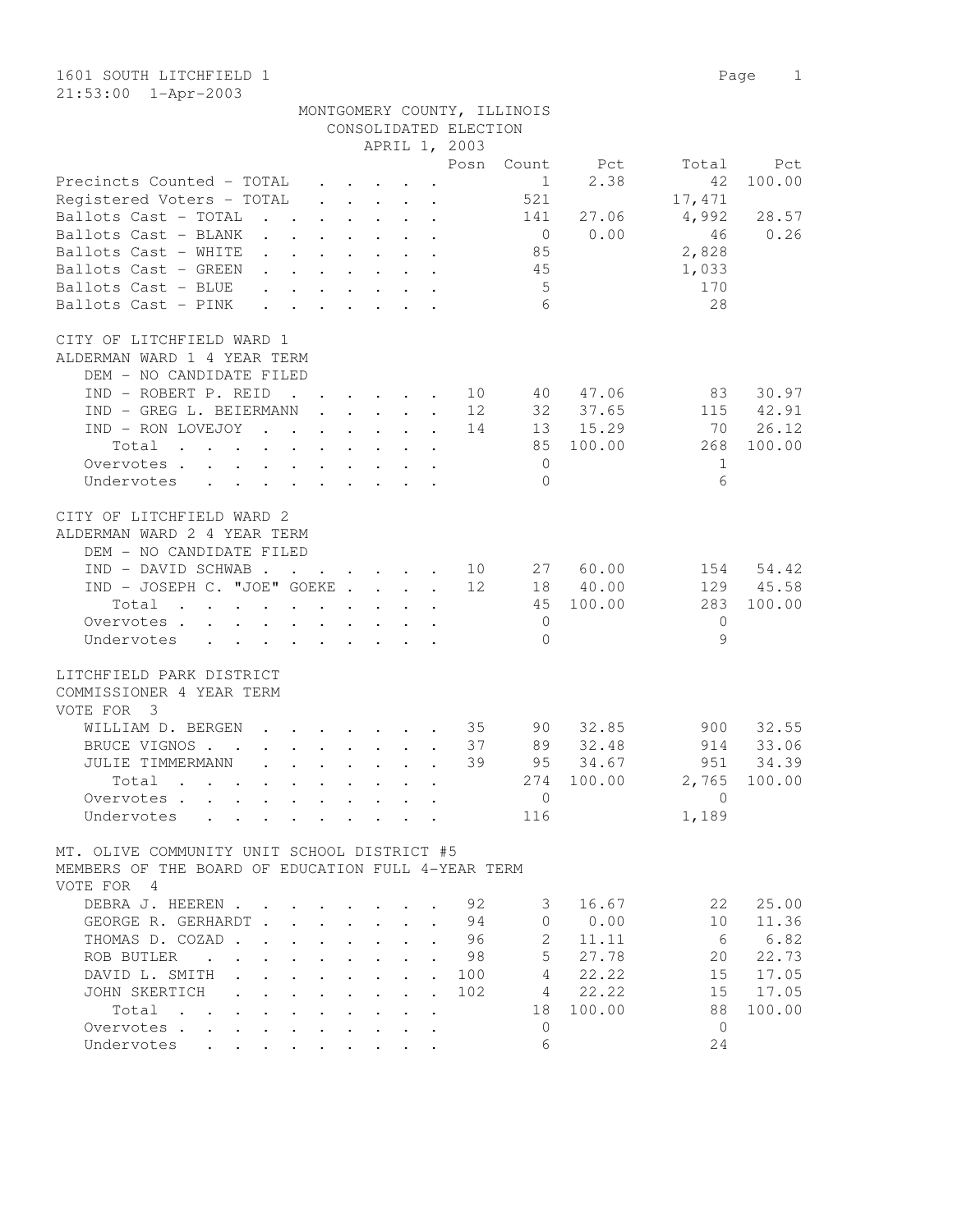1601 SOUTH LITCHFIELD 1

21:53:00 1-Apr-2003

MONTGOMERY COUNTY, ILLINOIS
CONSOLIDATED ELECTION
APRIL 1, 2003

| | Posn | Count | Pct | Total | Pct |
|---|---|---|---|---|---|
| Precincts Counted - TOTAL | | 1 | 2.38 | 42 | 100.00 |
| Registered Voters - TOTAL | | 521 | | 17,471 | |
| Ballots Cast - TOTAL | | 141 | 27.06 | 4,992 | 28.57 |
| Ballots Cast - BLANK | | 0 | 0.00 | 46 | 0.26 |
| Ballots Cast - WHITE | | 85 | | 2,828 | |
| Ballots Cast - GREEN | | 45 | | 1,033 | |
| Ballots Cast - BLUE | | 5 | | 170 | |
| Ballots Cast - PINK | | 6 | | 28 | |

CITY OF LITCHFIELD WARD 1
ALDERMAN WARD 1 4 YEAR TERM
DEM - NO CANDIDATE FILED

| | Posn | Count | Pct | Total | Pct |
|---|---|---|---|---|---|
| IND - ROBERT P. REID | 10 | 40 | 47.06 | 83 | 30.97 |
| IND - GREG L. BEIERMANN | 12 | 32 | 37.65 | 115 | 42.91 |
| IND - RON LOVEJOY | 14 | 13 | 15.29 | 70 | 26.12 |
| Total | | 85 | 100.00 | 268 | 100.00 |
| Overvotes | | 0 | | 1 | |
| Undervotes | | 0 | | 6 | |

CITY OF LITCHFIELD WARD 2
ALDERMAN WARD 2 4 YEAR TERM
DEM - NO CANDIDATE FILED

| | Posn | Count | Pct | Total | Pct |
|---|---|---|---|---|---|
| IND - DAVID SCHWAB | 10 | 27 | 60.00 | 154 | 54.42 |
| IND - JOSEPH C. "JOE" GOEKE | 12 | 18 | 40.00 | 129 | 45.58 |
| Total | | 45 | 100.00 | 283 | 100.00 |
| Overvotes | | 0 | | 0 | |
| Undervotes | | 0 | | 9 | |

LITCHFIELD PARK DISTRICT
COMMISSIONER 4 YEAR TERM
VOTE FOR 3

| | Posn | Count | Pct | Total | Pct |
|---|---|---|---|---|---|
| WILLIAM D. BERGEN | 35 | 90 | 32.85 | 900 | 32.55 |
| BRUCE VIGNOS | 37 | 89 | 32.48 | 914 | 33.06 |
| JULIE TIMMERMANN | 39 | 95 | 34.67 | 951 | 34.39 |
| Total | | 274 | 100.00 | 2,765 | 100.00 |
| Overvotes | | 0 | | 0 | |
| Undervotes | | 116 | | 1,189 | |

MT. OLIVE COMMUNITY UNIT SCHOOL DISTRICT #5
MEMBERS OF THE BOARD OF EDUCATION FULL 4-YEAR TERM
VOTE FOR 4

| | Posn | Count | Pct | Total | Pct |
|---|---|---|---|---|---|
| DEBRA J. HEEREN | 92 | 3 | 16.67 | 22 | 25.00 |
| GEORGE R. GERHARDT | 94 | 0 | 0.00 | 10 | 11.36 |
| THOMAS D. COZAD | 96 | 2 | 11.11 | 6 | 6.82 |
| ROB BUTLER | 98 | 5 | 27.78 | 20 | 22.73 |
| DAVID L. SMITH | 100 | 4 | 22.22 | 15 | 17.05 |
| JOHN SKERTICH | 102 | 4 | 22.22 | 15 | 17.05 |
| Total | | 18 | 100.00 | 88 | 100.00 |
| Overvotes | | 0 | | 0 | |
| Undervotes | | 6 | | 24 | |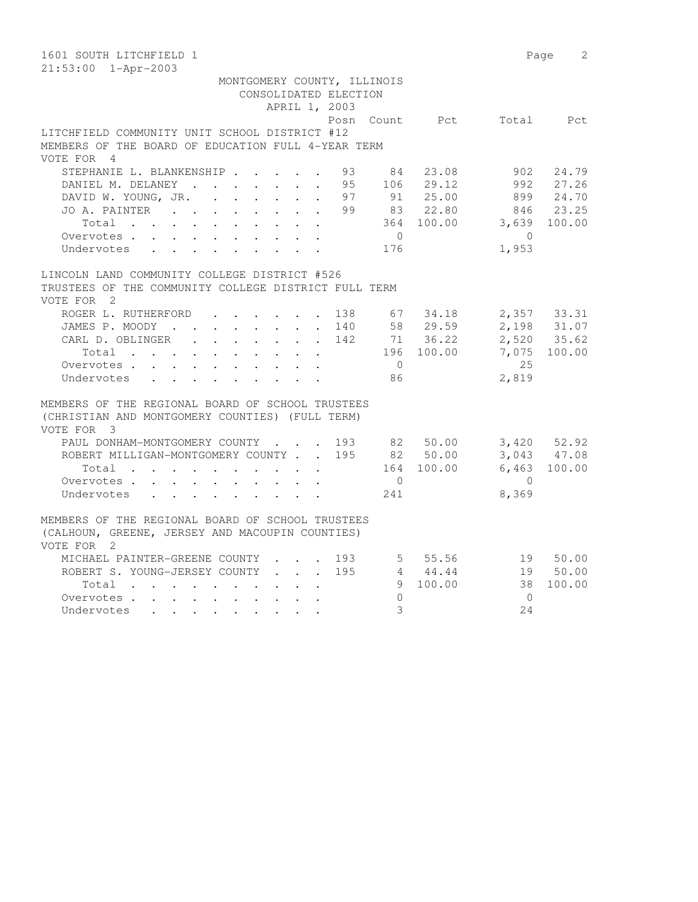MONTGOMERY COUNTY, ILLINOIS
CONSOLIDATED ELECTION
APRIL 1, 2003

### LITCHFIELD COMMUNITY UNIT SCHOOL DISTRICT #12
MEMBERS OF THE BOARD OF EDUCATION FULL 4-YEAR TERM
VOTE FOR 4

| | Posn | Count | Pct | Total | Pct |
|---|---|---|---|---|---|
| STEPHANIE L. BLANKENSHIP | 93 | 84 | 23.08 | 902 | 24.79 |
| DANIEL M. DELANEY | 95 | 106 | 29.12 | 992 | 27.26 |
| DAVID W. YOUNG, JR. | 97 | 91 | 25.00 | 899 | 24.70 |
| JO A. PAINTER | 99 | 83 | 22.80 | 846 | 23.25 |
| Total | | 364 | 100.00 | 3,639 | 100.00 |
| Overvotes | | 0 | | 0 | |
| Undervotes | | 176 | | 1,953 | |

### LINCOLN LAND COMMUNITY COLLEGE DISTRICT #526
TRUSTEES OF THE COMMUNITY COLLEGE DISTRICT FULL TERM
VOTE FOR 2

| | Posn | Count | Pct | Total | Pct |
|---|---|---|---|---|---|
| ROGER L. RUTHERFORD | 138 | 67 | 34.18 | 2,357 | 33.31 |
| JAMES P. MOODY | 140 | 58 | 29.59 | 2,198 | 31.07 |
| CARL D. OBLINGER | 142 | 71 | 36.22 | 2,520 | 35.62 |
| Total | | 196 | 100.00 | 7,075 | 100.00 |
| Overvotes | | 0 | | 25 | |
| Undervotes | | 86 | | 2,819 | |

### MEMBERS OF THE REGIONAL BOARD OF SCHOOL TRUSTEES
(CHRISTIAN AND MONTGOMERY COUNTIES) (FULL TERM)
VOTE FOR 3

| | Posn | Count | Pct | Total | Pct |
|---|---|---|---|---|---|
| PAUL DONHAM-MONTGOMERY COUNTY | 193 | 82 | 50.00 | 3,420 | 52.92 |
| ROBERT MILLIGAN-MONTGOMERY COUNTY | 195 | 82 | 50.00 | 3,043 | 47.08 |
| Total | | 164 | 100.00 | 6,463 | 100.00 |
| Overvotes | | 0 | | 0 | |
| Undervotes | | 241 | | 8,369 | |

### MEMBERS OF THE REGIONAL BOARD OF SCHOOL TRUSTEES
(CALHOUN, GREENE, JERSEY AND MACOUPIN COUNTIES)
VOTE FOR 2

| | Posn | Count | Pct | Total | Pct |
|---|---|---|---|---|---|
| MICHAEL PAINTER-GREENE COUNTY | 193 | 5 | 55.56 | 19 | 50.00 |
| ROBERT S. YOUNG-JERSEY COUNTY | 195 | 4 | 44.44 | 19 | 50.00 |
| Total | | 9 | 100.00 | 38 | 100.00 |
| Overvotes | | 0 | | 0 | |
| Undervotes | | 3 | | 24 | |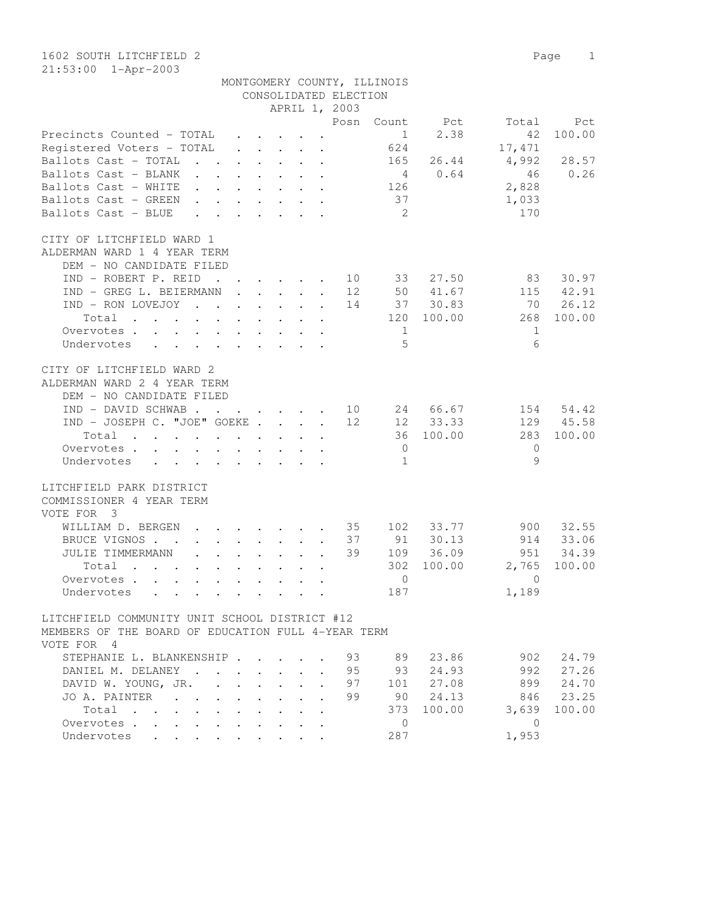1602 SOUTH LITCHFIELD 2

21:53:00 1-Apr-2003

MONTGOMERY COUNTY, ILLINOIS
CONSOLIDATED ELECTION
APRIL 1, 2003

| | Posn | Count | Pct | Total | Pct |
|---|---|---|---|---|---|
| Precincts Counted - TOTAL | | 1 | 2.38 | 42 | 100.00 |
| Registered Voters - TOTAL | | 624 | | 17,471 | |
| Ballots Cast - TOTAL | | 165 | 26.44 | 4,992 | 28.57 |
| Ballots Cast - BLANK | | 4 | 0.64 | 46 | 0.26 |
| Ballots Cast - WHITE | | 126 | | 2,828 | |
| Ballots Cast - GREEN | | 37 | | 1,033 | |
| Ballots Cast - BLUE | | 2 | | 170 | |

CITY OF LITCHFIELD WARD 1
ALDERMAN WARD 1 4 YEAR TERM

| | Posn | Count | Pct | Total | Pct |
|---|---|---|---|---|---|
| DEM - NO CANDIDATE FILED | | | | | |
| IND - ROBERT P. REID | 10 | 33 | 27.50 | 83 | 30.97 |
| IND - GREG L. BEIERMANN | 12 | 50 | 41.67 | 115 | 42.91 |
| IND - RON LOVEJOY | 14 | 37 | 30.83 | 70 | 26.12 |
| Total | | 120 | 100.00 | 268 | 100.00 |
| Overvotes | | 1 | | 1 | |
| Undervotes | | 5 | | 6 | |

CITY OF LITCHFIELD WARD 2
ALDERMAN WARD 2 4 YEAR TERM

| | Posn | Count | Pct | Total | Pct |
|---|---|---|---|---|---|
| DEM - NO CANDIDATE FILED | | | | | |
| IND - DAVID SCHWAB | 10 | 24 | 66.67 | 154 | 54.42 |
| IND - JOSEPH C. "JOE" GOEKE | 12 | 12 | 33.33 | 129 | 45.58 |
| Total | | 36 | 100.00 | 283 | 100.00 |
| Overvotes | | 0 | | 0 | |
| Undervotes | | 1 | | 9 | |

LITCHFIELD PARK DISTRICT
COMMISSIONER 4 YEAR TERM
VOTE FOR 3

| | Posn | Count | Pct | Total | Pct |
|---|---|---|---|---|---|
| WILLIAM D. BERGEN | 35 | 102 | 33.77 | 900 | 32.55 |
| BRUCE VIGNOS | 37 | 91 | 30.13 | 914 | 33.06 |
| JULIE TIMMERMANN | 39 | 109 | 36.09 | 951 | 34.39 |
| Total | | 302 | 100.00 | 2,765 | 100.00 |
| Overvotes | | 0 | | 0 | |
| Undervotes | | 187 | | 1,189 | |

LITCHFIELD COMMUNITY UNIT SCHOOL DISTRICT #12
MEMBERS OF THE BOARD OF EDUCATION FULL 4-YEAR TERM
VOTE FOR 4

| | Posn | Count | Pct | Total | Pct |
|---|---|---|---|---|---|
| STEPHANIE L. BLANKENSHIP | 93 | 89 | 23.86 | 902 | 24.79 |
| DANIEL M. DELANEY | 95 | 93 | 24.93 | 992 | 27.26 |
| DAVID W. YOUNG, JR. | 97 | 101 | 27.08 | 899 | 24.70 |
| JO A. PAINTER | 99 | 90 | 24.13 | 846 | 23.25 |
| Total | | 373 | 100.00 | 3,639 | 100.00 |
| Overvotes | | 0 | | 0 | |
| Undervotes | | 287 | | 1,953 | |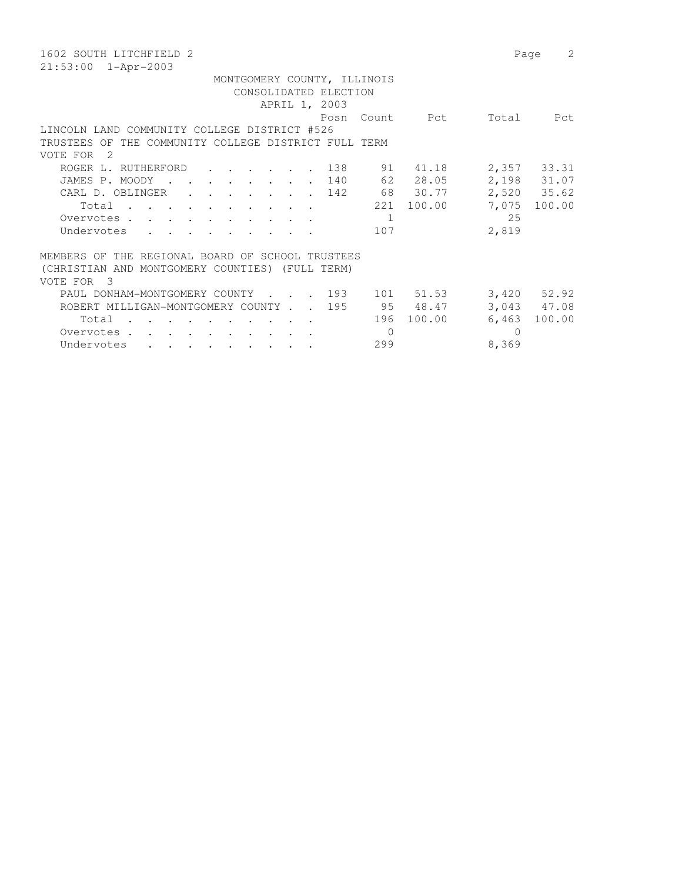1602 SOUTH LITCHFIELD 2

21:53:00 1-Apr-2003

MONTGOMERY COUNTY, ILLINOIS
CONSOLIDATED ELECTION
APRIL 1, 2003

LINCOLN LAND COMMUNITY COLLEGE DISTRICT #526
TRUSTEES OF THE COMMUNITY COLLEGE DISTRICT FULL TERM
VOTE FOR 2

| | Posn | Count | Pct | Total | Pct |
|---|---|---|---|---|---|
| ROGER L. RUTHERFORD | 138 | 91 | 41.18 | 2,357 | 33.31 |
| JAMES P. MOODY | 140 | 62 | 28.05 | 2,198 | 31.07 |
| CARL D. OBLINGER | 142 | 68 | 30.77 | 2,520 | 35.62 |
| Total | | 221 | 100.00 | 7,075 | 100.00 |
| Overvotes | | 1 | | 25 | |
| Undervotes | | 107 | | 2,819 | |

MEMBERS OF THE REGIONAL BOARD OF SCHOOL TRUSTEES
(CHRISTIAN AND MONTGOMERY COUNTIES) (FULL TERM)
VOTE FOR 3

| | Posn | Count | Pct | Total | Pct |
|---|---|---|---|---|---|
| PAUL DONHAM-MONTGOMERY COUNTY | 193 | 101 | 51.53 | 3,420 | 52.92 |
| ROBERT MILLIGAN-MONTGOMERY COUNTY | 195 | 95 | 48.47 | 3,043 | 47.08 |
| Total | | 196 | 100.00 | 6,463 | 100.00 |
| Overvotes | | 0 | | 0 | |
| Undervotes | | 299 | | 8,369 | |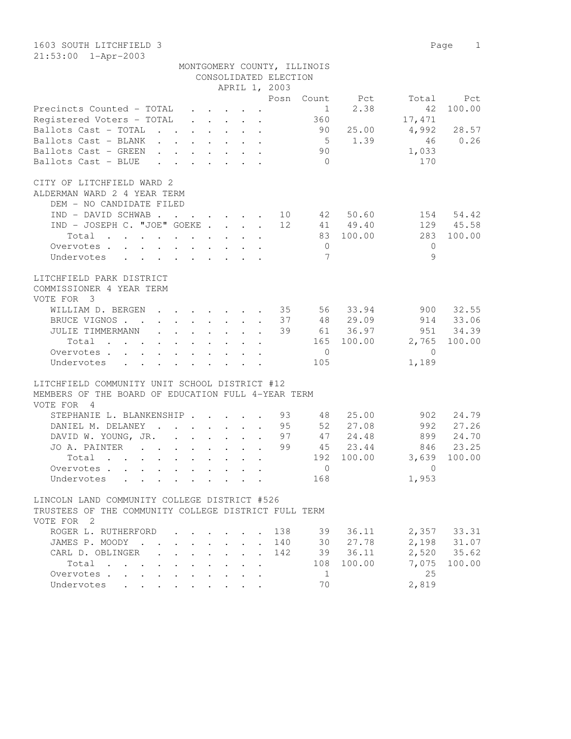1603 SOUTH LITCHFIELD 3

21:53:00 1-Apr-2003

MONTGOMERY COUNTY, ILLINOIS
CONSOLIDATED ELECTION
APRIL 1, 2003

| | Posn | Count | Pct | Total | Pct |
|---|---|---|---|---|---|
| Precincts Counted - TOTAL | | 1 | 2.38 | 42 | 100.00 |
| Registered Voters - TOTAL | | 360 | | 17,471 | |
| Ballots Cast - TOTAL | | 90 | 25.00 | 4,992 | 28.57 |
| Ballots Cast - BLANK | | 5 | 1.39 | 46 | 0.26 |
| Ballots Cast - GREEN | | 90 | | 1,033 | |
| Ballots Cast - BLUE | | 0 | | 170 | |

CITY OF LITCHFIELD WARD 2
ALDERMAN WARD 2 4 YEAR TERM

| | Posn | Count | Pct | Total | Pct |
|---|---|---|---|---|---|
| DEM - NO CANDIDATE FILED | | | | | |
| IND - DAVID SCHWAB | 10 | 42 | 50.60 | 154 | 54.42 |
| IND - JOSEPH C. "JOE" GOEKE | 12 | 41 | 49.40 | 129 | 45.58 |
| Total | | 83 | 100.00 | 283 | 100.00 |
| Overvotes | | 0 | | 0 | |
| Undervotes | | 7 | | 9 | |

LITCHFIELD PARK DISTRICT
COMMISSIONER 4 YEAR TERM
VOTE FOR 3

| | Posn | Count | Pct | Total | Pct |
|---|---|---|---|---|---|
| WILLIAM D. BERGEN | 35 | 56 | 33.94 | 900 | 32.55 |
| BRUCE VIGNOS | 37 | 48 | 29.09 | 914 | 33.06 |
| JULIE TIMMERMANN | 39 | 61 | 36.97 | 951 | 34.39 |
| Total | | 165 | 100.00 | 2,765 | 100.00 |
| Overvotes | | 0 | | 0 | |
| Undervotes | | 105 | | 1,189 | |

LITCHFIELD COMMUNITY UNIT SCHOOL DISTRICT #12
MEMBERS OF THE BOARD OF EDUCATION FULL 4-YEAR TERM
VOTE FOR 4

| | Posn | Count | Pct | Total | Pct |
|---|---|---|---|---|---|
| STEPHANIE L. BLANKENSHIP | 93 | 48 | 25.00 | 902 | 24.79 |
| DANIEL M. DELANEY | 95 | 52 | 27.08 | 992 | 27.26 |
| DAVID W. YOUNG, JR. | 97 | 47 | 24.48 | 899 | 24.70 |
| JO A. PAINTER | 99 | 45 | 23.44 | 846 | 23.25 |
| Total | | 192 | 100.00 | 3,639 | 100.00 |
| Overvotes | | 0 | | 0 | |
| Undervotes | | 168 | | 1,953 | |

LINCOLN LAND COMMUNITY COLLEGE DISTRICT #526
TRUSTEES OF THE COMMUNITY COLLEGE DISTRICT FULL TERM
VOTE FOR 2

| | Posn | Count | Pct | Total | Pct |
|---|---|---|---|---|---|
| ROGER L. RUTHERFORD | 138 | 39 | 36.11 | 2,357 | 33.31 |
| JAMES P. MOODY | 140 | 30 | 27.78 | 2,198 | 31.07 |
| CARL D. OBLINGER | 142 | 39 | 36.11 | 2,520 | 35.62 |
| Total | | 108 | 100.00 | 7,075 | 100.00 |
| Overvotes | | 1 | | 25 | |
| Undervotes | | 70 | | 2,819 | |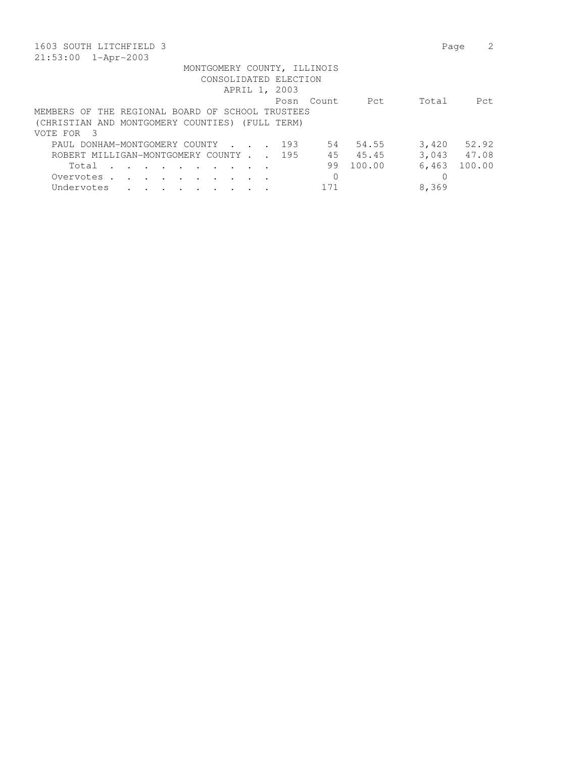1603 SOUTH LITCHFIELD 3

21:53:00 1-Apr-2003

MONTGOMERY COUNTY, ILLINOIS
CONSOLIDATED ELECTION
APRIL 1, 2003

MEMBERS OF THE REGIONAL BOARD OF SCHOOL TRUSTEES
(CHRISTIAN AND MONTGOMERY COUNTIES) (FULL TERM)
VOTE FOR 3

| | Posn | Count | Pct | Total | Pct |
|---|---|---|---|---|---|
| PAUL DONHAM-MONTGOMERY COUNTY . . . . | 193 | 54 | 54.55 | 3,420 | 52.92 |
| ROBERT MILLIGAN-MONTGOMERY COUNTY . . | 195 | 45 | 45.45 | 3,043 | 47.08 |
| Total . . . . . . . . . . . | | 99 | 100.00 | 6,463 | 100.00 |
| Overvotes . . . . . . . . . . . | | 0 | | 0 | |
| Undervotes . . . . . . . . . . | | 171 | | 8,369 | |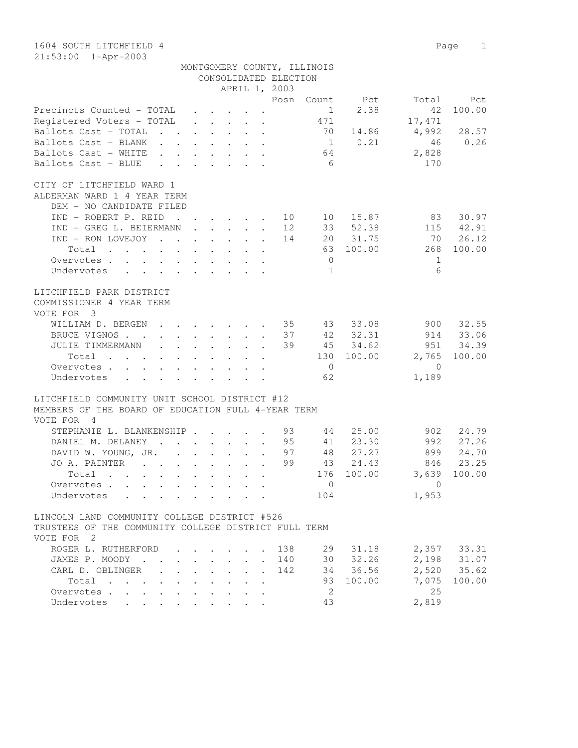1604 SOUTH LITCHFIELD 4

21:53:00 1-Apr-2003

MONTGOMERY COUNTY, ILLINOIS
CONSOLIDATED ELECTION
APRIL 1, 2003

| | Posn | Count | Pct | Total | Pct |
|---|---|---|---|---|---|
| Precincts Counted - TOTAL | | 1 | 2.38 | 42 | 100.00 |
| Registered Voters - TOTAL | | 471 | | 17,471 | |
| Ballots Cast - TOTAL | | 70 | 14.86 | 4,992 | 28.57 |
| Ballots Cast - BLANK | | 1 | 0.21 | 46 | 0.26 |
| Ballots Cast - WHITE | | 64 | | 2,828 | |
| Ballots Cast - BLUE | | 6 | | 170 | |

CITY OF LITCHFIELD WARD 1
ALDERMAN WARD 1 4 YEAR TERM

| | Posn | Count | Pct | Total | Pct |
|---|---|---|---|---|---|
| DEM - NO CANDIDATE FILED | | | | | |
| IND - ROBERT P. REID | 10 | 10 | 15.87 | 83 | 30.97 |
| IND - GREG L. BEIERMANN | 12 | 33 | 52.38 | 115 | 42.91 |
| IND - RON LOVEJOY | 14 | 20 | 31.75 | 70 | 26.12 |
| Total | | 63 | 100.00 | 268 | 100.00 |
| Overvotes | | 0 | | 1 | |
| Undervotes | | 1 | | 6 | |

LITCHFIELD PARK DISTRICT
COMMISSIONER 4 YEAR TERM
VOTE FOR 3

| | Posn | Count | Pct | Total | Pct |
|---|---|---|---|---|---|
| WILLIAM D. BERGEN | 35 | 43 | 33.08 | 900 | 32.55 |
| BRUCE VIGNOS | 37 | 42 | 32.31 | 914 | 33.06 |
| JULIE TIMMERMANN | 39 | 45 | 34.62 | 951 | 34.39 |
| Total | | 130 | 100.00 | 2,765 | 100.00 |
| Overvotes | | 0 | | 0 | |
| Undervotes | | 62 | | 1,189 | |

LITCHFIELD COMMUNITY UNIT SCHOOL DISTRICT #12
MEMBERS OF THE BOARD OF EDUCATION FULL 4-YEAR TERM
VOTE FOR 4

| | Posn | Count | Pct | Total | Pct |
|---|---|---|---|---|---|
| STEPHANIE L. BLANKENSHIP | 93 | 44 | 25.00 | 902 | 24.79 |
| DANIEL M. DELANEY | 95 | 41 | 23.30 | 992 | 27.26 |
| DAVID W. YOUNG, JR. | 97 | 48 | 27.27 | 899 | 24.70 |
| JO A. PAINTER | 99 | 43 | 24.43 | 846 | 23.25 |
| Total | | 176 | 100.00 | 3,639 | 100.00 |
| Overvotes | | 0 | | 0 | |
| Undervotes | | 104 | | 1,953 | |

LINCOLN LAND COMMUNITY COLLEGE DISTRICT #526
TRUSTEES OF THE COMMUNITY COLLEGE DISTRICT FULL TERM
VOTE FOR 2

| | Posn | Count | Pct | Total | Pct |
|---|---|---|---|---|---|
| ROGER L. RUTHERFORD | 138 | 29 | 31.18 | 2,357 | 33.31 |
| JAMES P. MOODY | 140 | 30 | 32.26 | 2,198 | 31.07 |
| CARL D. OBLINGER | 142 | 34 | 36.56 | 2,520 | 35.62 |
| Total | | 93 | 100.00 | 7,075 | 100.00 |
| Overvotes | | 2 | | 25 | |
| Undervotes | | 43 | | 2,819 | |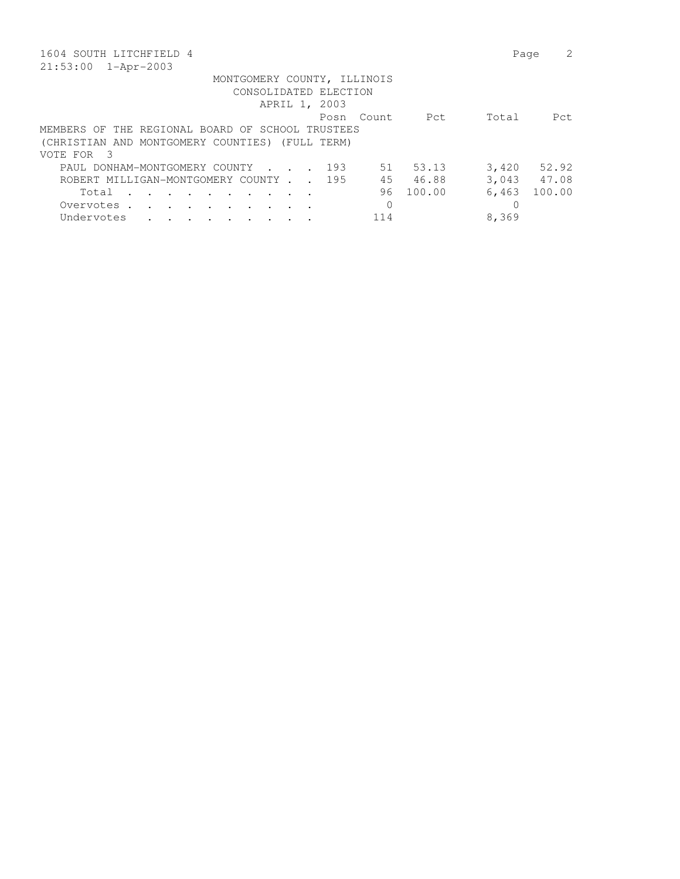1604 SOUTH LITCHFIELD 4

21:53:00 1-Apr-2003

MONTGOMERY COUNTY, ILLINOIS
CONSOLIDATED ELECTION
APRIL 1, 2003

MEMBERS OF THE REGIONAL BOARD OF SCHOOL TRUSTEES
(CHRISTIAN AND MONTGOMERY COUNTIES) (FULL TERM)
VOTE FOR 3

| | Posn | Count | Pct | Total | Pct |
|---|---|---|---|---|---|
| PAUL DONHAM-MONTGOMERY COUNTY . . . . | 193 | 51 | 53.13 | 3,420 | 52.92 |
| ROBERT MILLIGAN-MONTGOMERY COUNTY . . | 195 | 45 | 46.88 | 3,043 | 47.08 |
| Total . . . . . . . . . . . | | 96 | 100.00 | 6,463 | 100.00 |
| Overvotes . . . . . . . . . . . | | 0 | | 0 | |
| Undervotes . . . . . . . . . . | | 114 | | 8,369 | |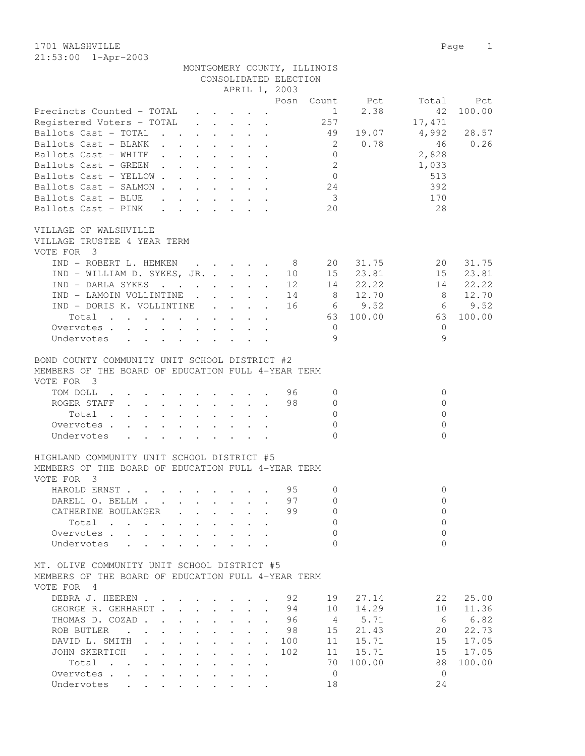1701 WALSHVILLE
21:53:00 1-Apr-2003

MONTGOMERY COUNTY, ILLINOIS
CONSOLIDATED ELECTION
APRIL 1, 2003

| | Posn | Count | Pct | Total | Pct |
|---|---|---|---|---|---|
| Precincts Counted - TOTAL | | 1 | 2.38 | 42 | 100.00 |
| Registered Voters - TOTAL | | 257 | | 17,471 | |
| Ballots Cast - TOTAL | | 49 | 19.07 | 4,992 | 28.57 |
| Ballots Cast - BLANK | | 2 | 0.78 | 46 | 0.26 |
| Ballots Cast - WHITE | | 0 | | 2,828 | |
| Ballots Cast - GREEN | | 2 | | 1,033 | |
| Ballots Cast - YELLOW | | 0 | | 513 | |
| Ballots Cast - SALMON | | 24 | | 392 | |
| Ballots Cast - BLUE | | 3 | | 170 | |
| Ballots Cast - PINK | | 20 | | 28 | |

VILLAGE OF WALSHVILLE
VILLAGE TRUSTEE 4 YEAR TERM
VOTE FOR 3

| | Posn | Count | Pct | Total | Pct |
|---|---|---|---|---|---|
| IND - ROBERT L. HEMKEN | 8 | 20 | 31.75 | 20 | 31.75 |
| IND - WILLIAM D. SYKES, JR. | 10 | 15 | 23.81 | 15 | 23.81 |
| IND - DARLA SYKES | 12 | 14 | 22.22 | 14 | 22.22 |
| IND - LAMOIN VOLLINTINE | 14 | 8 | 12.70 | 8 | 12.70 |
| IND - DORIS K. VOLLINTINE | 16 | 6 | 9.52 | 6 | 9.52 |
| Total | | 63 | 100.00 | 63 | 100.00 |
| Overvotes | | 0 | | 0 | |
| Undervotes | | 9 | | 9 | |

BOND COUNTY COMMUNITY UNIT SCHOOL DISTRICT #2
MEMBERS OF THE BOARD OF EDUCATION FULL 4-YEAR TERM
VOTE FOR 3

| | Posn | Count | Pct | Total | Pct |
|---|---|---|---|---|---|
| TOM DOLL | 96 | 0 | | 0 | |
| ROGER STAFF | 98 | 0 | | 0 | |
| Total | | 0 | | 0 | |
| Overvotes | | 0 | | 0 | |
| Undervotes | | 0 | | 0 | |

HIGHLAND COMMUNITY UNIT SCHOOL DISTRICT #5
MEMBERS OF THE BOARD OF EDUCATION FULL 4-YEAR TERM
VOTE FOR 3

| | Posn | Count | Pct | Total | Pct |
|---|---|---|---|---|---|
| HAROLD ERNST | 95 | 0 | | 0 | |
| DARELL O. BELLM | 97 | 0 | | 0 | |
| CATHERINE BOULANGER | 99 | 0 | | 0 | |
| Total | | 0 | | 0 | |
| Overvotes | | 0 | | 0 | |
| Undervotes | | 0 | | 0 | |

MT. OLIVE COMMUNITY UNIT SCHOOL DISTRICT #5
MEMBERS OF THE BOARD OF EDUCATION FULL 4-YEAR TERM
VOTE FOR 4

| | Posn | Count | Pct | Total | Pct |
|---|---|---|---|---|---|
| DEBRA J. HEEREN | 92 | 19 | 27.14 | 22 | 25.00 |
| GEORGE R. GERHARDT | 94 | 10 | 14.29 | 10 | 11.36 |
| THOMAS D. COZAD | 96 | 4 | 5.71 | 6 | 6.82 |
| ROB BUTLER | 98 | 15 | 21.43 | 20 | 22.73 |
| DAVID L. SMITH | 100 | 11 | 15.71 | 15 | 17.05 |
| JOHN SKERTICH | 102 | 11 | 15.71 | 15 | 17.05 |
| Total | | 70 | 100.00 | 88 | 100.00 |
| Overvotes | | 0 | | 0 | |
| Undervotes | | 18 | | 24 | |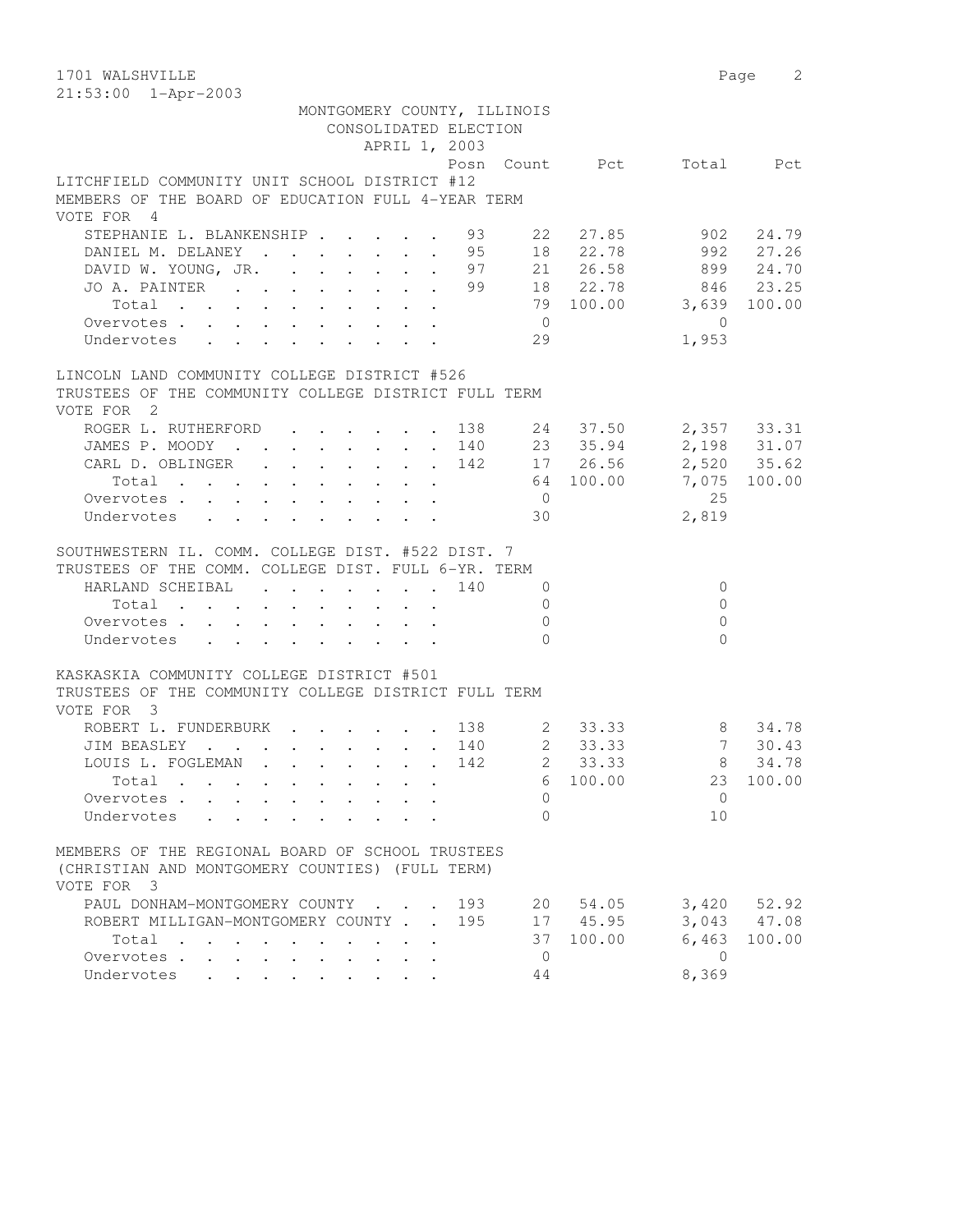MONTGOMERY COUNTY, ILLINOIS
CONSOLIDATED ELECTION
APRIL 1, 2003

### LITCHFIELD COMMUNITY UNIT SCHOOL DISTRICT #12
MEMBERS OF THE BOARD OF EDUCATION FULL 4-YEAR TERM
VOTE FOR 4

| | Posn | Count | Pct | Total | Pct |
|---|---|---|---|---|---|
| STEPHANIE L. BLANKENSHIP | 93 | 22 | 27.85 | 902 | 24.79 |
| DANIEL M. DELANEY | 95 | 18 | 22.78 | 992 | 27.26 |
| DAVID W. YOUNG, JR. | 97 | 21 | 26.58 | 899 | 24.70 |
| JO A. PAINTER | 99 | 18 | 22.78 | 846 | 23.25 |
| Total | | 79 | 100.00 | 3,639 | 100.00 |
| Overvotes | | 0 | | 0 | |
| Undervotes | | 29 | | 1,953 | |

### LINCOLN LAND COMMUNITY COLLEGE DISTRICT #526
TRUSTEES OF THE COMMUNITY COLLEGE DISTRICT FULL TERM
VOTE FOR 2

| | Posn | Count | Pct | Total | Pct |
|---|---|---|---|---|---|
| ROGER L. RUTHERFORD | 138 | 24 | 37.50 | 2,357 | 33.31 |
| JAMES P. MOODY | 140 | 23 | 35.94 | 2,198 | 31.07 |
| CARL D. OBLINGER | 142 | 17 | 26.56 | 2,520 | 35.62 |
| Total | | 64 | 100.00 | 7,075 | 100.00 |
| Overvotes | | 0 | | 25 | |
| Undervotes | | 30 | | 2,819 | |

### SOUTHWESTERN IL. COMM. COLLEGE DIST. #522 DIST. 7
TRUSTEES OF THE COMM. COLLEGE DIST. FULL 6-YR. TERM

| | Posn | Count | Pct | Total | Pct |
|---|---|---|---|---|---|
| HARLAND SCHEIBAL | 140 | 0 | | 0 | |
| Total | | 0 | | 0 | |
| Overvotes | | 0 | | 0 | |
| Undervotes | | 0 | | 0 | |

### KASKASKIA COMMUNITY COLLEGE DISTRICT #501
TRUSTEES OF THE COMMUNITY COLLEGE DISTRICT FULL TERM
VOTE FOR 3

| | Posn | Count | Pct | Total | Pct |
|---|---|---|---|---|---|
| ROBERT L. FUNDERBURK | 138 | 2 | 33.33 | 8 | 34.78 |
| JIM BEASLEY | 140 | 2 | 33.33 | 7 | 30.43 |
| LOUIS L. FOGLEMAN | 142 | 2 | 33.33 | 8 | 34.78 |
| Total | | 6 | 100.00 | 23 | 100.00 |
| Overvotes | | 0 | | 0 | |
| Undervotes | | 0 | | 10 | |

### MEMBERS OF THE REGIONAL BOARD OF SCHOOL TRUSTEES
(CHRISTIAN AND MONTGOMERY COUNTIES) (FULL TERM)
VOTE FOR 3

| | Posn | Count | Pct | Total | Pct |
|---|---|---|---|---|---|
| PAUL DONHAM-MONTGOMERY COUNTY | 193 | 20 | 54.05 | 3,420 | 52.92 |
| ROBERT MILLIGAN-MONTGOMERY COUNTY | 195 | 17 | 45.95 | 3,043 | 47.08 |
| Total | | 37 | 100.00 | 6,463 | 100.00 |
| Overvotes | | 0 | | 0 | |
| Undervotes | | 44 | | 8,369 | |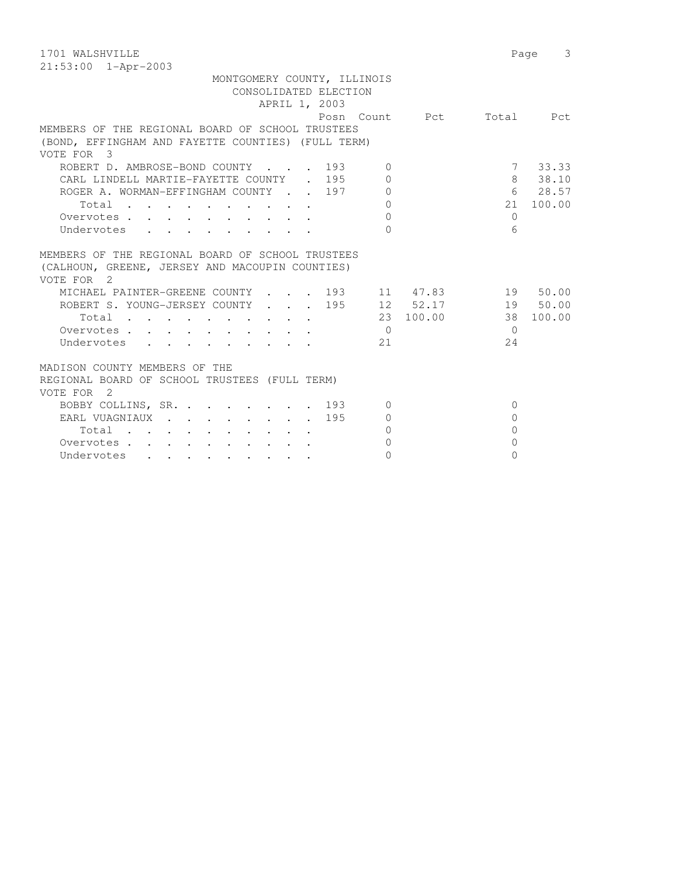1701 WALSHVILLE
21:53:00 1-Apr-2003

MONTGOMERY COUNTY, ILLINOIS
CONSOLIDATED ELECTION
APRIL 1, 2003

MEMBERS OF THE REGIONAL BOARD OF SCHOOL TRUSTEES
(BOND, EFFINGHAM AND FAYETTE COUNTIES) (FULL TERM)
VOTE FOR 3

| | Posn | Count | Pct | Total | Pct |
|---|---|---|---|---|---|
| ROBERT D. AMBROSE-BOND COUNTY | 193 | 0 | | 7 | 33.33 |
| CARL LINDELL MARTIE-FAYETTE COUNTY | 195 | 0 | | 8 | 38.10 |
| ROGER A. WORMAN-EFFINGHAM COUNTY | 197 | 0 | | 6 | 28.57 |
| Total | | 0 | | 21 | 100.00 |
| Overvotes | | 0 | | 0 | |
| Undervotes | | 0 | | 6 | |

MEMBERS OF THE REGIONAL BOARD OF SCHOOL TRUSTEES
(CALHOUN, GREENE, JERSEY AND MACOUPIN COUNTIES)
VOTE FOR 2

| | Posn | Count | Pct | Total | Pct |
|---|---|---|---|---|---|
| MICHAEL PAINTER-GREENE COUNTY | 193 | 11 | 47.83 | 19 | 50.00 |
| ROBERT S. YOUNG-JERSEY COUNTY | 195 | 12 | 52.17 | 19 | 50.00 |
| Total | | 23 | 100.00 | 38 | 100.00 |
| Overvotes | | 0 | | 0 | |
| Undervotes | | 21 | | 24 | |

MADISON COUNTY MEMBERS OF THE
REGIONAL BOARD OF SCHOOL TRUSTEES (FULL TERM)
VOTE FOR 2

| | Posn | Count | Pct | Total | Pct |
|---|---|---|---|---|---|
| BOBBY COLLINS, SR. | 193 | 0 | | 0 | |
| EARL VUAGNIAUX | 195 | 0 | | 0 | |
| Total | | 0 | | 0 | |
| Overvotes | | 0 | | 0 | |
| Undervotes | | 0 | | 0 | |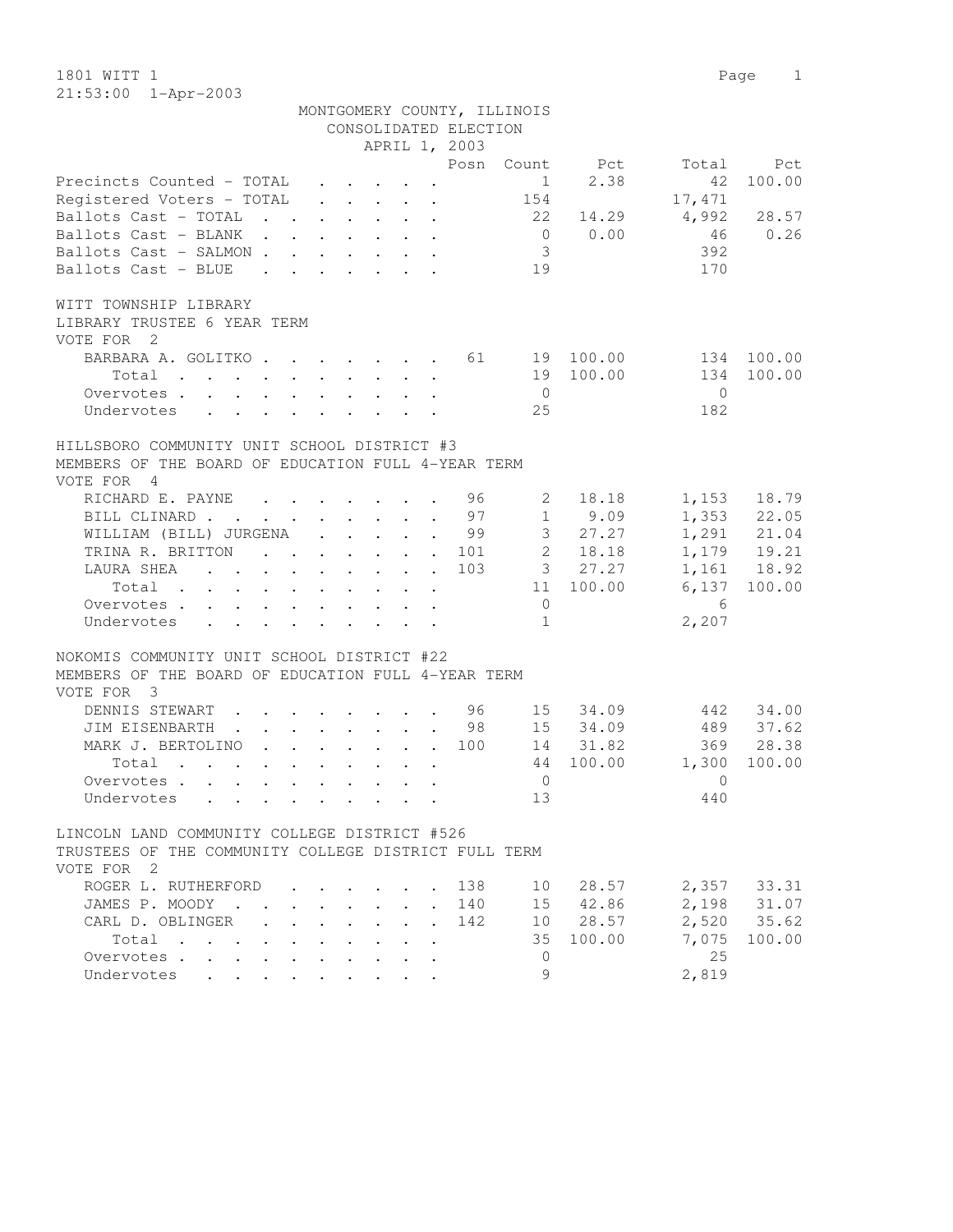1801 WITT 1

21:53:00 1-Apr-2003

MONTGOMERY COUNTY, ILLINOIS
CONSOLIDATED ELECTION
APRIL 1, 2003

| | Posn | Count | Pct | Total | Pct |
|---|---|---|---|---|---|
| Precincts Counted - TOTAL | | 1 | 2.38 | 42 | 100.00 |
| Registered Voters - TOTAL | | 154 | | 17,471 | |
| Ballots Cast - TOTAL | | 22 | 14.29 | 4,992 | 28.57 |
| Ballots Cast - BLANK | | 0 | 0.00 | 46 | 0.26 |
| Ballots Cast - SALMON | | 3 | | 392 | |
| Ballots Cast - BLUE | | 19 | | 170 | |

WITT TOWNSHIP LIBRARY
LIBRARY TRUSTEE 6 YEAR TERM
VOTE FOR 2

| | Posn | Count | Pct | Total | Pct |
|---|---|---|---|---|---|
| BARBARA A. GOLITKO | 61 | 19 | 100.00 | 134 | 100.00 |
| Total | | 19 | 100.00 | 134 | 100.00 |
| Overvotes | | 0 | | 0 | |
| Undervotes | | 25 | | 182 | |

HILLSBORO COMMUNITY UNIT SCHOOL DISTRICT #3
MEMBERS OF THE BOARD OF EDUCATION FULL 4-YEAR TERM
VOTE FOR 4

| | Posn | Count | Pct | Total | Pct |
|---|---|---|---|---|---|
| RICHARD E. PAYNE | 96 | 2 | 18.18 | 1,153 | 18.79 |
| BILL CLINARD | 97 | 1 | 9.09 | 1,353 | 22.05 |
| WILLIAM (BILL) JURGENA | 99 | 3 | 27.27 | 1,291 | 21.04 |
| TRINA R. BRITTON | 101 | 2 | 18.18 | 1,179 | 19.21 |
| LAURA SHEA | 103 | 3 | 27.27 | 1,161 | 18.92 |
| Total | | 11 | 100.00 | 6,137 | 100.00 |
| Overvotes | | 0 | | 6 | |
| Undervotes | | 1 | | 2,207 | |

NOKOMIS COMMUNITY UNIT SCHOOL DISTRICT #22
MEMBERS OF THE BOARD OF EDUCATION FULL 4-YEAR TERM
VOTE FOR 3

| | Posn | Count | Pct | Total | Pct |
|---|---|---|---|---|---|
| DENNIS STEWART | 96 | 15 | 34.09 | 442 | 34.00 |
| JIM EISENBARTH | 98 | 15 | 34.09 | 489 | 37.62 |
| MARK J. BERTOLINO | 100 | 14 | 31.82 | 369 | 28.38 |
| Total | | 44 | 100.00 | 1,300 | 100.00 |
| Overvotes | | 0 | | 0 | |
| Undervotes | | 13 | | 440 | |

LINCOLN LAND COMMUNITY COLLEGE DISTRICT #526
TRUSTEES OF THE COMMUNITY COLLEGE DISTRICT FULL TERM
VOTE FOR 2

| | Posn | Count | Pct | Total | Pct |
|---|---|---|---|---|---|
| ROGER L. RUTHERFORD | 138 | 10 | 28.57 | 2,357 | 33.31 |
| JAMES P. MOODY | 140 | 15 | 42.86 | 2,198 | 31.07 |
| CARL D. OBLINGER | 142 | 10 | 28.57 | 2,520 | 35.62 |
| Total | | 35 | 100.00 | 7,075 | 100.00 |
| Overvotes | | 0 | | 25 | |
| Undervotes | | 9 | | 2,819 | |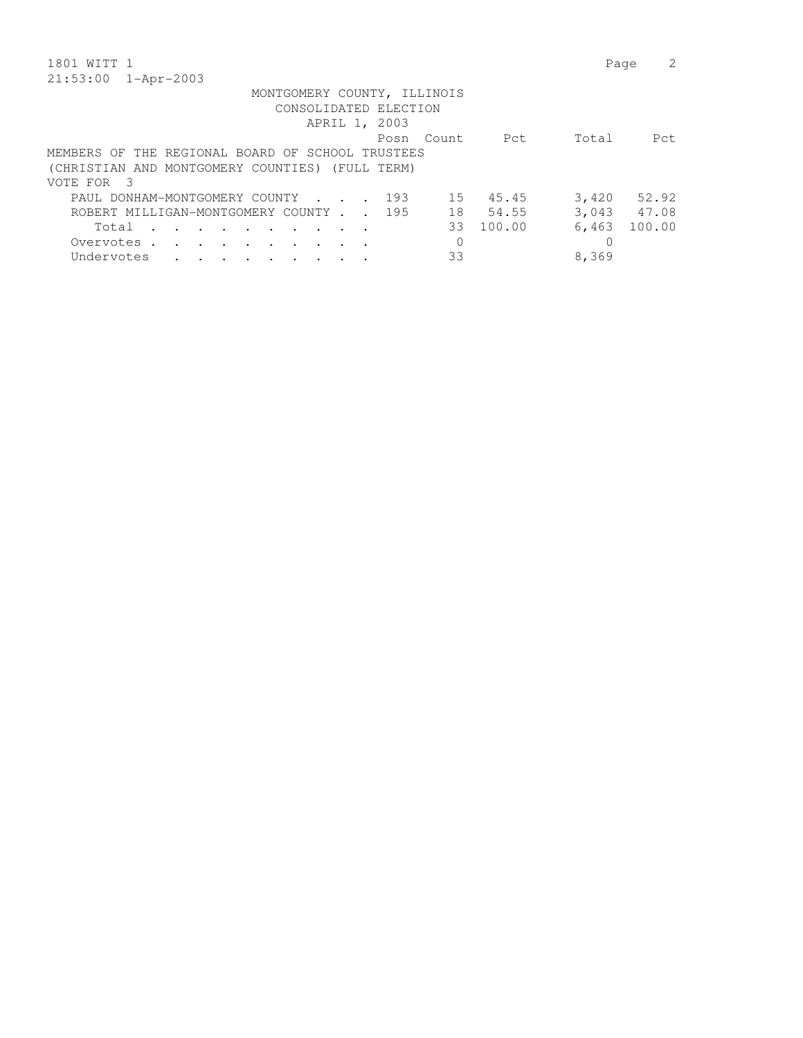1801 WITT 1
21:53:00 1-Apr-2003

MONTGOMERY COUNTY, ILLINOIS
CONSOLIDATED ELECTION
APRIL 1, 2003

MEMBERS OF THE REGIONAL BOARD OF SCHOOL TRUSTEES
(CHRISTIAN AND MONTGOMERY COUNTIES) (FULL TERM)
VOTE FOR 3

| | Posn | Count | Pct | Total | Pct |
|---|---|---|---|---|---|
| PAUL DONHAM-MONTGOMERY COUNTY | 193 | 15 | 45.45 | 3,420 | 52.92 |
| ROBERT MILLIGAN-MONTGOMERY COUNTY | 195 | 18 | 54.55 | 3,043 | 47.08 |
| Total | | 33 | 100.00 | 6,463 | 100.00 |
| Overvotes | | 0 | | 0 | |
| Undervotes | | 33 | | 8,369 | |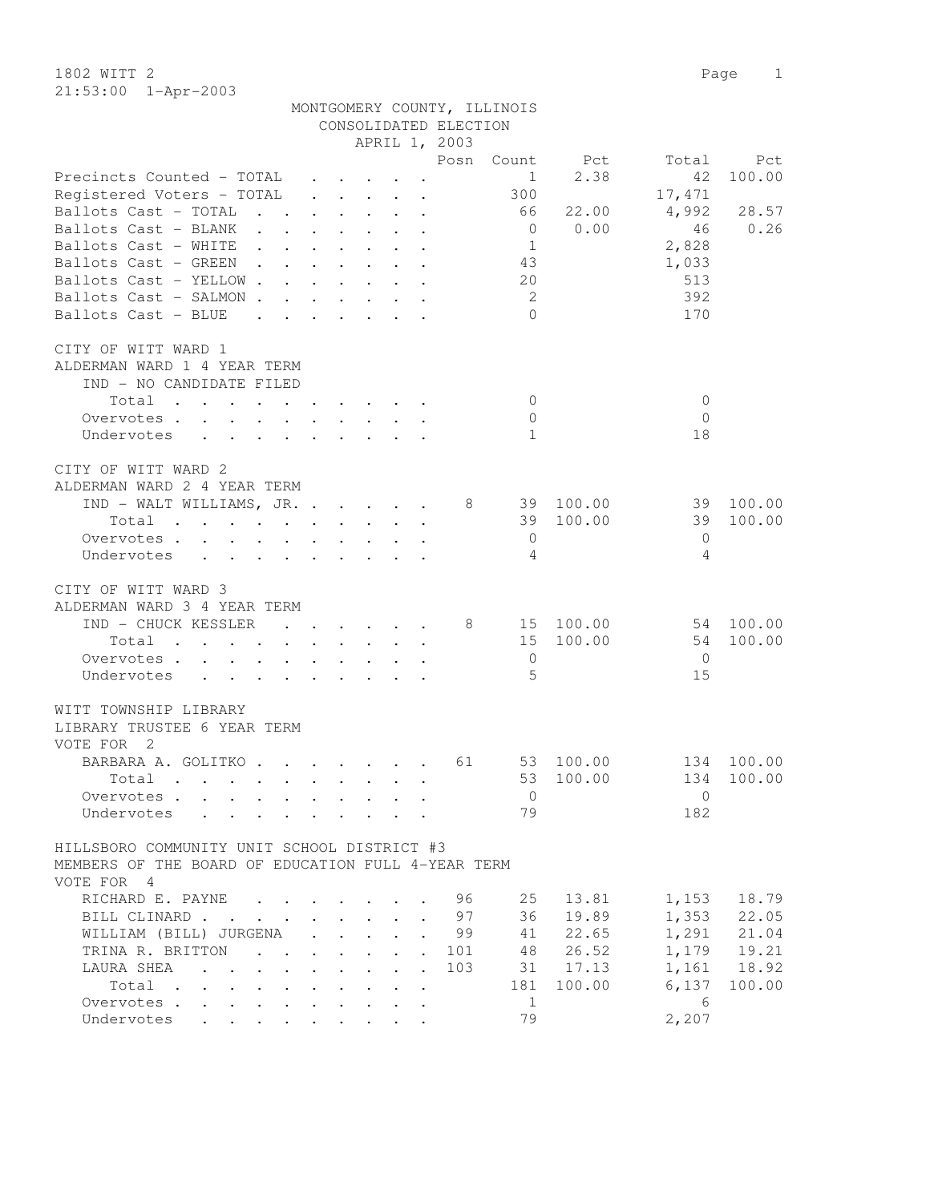1802 WITT 2

21:53:00 1-Apr-2003

MONTGOMERY COUNTY, ILLINOIS
CONSOLIDATED ELECTION
APRIL 1, 2003

| | Posn | Count | Pct | Total | Pct |
|---|---|---|---|---|---|
| Precincts Counted - TOTAL | | 1 | 2.38 | 42 | 100.00 |
| Registered Voters - TOTAL | | 300 | | 17,471 | |
| Ballots Cast - TOTAL | | 66 | 22.00 | 4,992 | 28.57 |
| Ballots Cast - BLANK | | 0 | 0.00 | 46 | 0.26 |
| Ballots Cast - WHITE | | 1 | | 2,828 | |
| Ballots Cast - GREEN | | 43 | | 1,033 | |
| Ballots Cast - YELLOW | | 20 | | 513 | |
| Ballots Cast - SALMON | | 2 | | 392 | |
| Ballots Cast - BLUE | | 0 | | 170 | |

CITY OF WITT WARD 1
ALDERMAN WARD 1 4 YEAR TERM

| | Posn | Count | Pct | Total | Pct |
|---|---|---|---|---|---|
| IND - NO CANDIDATE FILED | | | | | |
| Total | | 0 | | 0 | |
| Overvotes | | 0 | | 0 | |
| Undervotes | | 1 | | 18 | |

CITY OF WITT WARD 2
ALDERMAN WARD 2 4 YEAR TERM

| | Posn | Count | Pct | Total | Pct |
|---|---|---|---|---|---|
| IND - WALT WILLIAMS, JR. | 8 | 39 | 100.00 | 39 | 100.00 |
| Total | | 39 | 100.00 | 39 | 100.00 |
| Overvotes | | 0 | | 0 | |
| Undervotes | | 4 | | 4 | |

CITY OF WITT WARD 3
ALDERMAN WARD 3 4 YEAR TERM

| | Posn | Count | Pct | Total | Pct |
|---|---|---|---|---|---|
| IND - CHUCK KESSLER | 8 | 15 | 100.00 | 54 | 100.00 |
| Total | | 15 | 100.00 | 54 | 100.00 |
| Overvotes | | 0 | | 0 | |
| Undervotes | | 5 | | 15 | |

WITT TOWNSHIP LIBRARY
LIBRARY TRUSTEE 6 YEAR TERM
VOTE FOR 2

| | Posn | Count | Pct | Total | Pct |
|---|---|---|---|---|---|
| BARBARA A. GOLITKO | 61 | 53 | 100.00 | 134 | 100.00 |
| Total | | 53 | 100.00 | 134 | 100.00 |
| Overvotes | | 0 | | 0 | |
| Undervotes | | 79 | | 182 | |

HILLSBORO COMMUNITY UNIT SCHOOL DISTRICT #3
MEMBERS OF THE BOARD OF EDUCATION FULL 4-YEAR TERM
VOTE FOR 4

| | Posn | Count | Pct | Total | Pct |
|---|---|---|---|---|---|
| RICHARD E. PAYNE | 96 | 25 | 13.81 | 1,153 | 18.79 |
| BILL CLINARD | 97 | 36 | 19.89 | 1,353 | 22.05 |
| WILLIAM (BILL) JURGENA | 99 | 41 | 22.65 | 1,291 | 21.04 |
| TRINA R. BRITTON | 101 | 48 | 26.52 | 1,179 | 19.21 |
| LAURA SHEA | 103 | 31 | 17.13 | 1,161 | 18.92 |
| Total | | 181 | 100.00 | 6,137 | 100.00 |
| Overvotes | | 1 | | 6 | |
| Undervotes | | 79 | | 2,207 | |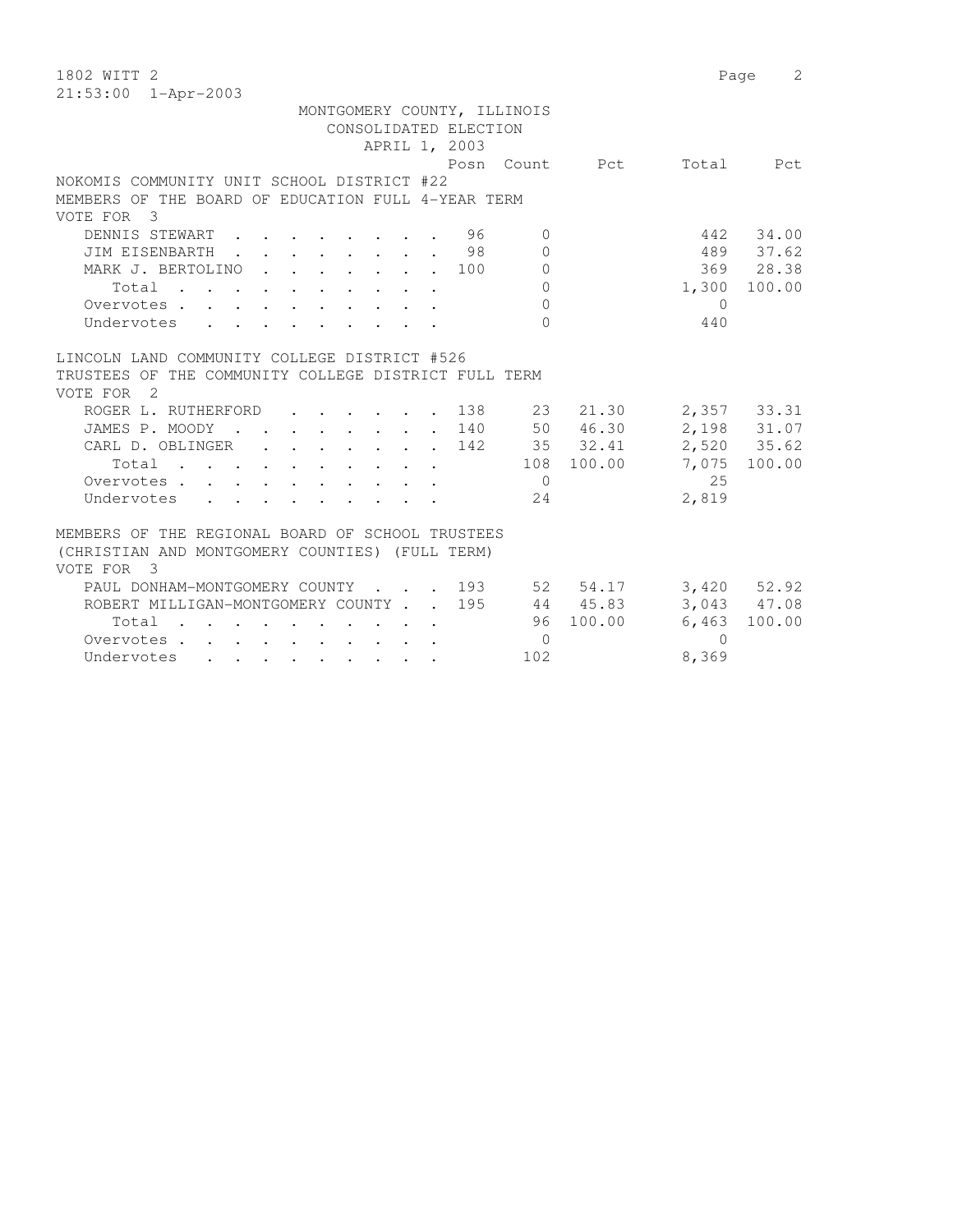1802 WITT 2
21:53:00 1-Apr-2003

MONTGOMERY COUNTY, ILLINOIS
CONSOLIDATED ELECTION
APRIL 1, 2003

## NOKOMIS COMMUNITY UNIT SCHOOL DISTRICT #22
MEMBERS OF THE BOARD OF EDUCATION FULL 4-YEAR TERM
VOTE FOR 3

| | Posn | Count | Pct | Total | Pct |
|---|---|---|---|---|---|
| DENNIS STEWART | 96 | 0 | | 442 | 34.00 |
| JIM EISENBARTH | 98 | 0 | | 489 | 37.62 |
| MARK J. BERTOLINO | 100 | 0 | | 369 | 28.38 |
| Total | | 0 | | 1,300 | 100.00 |
| Overvotes | | 0 | | 0 | |
| Undervotes | | 0 | | 440 | |

## LINCOLN LAND COMMUNITY COLLEGE DISTRICT #526
TRUSTEES OF THE COMMUNITY COLLEGE DISTRICT FULL TERM
VOTE FOR 2

| | Posn | Count | Pct | Total | Pct |
|---|---|---|---|---|---|
| ROGER L. RUTHERFORD | 138 | 23 | 21.30 | 2,357 | 33.31 |
| JAMES P. MOODY | 140 | 50 | 46.30 | 2,198 | 31.07 |
| CARL D. OBLINGER | 142 | 35 | 32.41 | 2,520 | 35.62 |
| Total | | 108 | 100.00 | 7,075 | 100.00 |
| Overvotes | | 0 | | 25 | |
| Undervotes | | 24 | | 2,819 | |

## MEMBERS OF THE REGIONAL BOARD OF SCHOOL TRUSTEES
(CHRISTIAN AND MONTGOMERY COUNTIES) (FULL TERM)
VOTE FOR 3

| | Posn | Count | Pct | Total | Pct |
|---|---|---|---|---|---|
| PAUL DONHAM-MONTGOMERY COUNTY | 193 | 52 | 54.17 | 3,420 | 52.92 |
| ROBERT MILLIGAN-MONTGOMERY COUNTY | 195 | 44 | 45.83 | 3,043 | 47.08 |
| Total | | 96 | 100.00 | 6,463 | 100.00 |
| Overvotes | | 0 | | 0 | |
| Undervotes | | 102 | | 8,369 | |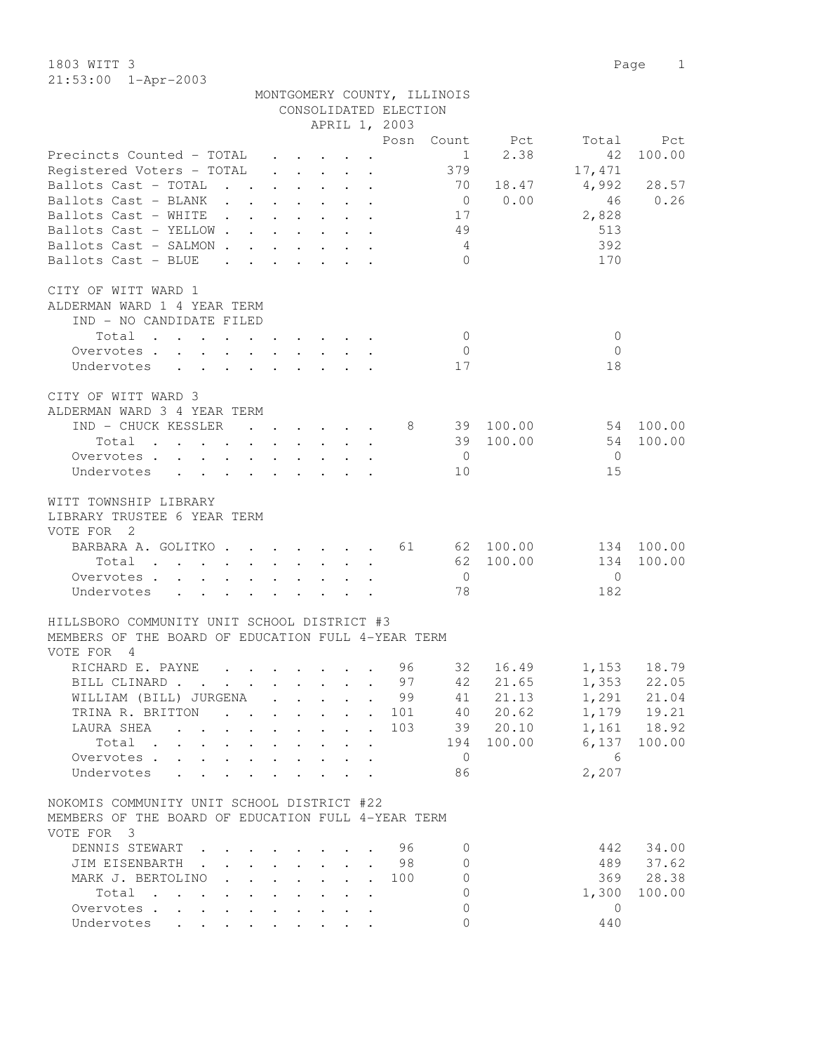1803 WITT 3

21:53:00 1-Apr-2003

MONTGOMERY COUNTY, ILLINOIS
CONSOLIDATED ELECTION
APRIL 1, 2003

| | Posn | Count | Pct | Total | Pct |
|---|---|---|---|---|---|
| Precincts Counted - TOTAL | | 1 | 2.38 | 42 | 100.00 |
| Registered Voters - TOTAL | | 379 | | 17,471 | |
| Ballots Cast - TOTAL | | 70 | 18.47 | 4,992 | 28.57 |
| Ballots Cast - BLANK | | 0 | 0.00 | 46 | 0.26 |
| Ballots Cast - WHITE | | 17 | | 2,828 | |
| Ballots Cast - YELLOW | | 49 | | 513 | |
| Ballots Cast - SALMON | | 4 | | 392 | |
| Ballots Cast - BLUE | | 0 | | 170 | |

CITY OF WITT WARD 1
ALDERMAN WARD 1 4 YEAR TERM

| | Posn | Count | Pct | Total | Pct |
|---|---|---|---|---|---|
| IND - NO CANDIDATE FILED | | | | | |
| Total | | 0 | | 0 | |
| Overvotes | | 0 | | 0 | |
| Undervotes | | 17 | | 18 | |

CITY OF WITT WARD 3
ALDERMAN WARD 3 4 YEAR TERM

| | Posn | Count | Pct | Total | Pct |
|---|---|---|---|---|---|
| IND - CHUCK KESSLER | 8 | 39 | 100.00 | 54 | 100.00 |
| Total | | 39 | 100.00 | 54 | 100.00 |
| Overvotes | | 0 | | 0 | |
| Undervotes | | 10 | | 15 | |

WITT TOWNSHIP LIBRARY
LIBRARY TRUSTEE 6 YEAR TERM
VOTE FOR 2

| | Posn | Count | Pct | Total | Pct |
|---|---|---|---|---|---|
| BARBARA A. GOLITKO | 61 | 62 | 100.00 | 134 | 100.00 |
| Total | | 62 | 100.00 | 134 | 100.00 |
| Overvotes | | 0 | | 0 | |
| Undervotes | | 78 | | 182 | |

HILLSBORO COMMUNITY UNIT SCHOOL DISTRICT #3
MEMBERS OF THE BOARD OF EDUCATION FULL 4-YEAR TERM
VOTE FOR 4

| | Posn | Count | Pct | Total | Pct |
|---|---|---|---|---|---|
| RICHARD E. PAYNE | 96 | 32 | 16.49 | 1,153 | 18.79 |
| BILL CLINARD | 97 | 42 | 21.65 | 1,353 | 22.05 |
| WILLIAM (BILL) JURGENA | 99 | 41 | 21.13 | 1,291 | 21.04 |
| TRINA R. BRITTON | 101 | 40 | 20.62 | 1,179 | 19.21 |
| LAURA SHEA | 103 | 39 | 20.10 | 1,161 | 18.92 |
| Total | | 194 | 100.00 | 6,137 | 100.00 |
| Overvotes | | 0 | | 6 | |
| Undervotes | | 86 | | 2,207 | |

NOKOMIS COMMUNITY UNIT SCHOOL DISTRICT #22
MEMBERS OF THE BOARD OF EDUCATION FULL 4-YEAR TERM
VOTE FOR 3

| | Posn | Count | Pct | Total | Pct |
|---|---|---|---|---|---|
| DENNIS STEWART | 96 | 0 | | 442 | 34.00 |
| JIM EISENBARTH | 98 | 0 | | 489 | 37.62 |
| MARK J. BERTOLINO | 100 | 0 | | 369 | 28.38 |
| Total | | 0 | | 1,300 | 100.00 |
| Overvotes | | 0 | | 0 | |
| Undervotes | | 0 | | 440 | |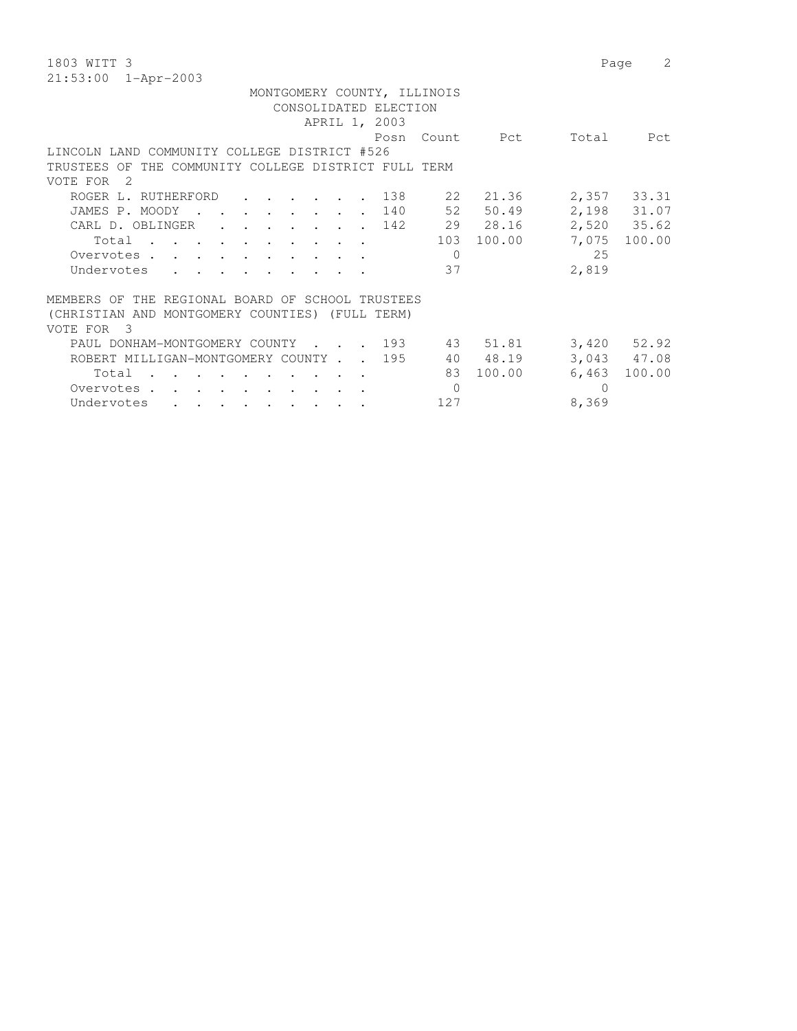1803 WITT 3
21:53:00 1-Apr-2003

MONTGOMERY COUNTY, ILLINOIS
CONSOLIDATED ELECTION
APRIL 1, 2003

LINCOLN LAND COMMUNITY COLLEGE DISTRICT #526
TRUSTEES OF THE COMMUNITY COLLEGE DISTRICT FULL TERM
VOTE FOR 2

| | Posn | Count | Pct | Total | Pct |
|---|---|---|---|---|---|
| ROGER L. RUTHERFORD | 138 | 22 | 21.36 | 2,357 | 33.31 |
| JAMES P. MOODY | 140 | 52 | 50.49 | 2,198 | 31.07 |
| CARL D. OBLINGER | 142 | 29 | 28.16 | 2,520 | 35.62 |
| Total | | 103 | 100.00 | 7,075 | 100.00 |
| Overvotes | | 0 | | 25 | |
| Undervotes | | 37 | | 2,819 | |

MEMBERS OF THE REGIONAL BOARD OF SCHOOL TRUSTEES
(CHRISTIAN AND MONTGOMERY COUNTIES) (FULL TERM)
VOTE FOR 3

| | Posn | Count | Pct | Total | Pct |
|---|---|---|---|---|---|
| PAUL DONHAM-MONTGOMERY COUNTY | 193 | 43 | 51.81 | 3,420 | 52.92 |
| ROBERT MILLIGAN-MONTGOMERY COUNTY | 195 | 40 | 48.19 | 3,043 | 47.08 |
| Total | | 83 | 100.00 | 6,463 | 100.00 |
| Overvotes | | 0 | | 0 | |
| Undervotes | | 127 | | 8,369 | |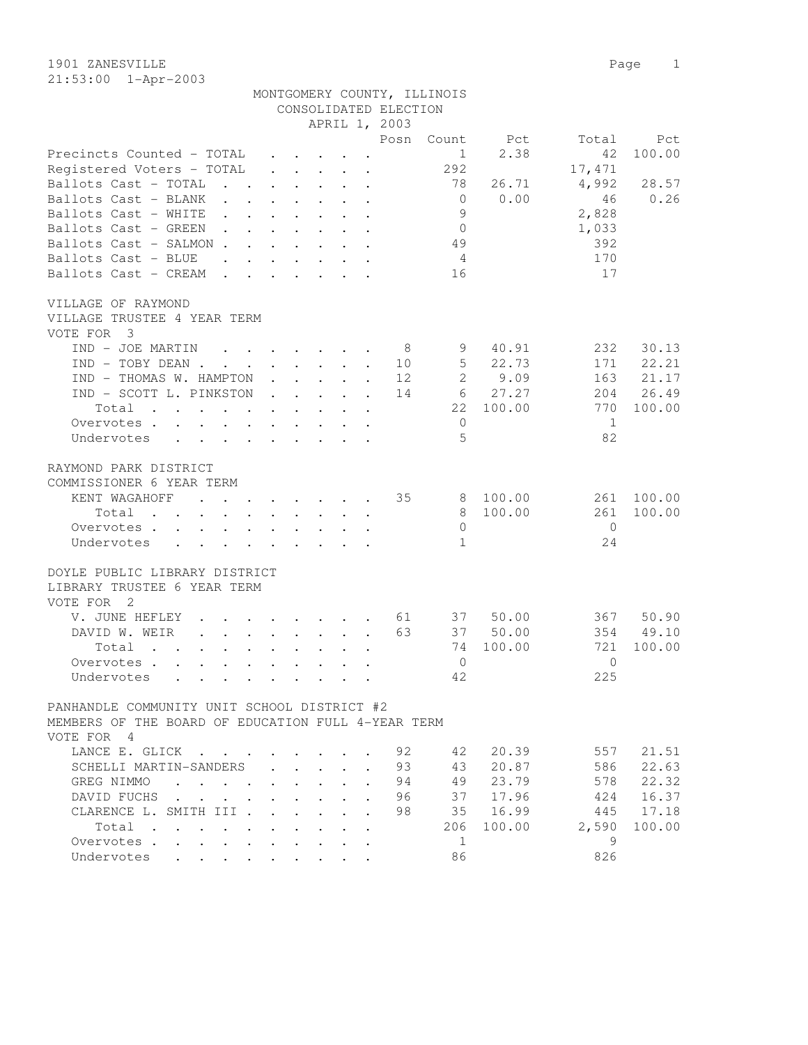1901 ZANESVILLE
21:53:00 1-Apr-2003

MONTGOMERY COUNTY, ILLINOIS
CONSOLIDATED ELECTION
APRIL 1, 2003

| | Posn | Count | Pct | Total | Pct |
|---|---|---|---|---|---|
| Precincts Counted - TOTAL | | 1 | 2.38 | 42 | 100.00 |
| Registered Voters - TOTAL | | 292 | | 17,471 | |
| Ballots Cast - TOTAL | | 78 | 26.71 | 4,992 | 28.57 |
| Ballots Cast - BLANK | | 0 | 0.00 | 46 | 0.26 |
| Ballots Cast - WHITE | | 9 | | 2,828 | |
| Ballots Cast - GREEN | | 0 | | 1,033 | |
| Ballots Cast - SALMON | | 49 | | 392 | |
| Ballots Cast - BLUE | | 4 | | 170 | |
| Ballots Cast - CREAM | | 16 | | 17 | |

VILLAGE OF RAYMOND
VILLAGE TRUSTEE 4 YEAR TERM
VOTE FOR 3

| | Posn | Count | Pct | Total | Pct |
|---|---|---|---|---|---|
| IND - JOE MARTIN | 8 | 9 | 40.91 | 232 | 30.13 |
| IND - TOBY DEAN | 10 | 5 | 22.73 | 171 | 22.21 |
| IND - THOMAS W. HAMPTON | 12 | 2 | 9.09 | 163 | 21.17 |
| IND - SCOTT L. PINKSTON | 14 | 6 | 27.27 | 204 | 26.49 |
| Total | | 22 | 100.00 | 770 | 100.00 |
| Overvotes | | 0 | | 1 | |
| Undervotes | | 5 | | 82 | |

RAYMOND PARK DISTRICT
COMMISSIONER 6 YEAR TERM

| | Posn | Count | Pct | Total | Pct |
|---|---|---|---|---|---|
| KENT WAGAHOFF | 35 | 8 | 100.00 | 261 | 100.00 |
| Total | | 8 | 100.00 | 261 | 100.00 |
| Overvotes | | 0 | | 0 | |
| Undervotes | | 1 | | 24 | |

DOYLE PUBLIC LIBRARY DISTRICT
LIBRARY TRUSTEE 6 YEAR TERM
VOTE FOR 2

| | Posn | Count | Pct | Total | Pct |
|---|---|---|---|---|---|
| V. JUNE HEFLEY | 61 | 37 | 50.00 | 367 | 50.90 |
| DAVID W. WEIR | 63 | 37 | 50.00 | 354 | 49.10 |
| Total | | 74 | 100.00 | 721 | 100.00 |
| Overvotes | | 0 | | 0 | |
| Undervotes | | 42 | | 225 | |

PANHANDLE COMMUNITY UNIT SCHOOL DISTRICT #2
MEMBERS OF THE BOARD OF EDUCATION FULL 4-YEAR TERM
VOTE FOR 4

| | Posn | Count | Pct | Total | Pct |
|---|---|---|---|---|---|
| LANCE E. GLICK | 92 | 42 | 20.39 | 557 | 21.51 |
| SCHELLI MARTIN-SANDERS | 93 | 43 | 20.87 | 586 | 22.63 |
| GREG NIMMO | 94 | 49 | 23.79 | 578 | 22.32 |
| DAVID FUCHS | 96 | 37 | 17.96 | 424 | 16.37 |
| CLARENCE L. SMITH III | 98 | 35 | 16.99 | 445 | 17.18 |
| Total | | 206 | 100.00 | 2,590 | 100.00 |
| Overvotes | | 1 | | 9 | |
| Undervotes | | 86 | | 826 | |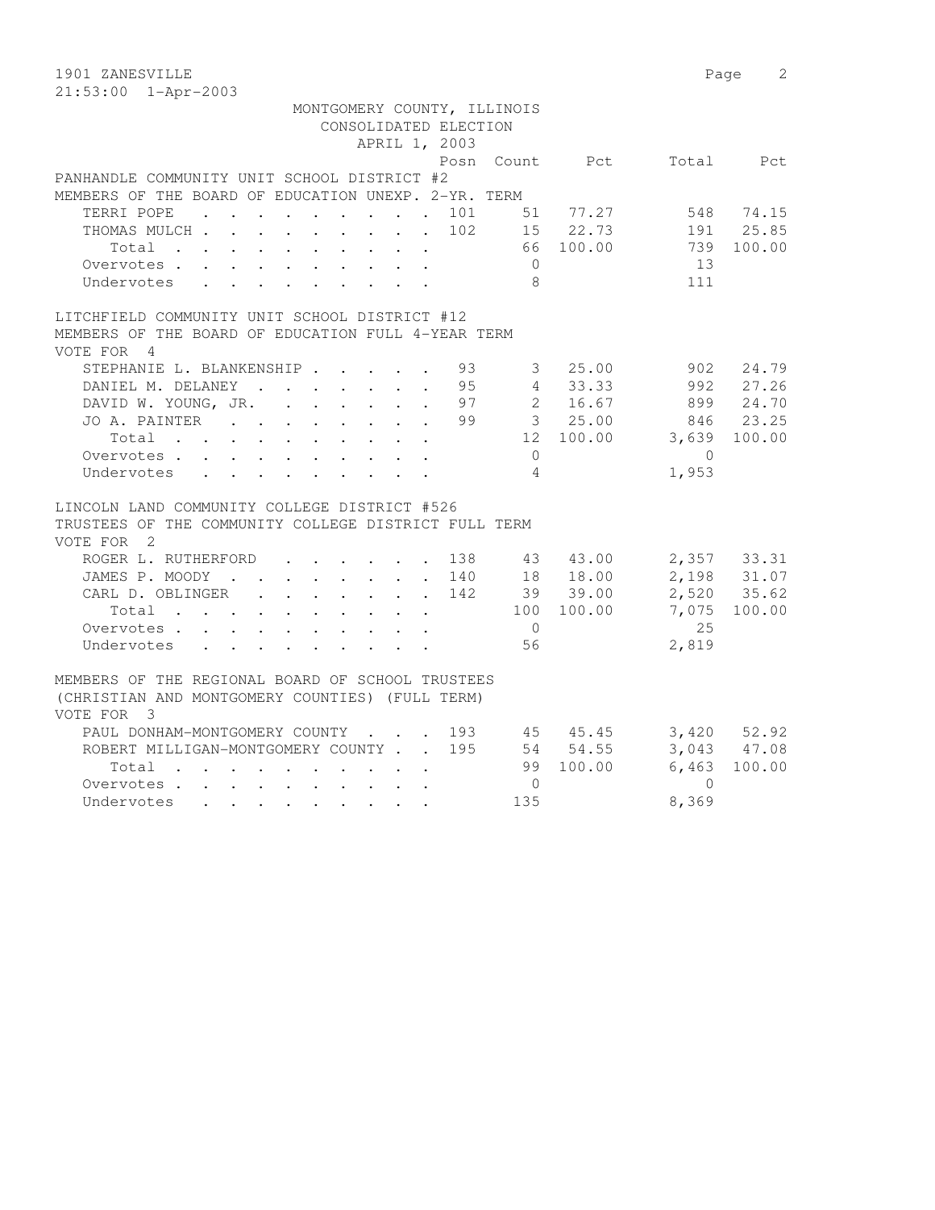1901 ZANESVILLE
21:53:00 1-Apr-2003

MONTGOMERY COUNTY, ILLINOIS
CONSOLIDATED ELECTION
APRIL 1, 2003

PANHANDLE COMMUNITY UNIT SCHOOL DISTRICT #2
MEMBERS OF THE BOARD OF EDUCATION UNEXP. 2-YR. TERM

| | Posn | Count | Pct | Total | Pct |
|---|---|---|---|---|---|
| TERRI POPE | 101 | 51 | 77.27 | 548 | 74.15 |
| THOMAS MULCH | 102 | 15 | 22.73 | 191 | 25.85 |
| Total | | 66 | 100.00 | 739 | 100.00 |
| Overvotes | | 0 | | 13 | |
| Undervotes | | 8 | | 111 | |

LITCHFIELD COMMUNITY UNIT SCHOOL DISTRICT #12
MEMBERS OF THE BOARD OF EDUCATION FULL 4-YEAR TERM
VOTE FOR 4

| | Posn | Count | Pct | Total | Pct |
|---|---|---|---|---|---|
| STEPHANIE L. BLANKENSHIP | 93 | 3 | 25.00 | 902 | 24.79 |
| DANIEL M. DELANEY | 95 | 4 | 33.33 | 992 | 27.26 |
| DAVID W. YOUNG, JR. | 97 | 2 | 16.67 | 899 | 24.70 |
| JO A. PAINTER | 99 | 3 | 25.00 | 846 | 23.25 |
| Total | | 12 | 100.00 | 3,639 | 100.00 |
| Overvotes | | 0 | | 0 | |
| Undervotes | | 4 | | 1,953 | |

LINCOLN LAND COMMUNITY COLLEGE DISTRICT #526
TRUSTEES OF THE COMMUNITY COLLEGE DISTRICT FULL TERM
VOTE FOR 2

| | Posn | Count | Pct | Total | Pct |
|---|---|---|---|---|---|
| ROGER L. RUTHERFORD | 138 | 43 | 43.00 | 2,357 | 33.31 |
| JAMES P. MOODY | 140 | 18 | 18.00 | 2,198 | 31.07 |
| CARL D. OBLINGER | 142 | 39 | 39.00 | 2,520 | 35.62 |
| Total | | 100 | 100.00 | 7,075 | 100.00 |
| Overvotes | | 0 | | 25 | |
| Undervotes | | 56 | | 2,819 | |

MEMBERS OF THE REGIONAL BOARD OF SCHOOL TRUSTEES
(CHRISTIAN AND MONTGOMERY COUNTIES) (FULL TERM)
VOTE FOR 3

| | Posn | Count | Pct | Total | Pct |
|---|---|---|---|---|---|
| PAUL DONHAM-MONTGOMERY COUNTY | 193 | 45 | 45.45 | 3,420 | 52.92 |
| ROBERT MILLIGAN-MONTGOMERY COUNTY | 195 | 54 | 54.55 | 3,043 | 47.08 |
| Total | | 99 | 100.00 | 6,463 | 100.00 |
| Overvotes | | 0 | | 0 | |
| Undervotes | | 135 | | 8,369 | |